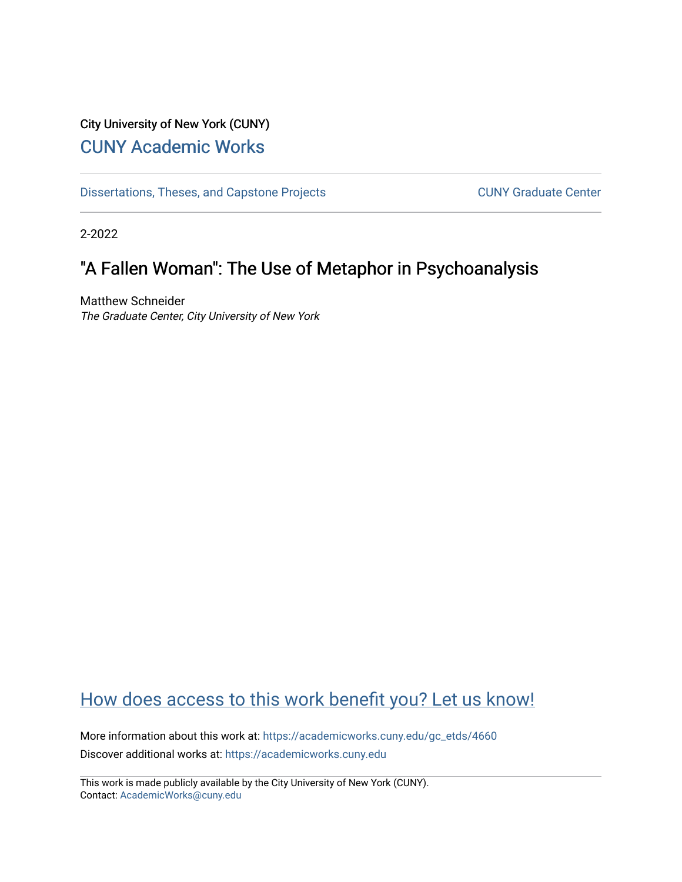City University of New York (CUNY)

# CUNY Academic Works

Dissertations, Theses, and Capstone Projects

CUNY Graduate Center

2-2022

## "A Fallen Woman": The Use of Metaphor in Psychoanalysis

Matthew Schneider
*The Graduate Center, City University of New York*

How does access to this work benefit you? Let us know!

More information about this work at: https://academicworks.cuny.edu/gc_etds/4660

Discover additional works at: https://academicworks.cuny.edu

This work is made publicly available by the City University of New York (CUNY).
Contact: AcademicWorks@cuny.edu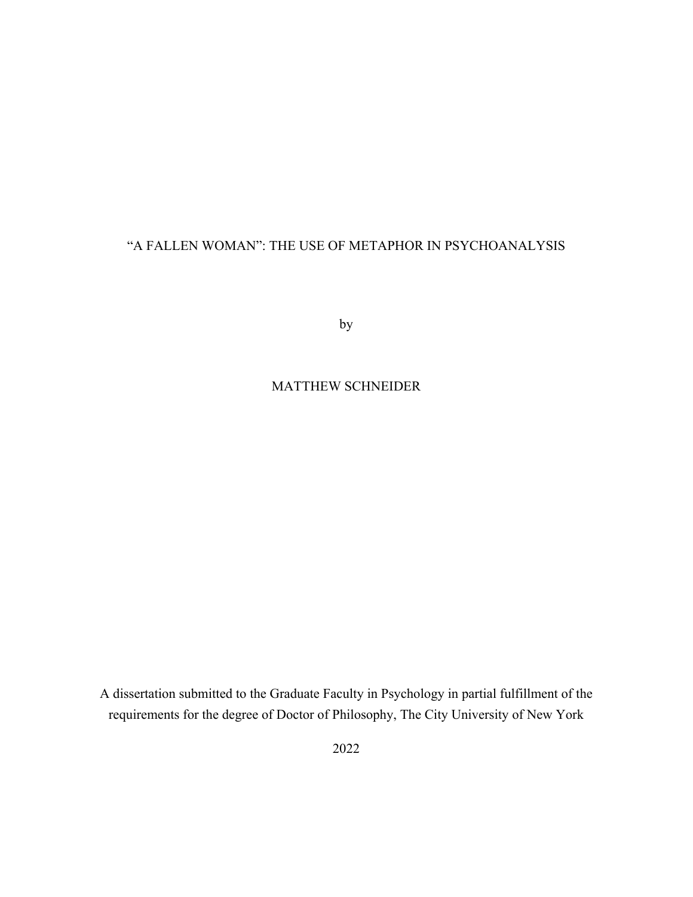# "A FALLEN WOMAN": THE USE OF METAPHOR IN PSYCHOANALYSIS

by

MATTHEW SCHNEIDER

A dissertation submitted to the Graduate Faculty in Psychology in partial fulfillment of the requirements for the degree of Doctor of Philosophy, The City University of New York

2022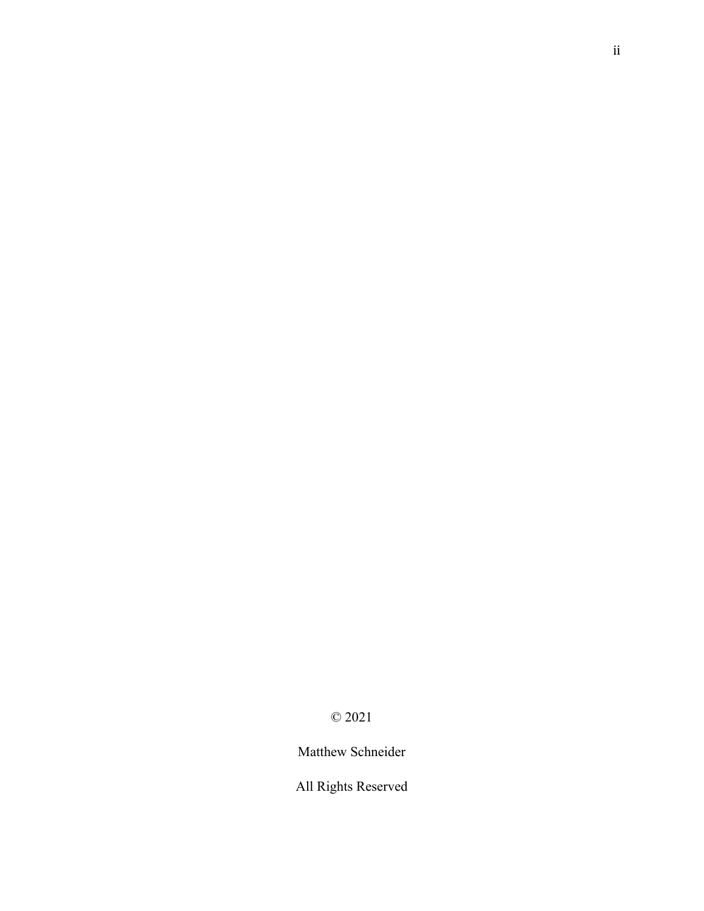© 2021

Matthew Schneider

All Rights Reserved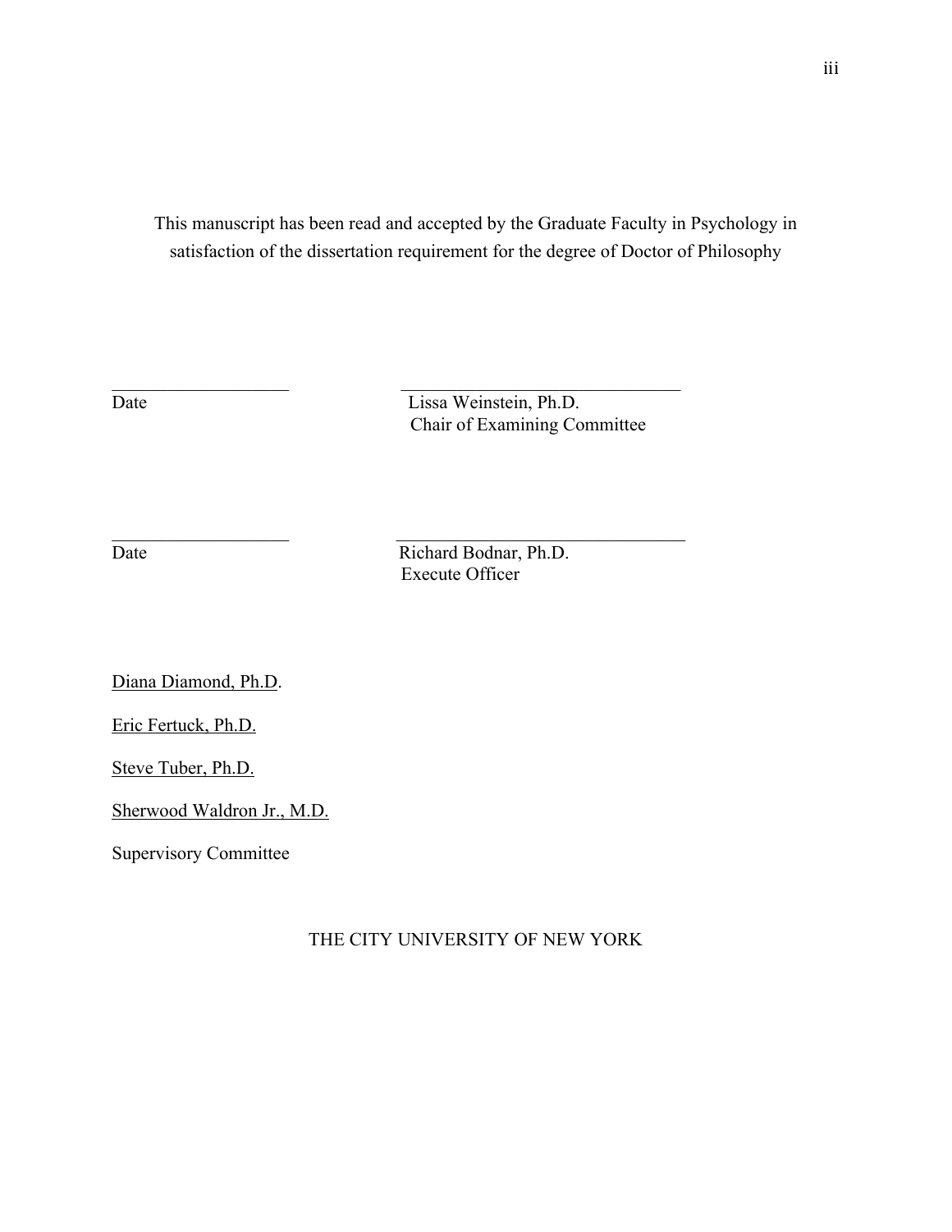This manuscript has been read and accepted by the Graduate Faculty in Psychology in satisfaction of the dissertation requirement for the degree of Doctor of Philosophy

\_\_\_\_\_\_\_\_\_\_\_\_\_\_\_\_\_\_\_\_ \_\_\_\_\_\_\_\_\_\_\_\_\_\_\_\_\_\_\_\_\_\_\_\_\_\_\_\_\_\_\_\_

Date Lissa Weinstein, Ph.D.
Chair of Examining Committee

\_\_\_\_\_\_\_\_\_\_\_\_\_\_\_\_\_\_\_\_ \_\_\_\_\_\_\_\_\_\_\_\_\_\_\_\_\_\_\_\_\_\_\_\_\_\_\_\_\_\_\_\_

Date Richard Bodnar, Ph.D.
Execute Officer

Diana Diamond, Ph.D.

Eric Fertuck, Ph.D.

Steve Tuber, Ph.D.

Sherwood Waldron Jr., M.D.

Supervisory Committee

THE CITY UNIVERSITY OF NEW YORK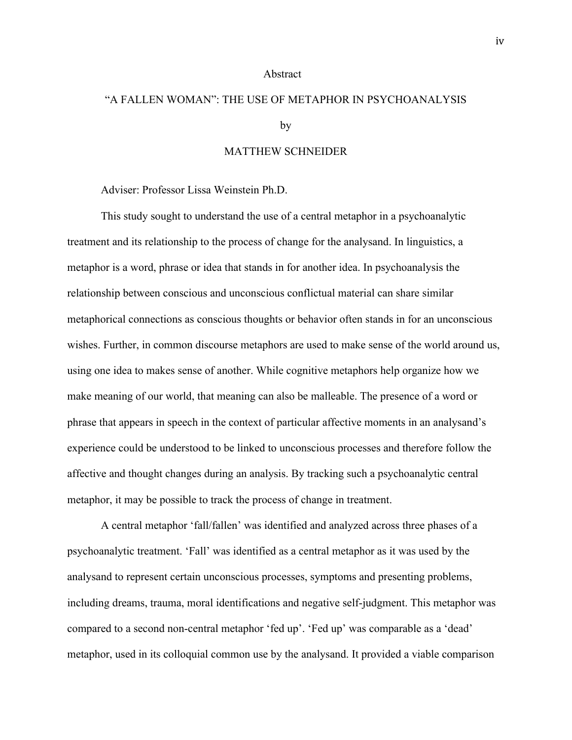# Abstract

## "A FALLEN WOMAN": THE USE OF METAPHOR IN PSYCHOANALYSIS

by

MATTHEW SCHNEIDER

Adviser: Professor Lissa Weinstein Ph.D.

This study sought to understand the use of a central metaphor in a psychoanalytic treatment and its relationship to the process of change for the analysand. In linguistics, a metaphor is a word, phrase or idea that stands in for another idea. In psychoanalysis the relationship between conscious and unconscious conflictual material can share similar metaphorical connections as conscious thoughts or behavior often stands in for an unconscious wishes. Further, in common discourse metaphors are used to make sense of the world around us, using one idea to makes sense of another. While cognitive metaphors help organize how we make meaning of our world, that meaning can also be malleable. The presence of a word or phrase that appears in speech in the context of particular affective moments in an analysand's experience could be understood to be linked to unconscious processes and therefore follow the affective and thought changes during an analysis. By tracking such a psychoanalytic central metaphor, it may be possible to track the process of change in treatment.

A central metaphor 'fall/fallen' was identified and analyzed across three phases of a psychoanalytic treatment. 'Fall' was identified as a central metaphor as it was used by the analysand to represent certain unconscious processes, symptoms and presenting problems, including dreams, trauma, moral identifications and negative self-judgment. This metaphor was compared to a second non-central metaphor 'fed up'. 'Fed up' was comparable as a 'dead' metaphor, used in its colloquial common use by the analysand. It provided a viable comparison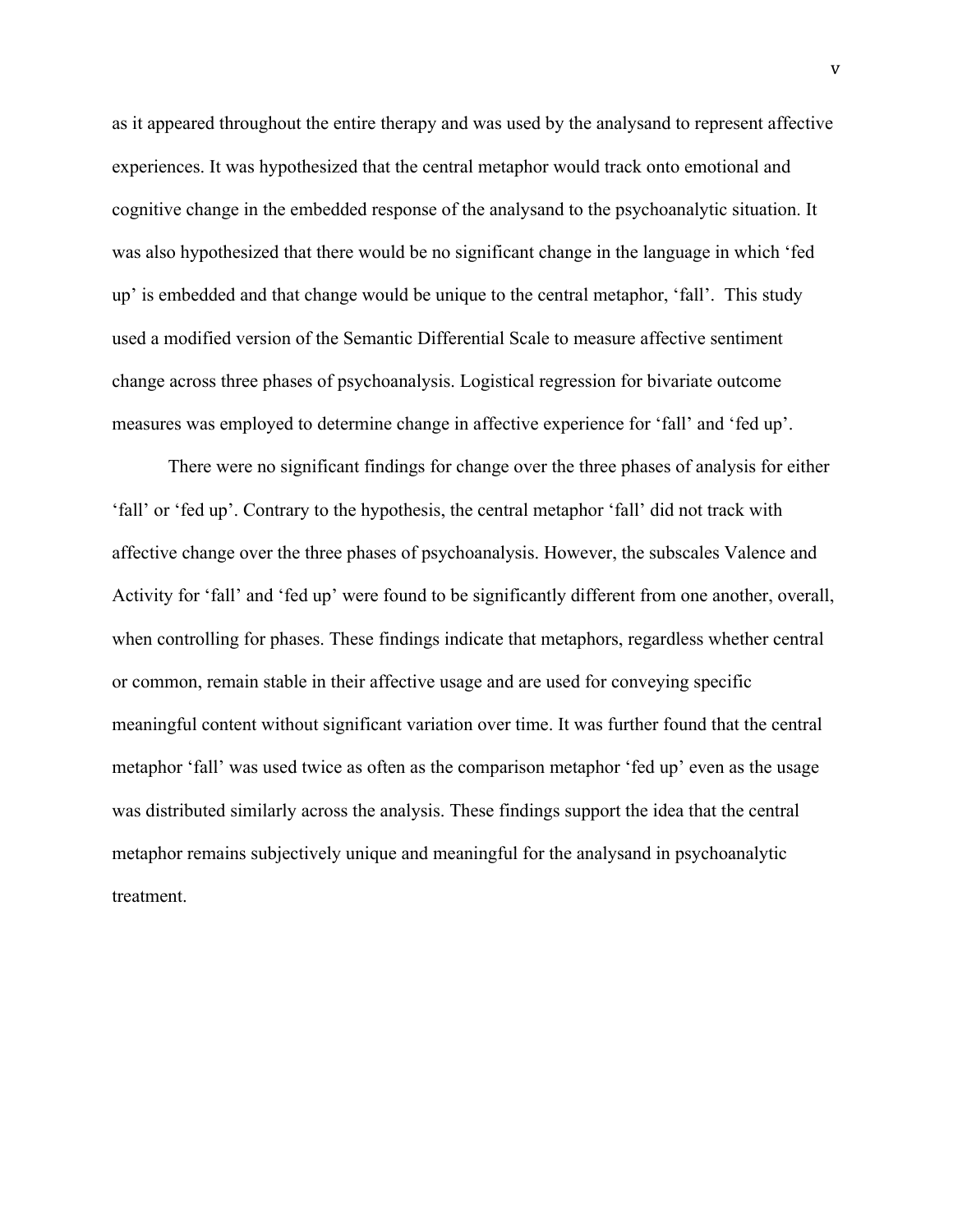as it appeared throughout the entire therapy and was used by the analysand to represent affective experiences. It was hypothesized that the central metaphor would track onto emotional and cognitive change in the embedded response of the analysand to the psychoanalytic situation. It was also hypothesized that there would be no significant change in the language in which 'fed up' is embedded and that change would be unique to the central metaphor, 'fall'. This study used a modified version of the Semantic Differential Scale to measure affective sentiment change across three phases of psychoanalysis. Logistical regression for bivariate outcome measures was employed to determine change in affective experience for 'fall' and 'fed up'.

There were no significant findings for change over the three phases of analysis for either 'fall' or 'fed up'. Contrary to the hypothesis, the central metaphor 'fall' did not track with affective change over the three phases of psychoanalysis. However, the subscales Valence and Activity for 'fall' and 'fed up' were found to be significantly different from one another, overall, when controlling for phases. These findings indicate that metaphors, regardless whether central or common, remain stable in their affective usage and are used for conveying specific meaningful content without significant variation over time. It was further found that the central metaphor 'fall' was used twice as often as the comparison metaphor 'fed up' even as the usage was distributed similarly across the analysis. These findings support the idea that the central metaphor remains subjectively unique and meaningful for the analysand in psychoanalytic treatment.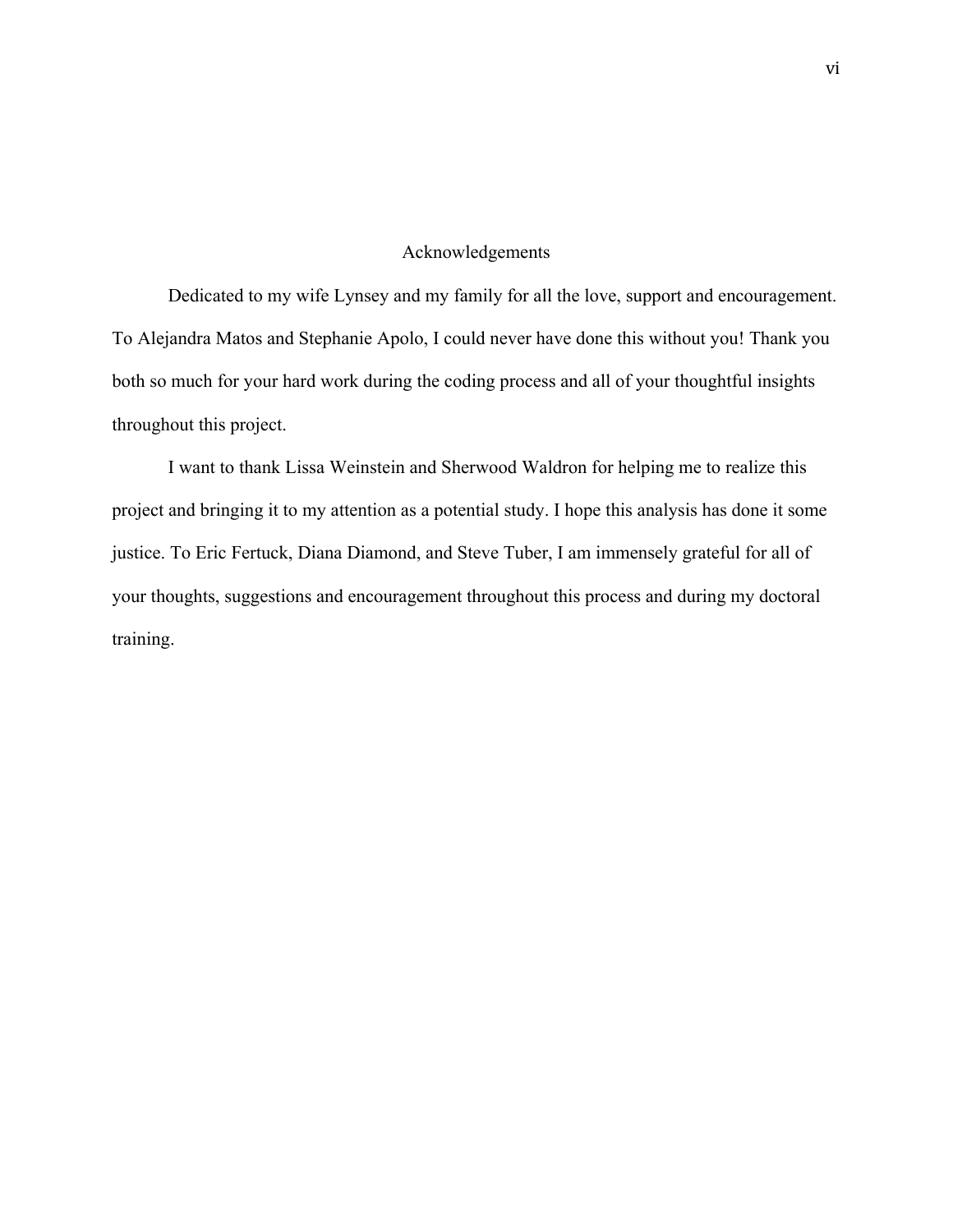# Acknowledgements

Dedicated to my wife Lynsey and my family for all the love, support and encouragement. To Alejandra Matos and Stephanie Apolo, I could never have done this without you! Thank you both so much for your hard work during the coding process and all of your thoughtful insights throughout this project.

I want to thank Lissa Weinstein and Sherwood Waldron for helping me to realize this project and bringing it to my attention as a potential study. I hope this analysis has done it some justice. To Eric Fertuck, Diana Diamond, and Steve Tuber, I am immensely grateful for all of your thoughts, suggestions and encouragement throughout this process and during my doctoral training.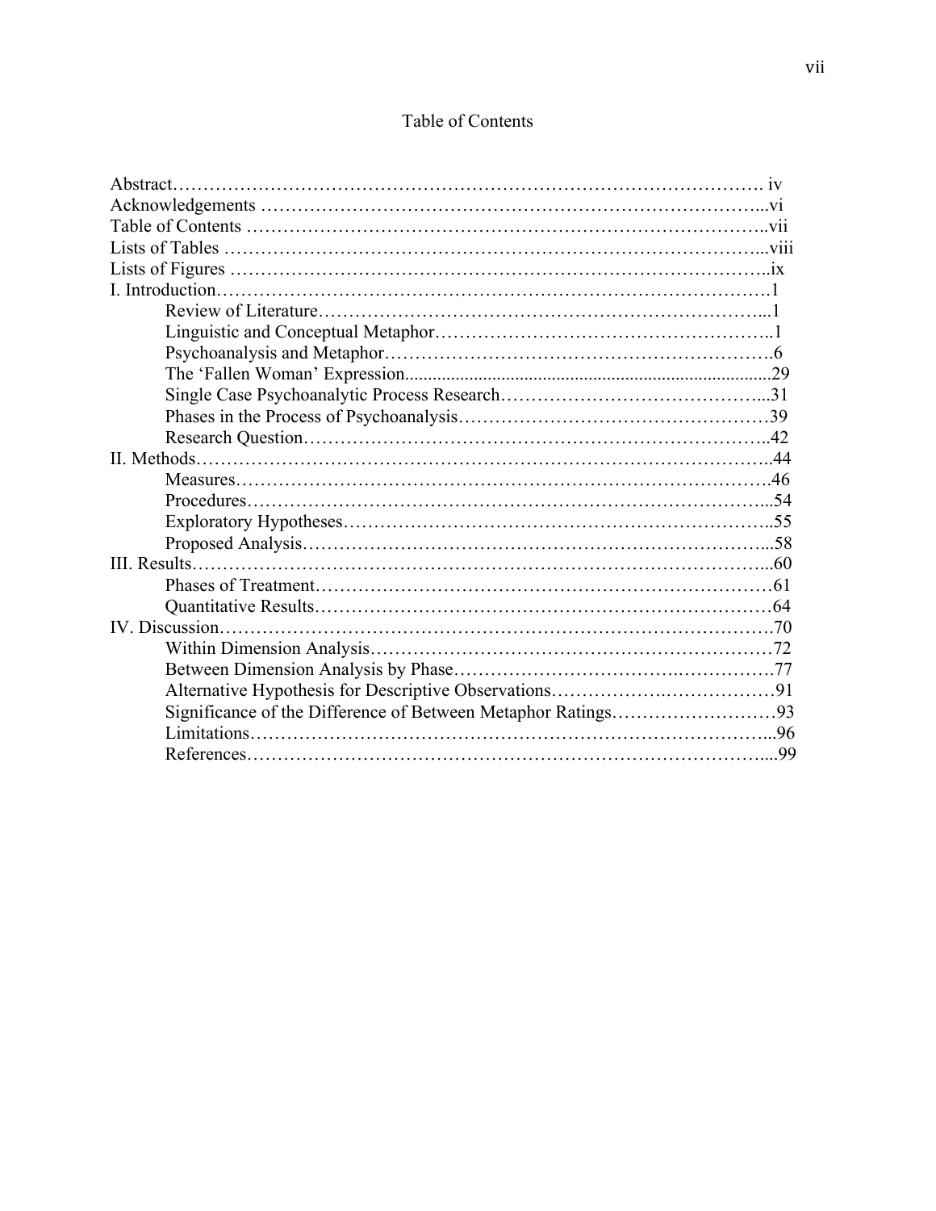# Table of Contents

Abstract………………………………………………………………………………. iv
Acknowledgements ……………………………………………………………………...vi
Table of Contents ………………………………………………………………………..vii
Lists of Tables …………………………………………………………………………...viii
Lists of Figures …………………………………………………………………………..ix
I. Introduction……………………………………………………………………………….1
  Review of Literature………………………………………………………………...1
  Linguistic and Conceptual Metaphor………………………………………………..1
  Psychoanalysis and Metaphor……………………………………………………….6
  The 'Fallen Woman' Expression..............................................................................29
  Single Case Psychoanalytic Process Research…………………………………...31
  Phases in the Process of Psychoanalysis…………………………………………39
  Research Question…………………………………………………………………..42
II. Methods………………………………………………………………………………..44
  Measures……………………………………………………………………………..46
  Procedures…………………………………………………………………………...54
  Exploratory Hypotheses……………………………………………………………..55
  Proposed Analysis…………………………………………………………………...58
III. Results………………………………………………………………………………...60
  Phases of Treatment…………………………………………………………………61
  Quantitative Results…………………………………………………………………64
IV. Discussion…………………………………………………………………………….70
  Within Dimension Analysis…………………………………………………………72
  Between Dimension Analysis by Phase……………………………………………77
  Alternative Hypothesis for Descriptive Observations………………………………91
  Significance of the Difference of Between Metaphor Ratings………………………93
  Limitations…………………………………………………………………………...96
  References…………………………………………………………………………....99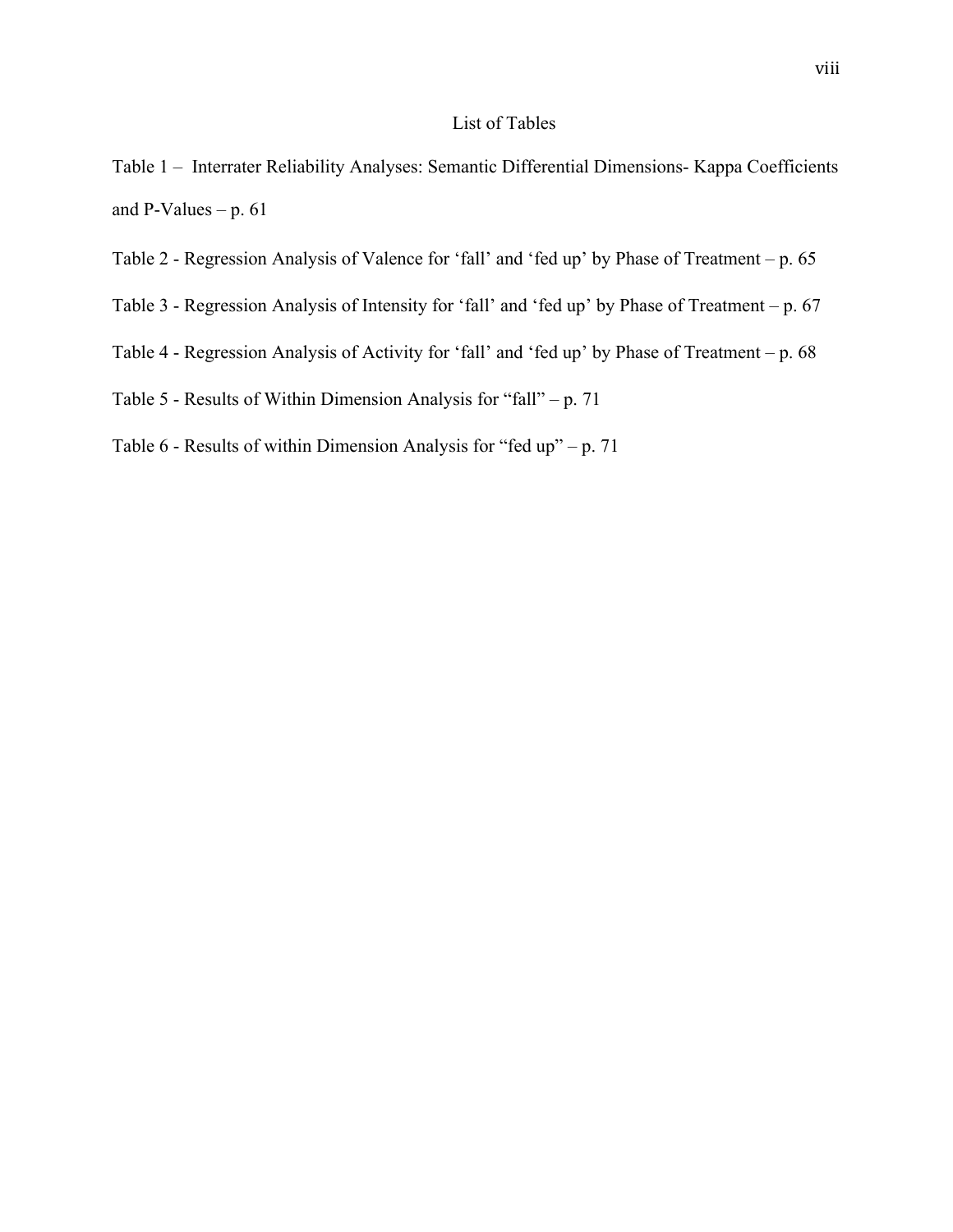# List of Tables

Table 1 – Interrater Reliability Analyses: Semantic Differential Dimensions- Kappa Coefficients and P-Values – p. 61

Table 2 - Regression Analysis of Valence for 'fall' and 'fed up' by Phase of Treatment – p. 65

Table 3 - Regression Analysis of Intensity for 'fall' and 'fed up' by Phase of Treatment – p. 67

Table 4 - Regression Analysis of Activity for 'fall' and 'fed up' by Phase of Treatment – p. 68

Table 5 - Results of Within Dimension Analysis for "fall" – p. 71

Table 6 - Results of within Dimension Analysis for "fed up" – p. 71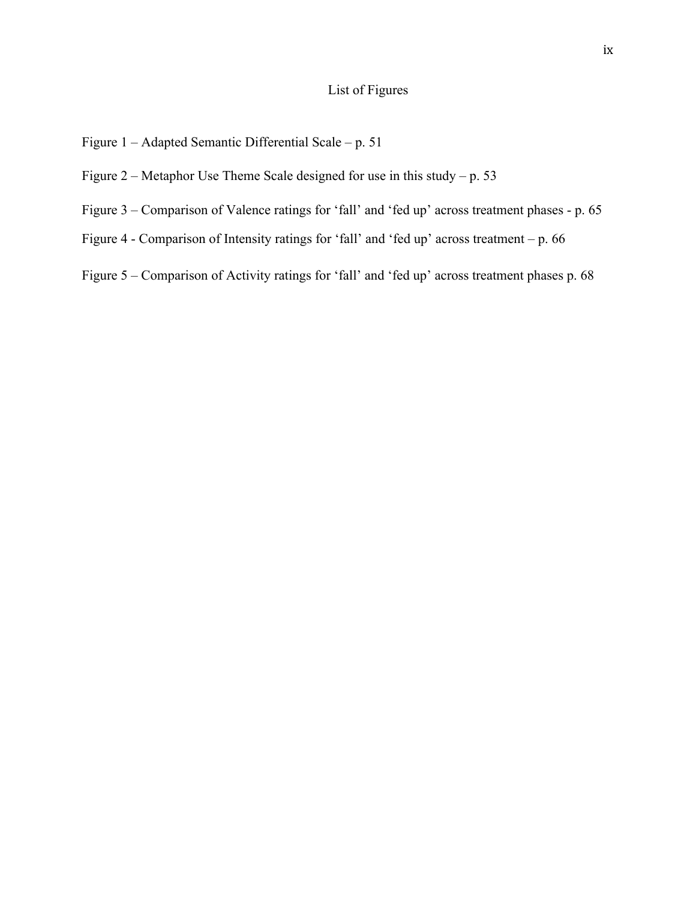# List of Figures

Figure 1 – Adapted Semantic Differential Scale – p. 51

Figure 2 – Metaphor Use Theme Scale designed for use in this study – p. 53

Figure 3 – Comparison of Valence ratings for 'fall' and 'fed up' across treatment phases - p. 65

Figure 4 - Comparison of Intensity ratings for 'fall' and 'fed up' across treatment – p. 66

Figure 5 – Comparison of Activity ratings for 'fall' and 'fed up' across treatment phases p. 68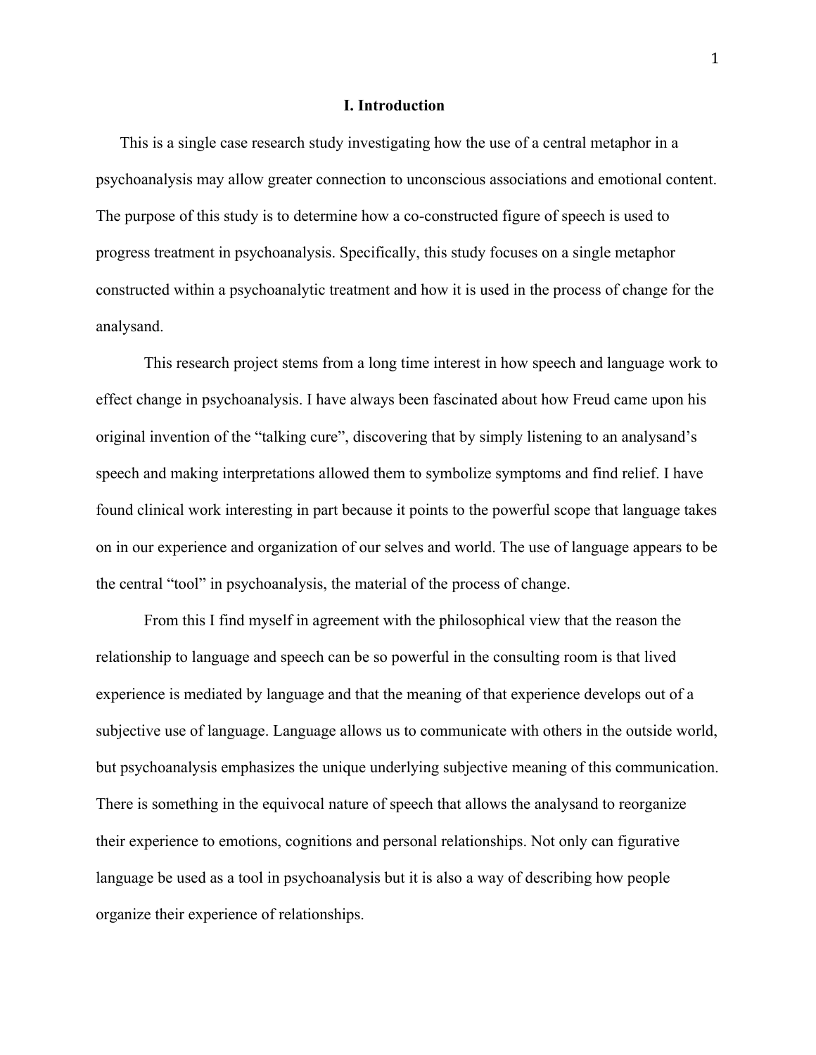# I. Introduction

This is a single case research study investigating how the use of a central metaphor in a psychoanalysis may allow greater connection to unconscious associations and emotional content. The purpose of this study is to determine how a co-constructed figure of speech is used to progress treatment in psychoanalysis. Specifically, this study focuses on a single metaphor constructed within a psychoanalytic treatment and how it is used in the process of change for the analysand.

This research project stems from a long time interest in how speech and language work to effect change in psychoanalysis. I have always been fascinated about how Freud came upon his original invention of the "talking cure", discovering that by simply listening to an analysand's speech and making interpretations allowed them to symbolize symptoms and find relief. I have found clinical work interesting in part because it points to the powerful scope that language takes on in our experience and organization of our selves and world. The use of language appears to be the central "tool" in psychoanalysis, the material of the process of change.

From this I find myself in agreement with the philosophical view that the reason the relationship to language and speech can be so powerful in the consulting room is that lived experience is mediated by language and that the meaning of that experience develops out of a subjective use of language. Language allows us to communicate with others in the outside world, but psychoanalysis emphasizes the unique underlying subjective meaning of this communication. There is something in the equivocal nature of speech that allows the analysand to reorganize their experience to emotions, cognitions and personal relationships. Not only can figurative language be used as a tool in psychoanalysis but it is also a way of describing how people organize their experience of relationships.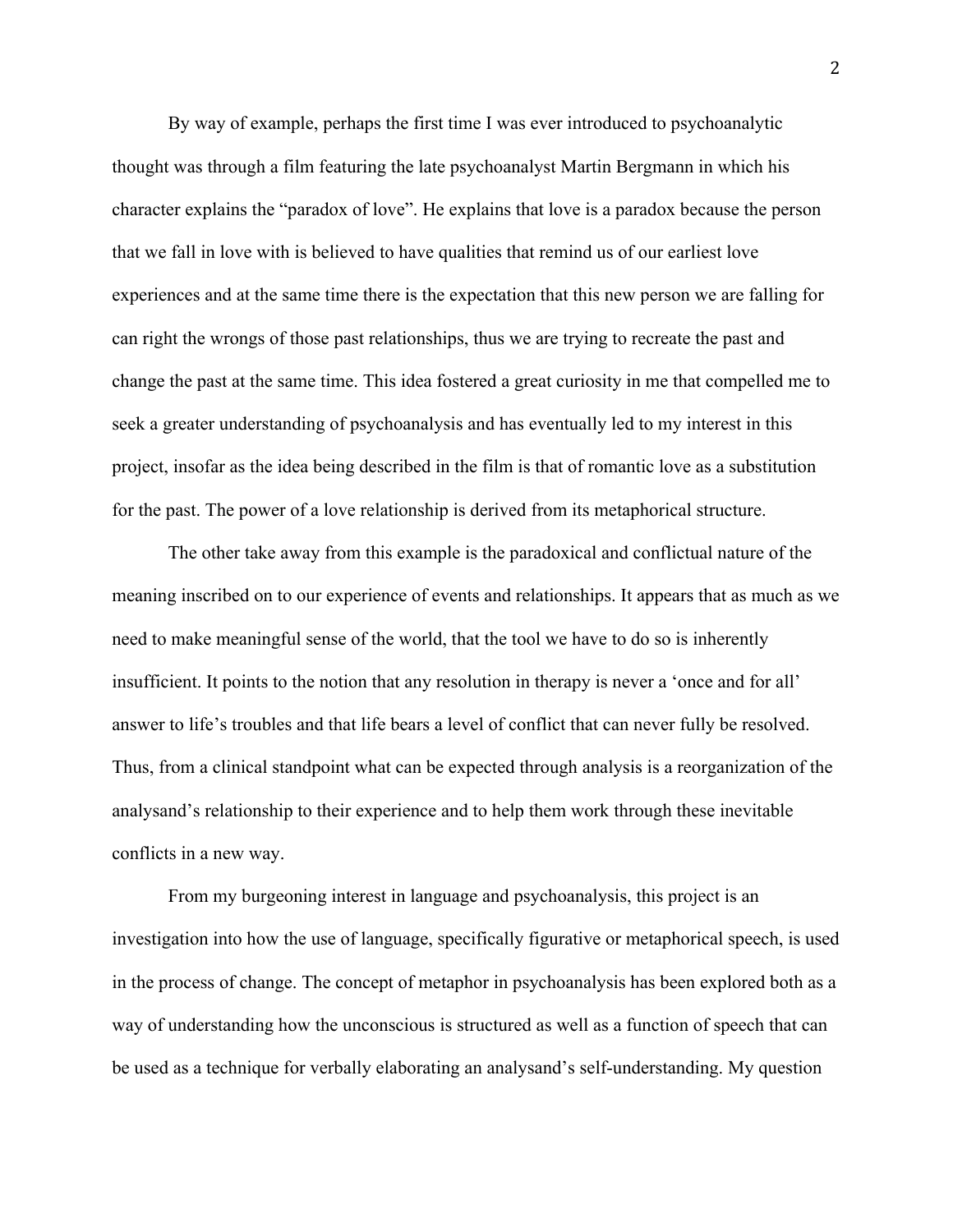By way of example, perhaps the first time I was ever introduced to psychoanalytic thought was through a film featuring the late psychoanalyst Martin Bergmann in which his character explains the "paradox of love". He explains that love is a paradox because the person that we fall in love with is believed to have qualities that remind us of our earliest love experiences and at the same time there is the expectation that this new person we are falling for can right the wrongs of those past relationships, thus we are trying to recreate the past and change the past at the same time. This idea fostered a great curiosity in me that compelled me to seek a greater understanding of psychoanalysis and has eventually led to my interest in this project, insofar as the idea being described in the film is that of romantic love as a substitution for the past. The power of a love relationship is derived from its metaphorical structure.

The other take away from this example is the paradoxical and conflictual nature of the meaning inscribed on to our experience of events and relationships. It appears that as much as we need to make meaningful sense of the world, that the tool we have to do so is inherently insufficient. It points to the notion that any resolution in therapy is never a 'once and for all' answer to life's troubles and that life bears a level of conflict that can never fully be resolved. Thus, from a clinical standpoint what can be expected through analysis is a reorganization of the analysand's relationship to their experience and to help them work through these inevitable conflicts in a new way.

From my burgeoning interest in language and psychoanalysis, this project is an investigation into how the use of language, specifically figurative or metaphorical speech, is used in the process of change. The concept of metaphor in psychoanalysis has been explored both as a way of understanding how the unconscious is structured as well as a function of speech that can be used as a technique for verbally elaborating an analysand's self-understanding. My question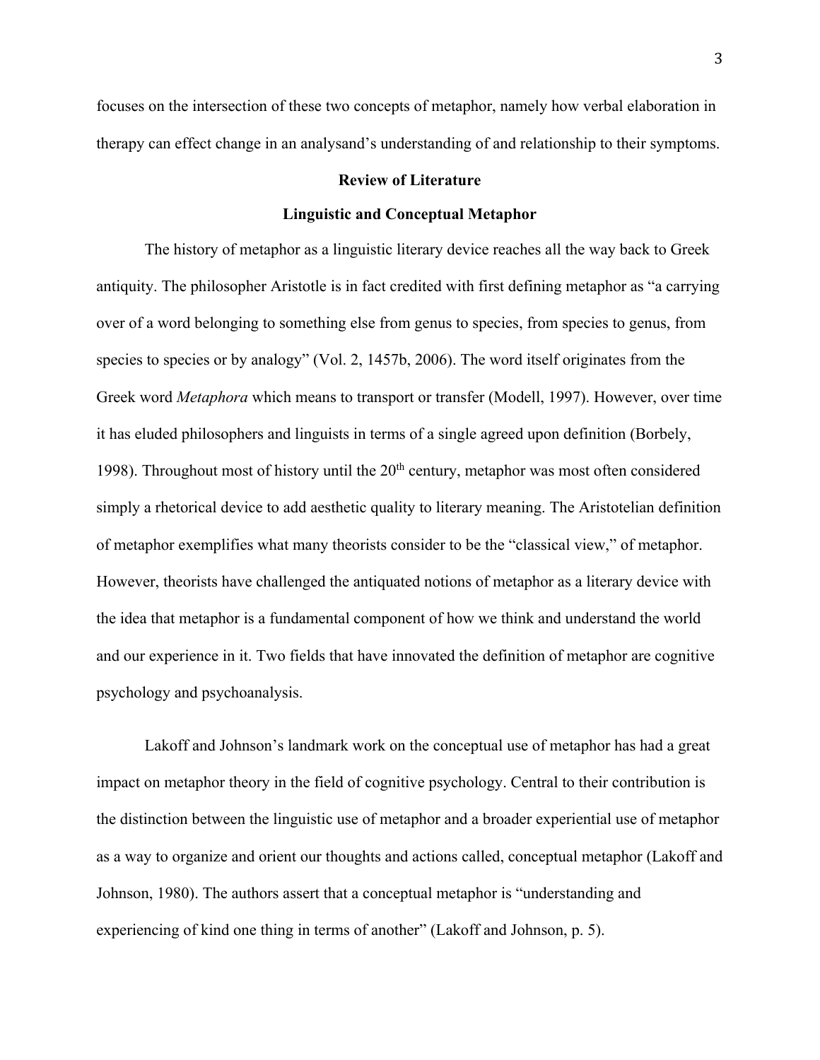focuses on the intersection of these two concepts of metaphor, namely how verbal elaboration in therapy can effect change in an analysand's understanding of and relationship to their symptoms.

## Review of Literature

### Linguistic and Conceptual Metaphor

The history of metaphor as a linguistic literary device reaches all the way back to Greek antiquity. The philosopher Aristotle is in fact credited with first defining metaphor as "a carrying over of a word belonging to something else from genus to species, from species to genus, from species to species or by analogy" (Vol. 2, 1457b, 2006). The word itself originates from the Greek word *Metaphora* which means to transport or transfer (Modell, 1997). However, over time it has eluded philosophers and linguists in terms of a single agreed upon definition (Borbely, 1998). Throughout most of history until the 20th century, metaphor was most often considered simply a rhetorical device to add aesthetic quality to literary meaning. The Aristotelian definition of metaphor exemplifies what many theorists consider to be the "classical view," of metaphor. However, theorists have challenged the antiquated notions of metaphor as a literary device with the idea that metaphor is a fundamental component of how we think and understand the world and our experience in it. Two fields that have innovated the definition of metaphor are cognitive psychology and psychoanalysis.

Lakoff and Johnson's landmark work on the conceptual use of metaphor has had a great impact on metaphor theory in the field of cognitive psychology. Central to their contribution is the distinction between the linguistic use of metaphor and a broader experiential use of metaphor as a way to organize and orient our thoughts and actions called, conceptual metaphor (Lakoff and Johnson, 1980). The authors assert that a conceptual metaphor is "understanding and experiencing of kind one thing in terms of another" (Lakoff and Johnson, p. 5).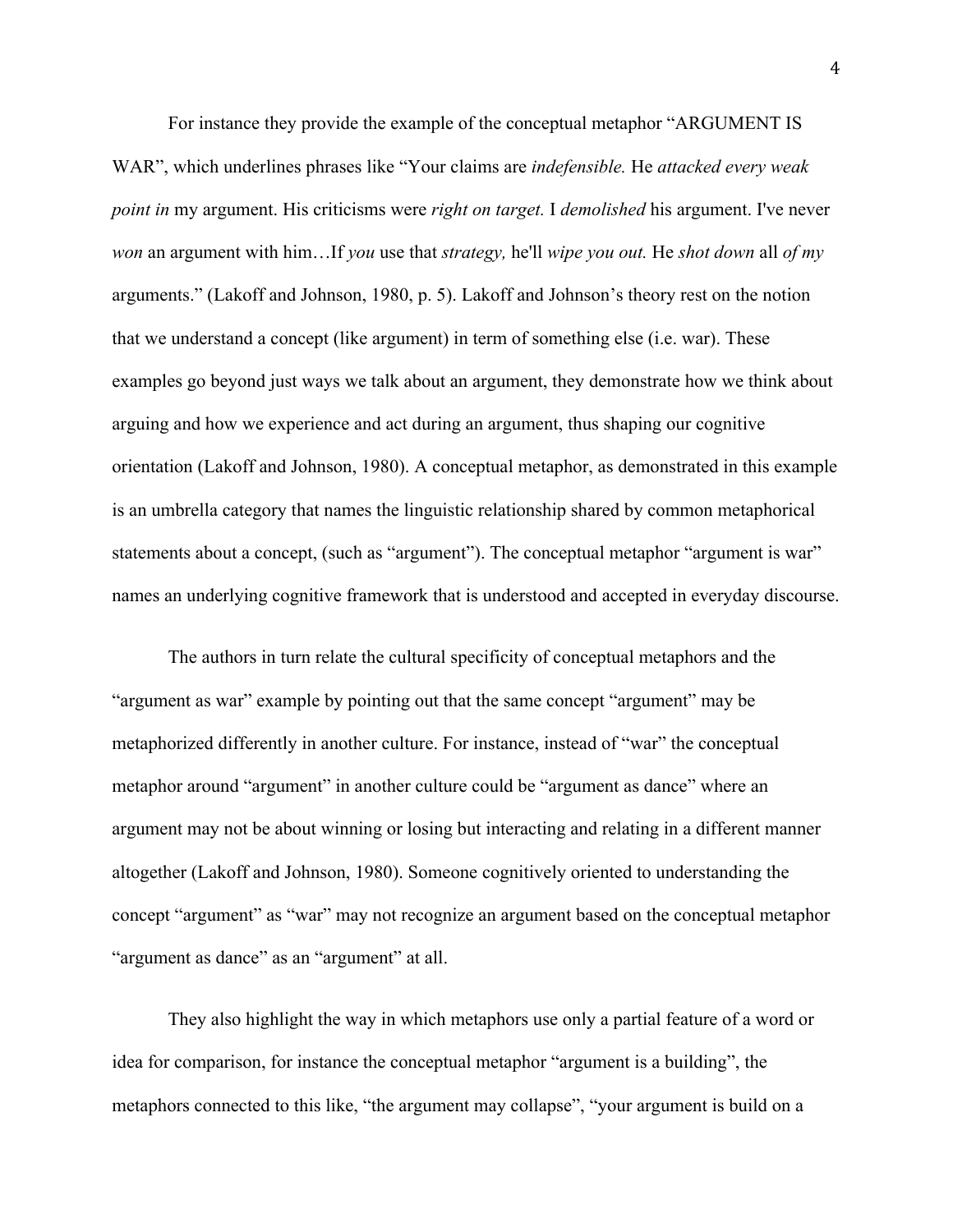For instance they provide the example of the conceptual metaphor "ARGUMENT IS WAR", which underlines phrases like "Your claims are *indefensible.* He *attacked every weak point in* my argument. His criticisms were *right on target.* I *demolished* his argument. I've never *won* an argument with him…If *you* use that *strategy,* he'll *wipe you out.* He *shot down* all *of my* arguments." (Lakoff and Johnson, 1980, p. 5). Lakoff and Johnson's theory rest on the notion that we understand a concept (like argument) in term of something else (i.e. war). These examples go beyond just ways we talk about an argument, they demonstrate how we think about arguing and how we experience and act during an argument, thus shaping our cognitive orientation (Lakoff and Johnson, 1980). A conceptual metaphor, as demonstrated in this example is an umbrella category that names the linguistic relationship shared by common metaphorical statements about a concept, (such as "argument"). The conceptual metaphor "argument is war" names an underlying cognitive framework that is understood and accepted in everyday discourse.

The authors in turn relate the cultural specificity of conceptual metaphors and the "argument as war" example by pointing out that the same concept "argument" may be metaphorized differently in another culture. For instance, instead of "war" the conceptual metaphor around "argument" in another culture could be "argument as dance" where an argument may not be about winning or losing but interacting and relating in a different manner altogether (Lakoff and Johnson, 1980). Someone cognitively oriented to understanding the concept "argument" as "war" may not recognize an argument based on the conceptual metaphor "argument as dance" as an "argument" at all.

They also highlight the way in which metaphors use only a partial feature of a word or idea for comparison, for instance the conceptual metaphor "argument is a building", the metaphors connected to this like, "the argument may collapse", "your argument is build on a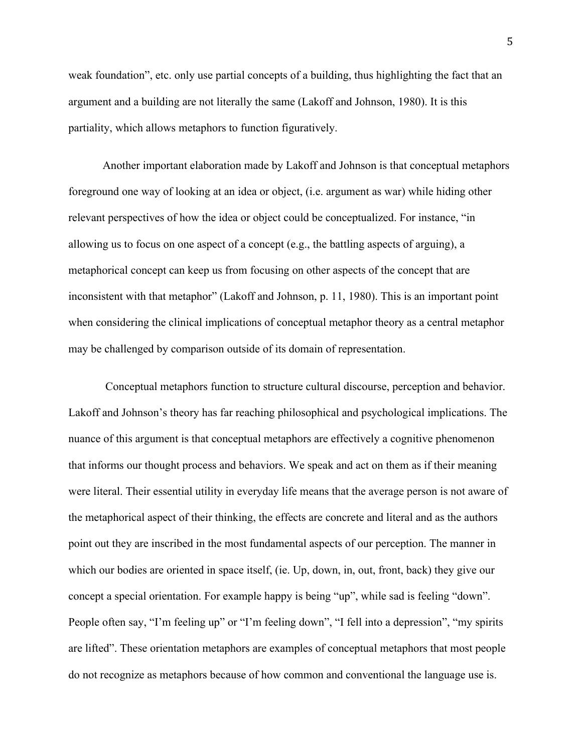weak foundation", etc. only use partial concepts of a building, thus highlighting the fact that an argument and a building are not literally the same (Lakoff and Johnson, 1980). It is this partiality, which allows metaphors to function figuratively.

Another important elaboration made by Lakoff and Johnson is that conceptual metaphors foreground one way of looking at an idea or object, (i.e. argument as war) while hiding other relevant perspectives of how the idea or object could be conceptualized. For instance, "in allowing us to focus on one aspect of a concept (e.g., the battling aspects of arguing), a metaphorical concept can keep us from focusing on other aspects of the concept that are inconsistent with that metaphor" (Lakoff and Johnson, p. 11, 1980). This is an important point when considering the clinical implications of conceptual metaphor theory as a central metaphor may be challenged by comparison outside of its domain of representation.

Conceptual metaphors function to structure cultural discourse, perception and behavior. Lakoff and Johnson's theory has far reaching philosophical and psychological implications. The nuance of this argument is that conceptual metaphors are effectively a cognitive phenomenon that informs our thought process and behaviors. We speak and act on them as if their meaning were literal. Their essential utility in everyday life means that the average person is not aware of the metaphorical aspect of their thinking, the effects are concrete and literal and as the authors point out they are inscribed in the most fundamental aspects of our perception. The manner in which our bodies are oriented in space itself, (ie. Up, down, in, out, front, back) they give our concept a special orientation. For example happy is being "up", while sad is feeling "down". People often say, "I'm feeling up" or "I'm feeling down", "I fell into a depression", "my spirits are lifted". These orientation metaphors are examples of conceptual metaphors that most people do not recognize as metaphors because of how common and conventional the language use is.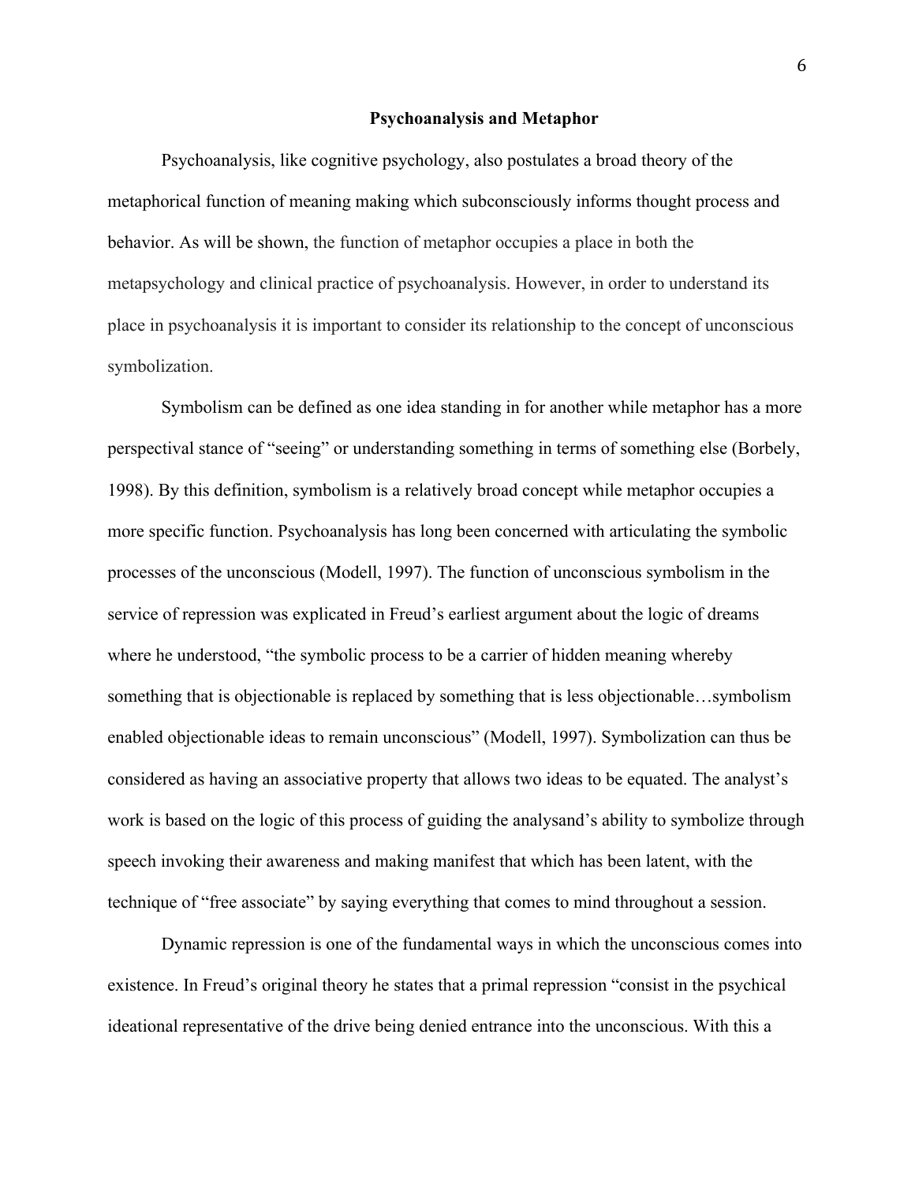## Psychoanalysis and Metaphor

Psychoanalysis, like cognitive psychology, also postulates a broad theory of the metaphorical function of meaning making which subconsciously informs thought process and behavior. As will be shown, the function of metaphor occupies a place in both the metapsychology and clinical practice of psychoanalysis. However, in order to understand its place in psychoanalysis it is important to consider its relationship to the concept of unconscious symbolization.

Symbolism can be defined as one idea standing in for another while metaphor has a more perspectival stance of "seeing" or understanding something in terms of something else (Borbely, 1998). By this definition, symbolism is a relatively broad concept while metaphor occupies a more specific function. Psychoanalysis has long been concerned with articulating the symbolic processes of the unconscious (Modell, 1997). The function of unconscious symbolism in the service of repression was explicated in Freud's earliest argument about the logic of dreams where he understood, "the symbolic process to be a carrier of hidden meaning whereby something that is objectionable is replaced by something that is less objectionable…symbolism enabled objectionable ideas to remain unconscious" (Modell, 1997). Symbolization can thus be considered as having an associative property that allows two ideas to be equated. The analyst's work is based on the logic of this process of guiding the analysand's ability to symbolize through speech invoking their awareness and making manifest that which has been latent, with the technique of "free associate" by saying everything that comes to mind throughout a session.

Dynamic repression is one of the fundamental ways in which the unconscious comes into existence. In Freud's original theory he states that a primal repression "consist in the psychical ideational representative of the drive being denied entrance into the unconscious. With this a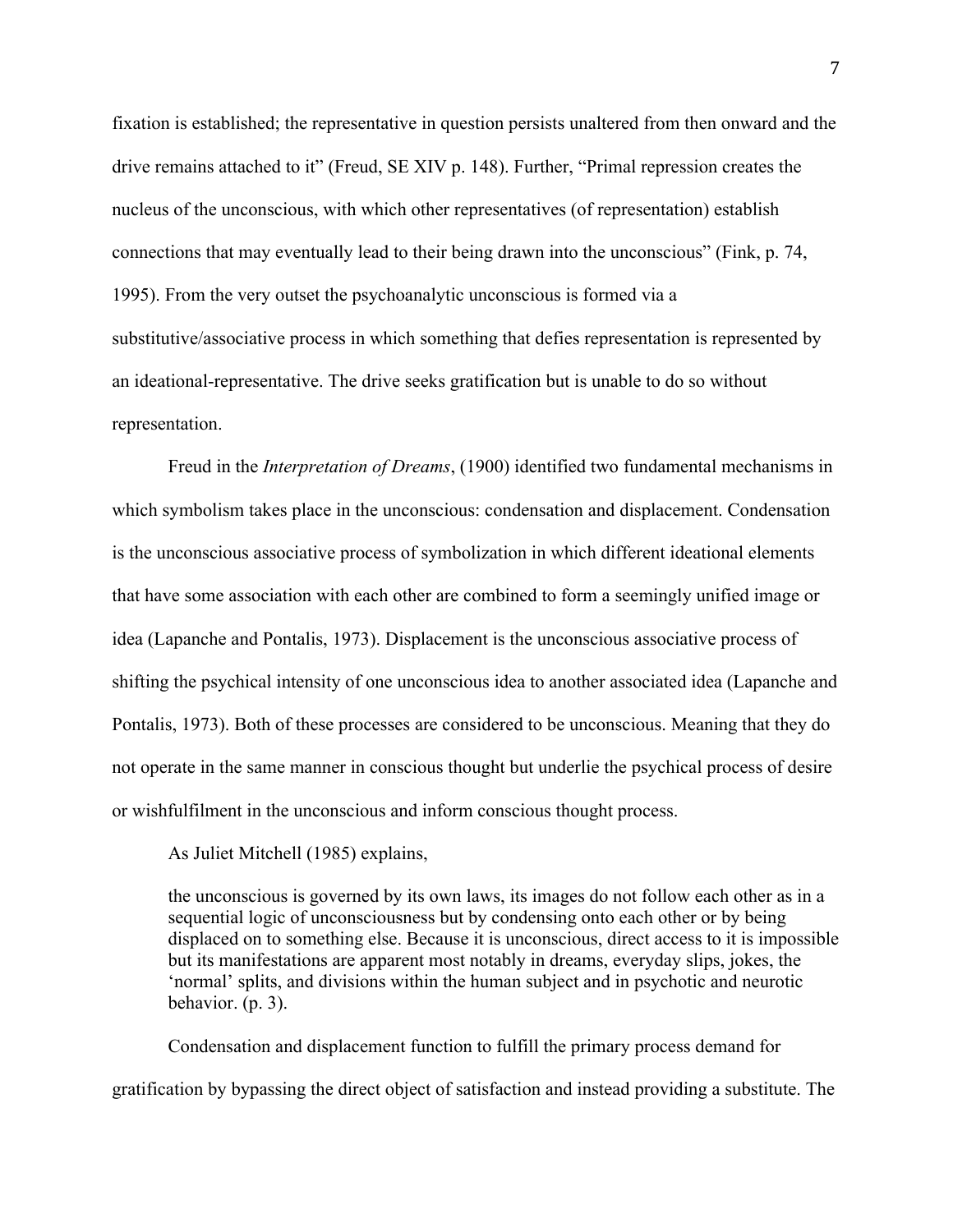fixation is established; the representative in question persists unaltered from then onward and the drive remains attached to it" (Freud, SE XIV p. 148). Further, "Primal repression creates the nucleus of the unconscious, with which other representatives (of representation) establish connections that may eventually lead to their being drawn into the unconscious" (Fink, p. 74, 1995). From the very outset the psychoanalytic unconscious is formed via a substitutive/associative process in which something that defies representation is represented by an ideational-representative. The drive seeks gratification but is unable to do so without representation.

Freud in the *Interpretation of Dreams*, (1900) identified two fundamental mechanisms in which symbolism takes place in the unconscious: condensation and displacement. Condensation is the unconscious associative process of symbolization in which different ideational elements that have some association with each other are combined to form a seemingly unified image or idea (Lapanche and Pontalis, 1973). Displacement is the unconscious associative process of shifting the psychical intensity of one unconscious idea to another associated idea (Lapanche and Pontalis, 1973). Both of these processes are considered to be unconscious. Meaning that they do not operate in the same manner in conscious thought but underlie the psychical process of desire or wishfulfilment in the unconscious and inform conscious thought process.

As Juliet Mitchell (1985) explains,

> the unconscious is governed by its own laws, its images do not follow each other as in a sequential logic of unconsciousness but by condensing onto each other or by being displaced on to something else. Because it is unconscious, direct access to it is impossible but its manifestations are apparent most notably in dreams, everyday slips, jokes, the 'normal' splits, and divisions within the human subject and in psychotic and neurotic behavior. (p. 3).

Condensation and displacement function to fulfill the primary process demand for gratification by bypassing the direct object of satisfaction and instead providing a substitute. The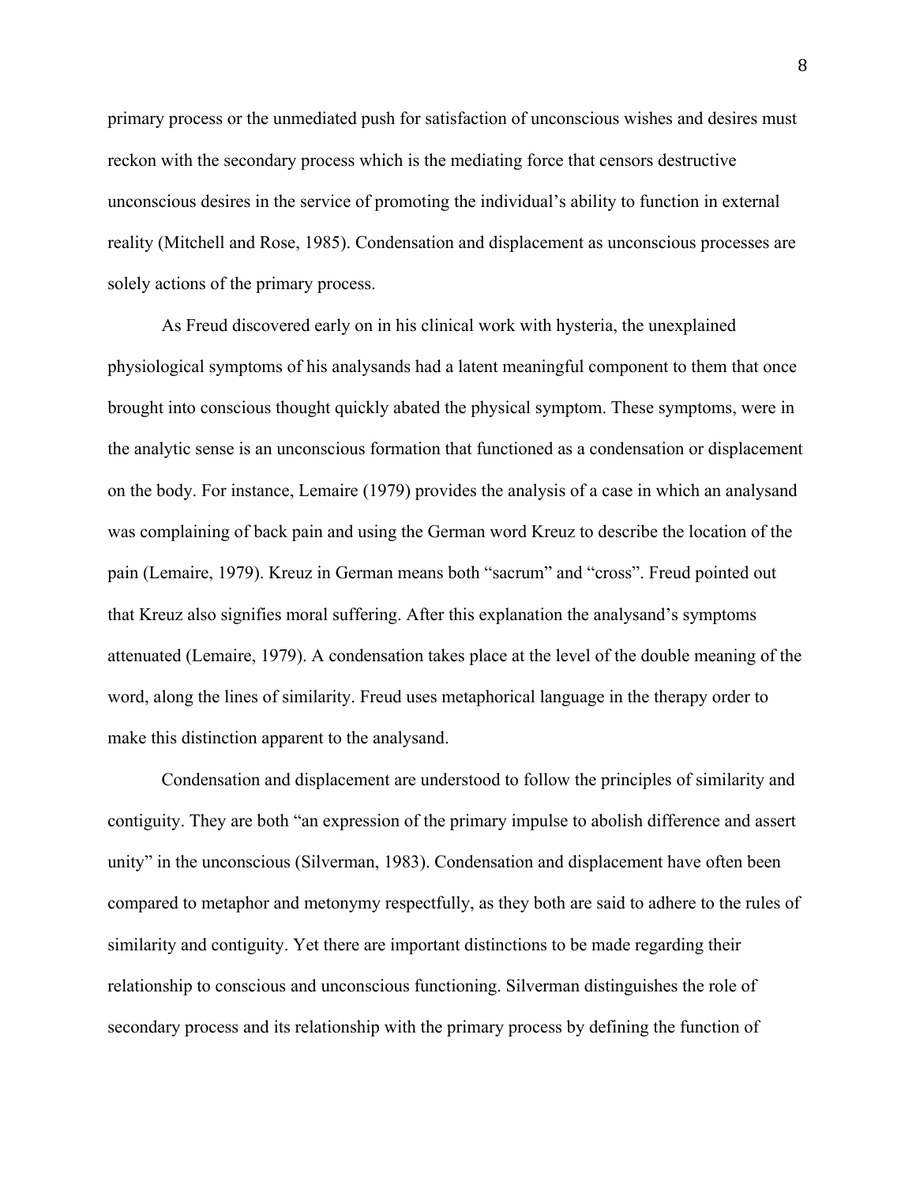primary process or the unmediated push for satisfaction of unconscious wishes and desires must reckon with the secondary process which is the mediating force that censors destructive unconscious desires in the service of promoting the individual's ability to function in external reality (Mitchell and Rose, 1985). Condensation and displacement as unconscious processes are solely actions of the primary process.

As Freud discovered early on in his clinical work with hysteria, the unexplained physiological symptoms of his analysands had a latent meaningful component to them that once brought into conscious thought quickly abated the physical symptom. These symptoms, were in the analytic sense is an unconscious formation that functioned as a condensation or displacement on the body. For instance, Lemaire (1979) provides the analysis of a case in which an analysand was complaining of back pain and using the German word Kreuz to describe the location of the pain (Lemaire, 1979). Kreuz in German means both "sacrum" and "cross". Freud pointed out that Kreuz also signifies moral suffering. After this explanation the analysand's symptoms attenuated (Lemaire, 1979). A condensation takes place at the level of the double meaning of the word, along the lines of similarity. Freud uses metaphorical language in the therapy order to make this distinction apparent to the analysand.

Condensation and displacement are understood to follow the principles of similarity and contiguity. They are both "an expression of the primary impulse to abolish difference and assert unity" in the unconscious (Silverman, 1983). Condensation and displacement have often been compared to metaphor and metonymy respectfully, as they both are said to adhere to the rules of similarity and contiguity. Yet there are important distinctions to be made regarding their relationship to conscious and unconscious functioning. Silverman distinguishes the role of secondary process and its relationship with the primary process by defining the function of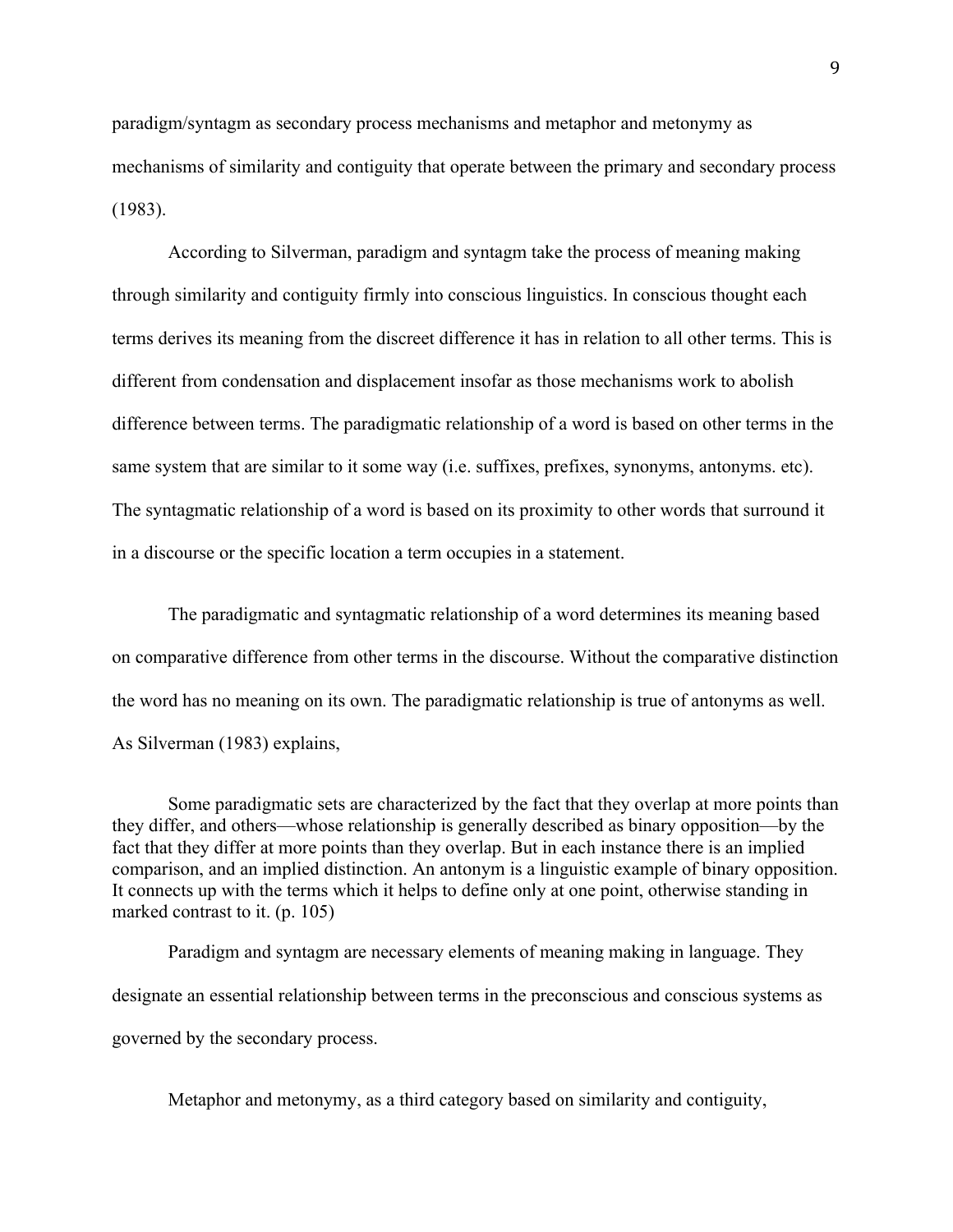paradigm/syntagm as secondary process mechanisms and metaphor and metonymy as mechanisms of similarity and contiguity that operate between the primary and secondary process (1983).

According to Silverman, paradigm and syntagm take the process of meaning making through similarity and contiguity firmly into conscious linguistics. In conscious thought each terms derives its meaning from the discreet difference it has in relation to all other terms. This is different from condensation and displacement insofar as those mechanisms work to abolish difference between terms. The paradigmatic relationship of a word is based on other terms in the same system that are similar to it some way (i.e. suffixes, prefixes, synonyms, antonyms. etc). The syntagmatic relationship of a word is based on its proximity to other words that surround it in a discourse or the specific location a term occupies in a statement.

The paradigmatic and syntagmatic relationship of a word determines its meaning based on comparative difference from other terms in the discourse. Without the comparative distinction the word has no meaning on its own. The paradigmatic relationship is true of antonyms as well. As Silverman (1983) explains,

> Some paradigmatic sets are characterized by the fact that they overlap at more points than they differ, and others—whose relationship is generally described as binary opposition—by the fact that they differ at more points than they overlap. But in each instance there is an implied comparison, and an implied distinction. An antonym is a linguistic example of binary opposition. It connects up with the terms which it helps to define only at one point, otherwise standing in marked contrast to it. (p. 105)

Paradigm and syntagm are necessary elements of meaning making in language. They designate an essential relationship between terms in the preconscious and conscious systems as governed by the secondary process.

Metaphor and metonymy, as a third category based on similarity and contiguity,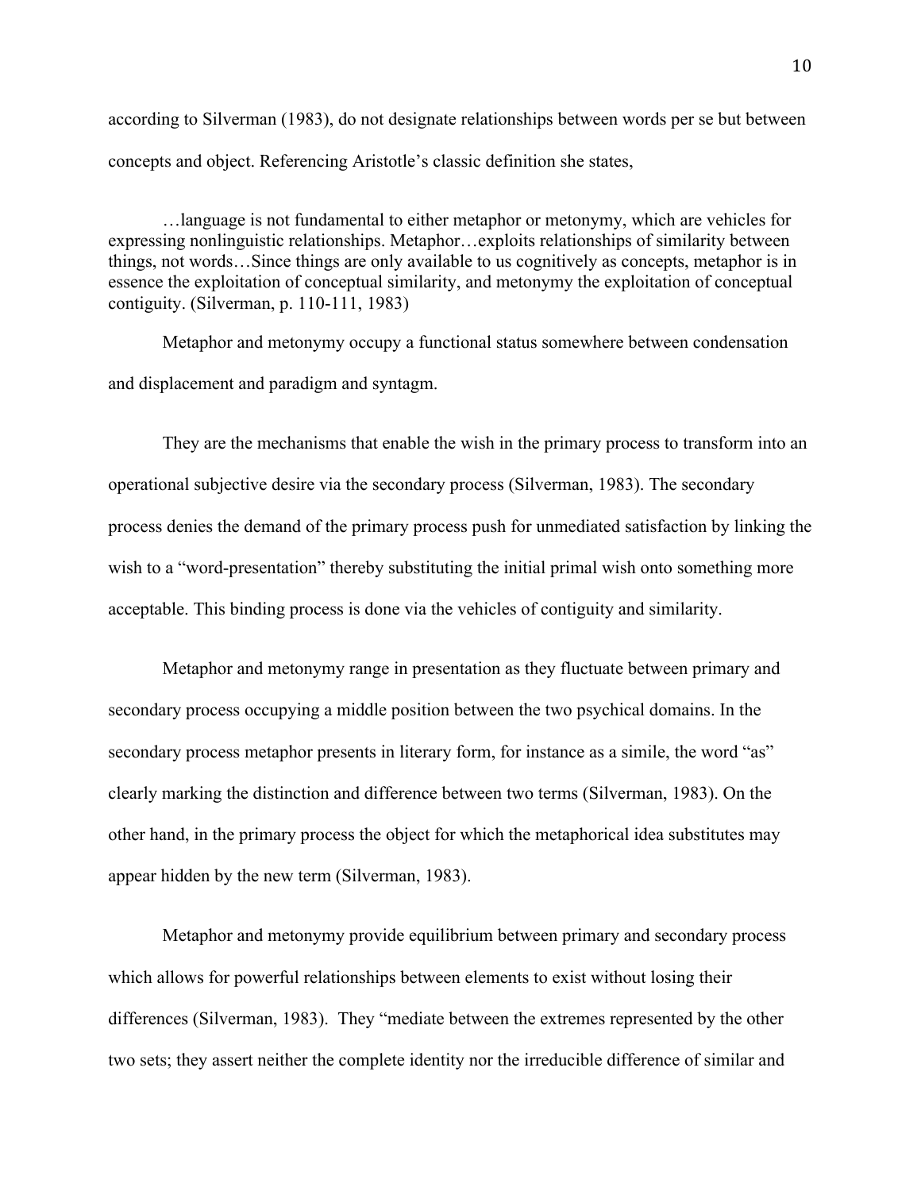according to Silverman (1983), do not designate relationships between words per se but between concepts and object. Referencing Aristotle's classic definition she states,

> …language is not fundamental to either metaphor or metonymy, which are vehicles for expressing nonlinguistic relationships. Metaphor…exploits relationships of similarity between things, not words…Since things are only available to us cognitively as concepts, metaphor is in essence the exploitation of conceptual similarity, and metonymy the exploitation of conceptual contiguity. (Silverman, p. 110-111, 1983)

Metaphor and metonymy occupy a functional status somewhere between condensation and displacement and paradigm and syntagm.

They are the mechanisms that enable the wish in the primary process to transform into an operational subjective desire via the secondary process (Silverman, 1983). The secondary process denies the demand of the primary process push for unmediated satisfaction by linking the wish to a "word-presentation" thereby substituting the initial primal wish onto something more acceptable. This binding process is done via the vehicles of contiguity and similarity.

Metaphor and metonymy range in presentation as they fluctuate between primary and secondary process occupying a middle position between the two psychical domains. In the secondary process metaphor presents in literary form, for instance as a simile, the word "as" clearly marking the distinction and difference between two terms (Silverman, 1983). On the other hand, in the primary process the object for which the metaphorical idea substitutes may appear hidden by the new term (Silverman, 1983).

Metaphor and metonymy provide equilibrium between primary and secondary process which allows for powerful relationships between elements to exist without losing their differences (Silverman, 1983). They "mediate between the extremes represented by the other two sets; they assert neither the complete identity nor the irreducible difference of similar and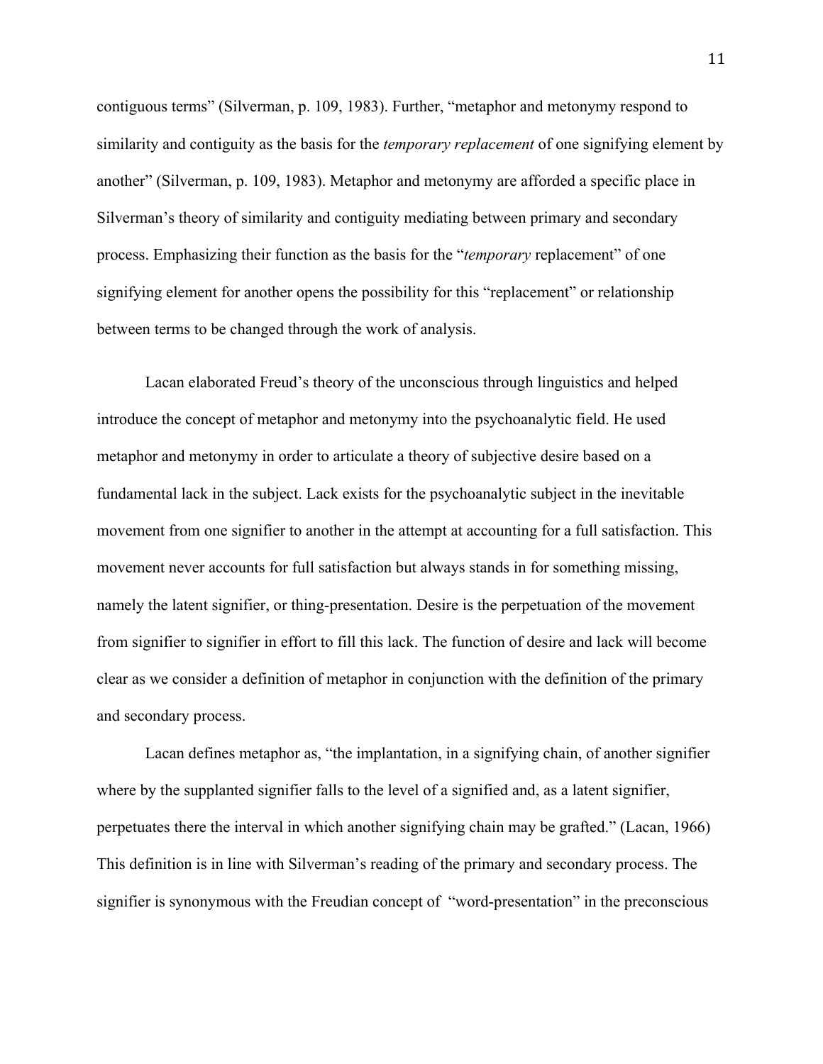contiguous terms" (Silverman, p. 109, 1983). Further, "metaphor and metonymy respond to similarity and contiguity as the basis for the *temporary replacement* of one signifying element by another" (Silverman, p. 109, 1983). Metaphor and metonymy are afforded a specific place in Silverman's theory of similarity and contiguity mediating between primary and secondary process. Emphasizing their function as the basis for the "*temporary* replacement" of one signifying element for another opens the possibility for this "replacement" or relationship between terms to be changed through the work of analysis.

Lacan elaborated Freud's theory of the unconscious through linguistics and helped introduce the concept of metaphor and metonymy into the psychoanalytic field. He used metaphor and metonymy in order to articulate a theory of subjective desire based on a fundamental lack in the subject. Lack exists for the psychoanalytic subject in the inevitable movement from one signifier to another in the attempt at accounting for a full satisfaction. This movement never accounts for full satisfaction but always stands in for something missing, namely the latent signifier, or thing-presentation. Desire is the perpetuation of the movement from signifier to signifier in effort to fill this lack. The function of desire and lack will become clear as we consider a definition of metaphor in conjunction with the definition of the primary and secondary process.

Lacan defines metaphor as, "the implantation, in a signifying chain, of another signifier where by the supplanted signifier falls to the level of a signified and, as a latent signifier, perpetuates there the interval in which another signifying chain may be grafted." (Lacan, 1966) This definition is in line with Silverman's reading of the primary and secondary process. The signifier is synonymous with the Freudian concept of "word-presentation" in the preconscious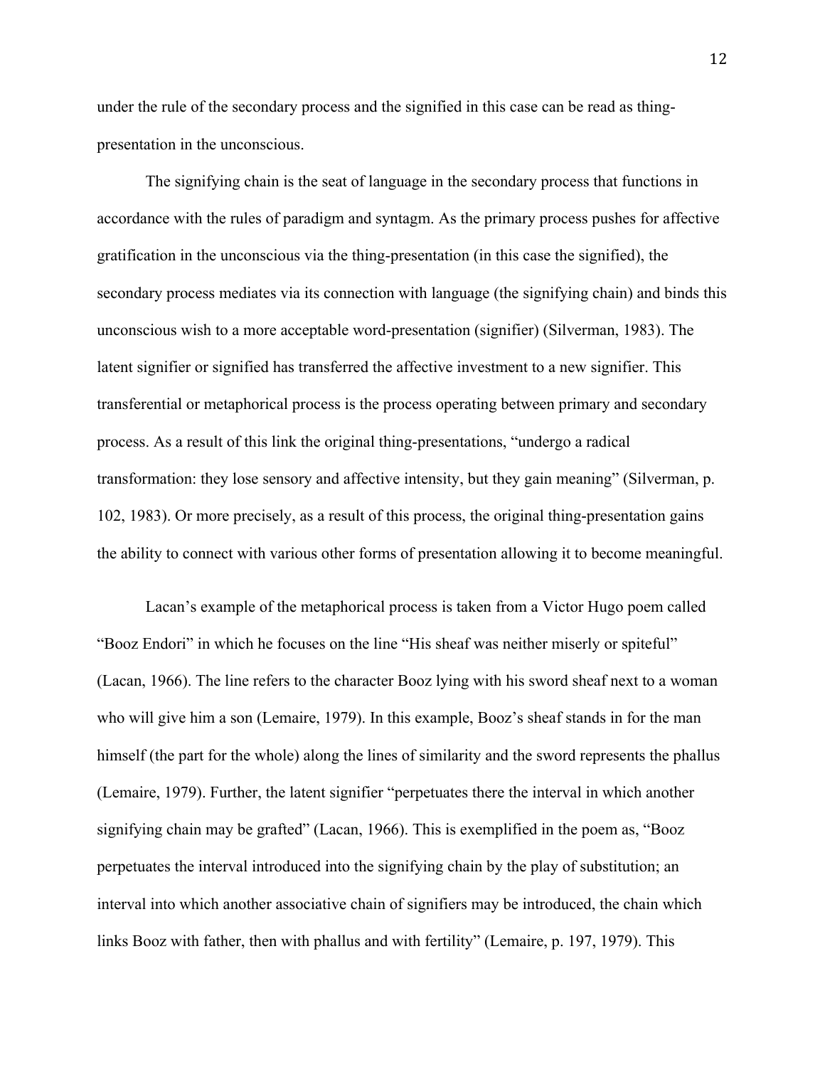under the rule of the secondary process and the signified in this case can be read as thing-presentation in the unconscious.

The signifying chain is the seat of language in the secondary process that functions in accordance with the rules of paradigm and syntagm. As the primary process pushes for affective gratification in the unconscious via the thing-presentation (in this case the signified), the secondary process mediates via its connection with language (the signifying chain) and binds this unconscious wish to a more acceptable word-presentation (signifier) (Silverman, 1983). The latent signifier or signified has transferred the affective investment to a new signifier. This transferential or metaphorical process is the process operating between primary and secondary process. As a result of this link the original thing-presentations, "undergo a radical transformation: they lose sensory and affective intensity, but they gain meaning" (Silverman, p. 102, 1983). Or more precisely, as a result of this process, the original thing-presentation gains the ability to connect with various other forms of presentation allowing it to become meaningful.

Lacan's example of the metaphorical process is taken from a Victor Hugo poem called "Booz Endori" in which he focuses on the line "His sheaf was neither miserly or spiteful" (Lacan, 1966). The line refers to the character Booz lying with his sword sheaf next to a woman who will give him a son (Lemaire, 1979). In this example, Booz's sheaf stands in for the man himself (the part for the whole) along the lines of similarity and the sword represents the phallus (Lemaire, 1979). Further, the latent signifier "perpetuates there the interval in which another signifying chain may be grafted" (Lacan, 1966). This is exemplified in the poem as, "Booz perpetuates the interval introduced into the signifying chain by the play of substitution; an interval into which another associative chain of signifiers may be introduced, the chain which links Booz with father, then with phallus and with fertility" (Lemaire, p. 197, 1979). This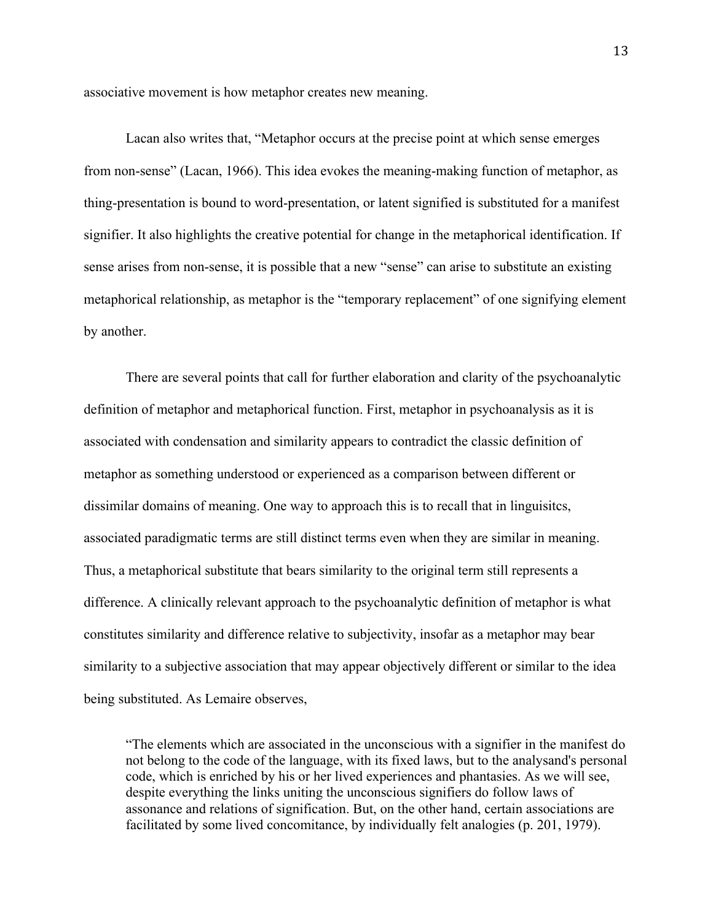associative movement is how metaphor creates new meaning.

Lacan also writes that, “Metaphor occurs at the precise point at which sense emerges from non-sense” (Lacan, 1966). This idea evokes the meaning-making function of metaphor, as thing-presentation is bound to word-presentation, or latent signified is substituted for a manifest signifier. It also highlights the creative potential for change in the metaphorical identification. If sense arises from non-sense, it is possible that a new “sense” can arise to substitute an existing metaphorical relationship, as metaphor is the “temporary replacement” of one signifying element by another.

There are several points that call for further elaboration and clarity of the psychoanalytic definition of metaphor and metaphorical function. First, metaphor in psychoanalysis as it is associated with condensation and similarity appears to contradict the classic definition of metaphor as something understood or experienced as a comparison between different or dissimilar domains of meaning. One way to approach this is to recall that in linguisitcs, associated paradigmatic terms are still distinct terms even when they are similar in meaning. Thus, a metaphorical substitute that bears similarity to the original term still represents a difference. A clinically relevant approach to the psychoanalytic definition of metaphor is what constitutes similarity and difference relative to subjectivity, insofar as a metaphor may bear similarity to a subjective association that may appear objectively different or similar to the idea being substituted. As Lemaire observes,

> “The elements which are associated in the unconscious with a signifier in the manifest do not belong to the code of the language, with its fixed laws, but to the analysand's personal code, which is enriched by his or her lived experiences and phantasies. As we will see, despite everything the links uniting the unconscious signifiers do follow laws of assonance and relations of signification. But, on the other hand, certain associations are facilitated by some lived concomitance, by individually felt analogies (p. 201, 1979).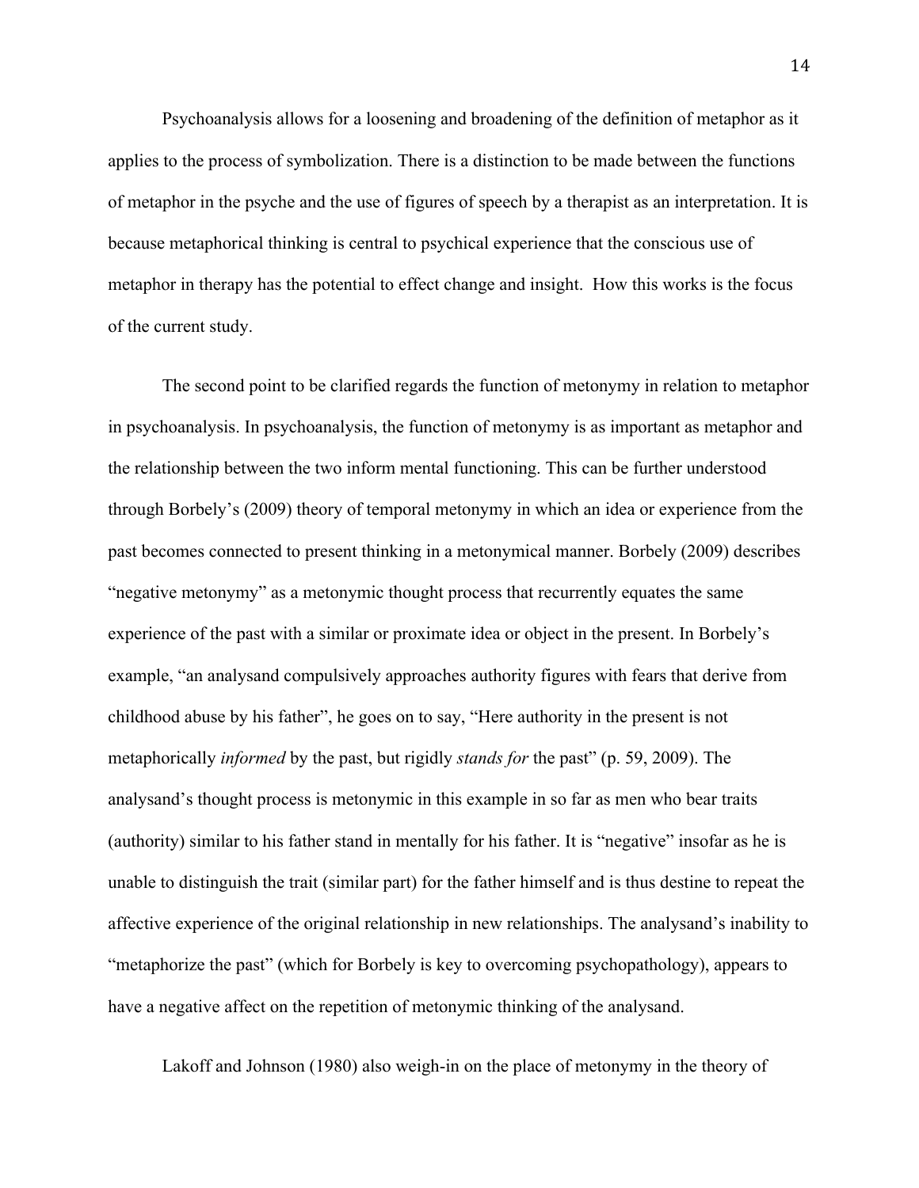Psychoanalysis allows for a loosening and broadening of the definition of metaphor as it applies to the process of symbolization. There is a distinction to be made between the functions of metaphor in the psyche and the use of figures of speech by a therapist as an interpretation. It is because metaphorical thinking is central to psychical experience that the conscious use of metaphor in therapy has the potential to effect change and insight. How this works is the focus of the current study.

The second point to be clarified regards the function of metonymy in relation to metaphor in psychoanalysis. In psychoanalysis, the function of metonymy is as important as metaphor and the relationship between the two inform mental functioning. This can be further understood through Borbely's (2009) theory of temporal metonymy in which an idea or experience from the past becomes connected to present thinking in a metonymical manner. Borbely (2009) describes "negative metonymy" as a metonymic thought process that recurrently equates the same experience of the past with a similar or proximate idea or object in the present. In Borbely's example, "an analysand compulsively approaches authority figures with fears that derive from childhood abuse by his father", he goes on to say, "Here authority in the present is not metaphorically *informed* by the past, but rigidly *stands for* the past" (p. 59, 2009). The analysand's thought process is metonymic in this example in so far as men who bear traits (authority) similar to his father stand in mentally for his father. It is "negative" insofar as he is unable to distinguish the trait (similar part) for the father himself and is thus destine to repeat the affective experience of the original relationship in new relationships. The analysand's inability to "metaphorize the past" (which for Borbely is key to overcoming psychopathology), appears to have a negative affect on the repetition of metonymic thinking of the analysand.

Lakoff and Johnson (1980) also weigh-in on the place of metonymy in the theory of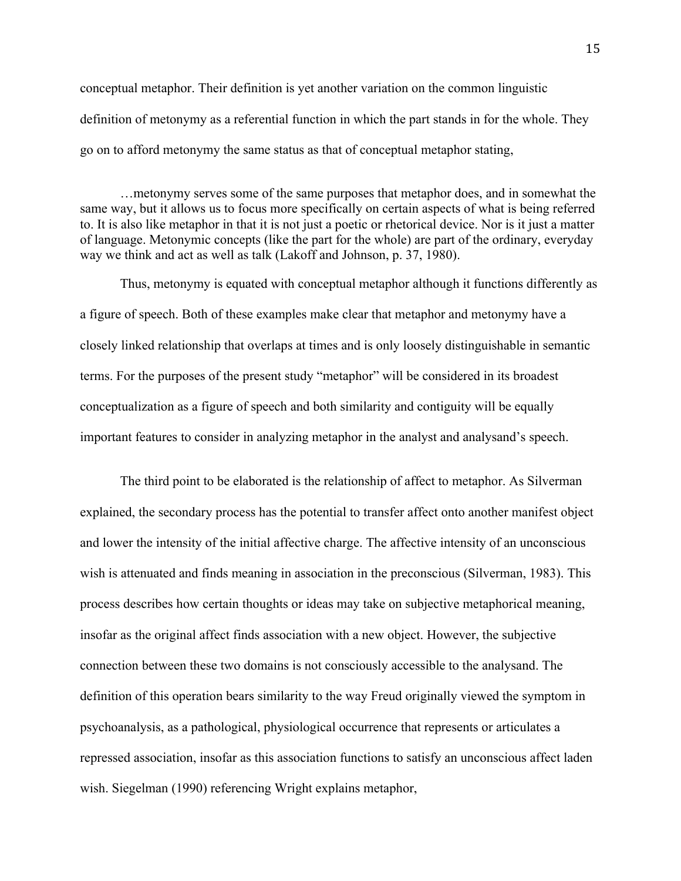conceptual metaphor. Their definition is yet another variation on the common linguistic definition of metonymy as a referential function in which the part stands in for the whole. They go on to afford metonymy the same status as that of conceptual metaphor stating,

> …metonymy serves some of the same purposes that metaphor does, and in somewhat the same way, but it allows us to focus more specifically on certain aspects of what is being referred to. It is also like metaphor in that it is not just a poetic or rhetorical device. Nor is it just a matter of language. Metonymic concepts (like the part for the whole) are part of the ordinary, everyday way we think and act as well as talk (Lakoff and Johnson, p. 37, 1980).

Thus, metonymy is equated with conceptual metaphor although it functions differently as a figure of speech. Both of these examples make clear that metaphor and metonymy have a closely linked relationship that overlaps at times and is only loosely distinguishable in semantic terms. For the purposes of the present study "metaphor" will be considered in its broadest conceptualization as a figure of speech and both similarity and contiguity will be equally important features to consider in analyzing metaphor in the analyst and analysand's speech.

The third point to be elaborated is the relationship of affect to metaphor. As Silverman explained, the secondary process has the potential to transfer affect onto another manifest object and lower the intensity of the initial affective charge. The affective intensity of an unconscious wish is attenuated and finds meaning in association in the preconscious (Silverman, 1983). This process describes how certain thoughts or ideas may take on subjective metaphorical meaning, insofar as the original affect finds association with a new object. However, the subjective connection between these two domains is not consciously accessible to the analysand. The definition of this operation bears similarity to the way Freud originally viewed the symptom in psychoanalysis, as a pathological, physiological occurrence that represents or articulates a repressed association, insofar as this association functions to satisfy an unconscious affect laden wish. Siegelman (1990) referencing Wright explains metaphor,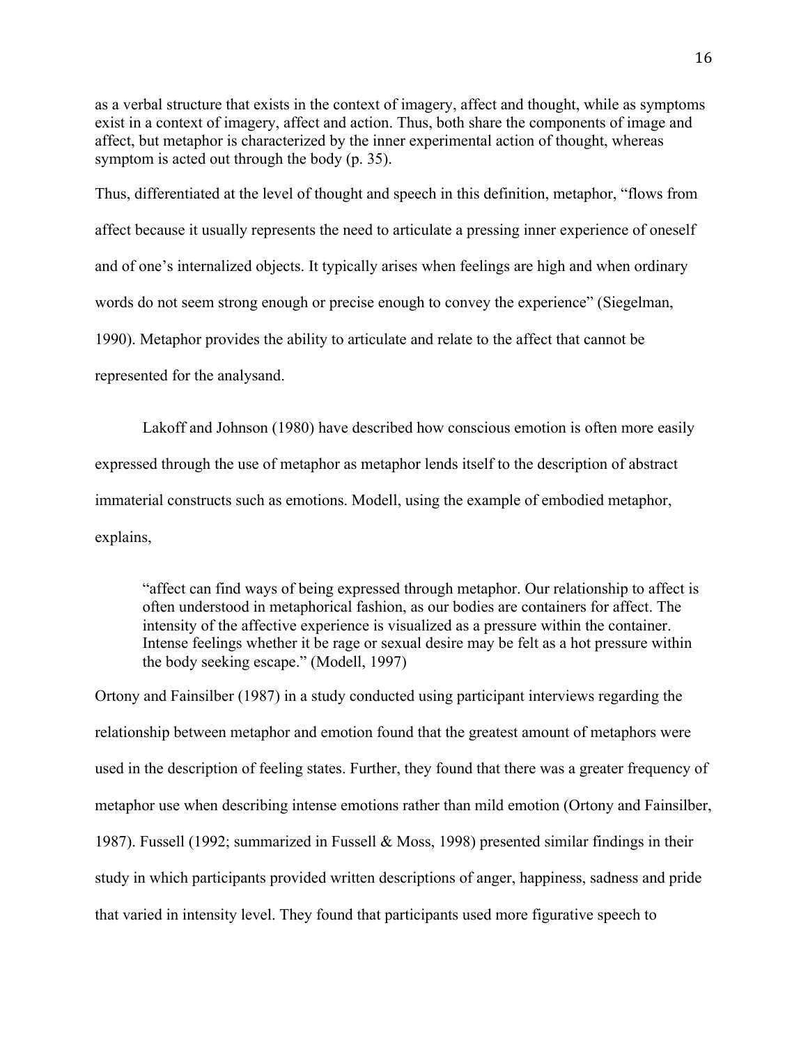as a verbal structure that exists in the context of imagery, affect and thought, while as symptoms exist in a context of imagery, affect and action. Thus, both share the components of image and affect, but metaphor is characterized by the inner experimental action of thought, whereas symptom is acted out through the body (p. 35).

Thus, differentiated at the level of thought and speech in this definition, metaphor, "flows from affect because it usually represents the need to articulate a pressing inner experience of oneself and of one's internalized objects. It typically arises when feelings are high and when ordinary words do not seem strong enough or precise enough to convey the experience" (Siegelman, 1990). Metaphor provides the ability to articulate and relate to the affect that cannot be represented for the analysand.

Lakoff and Johnson (1980) have described how conscious emotion is often more easily expressed through the use of metaphor as metaphor lends itself to the description of abstract immaterial constructs such as emotions. Modell, using the example of embodied metaphor, explains,

> "affect can find ways of being expressed through metaphor. Our relationship to affect is often understood in metaphorical fashion, as our bodies are containers for affect. The intensity of the affective experience is visualized as a pressure within the container. Intense feelings whether it be rage or sexual desire may be felt as a hot pressure within the body seeking escape." (Modell, 1997)

Ortony and Fainsilber (1987) in a study conducted using participant interviews regarding the relationship between metaphor and emotion found that the greatest amount of metaphors were used in the description of feeling states. Further, they found that there was a greater frequency of metaphor use when describing intense emotions rather than mild emotion (Ortony and Fainsilber, 1987). Fussell (1992; summarized in Fussell & Moss, 1998) presented similar findings in their study in which participants provided written descriptions of anger, happiness, sadness and pride that varied in intensity level. They found that participants used more figurative speech to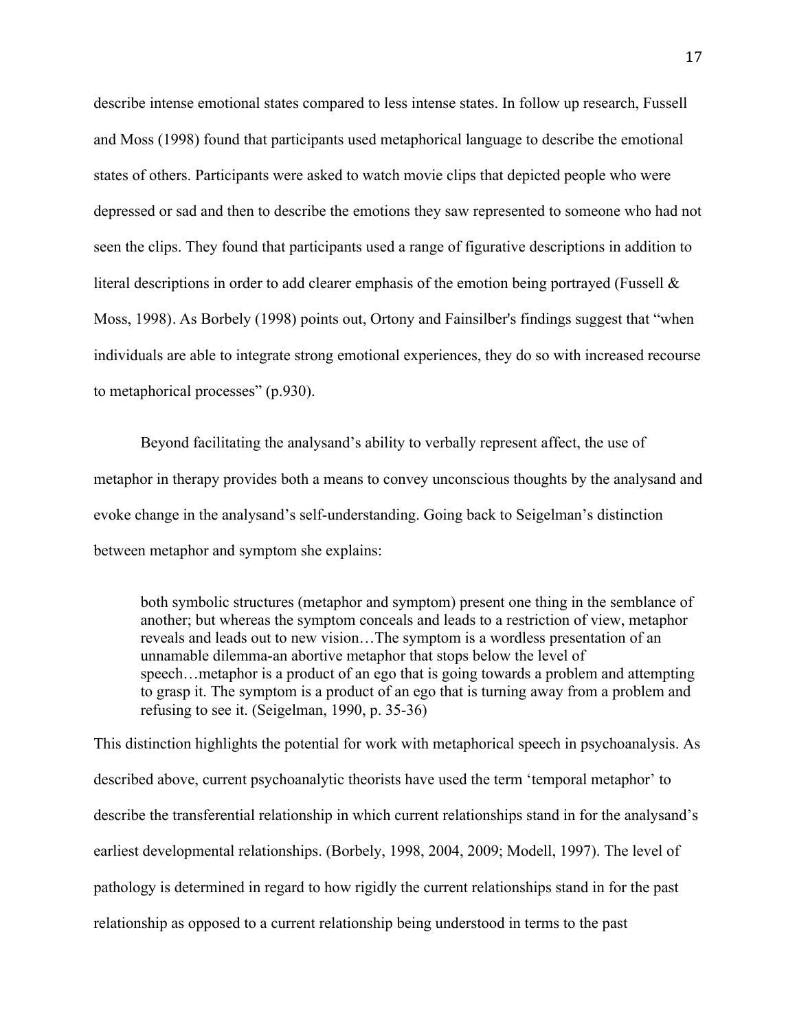describe intense emotional states compared to less intense states. In follow up research, Fussell and Moss (1998) found that participants used metaphorical language to describe the emotional states of others. Participants were asked to watch movie clips that depicted people who were depressed or sad and then to describe the emotions they saw represented to someone who had not seen the clips. They found that participants used a range of figurative descriptions in addition to literal descriptions in order to add clearer emphasis of the emotion being portrayed (Fussell & Moss, 1998). As Borbely (1998) points out, Ortony and Fainsilber's findings suggest that "when individuals are able to integrate strong emotional experiences, they do so with increased recourse to metaphorical processes" (p.930).

Beyond facilitating the analysand's ability to verbally represent affect, the use of metaphor in therapy provides both a means to convey unconscious thoughts by the analysand and evoke change in the analysand's self-understanding. Going back to Seigelman's distinction between metaphor and symptom she explains:

> both symbolic structures (metaphor and symptom) present one thing in the semblance of another; but whereas the symptom conceals and leads to a restriction of view, metaphor reveals and leads out to new vision…The symptom is a wordless presentation of an unnamable dilemma-an abortive metaphor that stops below the level of speech…metaphor is a product of an ego that is going towards a problem and attempting to grasp it. The symptom is a product of an ego that is turning away from a problem and refusing to see it. (Seigelman, 1990, p. 35-36)

This distinction highlights the potential for work with metaphorical speech in psychoanalysis. As described above, current psychoanalytic theorists have used the term 'temporal metaphor' to describe the transferential relationship in which current relationships stand in for the analysand's earliest developmental relationships. (Borbely, 1998, 2004, 2009; Modell, 1997). The level of pathology is determined in regard to how rigidly the current relationships stand in for the past relationship as opposed to a current relationship being understood in terms to the past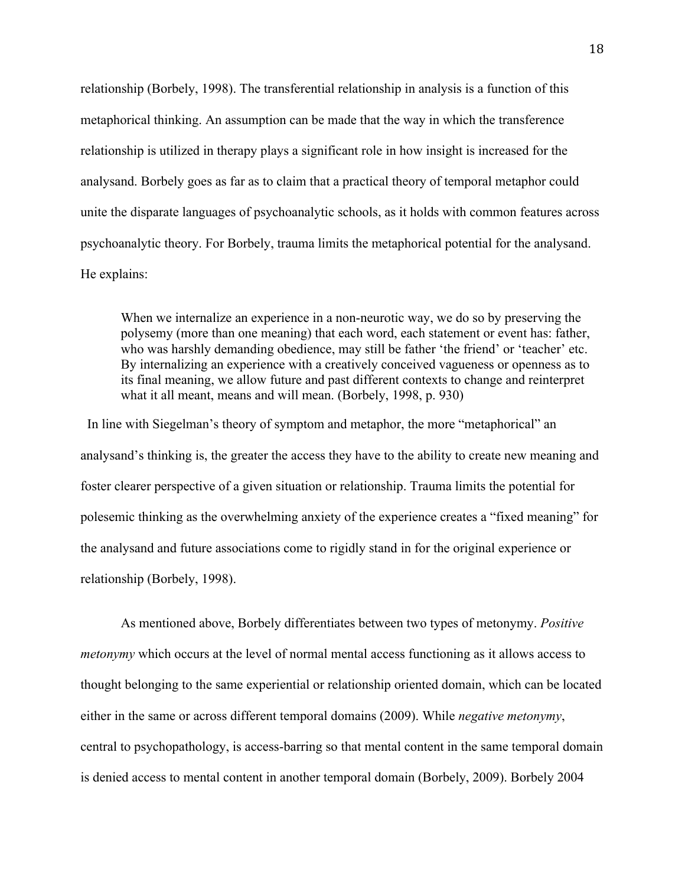relationship (Borbely, 1998). The transferential relationship in analysis is a function of this metaphorical thinking. An assumption can be made that the way in which the transference relationship is utilized in therapy plays a significant role in how insight is increased for the analysand. Borbely goes as far as to claim that a practical theory of temporal metaphor could unite the disparate languages of psychoanalytic schools, as it holds with common features across psychoanalytic theory. For Borbely, trauma limits the metaphorical potential for the analysand. He explains:

> When we internalize an experience in a non-neurotic way, we do so by preserving the polysemy (more than one meaning) that each word, each statement or event has: father, who was harshly demanding obedience, may still be father 'the friend' or 'teacher' etc. By internalizing an experience with a creatively conceived vagueness or openness as to its final meaning, we allow future and past different contexts to change and reinterpret what it all meant, means and will mean. (Borbely, 1998, p. 930)

In line with Siegelman's theory of symptom and metaphor, the more "metaphorical" an analysand's thinking is, the greater the access they have to the ability to create new meaning and foster clearer perspective of a given situation or relationship. Trauma limits the potential for polesemic thinking as the overwhelming anxiety of the experience creates a "fixed meaning" for the analysand and future associations come to rigidly stand in for the original experience or relationship (Borbely, 1998).

As mentioned above, Borbely differentiates between two types of metonymy. *Positive metonymy* which occurs at the level of normal mental access functioning as it allows access to thought belonging to the same experiential or relationship oriented domain, which can be located either in the same or across different temporal domains (2009). While *negative metonymy*, central to psychopathology, is access-barring so that mental content in the same temporal domain is denied access to mental content in another temporal domain (Borbely, 2009). Borbely 2004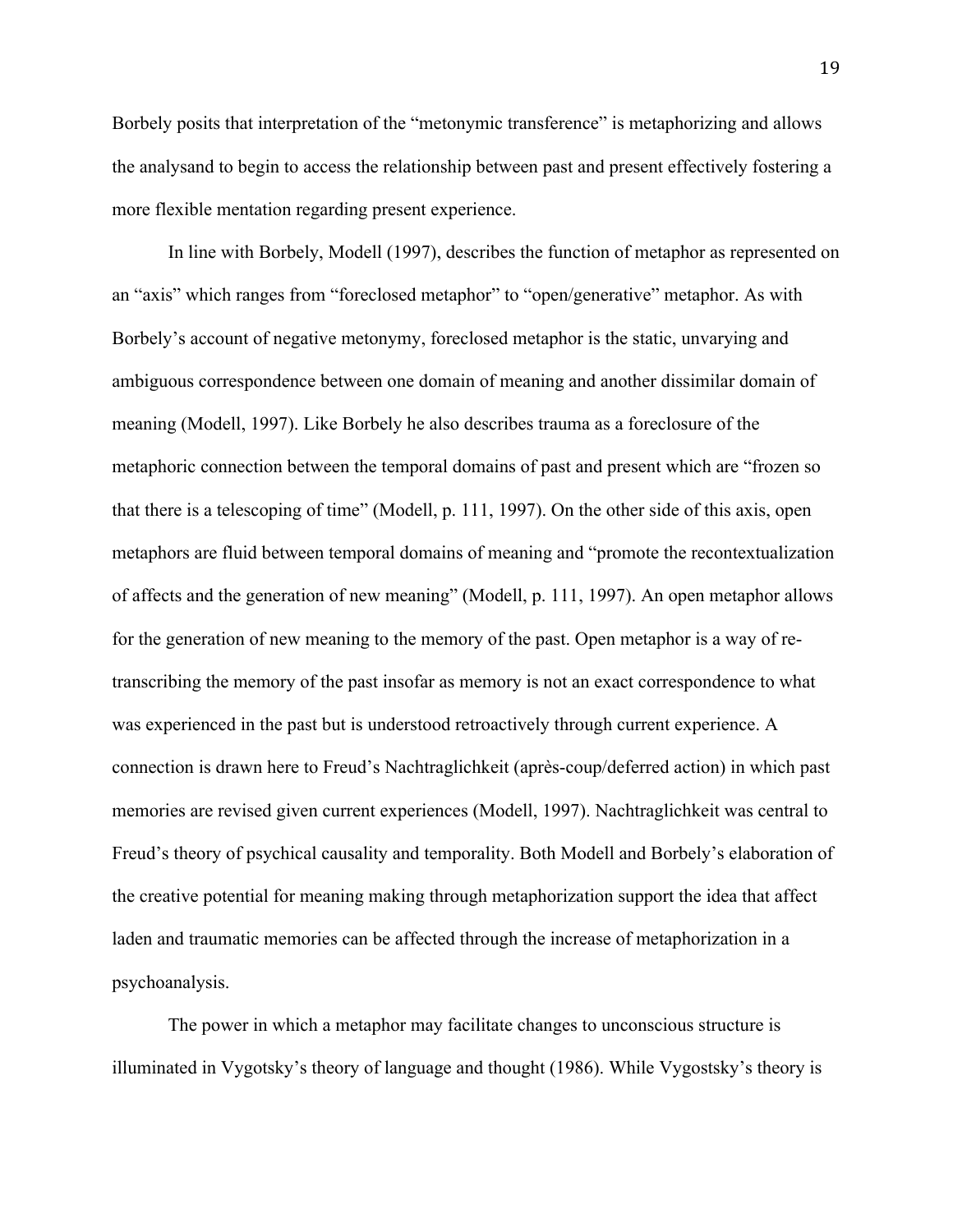Borbely posits that interpretation of the "metonymic transference" is metaphorizing and allows the analysand to begin to access the relationship between past and present effectively fostering a more flexible mentation regarding present experience.

In line with Borbely, Modell (1997), describes the function of metaphor as represented on an "axis" which ranges from "foreclosed metaphor" to "open/generative" metaphor. As with Borbely's account of negative metonymy, foreclosed metaphor is the static, unvarying and ambiguous correspondence between one domain of meaning and another dissimilar domain of meaning (Modell, 1997). Like Borbely he also describes trauma as a foreclosure of the metaphoric connection between the temporal domains of past and present which are "frozen so that there is a telescoping of time" (Modell, p. 111, 1997). On the other side of this axis, open metaphors are fluid between temporal domains of meaning and "promote the recontextualization of affects and the generation of new meaning" (Modell, p. 111, 1997). An open metaphor allows for the generation of new meaning to the memory of the past. Open metaphor is a way of re-transcribing the memory of the past insofar as memory is not an exact correspondence to what was experienced in the past but is understood retroactively through current experience. A connection is drawn here to Freud's Nachtraglichkeit (après-coup/deferred action) in which past memories are revised given current experiences (Modell, 1997). Nachtraglichkeit was central to Freud's theory of psychical causality and temporality. Both Modell and Borbely's elaboration of the creative potential for meaning making through metaphorization support the idea that affect laden and traumatic memories can be affected through the increase of metaphorization in a psychoanalysis.

The power in which a metaphor may facilitate changes to unconscious structure is illuminated in Vygotsky's theory of language and thought (1986). While Vygostsky's theory is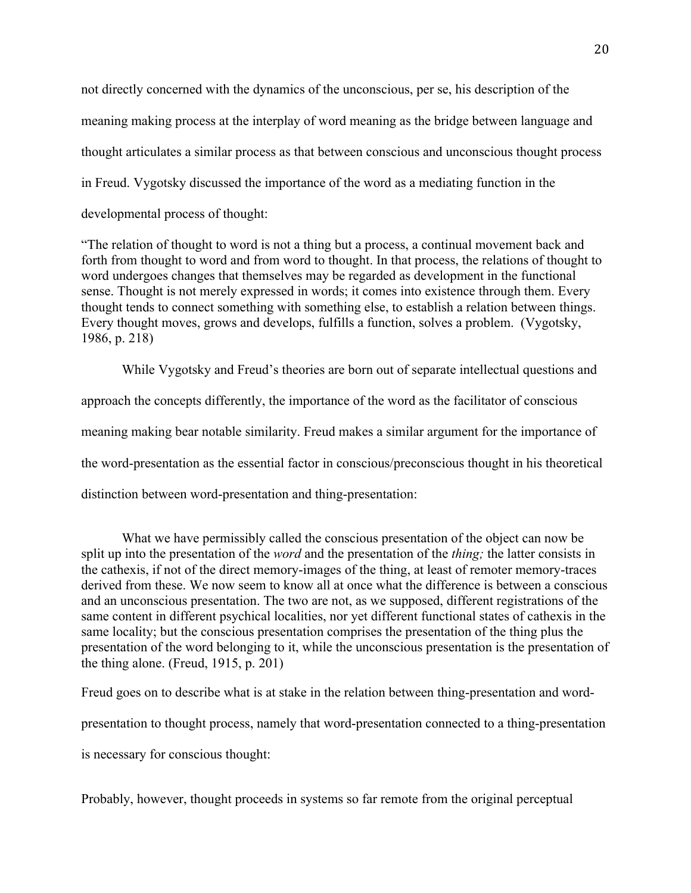not directly concerned with the dynamics of the unconscious, per se, his description of the meaning making process at the interplay of word meaning as the bridge between language and thought articulates a similar process as that between conscious and unconscious thought process in Freud. Vygotsky discussed the importance of the word as a mediating function in the developmental process of thought:

> "The relation of thought to word is not a thing but a process, a continual movement back and forth from thought to word and from word to thought. In that process, the relations of thought to word undergoes changes that themselves may be regarded as development in the functional sense. Thought is not merely expressed in words; it comes into existence through them. Every thought tends to connect something with something else, to establish a relation between things. Every thought moves, grows and develops, fulfills a function, solves a problem. (Vygotsky, 1986, p. 218)

While Vygotsky and Freud's theories are born out of separate intellectual questions and approach the concepts differently, the importance of the word as the facilitator of conscious meaning making bear notable similarity. Freud makes a similar argument for the importance of the word-presentation as the essential factor in conscious/preconscious thought in his theoretical distinction between word-presentation and thing-presentation:

> What we have permissibly called the conscious presentation of the object can now be split up into the presentation of the *word* and the presentation of the *thing;* the latter consists in the cathexis, if not of the direct memory-images of the thing, at least of remoter memory-traces derived from these. We now seem to know all at once what the difference is between a conscious and an unconscious presentation. The two are not, as we supposed, different registrations of the same content in different psychical localities, nor yet different functional states of cathexis in the same locality; but the conscious presentation comprises the presentation of the thing plus the presentation of the word belonging to it, while the unconscious presentation is the presentation of the thing alone. (Freud, 1915, p. 201)

Freud goes on to describe what is at stake in the relation between thing-presentation and word-presentation to thought process, namely that word-presentation connected to a thing-presentation is necessary for conscious thought:

Probably, however, thought proceeds in systems so far remote from the original perceptual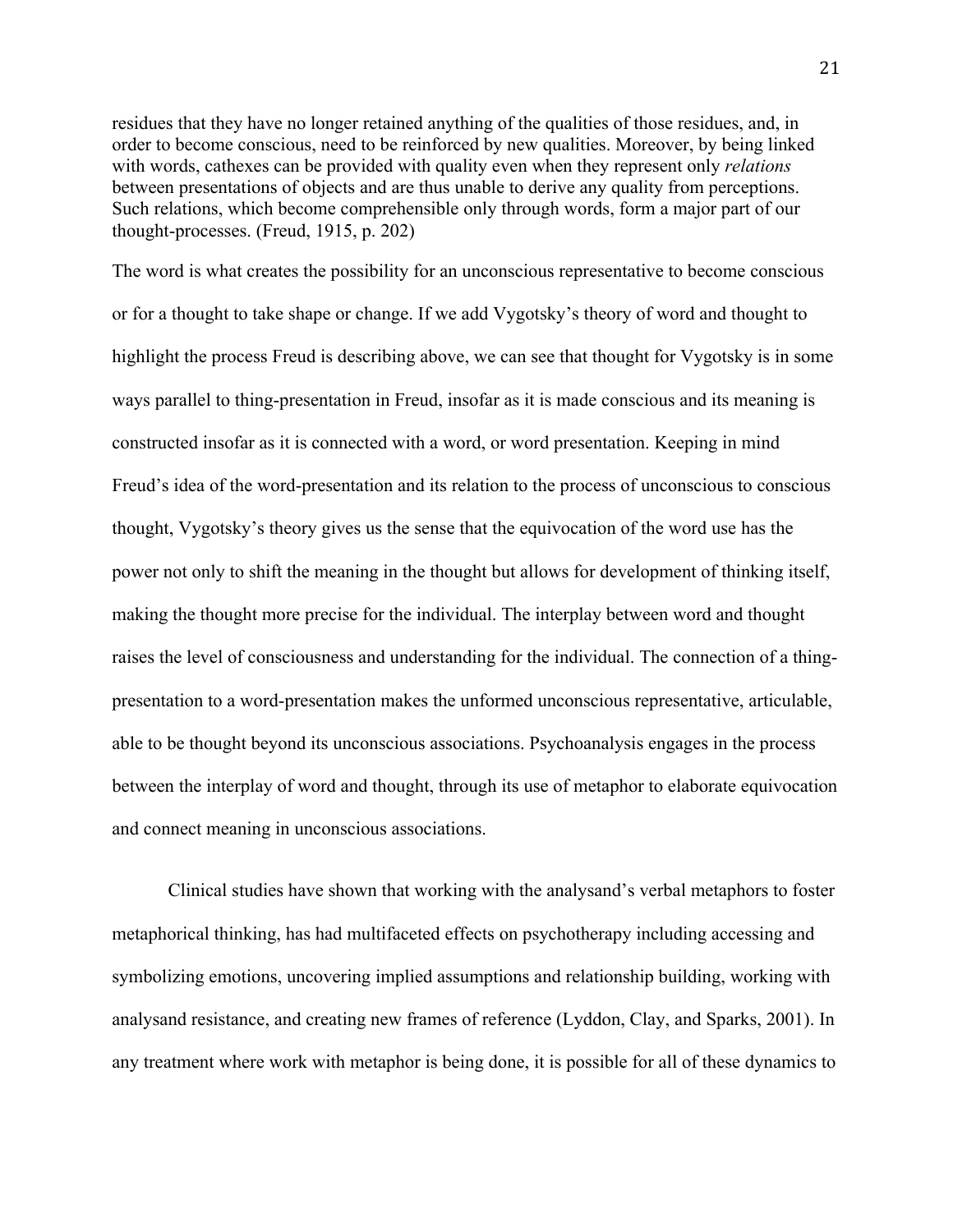> residues that they have no longer retained anything of the qualities of those residues, and, in order to become conscious, need to be reinforced by new qualities. Moreover, by being linked with words, cathexes can be provided with quality even when they represent only *relations* between presentations of objects and are thus unable to derive any quality from perceptions. Such relations, which become comprehensible only through words, form a major part of our thought-processes. (Freud, 1915, p. 202)

The word is what creates the possibility for an unconscious representative to become conscious or for a thought to take shape or change. If we add Vygotsky's theory of word and thought to highlight the process Freud is describing above, we can see that thought for Vygotsky is in some ways parallel to thing-presentation in Freud, insofar as it is made conscious and its meaning is constructed insofar as it is connected with a word, or word presentation. Keeping in mind Freud's idea of the word-presentation and its relation to the process of unconscious to conscious thought, Vygotsky's theory gives us the sense that the equivocation of the word use has the power not only to shift the meaning in the thought but allows for development of thinking itself, making the thought more precise for the individual. The interplay between word and thought raises the level of consciousness and understanding for the individual. The connection of a thing-presentation to a word-presentation makes the unformed unconscious representative, articulable, able to be thought beyond its unconscious associations. Psychoanalysis engages in the process between the interplay of word and thought, through its use of metaphor to elaborate equivocation and connect meaning in unconscious associations.

Clinical studies have shown that working with the analysand's verbal metaphors to foster metaphorical thinking, has had multifaceted effects on psychotherapy including accessing and symbolizing emotions, uncovering implied assumptions and relationship building, working with analysand resistance, and creating new frames of reference (Lyddon, Clay, and Sparks, 2001). In any treatment where work with metaphor is being done, it is possible for all of these dynamics to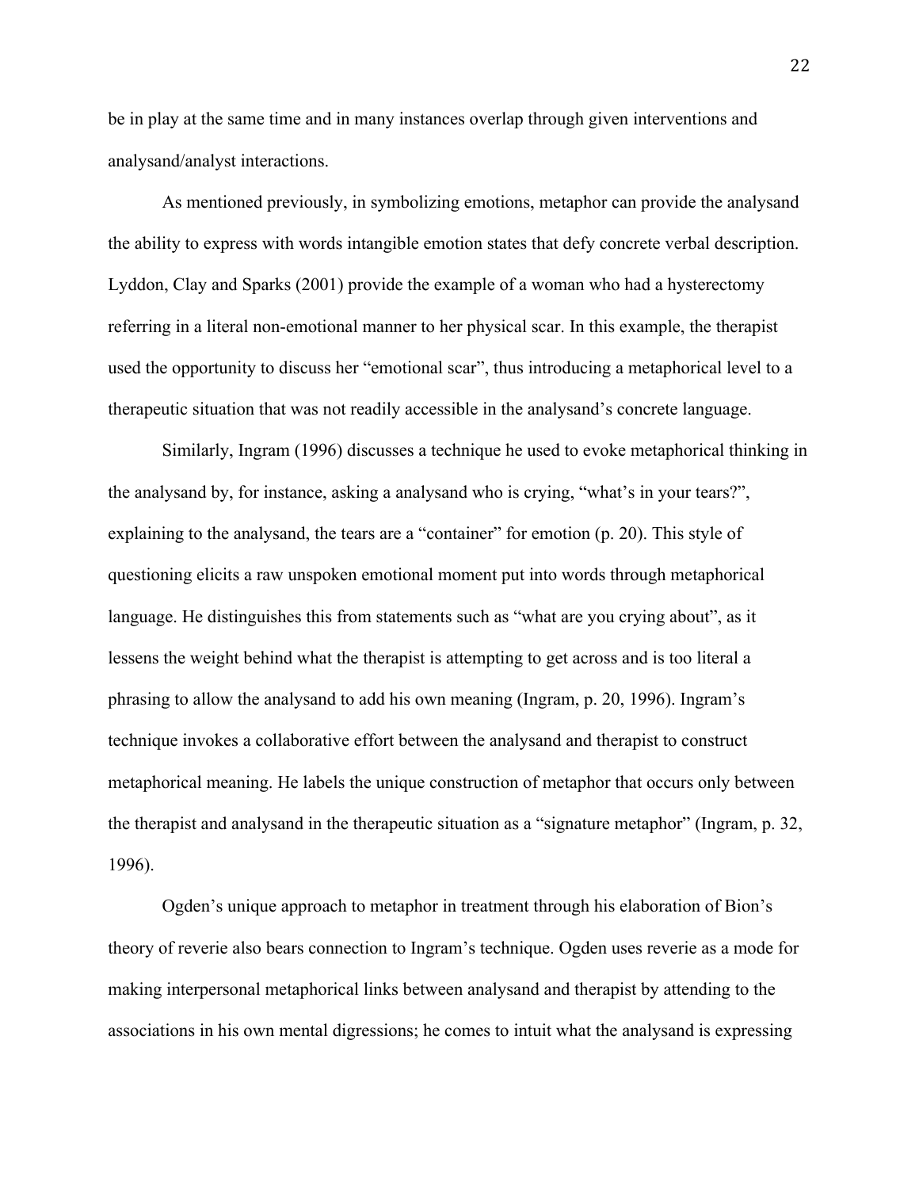be in play at the same time and in many instances overlap through given interventions and analysand/analyst interactions.

As mentioned previously, in symbolizing emotions, metaphor can provide the analysand the ability to express with words intangible emotion states that defy concrete verbal description. Lyddon, Clay and Sparks (2001) provide the example of a woman who had a hysterectomy referring in a literal non-emotional manner to her physical scar. In this example, the therapist used the opportunity to discuss her "emotional scar", thus introducing a metaphorical level to a therapeutic situation that was not readily accessible in the analysand's concrete language.

Similarly, Ingram (1996) discusses a technique he used to evoke metaphorical thinking in the analysand by, for instance, asking a analysand who is crying, "what's in your tears?", explaining to the analysand, the tears are a "container" for emotion (p. 20). This style of questioning elicits a raw unspoken emotional moment put into words through metaphorical language. He distinguishes this from statements such as "what are you crying about", as it lessens the weight behind what the therapist is attempting to get across and is too literal a phrasing to allow the analysand to add his own meaning (Ingram, p. 20, 1996). Ingram's technique invokes a collaborative effort between the analysand and therapist to construct metaphorical meaning. He labels the unique construction of metaphor that occurs only between the therapist and analysand in the therapeutic situation as a "signature metaphor" (Ingram, p. 32, 1996).

Ogden's unique approach to metaphor in treatment through his elaboration of Bion's theory of reverie also bears connection to Ingram's technique. Ogden uses reverie as a mode for making interpersonal metaphorical links between analysand and therapist by attending to the associations in his own mental digressions; he comes to intuit what the analysand is expressing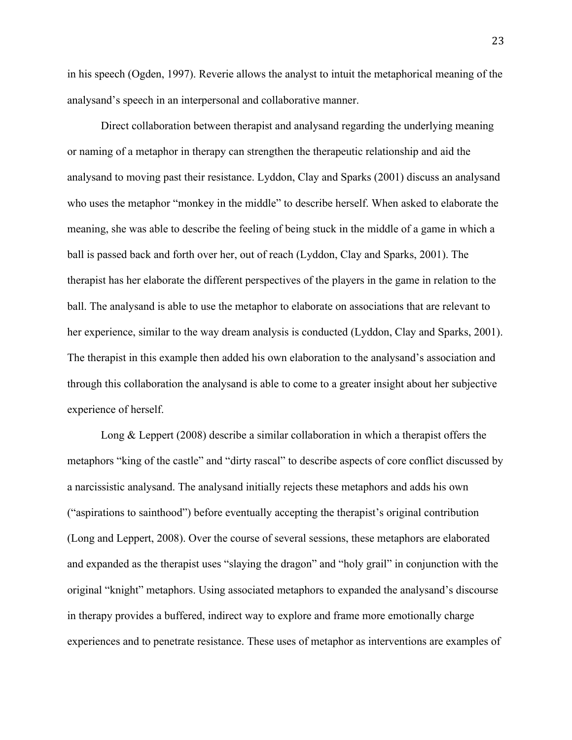in his speech (Ogden, 1997). Reverie allows the analyst to intuit the metaphorical meaning of the analysand's speech in an interpersonal and collaborative manner.

Direct collaboration between therapist and analysand regarding the underlying meaning or naming of a metaphor in therapy can strengthen the therapeutic relationship and aid the analysand to moving past their resistance. Lyddon, Clay and Sparks (2001) discuss an analysand who uses the metaphor "monkey in the middle" to describe herself. When asked to elaborate the meaning, she was able to describe the feeling of being stuck in the middle of a game in which a ball is passed back and forth over her, out of reach (Lyddon, Clay and Sparks, 2001). The therapist has her elaborate the different perspectives of the players in the game in relation to the ball. The analysand is able to use the metaphor to elaborate on associations that are relevant to her experience, similar to the way dream analysis is conducted (Lyddon, Clay and Sparks, 2001). The therapist in this example then added his own elaboration to the analysand's association and through this collaboration the analysand is able to come to a greater insight about her subjective experience of herself.

Long & Leppert (2008) describe a similar collaboration in which a therapist offers the metaphors "king of the castle" and "dirty rascal" to describe aspects of core conflict discussed by a narcissistic analysand. The analysand initially rejects these metaphors and adds his own ("aspirations to sainthood") before eventually accepting the therapist's original contribution (Long and Leppert, 2008). Over the course of several sessions, these metaphors are elaborated and expanded as the therapist uses "slaying the dragon" and "holy grail" in conjunction with the original "knight" metaphors. Using associated metaphors to expanded the analysand's discourse in therapy provides a buffered, indirect way to explore and frame more emotionally charge experiences and to penetrate resistance. These uses of metaphor as interventions are examples of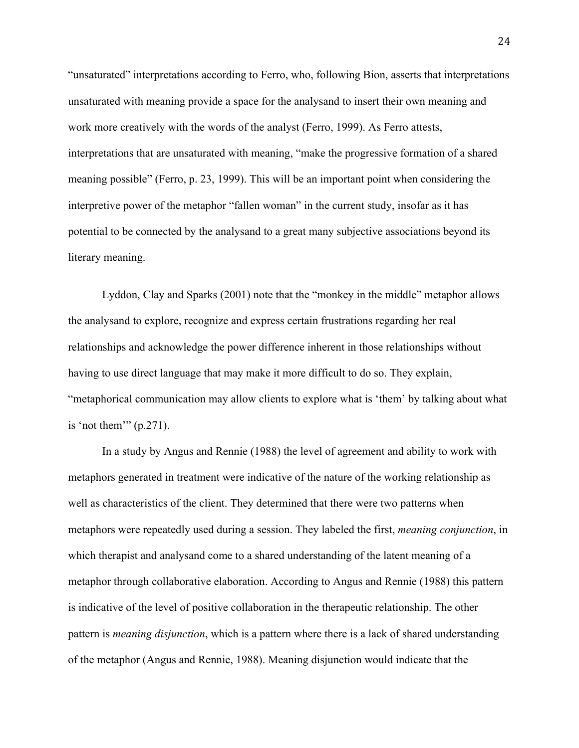"unsaturated" interpretations according to Ferro, who, following Bion, asserts that interpretations unsaturated with meaning provide a space for the analysand to insert their own meaning and work more creatively with the words of the analyst (Ferro, 1999). As Ferro attests, interpretations that are unsaturated with meaning, "make the progressive formation of a shared meaning possible" (Ferro, p. 23, 1999). This will be an important point when considering the interpretive power of the metaphor "fallen woman" in the current study, insofar as it has potential to be connected by the analysand to a great many subjective associations beyond its literary meaning.

Lyddon, Clay and Sparks (2001) note that the "monkey in the middle" metaphor allows the analysand to explore, recognize and express certain frustrations regarding her real relationships and acknowledge the power difference inherent in those relationships without having to use direct language that may make it more difficult to do so. They explain, "metaphorical communication may allow clients to explore what is 'them' by talking about what is 'not them'" (p.271).

In a study by Angus and Rennie (1988) the level of agreement and ability to work with metaphors generated in treatment were indicative of the nature of the working relationship as well as characteristics of the client. They determined that there were two patterns when metaphors were repeatedly used during a session. They labeled the first, *meaning conjunction*, in which therapist and analysand come to a shared understanding of the latent meaning of a metaphor through collaborative elaboration. According to Angus and Rennie (1988) this pattern is indicative of the level of positive collaboration in the therapeutic relationship. The other pattern is *meaning disjunction*, which is a pattern where there is a lack of shared understanding of the metaphor (Angus and Rennie, 1988). Meaning disjunction would indicate that the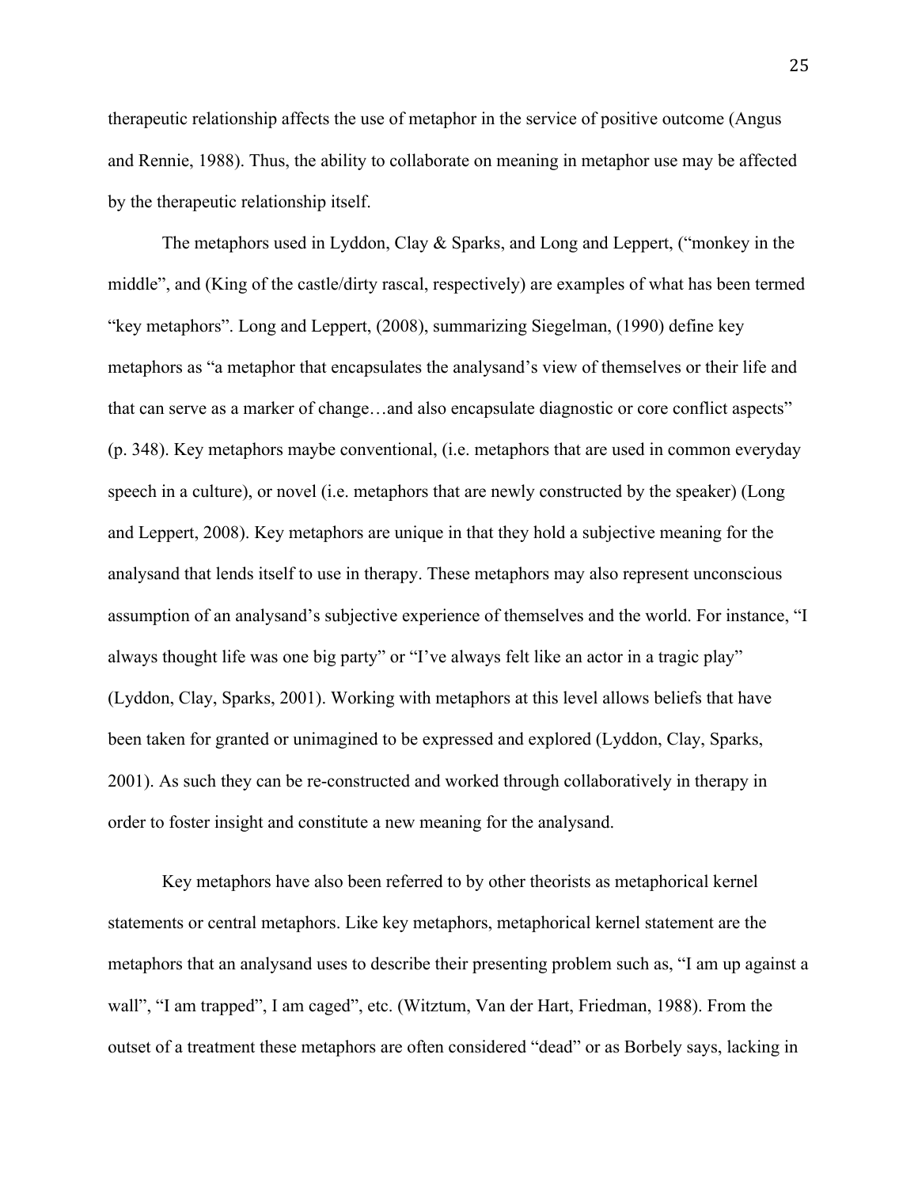therapeutic relationship affects the use of metaphor in the service of positive outcome (Angus and Rennie, 1988). Thus, the ability to collaborate on meaning in metaphor use may be affected by the therapeutic relationship itself.

The metaphors used in Lyddon, Clay & Sparks, and Long and Leppert, ("monkey in the middle", and (King of the castle/dirty rascal, respectively) are examples of what has been termed "key metaphors". Long and Leppert, (2008), summarizing Siegelman, (1990) define key metaphors as "a metaphor that encapsulates the analysand's view of themselves or their life and that can serve as a marker of change…and also encapsulate diagnostic or core conflict aspects" (p. 348). Key metaphors maybe conventional, (i.e. metaphors that are used in common everyday speech in a culture), or novel (i.e. metaphors that are newly constructed by the speaker) (Long and Leppert, 2008). Key metaphors are unique in that they hold a subjective meaning for the analysand that lends itself to use in therapy. These metaphors may also represent unconscious assumption of an analysand's subjective experience of themselves and the world. For instance, "I always thought life was one big party" or "I've always felt like an actor in a tragic play" (Lyddon, Clay, Sparks, 2001). Working with metaphors at this level allows beliefs that have been taken for granted or unimagined to be expressed and explored (Lyddon, Clay, Sparks, 2001). As such they can be re-constructed and worked through collaboratively in therapy in order to foster insight and constitute a new meaning for the analysand.

Key metaphors have also been referred to by other theorists as metaphorical kernel statements or central metaphors. Like key metaphors, metaphorical kernel statement are the metaphors that an analysand uses to describe their presenting problem such as, "I am up against a wall", "I am trapped", I am caged", etc. (Witztum, Van der Hart, Friedman, 1988). From the outset of a treatment these metaphors are often considered "dead" or as Borbely says, lacking in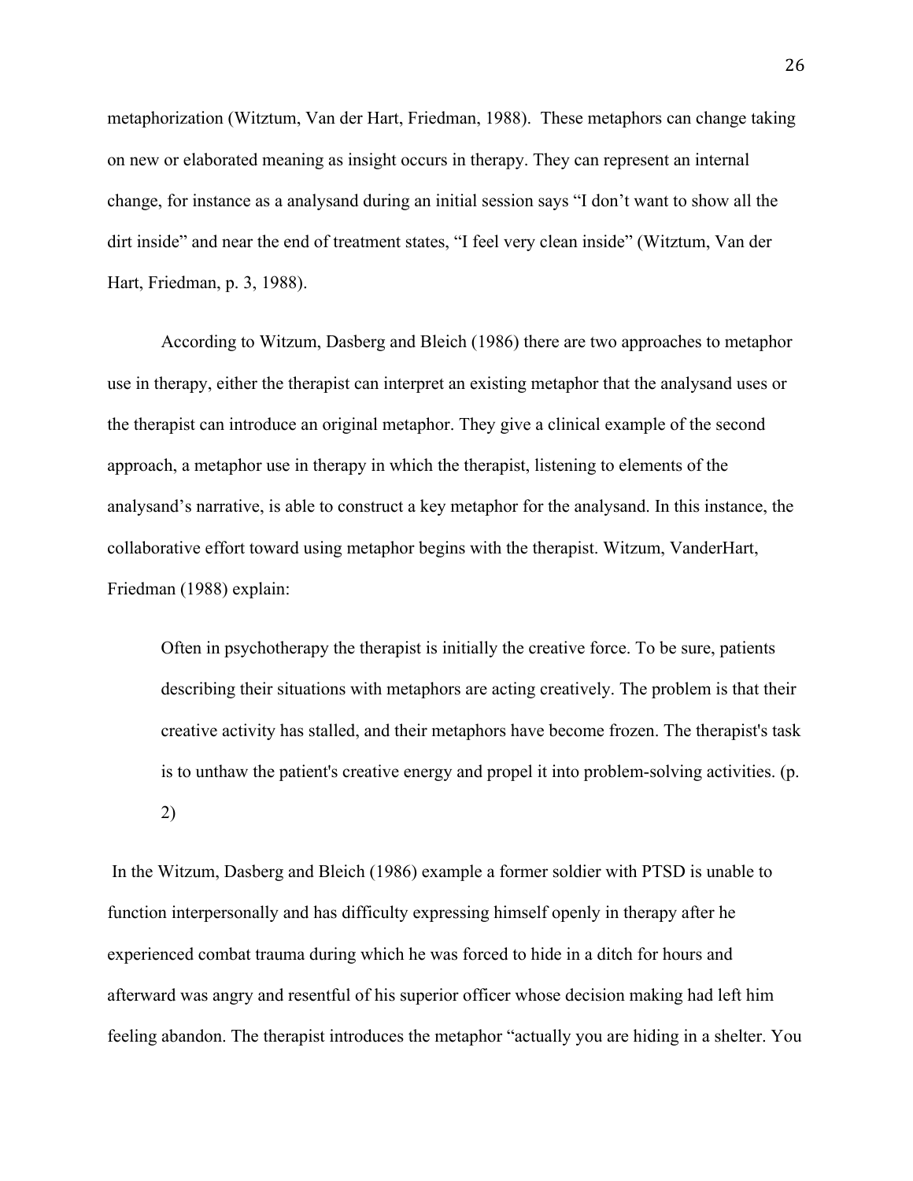metaphorization (Witztum, Van der Hart, Friedman, 1988). These metaphors can change taking on new or elaborated meaning as insight occurs in therapy. They can represent an internal change, for instance as a analysand during an initial session says "I don't want to show all the dirt inside" and near the end of treatment states, "I feel very clean inside" (Witztum, Van der Hart, Friedman, p. 3, 1988).

According to Witzum, Dasberg and Bleich (1986) there are two approaches to metaphor use in therapy, either the therapist can interpret an existing metaphor that the analysand uses or the therapist can introduce an original metaphor. They give a clinical example of the second approach, a metaphor use in therapy in which the therapist, listening to elements of the analysand's narrative, is able to construct a key metaphor for the analysand. In this instance, the collaborative effort toward using metaphor begins with the therapist. Witzum, VanderHart, Friedman (1988) explain:

> Often in psychotherapy the therapist is initially the creative force. To be sure, patients describing their situations with metaphors are acting creatively. The problem is that their creative activity has stalled, and their metaphors have become frozen. The therapist's task is to unthaw the patient's creative energy and propel it into problem-solving activities. (p. 2)

In the Witzum, Dasberg and Bleich (1986) example a former soldier with PTSD is unable to function interpersonally and has difficulty expressing himself openly in therapy after he experienced combat trauma during which he was forced to hide in a ditch for hours and afterward was angry and resentful of his superior officer whose decision making had left him feeling abandon. The therapist introduces the metaphor "actually you are hiding in a shelter. You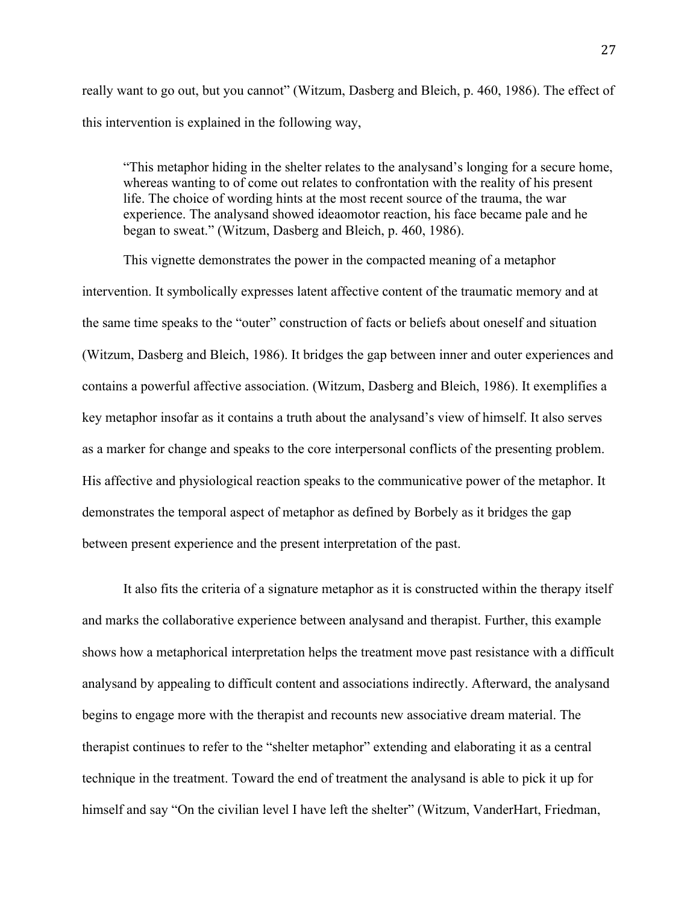really want to go out, but you cannot" (Witzum, Dasberg and Bleich, p. 460, 1986). The effect of this intervention is explained in the following way,

> "This metaphor hiding in the shelter relates to the analysand's longing for a secure home, whereas wanting to of come out relates to confrontation with the reality of his present life. The choice of wording hints at the most recent source of the trauma, the war experience. The analysand showed ideaomotor reaction, his face became pale and he began to sweat." (Witzum, Dasberg and Bleich, p. 460, 1986).

This vignette demonstrates the power in the compacted meaning of a metaphor intervention. It symbolically expresses latent affective content of the traumatic memory and at the same time speaks to the "outer" construction of facts or beliefs about oneself and situation (Witzum, Dasberg and Bleich, 1986). It bridges the gap between inner and outer experiences and contains a powerful affective association. (Witzum, Dasberg and Bleich, 1986). It exemplifies a key metaphor insofar as it contains a truth about the analysand's view of himself. It also serves as a marker for change and speaks to the core interpersonal conflicts of the presenting problem. His affective and physiological reaction speaks to the communicative power of the metaphor. It demonstrates the temporal aspect of metaphor as defined by Borbely as it bridges the gap between present experience and the present interpretation of the past.

It also fits the criteria of a signature metaphor as it is constructed within the therapy itself and marks the collaborative experience between analysand and therapist. Further, this example shows how a metaphorical interpretation helps the treatment move past resistance with a difficult analysand by appealing to difficult content and associations indirectly. Afterward, the analysand begins to engage more with the therapist and recounts new associative dream material. The therapist continues to refer to the "shelter metaphor" extending and elaborating it as a central technique in the treatment. Toward the end of treatment the analysand is able to pick it up for himself and say "On the civilian level I have left the shelter" (Witzum, VanderHart, Friedman,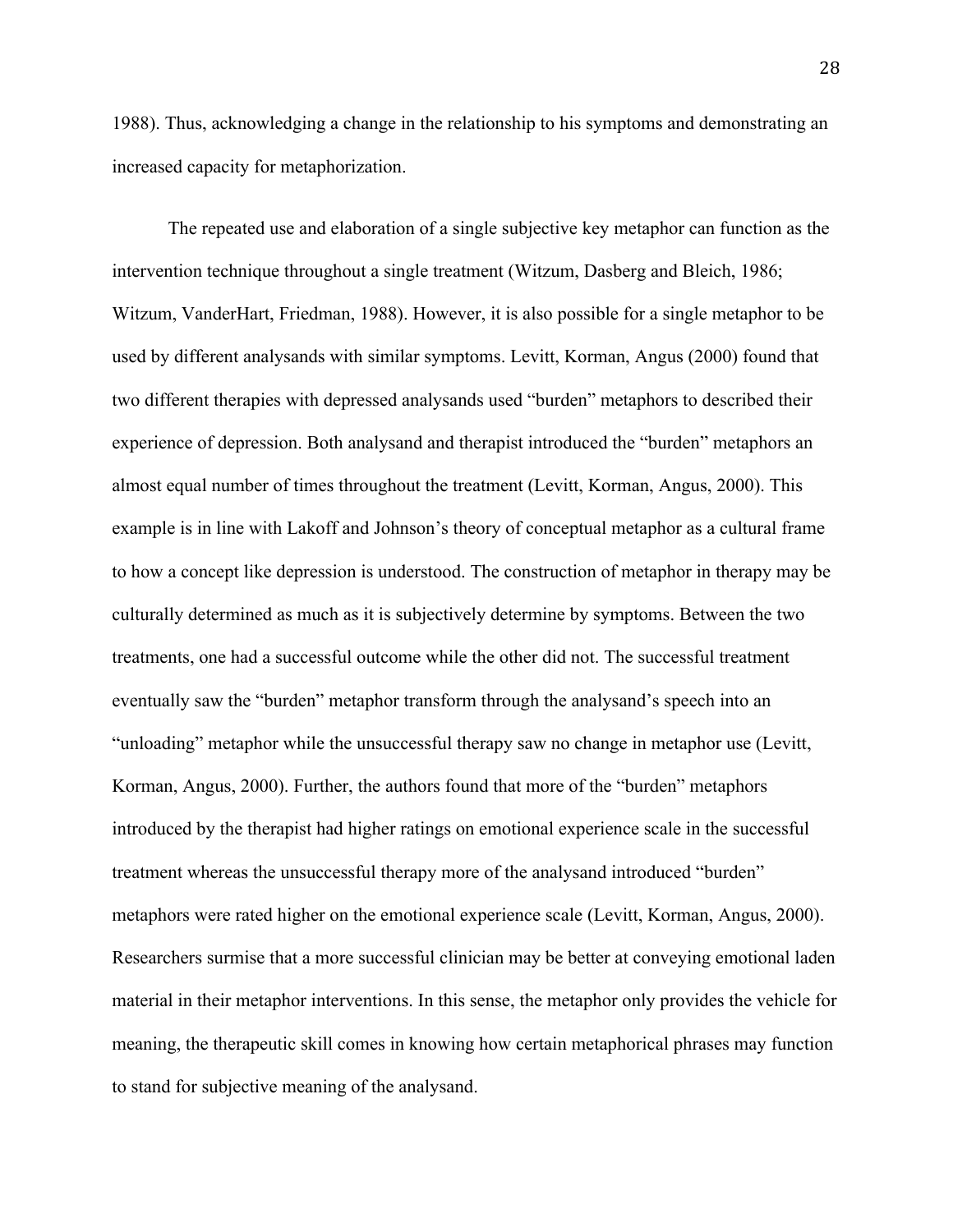1988). Thus, acknowledging a change in the relationship to his symptoms and demonstrating an increased capacity for metaphorization.

The repeated use and elaboration of a single subjective key metaphor can function as the intervention technique throughout a single treatment (Witzum, Dasberg and Bleich, 1986; Witzum, VanderHart, Friedman, 1988). However, it is also possible for a single metaphor to be used by different analysands with similar symptoms. Levitt, Korman, Angus (2000) found that two different therapies with depressed analysands used "burden" metaphors to described their experience of depression. Both analysand and therapist introduced the "burden" metaphors an almost equal number of times throughout the treatment (Levitt, Korman, Angus, 2000). This example is in line with Lakoff and Johnson's theory of conceptual metaphor as a cultural frame to how a concept like depression is understood. The construction of metaphor in therapy may be culturally determined as much as it is subjectively determine by symptoms. Between the two treatments, one had a successful outcome while the other did not. The successful treatment eventually saw the "burden" metaphor transform through the analysand's speech into an "unloading" metaphor while the unsuccessful therapy saw no change in metaphor use (Levitt, Korman, Angus, 2000). Further, the authors found that more of the "burden" metaphors introduced by the therapist had higher ratings on emotional experience scale in the successful treatment whereas the unsuccessful therapy more of the analysand introduced "burden" metaphors were rated higher on the emotional experience scale (Levitt, Korman, Angus, 2000). Researchers surmise that a more successful clinician may be better at conveying emotional laden material in their metaphor interventions. In this sense, the metaphor only provides the vehicle for meaning, the therapeutic skill comes in knowing how certain metaphorical phrases may function to stand for subjective meaning of the analysand.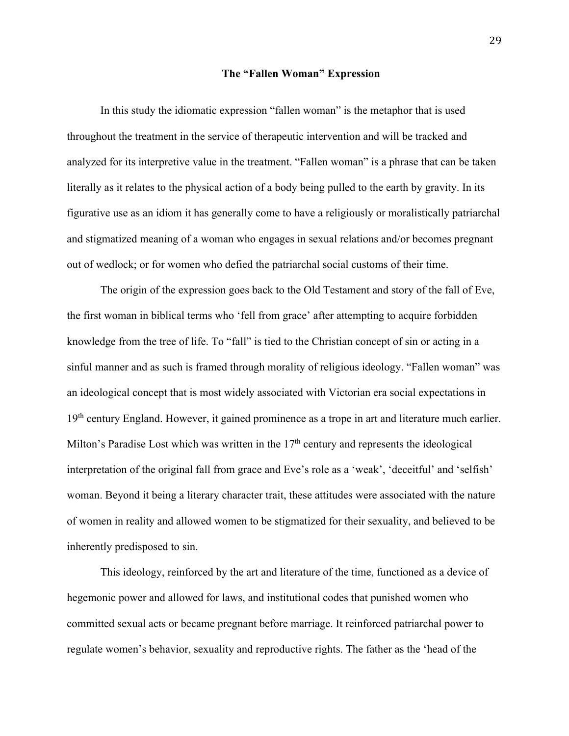## The "Fallen Woman" Expression

In this study the idiomatic expression "fallen woman" is the metaphor that is used throughout the treatment in the service of therapeutic intervention and will be tracked and analyzed for its interpretive value in the treatment. "Fallen woman" is a phrase that can be taken literally as it relates to the physical action of a body being pulled to the earth by gravity. In its figurative use as an idiom it has generally come to have a religiously or moralistically patriarchal and stigmatized meaning of a woman who engages in sexual relations and/or becomes pregnant out of wedlock; or for women who defied the patriarchal social customs of their time.

The origin of the expression goes back to the Old Testament and story of the fall of Eve, the first woman in biblical terms who 'fell from grace' after attempting to acquire forbidden knowledge from the tree of life. To "fall" is tied to the Christian concept of sin or acting in a sinful manner and as such is framed through morality of religious ideology. "Fallen woman" was an ideological concept that is most widely associated with Victorian era social expectations in 19th century England. However, it gained prominence as a trope in art and literature much earlier. Milton's Paradise Lost which was written in the 17th century and represents the ideological interpretation of the original fall from grace and Eve's role as a 'weak', 'deceitful' and 'selfish' woman. Beyond it being a literary character trait, these attitudes were associated with the nature of women in reality and allowed women to be stigmatized for their sexuality, and believed to be inherently predisposed to sin.

This ideology, reinforced by the art and literature of the time, functioned as a device of hegemonic power and allowed for laws, and institutional codes that punished women who committed sexual acts or became pregnant before marriage. It reinforced patriarchal power to regulate women's behavior, sexuality and reproductive rights. The father as the 'head of the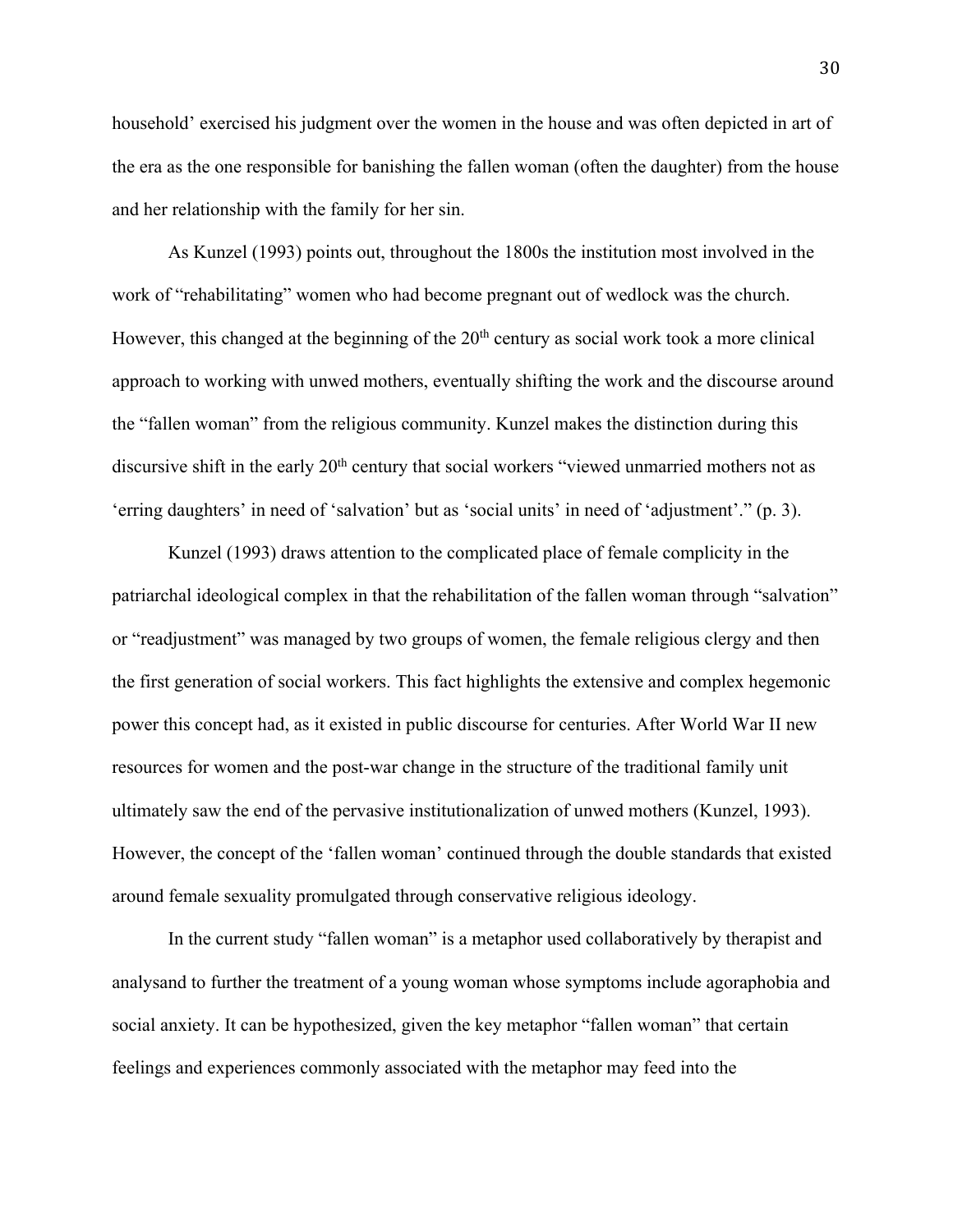household' exercised his judgment over the women in the house and was often depicted in art of the era as the one responsible for banishing the fallen woman (often the daughter) from the house and her relationship with the family for her sin.

As Kunzel (1993) points out, throughout the 1800s the institution most involved in the work of "rehabilitating" women who had become pregnant out of wedlock was the church. However, this changed at the beginning of the 20th century as social work took a more clinical approach to working with unwed mothers, eventually shifting the work and the discourse around the "fallen woman" from the religious community. Kunzel makes the distinction during this discursive shift in the early 20th century that social workers "viewed unmarried mothers not as 'erring daughters' in need of 'salvation' but as 'social units' in need of 'adjustment'." (p. 3).

Kunzel (1993) draws attention to the complicated place of female complicity in the patriarchal ideological complex in that the rehabilitation of the fallen woman through "salvation" or "readjustment" was managed by two groups of women, the female religious clergy and then the first generation of social workers. This fact highlights the extensive and complex hegemonic power this concept had, as it existed in public discourse for centuries. After World War II new resources for women and the post-war change in the structure of the traditional family unit ultimately saw the end of the pervasive institutionalization of unwed mothers (Kunzel, 1993). However, the concept of the 'fallen woman' continued through the double standards that existed around female sexuality promulgated through conservative religious ideology.

In the current study "fallen woman" is a metaphor used collaboratively by therapist and analysand to further the treatment of a young woman whose symptoms include agoraphobia and social anxiety. It can be hypothesized, given the key metaphor "fallen woman" that certain feelings and experiences commonly associated with the metaphor may feed into the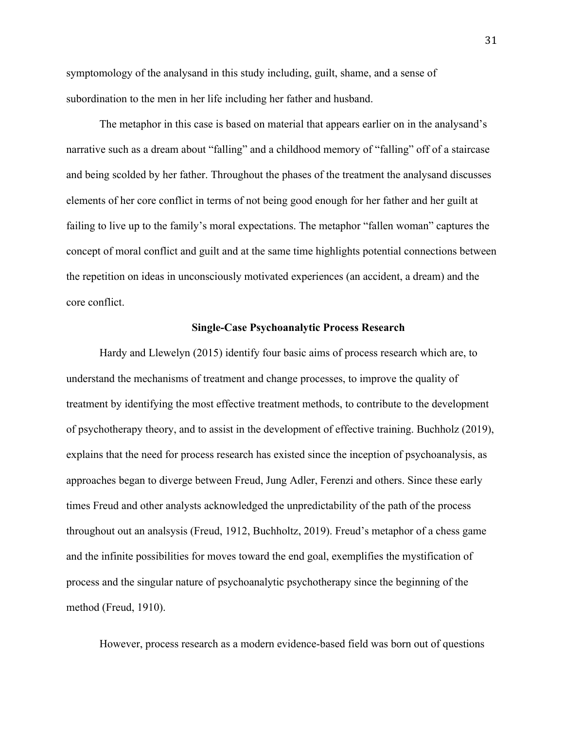symptomology of the analysand in this study including, guilt, shame, and a sense of subordination to the men in her life including her father and husband.

The metaphor in this case is based on material that appears earlier on in the analysand's narrative such as a dream about "falling" and a childhood memory of "falling" off of a staircase and being scolded by her father. Throughout the phases of the treatment the analysand discusses elements of her core conflict in terms of not being good enough for her father and her guilt at failing to live up to the family's moral expectations. The metaphor "fallen woman" captures the concept of moral conflict and guilt and at the same time highlights potential connections between the repetition on ideas in unconsciously motivated experiences (an accident, a dream) and the core conflict.

### Single-Case Psychoanalytic Process Research

Hardy and Llewelyn (2015) identify four basic aims of process research which are, to understand the mechanisms of treatment and change processes, to improve the quality of treatment by identifying the most effective treatment methods, to contribute to the development of psychotherapy theory, and to assist in the development of effective training. Buchholz (2019), explains that the need for process research has existed since the inception of psychoanalysis, as approaches began to diverge between Freud, Jung Adler, Ferenzi and others. Since these early times Freud and other analysts acknowledged the unpredictability of the path of the process throughout out an analsysis (Freud, 1912, Buchholtz, 2019). Freud's metaphor of a chess game and the infinite possibilities for moves toward the end goal, exemplifies the mystification of process and the singular nature of psychoanalytic psychotherapy since the beginning of the method (Freud, 1910).

However, process research as a modern evidence-based field was born out of questions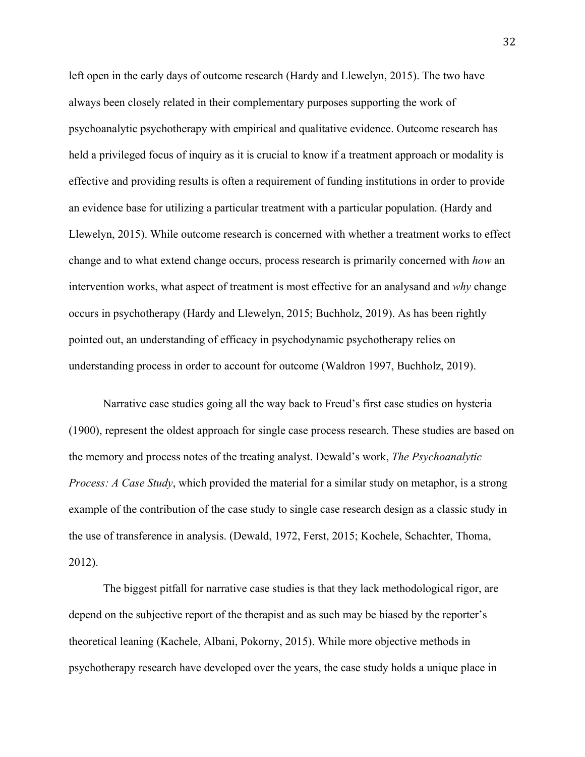left open in the early days of outcome research (Hardy and Llewelyn, 2015). The two have always been closely related in their complementary purposes supporting the work of psychoanalytic psychotherapy with empirical and qualitative evidence. Outcome research has held a privileged focus of inquiry as it is crucial to know if a treatment approach or modality is effective and providing results is often a requirement of funding institutions in order to provide an evidence base for utilizing a particular treatment with a particular population. (Hardy and Llewelyn, 2015). While outcome research is concerned with whether a treatment works to effect change and to what extend change occurs, process research is primarily concerned with *how* an intervention works, what aspect of treatment is most effective for an analysand and *why* change occurs in psychotherapy (Hardy and Llewelyn, 2015; Buchholz, 2019). As has been rightly pointed out, an understanding of efficacy in psychodynamic psychotherapy relies on understanding process in order to account for outcome (Waldron 1997, Buchholz, 2019).

Narrative case studies going all the way back to Freud's first case studies on hysteria (1900), represent the oldest approach for single case process research. These studies are based on the memory and process notes of the treating analyst. Dewald's work, *The Psychoanalytic Process: A Case Study*, which provided the material for a similar study on metaphor, is a strong example of the contribution of the case study to single case research design as a classic study in the use of transference in analysis. (Dewald, 1972, Ferst, 2015; Kochele, Schachter, Thoma, 2012).

The biggest pitfall for narrative case studies is that they lack methodological rigor, are depend on the subjective report of the therapist and as such may be biased by the reporter's theoretical leaning (Kachele, Albani, Pokorny, 2015). While more objective methods in psychotherapy research have developed over the years, the case study holds a unique place in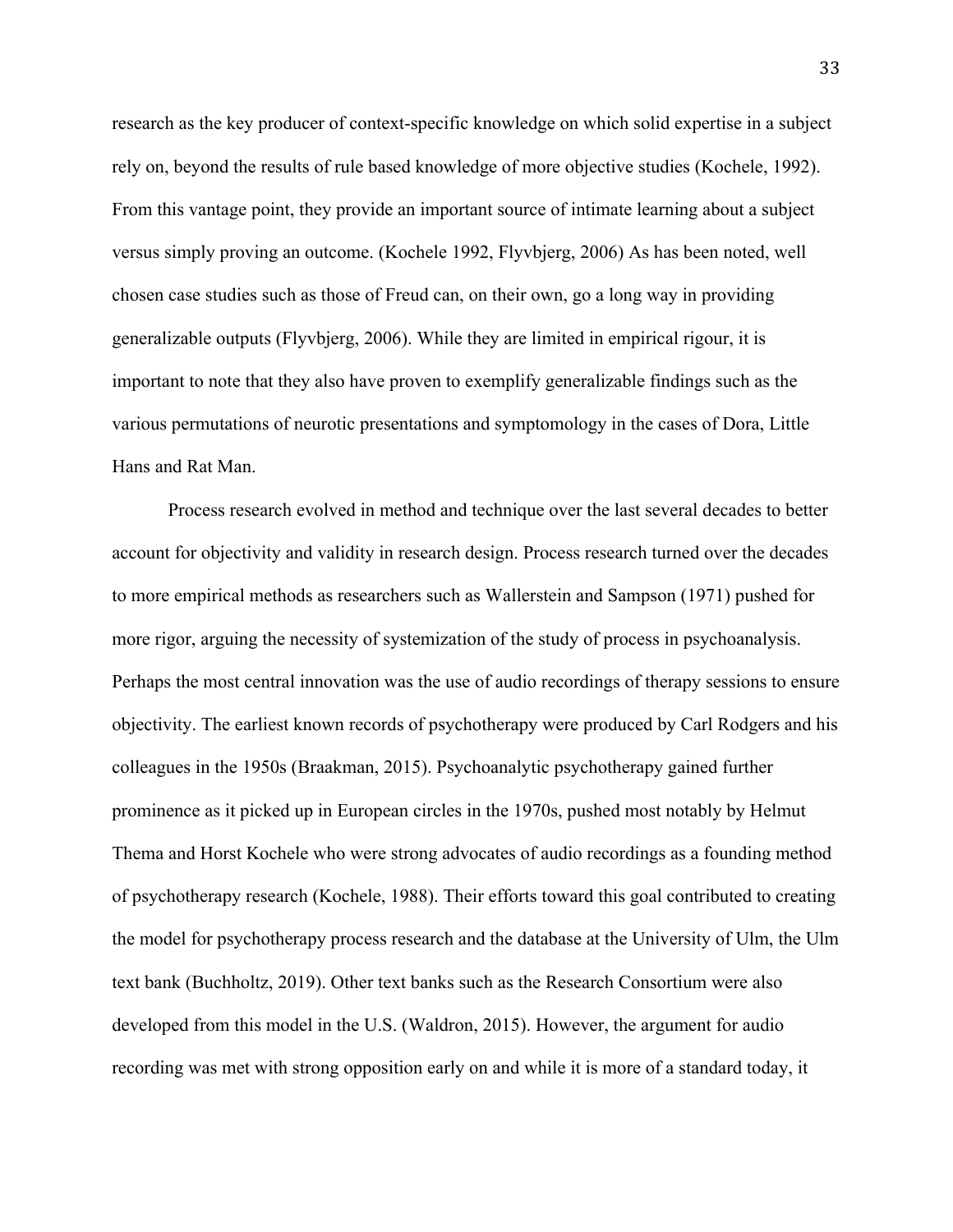research as the key producer of context-specific knowledge on which solid expertise in a subject rely on, beyond the results of rule based knowledge of more objective studies (Kochele, 1992). From this vantage point, they provide an important source of intimate learning about a subject versus simply proving an outcome. (Kochele 1992, Flyvbjerg, 2006) As has been noted, well chosen case studies such as those of Freud can, on their own, go a long way in providing generalizable outputs (Flyvbjerg, 2006). While they are limited in empirical rigour, it is important to note that they also have proven to exemplify generalizable findings such as the various permutations of neurotic presentations and symptomology in the cases of Dora, Little Hans and Rat Man.

Process research evolved in method and technique over the last several decades to better account for objectivity and validity in research design. Process research turned over the decades to more empirical methods as researchers such as Wallerstein and Sampson (1971) pushed for more rigor, arguing the necessity of systemization of the study of process in psychoanalysis. Perhaps the most central innovation was the use of audio recordings of therapy sessions to ensure objectivity. The earliest known records of psychotherapy were produced by Carl Rodgers and his colleagues in the 1950s (Braakman, 2015). Psychoanalytic psychotherapy gained further prominence as it picked up in European circles in the 1970s, pushed most notably by Helmut Thema and Horst Kochele who were strong advocates of audio recordings as a founding method of psychotherapy research (Kochele, 1988). Their efforts toward this goal contributed to creating the model for psychotherapy process research and the database at the University of Ulm, the Ulm text bank (Buchholtz, 2019). Other text banks such as the Research Consortium were also developed from this model in the U.S. (Waldron, 2015). However, the argument for audio recording was met with strong opposition early on and while it is more of a standard today, it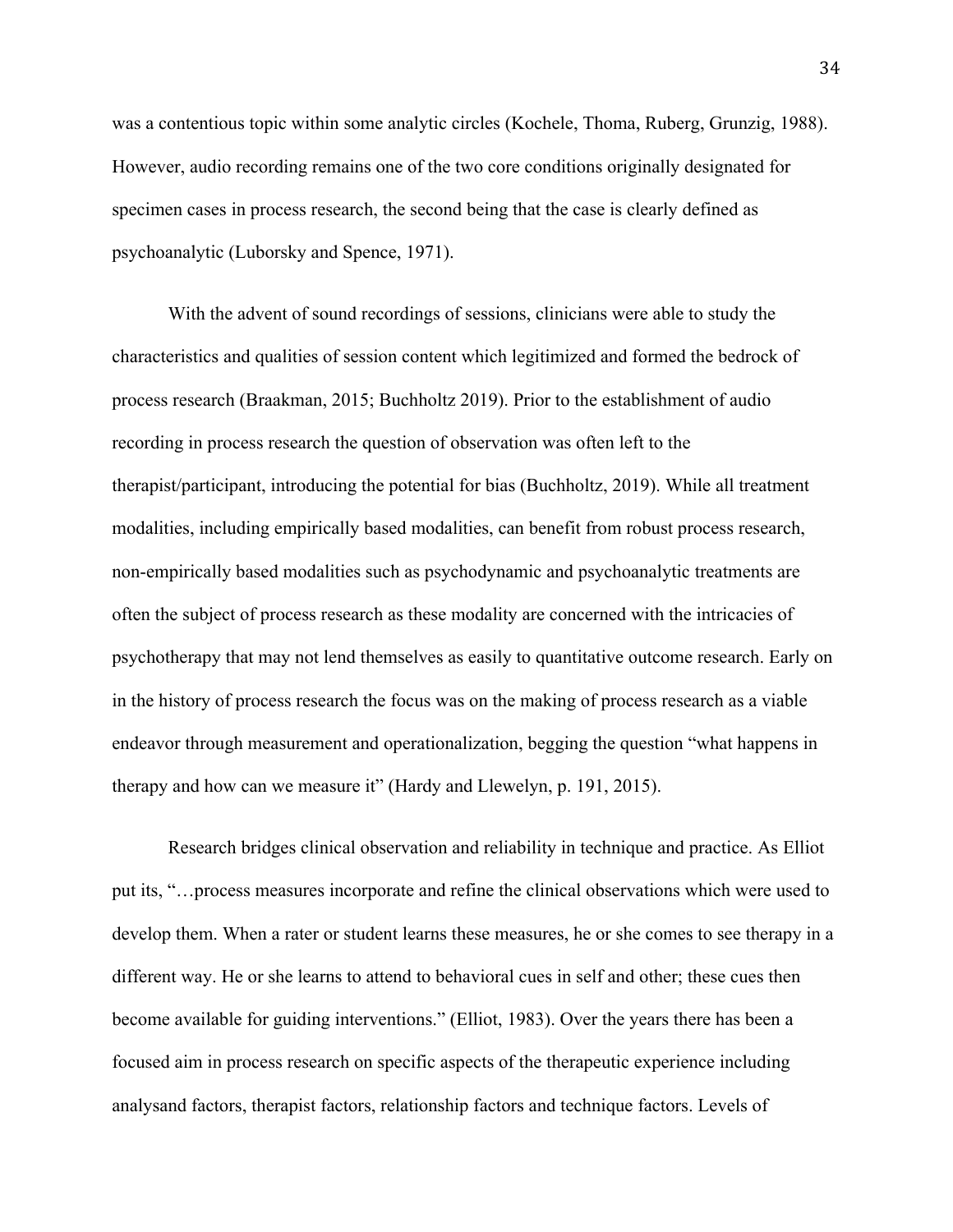was a contentious topic within some analytic circles (Kochele, Thoma, Ruberg, Grunzig, 1988). However, audio recording remains one of the two core conditions originally designated for specimen cases in process research, the second being that the case is clearly defined as psychoanalytic (Luborsky and Spence, 1971).

With the advent of sound recordings of sessions, clinicians were able to study the characteristics and qualities of session content which legitimized and formed the bedrock of process research (Braakman, 2015; Buchholtz 2019). Prior to the establishment of audio recording in process research the question of observation was often left to the therapist/participant, introducing the potential for bias (Buchholtz, 2019). While all treatment modalities, including empirically based modalities, can benefit from robust process research, non-empirically based modalities such as psychodynamic and psychoanalytic treatments are often the subject of process research as these modality are concerned with the intricacies of psychotherapy that may not lend themselves as easily to quantitative outcome research. Early on in the history of process research the focus was on the making of process research as a viable endeavor through measurement and operationalization, begging the question "what happens in therapy and how can we measure it" (Hardy and Llewelyn, p. 191, 2015).

Research bridges clinical observation and reliability in technique and practice. As Elliot put its, "…process measures incorporate and refine the clinical observations which were used to develop them. When a rater or student learns these measures, he or she comes to see therapy in a different way. He or she learns to attend to behavioral cues in self and other; these cues then become available for guiding interventions." (Elliot, 1983). Over the years there has been a focused aim in process research on specific aspects of the therapeutic experience including analysand factors, therapist factors, relationship factors and technique factors. Levels of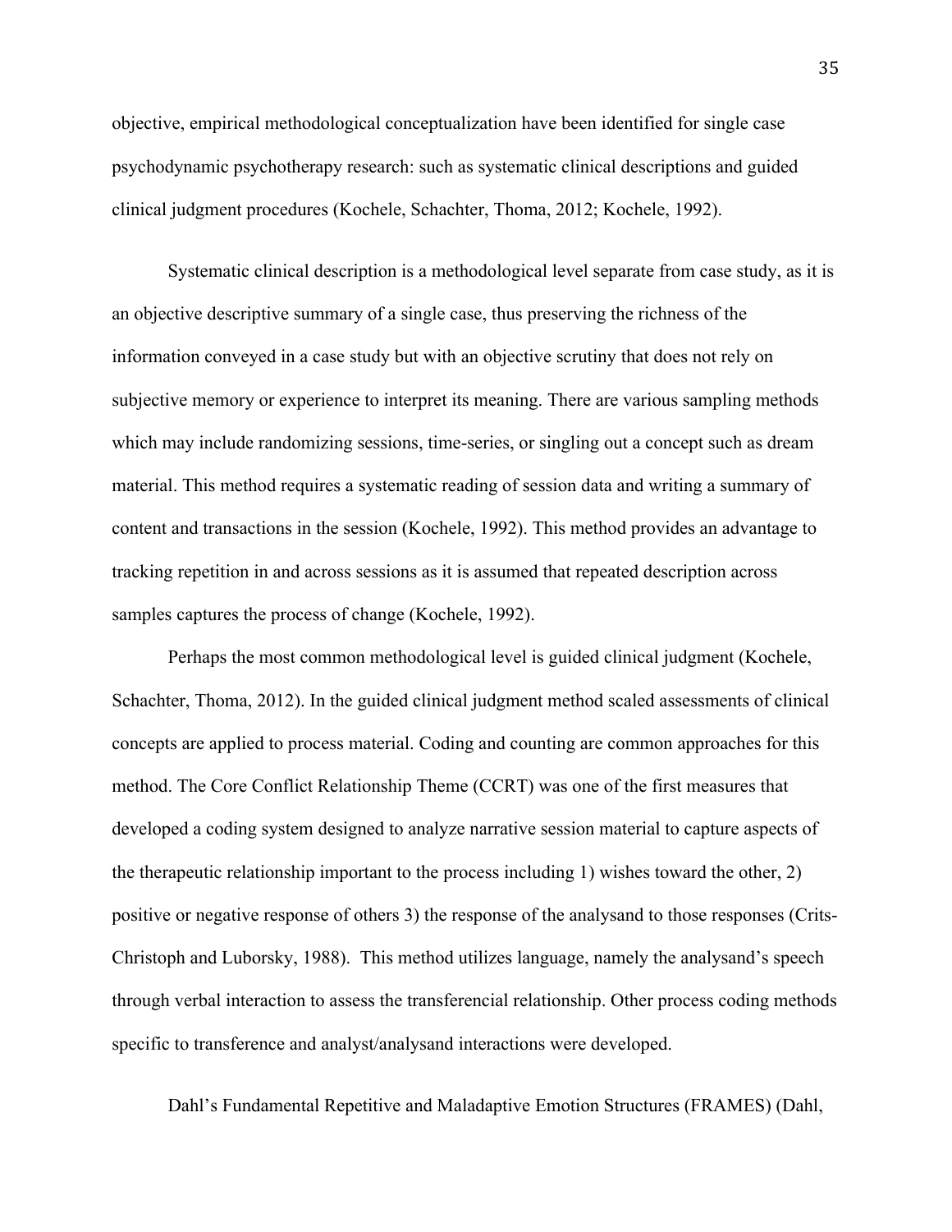objective, empirical methodological conceptualization have been identified for single case psychodynamic psychotherapy research: such as systematic clinical descriptions and guided clinical judgment procedures (Kochele, Schachter, Thoma, 2012; Kochele, 1992).

Systematic clinical description is a methodological level separate from case study, as it is an objective descriptive summary of a single case, thus preserving the richness of the information conveyed in a case study but with an objective scrutiny that does not rely on subjective memory or experience to interpret its meaning. There are various sampling methods which may include randomizing sessions, time-series, or singling out a concept such as dream material. This method requires a systematic reading of session data and writing a summary of content and transactions in the session (Kochele, 1992). This method provides an advantage to tracking repetition in and across sessions as it is assumed that repeated description across samples captures the process of change (Kochele, 1992).

Perhaps the most common methodological level is guided clinical judgment (Kochele, Schachter, Thoma, 2012). In the guided clinical judgment method scaled assessments of clinical concepts are applied to process material. Coding and counting are common approaches for this method. The Core Conflict Relationship Theme (CCRT) was one of the first measures that developed a coding system designed to analyze narrative session material to capture aspects of the therapeutic relationship important to the process including 1) wishes toward the other, 2) positive or negative response of others 3) the response of the analysand to those responses (Crits-Christoph and Luborsky, 1988). This method utilizes language, namely the analysand's speech through verbal interaction to assess the transferencial relationship. Other process coding methods specific to transference and analyst/analysand interactions were developed.

Dahl's Fundamental Repetitive and Maladaptive Emotion Structures (FRAMES) (Dahl,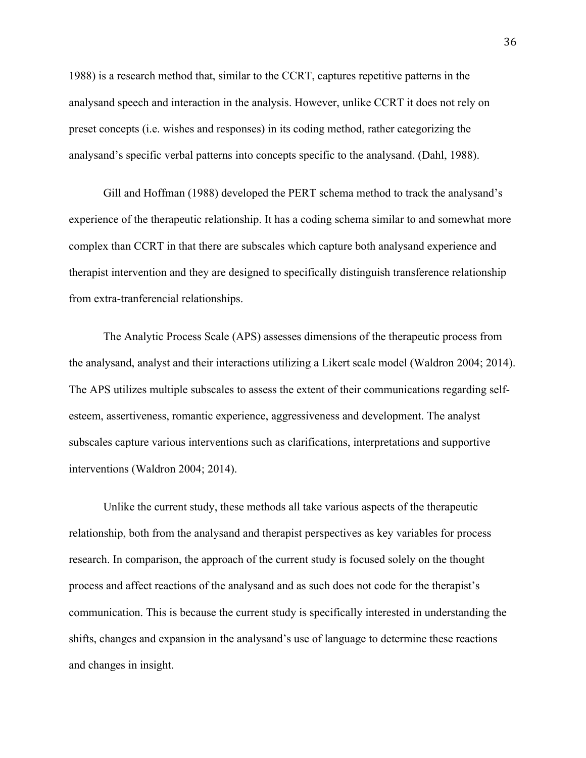1988) is a research method that, similar to the CCRT, captures repetitive patterns in the analysand speech and interaction in the analysis. However, unlike CCRT it does not rely on preset concepts (i.e. wishes and responses) in its coding method, rather categorizing the analysand's specific verbal patterns into concepts specific to the analysand. (Dahl, 1988).

Gill and Hoffman (1988) developed the PERT schema method to track the analysand's experience of the therapeutic relationship. It has a coding schema similar to and somewhat more complex than CCRT in that there are subscales which capture both analysand experience and therapist intervention and they are designed to specifically distinguish transference relationship from extra-tranferencial relationships.

The Analytic Process Scale (APS) assesses dimensions of the therapeutic process from the analysand, analyst and their interactions utilizing a Likert scale model (Waldron 2004; 2014). The APS utilizes multiple subscales to assess the extent of their communications regarding self-esteem, assertiveness, romantic experience, aggressiveness and development. The analyst subscales capture various interventions such as clarifications, interpretations and supportive interventions (Waldron 2004; 2014).

Unlike the current study, these methods all take various aspects of the therapeutic relationship, both from the analysand and therapist perspectives as key variables for process research. In comparison, the approach of the current study is focused solely on the thought process and affect reactions of the analysand and as such does not code for the therapist's communication. This is because the current study is specifically interested in understanding the shifts, changes and expansion in the analysand's use of language to determine these reactions and changes in insight.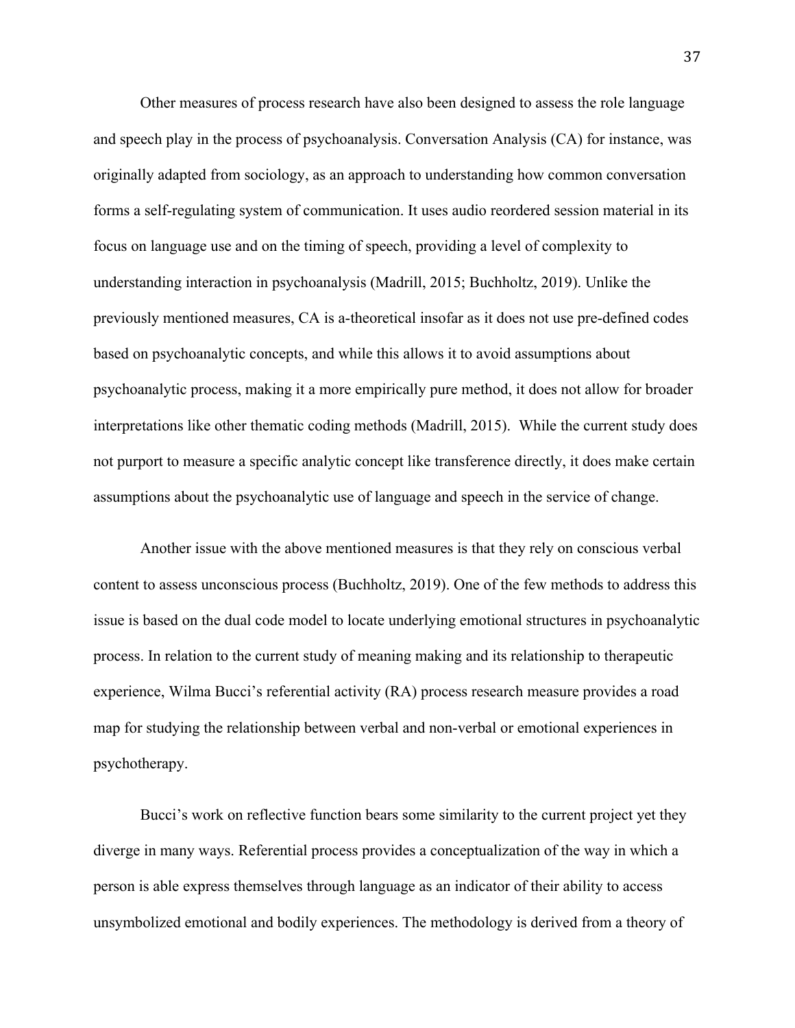Other measures of process research have also been designed to assess the role language and speech play in the process of psychoanalysis. Conversation Analysis (CA) for instance, was originally adapted from sociology, as an approach to understanding how common conversation forms a self-regulating system of communication. It uses audio reordered session material in its focus on language use and on the timing of speech, providing a level of complexity to understanding interaction in psychoanalysis (Madrill, 2015; Buchholtz, 2019). Unlike the previously mentioned measures, CA is a-theoretical insofar as it does not use pre-defined codes based on psychoanalytic concepts, and while this allows it to avoid assumptions about psychoanalytic process, making it a more empirically pure method, it does not allow for broader interpretations like other thematic coding methods (Madrill, 2015). While the current study does not purport to measure a specific analytic concept like transference directly, it does make certain assumptions about the psychoanalytic use of language and speech in the service of change.

Another issue with the above mentioned measures is that they rely on conscious verbal content to assess unconscious process (Buchholtz, 2019). One of the few methods to address this issue is based on the dual code model to locate underlying emotional structures in psychoanalytic process. In relation to the current study of meaning making and its relationship to therapeutic experience, Wilma Bucci's referential activity (RA) process research measure provides a road map for studying the relationship between verbal and non-verbal or emotional experiences in psychotherapy.

Bucci's work on reflective function bears some similarity to the current project yet they diverge in many ways. Referential process provides a conceptualization of the way in which a person is able express themselves through language as an indicator of their ability to access unsymbolized emotional and bodily experiences. The methodology is derived from a theory of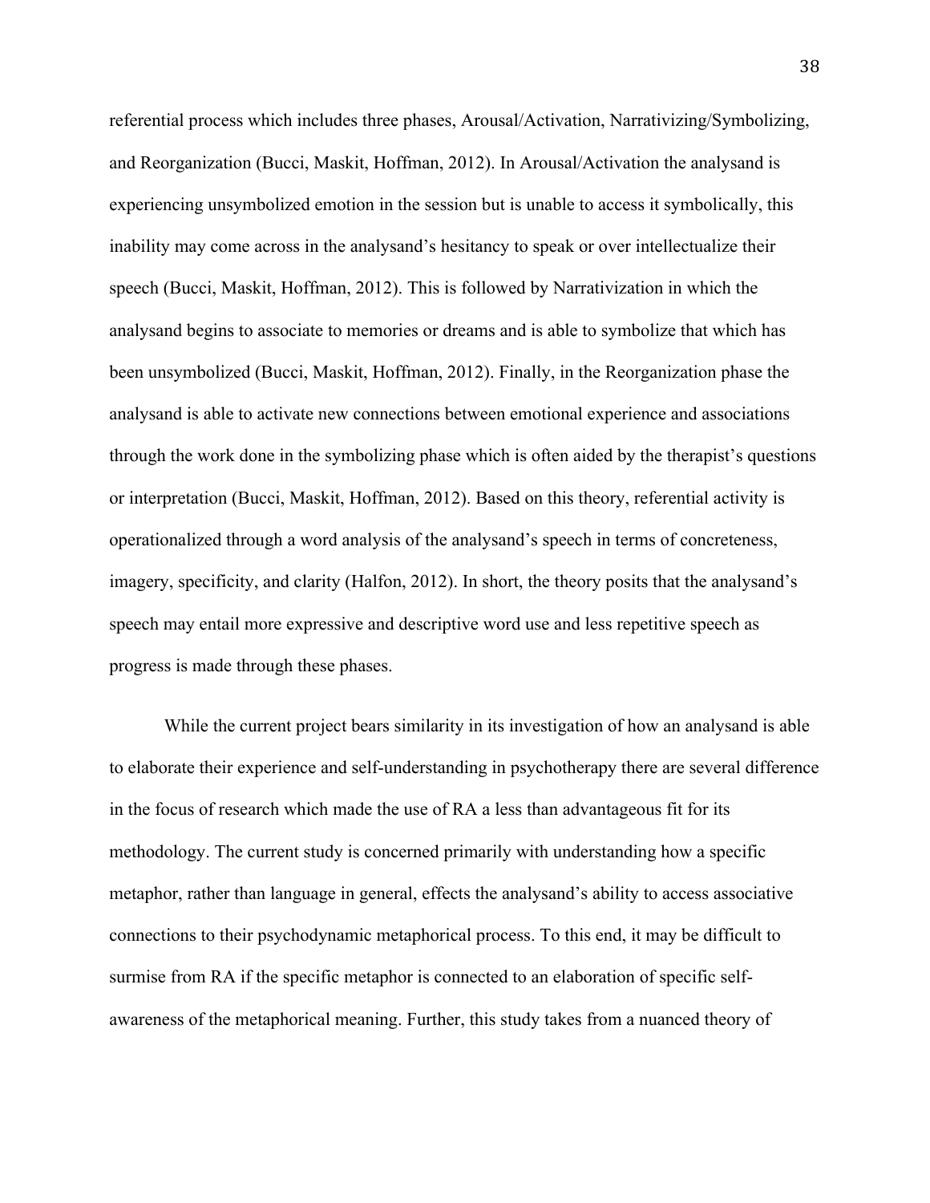referential process which includes three phases, Arousal/Activation, Narrativizing/Symbolizing, and Reorganization (Bucci, Maskit, Hoffman, 2012). In Arousal/Activation the analysand is experiencing unsymbolized emotion in the session but is unable to access it symbolically, this inability may come across in the analysand's hesitancy to speak or over intellectualize their speech (Bucci, Maskit, Hoffman, 2012). This is followed by Narrativization in which the analysand begins to associate to memories or dreams and is able to symbolize that which has been unsymbolized (Bucci, Maskit, Hoffman, 2012). Finally, in the Reorganization phase the analysand is able to activate new connections between emotional experience and associations through the work done in the symbolizing phase which is often aided by the therapist's questions or interpretation (Bucci, Maskit, Hoffman, 2012). Based on this theory, referential activity is operationalized through a word analysis of the analysand's speech in terms of concreteness, imagery, specificity, and clarity (Halfon, 2012). In short, the theory posits that the analysand's speech may entail more expressive and descriptive word use and less repetitive speech as progress is made through these phases.

While the current project bears similarity in its investigation of how an analysand is able to elaborate their experience and self-understanding in psychotherapy there are several difference in the focus of research which made the use of RA a less than advantageous fit for its methodology. The current study is concerned primarily with understanding how a specific metaphor, rather than language in general, effects the analysand's ability to access associative connections to their psychodynamic metaphorical process. To this end, it may be difficult to surmise from RA if the specific metaphor is connected to an elaboration of specific self-awareness of the metaphorical meaning. Further, this study takes from a nuanced theory of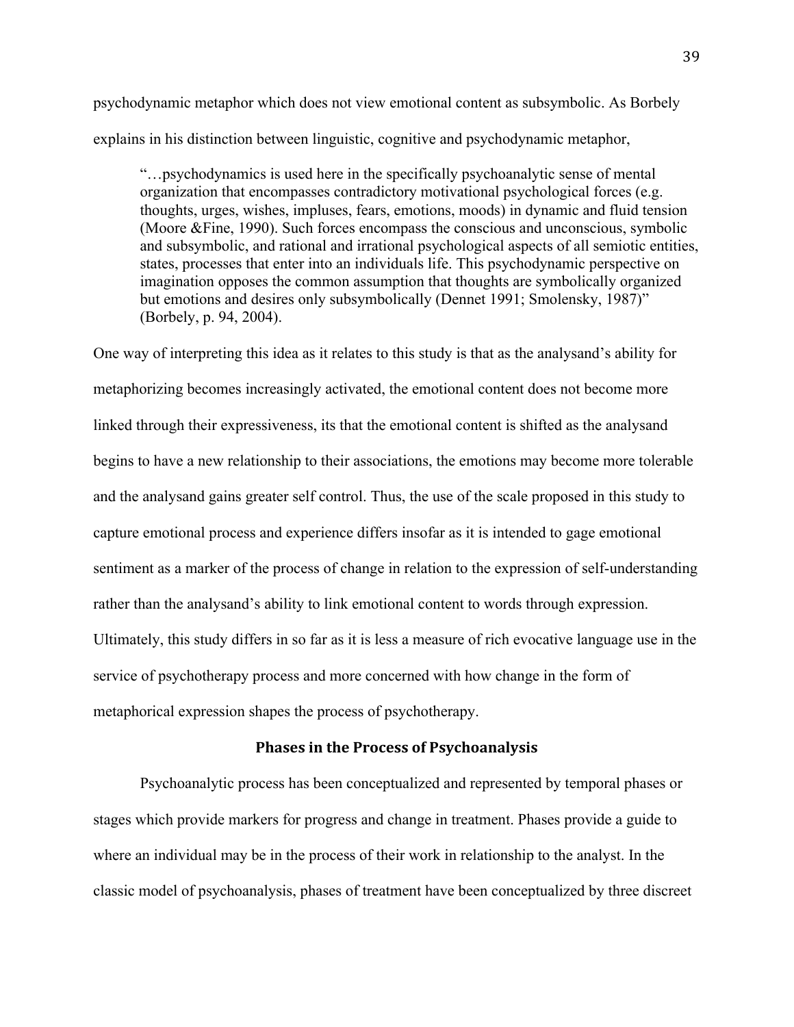psychodynamic metaphor which does not view emotional content as subsymbolic. As Borbely explains in his distinction between linguistic, cognitive and psychodynamic metaphor,

> "…psychodynamics is used here in the specifically psychoanalytic sense of mental organization that encompasses contradictory motivational psychological forces (e.g. thoughts, urges, wishes, impluses, fears, emotions, moods) in dynamic and fluid tension (Moore &Fine, 1990). Such forces encompass the conscious and unconscious, symbolic and subsymbolic, and rational and irrational psychological aspects of all semiotic entities, states, processes that enter into an individuals life. This psychodynamic perspective on imagination opposes the common assumption that thoughts are symbolically organized but emotions and desires only subsymbolically (Dennet 1991; Smolensky, 1987)" (Borbely, p. 94, 2004).

One way of interpreting this idea as it relates to this study is that as the analysand's ability for metaphorizing becomes increasingly activated, the emotional content does not become more linked through their expressiveness, its that the emotional content is shifted as the analysand begins to have a new relationship to their associations, the emotions may become more tolerable and the analysand gains greater self control. Thus, the use of the scale proposed in this study to capture emotional process and experience differs insofar as it is intended to gage emotional sentiment as a marker of the process of change in relation to the expression of self-understanding rather than the analysand's ability to link emotional content to words through expression. Ultimately, this study differs in so far as it is less a measure of rich evocative language use in the service of psychotherapy process and more concerned with how change in the form of metaphorical expression shapes the process of psychotherapy.

## Phases in the Process of Psychoanalysis

Psychoanalytic process has been conceptualized and represented by temporal phases or stages which provide markers for progress and change in treatment. Phases provide a guide to where an individual may be in the process of their work in relationship to the analyst. In the classic model of psychoanalysis, phases of treatment have been conceptualized by three discreet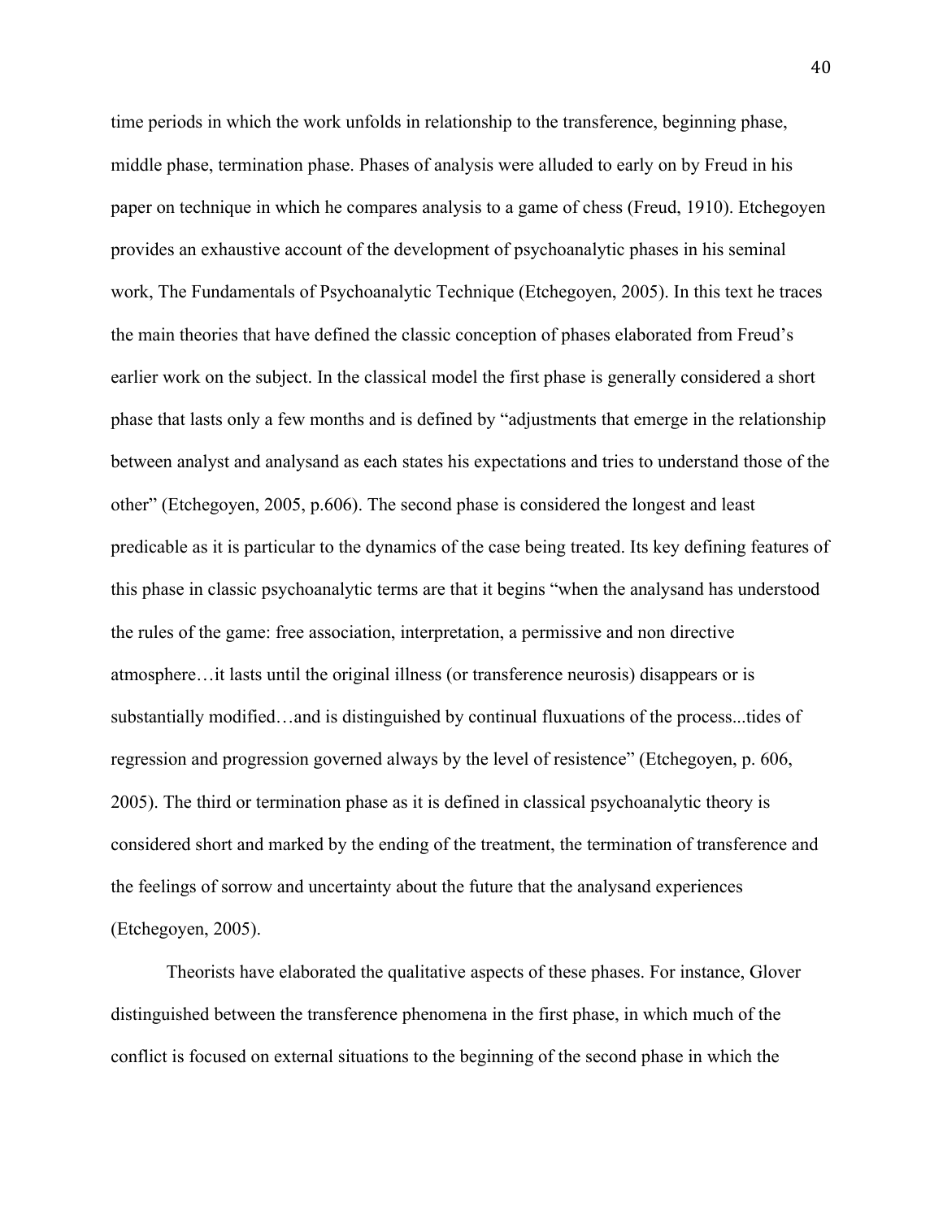time periods in which the work unfolds in relationship to the transference, beginning phase, middle phase, termination phase. Phases of analysis were alluded to early on by Freud in his paper on technique in which he compares analysis to a game of chess (Freud, 1910). Etchegoyen provides an exhaustive account of the development of psychoanalytic phases in his seminal work, The Fundamentals of Psychoanalytic Technique (Etchegoyen, 2005). In this text he traces the main theories that have defined the classic conception of phases elaborated from Freud's earlier work on the subject. In the classical model the first phase is generally considered a short phase that lasts only a few months and is defined by "adjustments that emerge in the relationship between analyst and analysand as each states his expectations and tries to understand those of the other" (Etchegoyen, 2005, p.606). The second phase is considered the longest and least predicable as it is particular to the dynamics of the case being treated. Its key defining features of this phase in classic psychoanalytic terms are that it begins "when the analysand has understood the rules of the game: free association, interpretation, a permissive and non directive atmosphere…it lasts until the original illness (or transference neurosis) disappears or is substantially modified…and is distinguished by continual fluxuations of the process...tides of regression and progression governed always by the level of resistence" (Etchegoyen, p. 606, 2005). The third or termination phase as it is defined in classical psychoanalytic theory is considered short and marked by the ending of the treatment, the termination of transference and the feelings of sorrow and uncertainty about the future that the analysand experiences (Etchegoyen, 2005).

Theorists have elaborated the qualitative aspects of these phases. For instance, Glover distinguished between the transference phenomena in the first phase, in which much of the conflict is focused on external situations to the beginning of the second phase in which the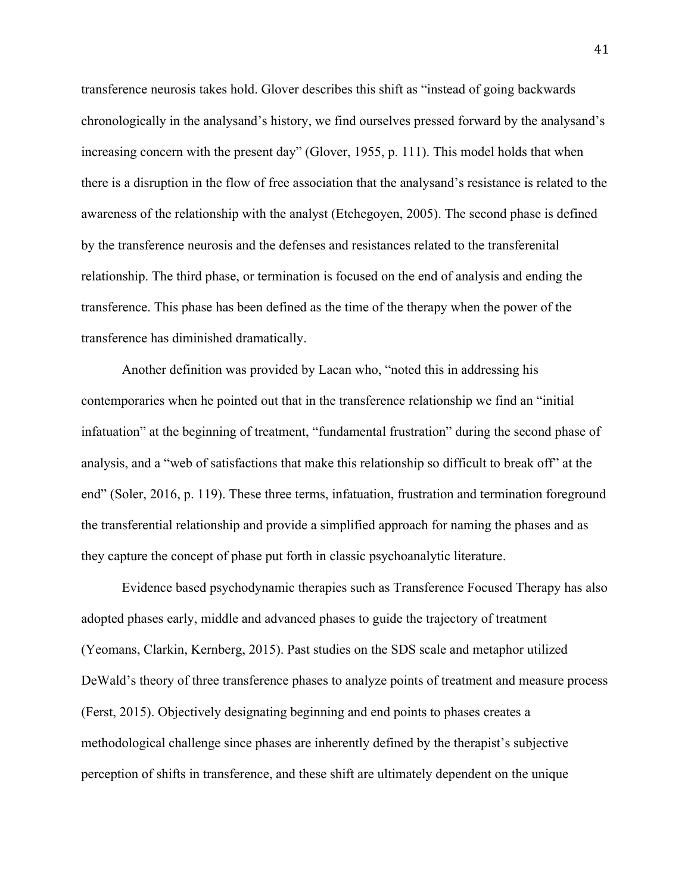transference neurosis takes hold. Glover describes this shift as "instead of going backwards chronologically in the analysand's history, we find ourselves pressed forward by the analysand's increasing concern with the present day" (Glover, 1955, p. 111). This model holds that when there is a disruption in the flow of free association that the analysand's resistance is related to the awareness of the relationship with the analyst (Etchegoyen, 2005). The second phase is defined by the transference neurosis and the defenses and resistances related to the transferenital relationship. The third phase, or termination is focused on the end of analysis and ending the transference. This phase has been defined as the time of the therapy when the power of the transference has diminished dramatically.

Another definition was provided by Lacan who, "noted this in addressing his contemporaries when he pointed out that in the transference relationship we find an "initial infatuation" at the beginning of treatment, "fundamental frustration" during the second phase of analysis, and a "web of satisfactions that make this relationship so difficult to break off" at the end" (Soler, 2016, p. 119). These three terms, infatuation, frustration and termination foreground the transferential relationship and provide a simplified approach for naming the phases and as they capture the concept of phase put forth in classic psychoanalytic literature.

Evidence based psychodynamic therapies such as Transference Focused Therapy has also adopted phases early, middle and advanced phases to guide the trajectory of treatment (Yeomans, Clarkin, Kernberg, 2015). Past studies on the SDS scale and metaphor utilized DeWald's theory of three transference phases to analyze points of treatment and measure process (Ferst, 2015). Objectively designating beginning and end points to phases creates a methodological challenge since phases are inherently defined by the therapist's subjective perception of shifts in transference, and these shift are ultimately dependent on the unique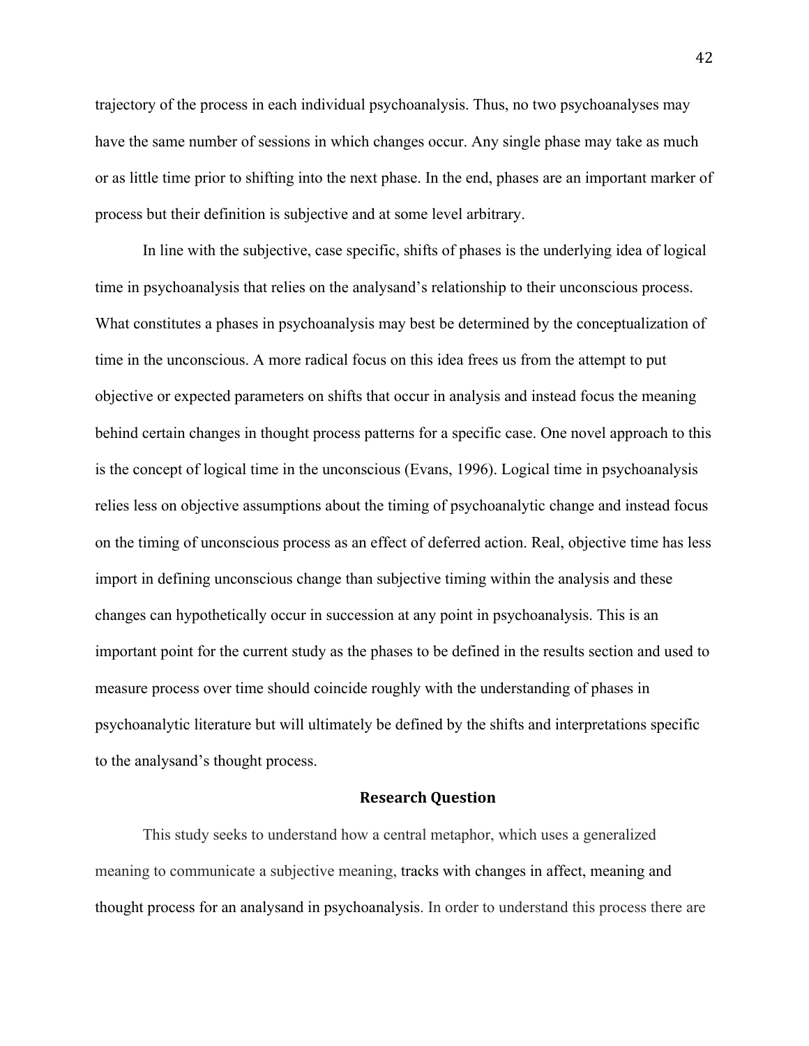trajectory of the process in each individual psychoanalysis. Thus, no two psychoanalyses may have the same number of sessions in which changes occur. Any single phase may take as much or as little time prior to shifting into the next phase. In the end, phases are an important marker of process but their definition is subjective and at some level arbitrary.

In line with the subjective, case specific, shifts of phases is the underlying idea of logical time in psychoanalysis that relies on the analysand's relationship to their unconscious process. What constitutes a phases in psychoanalysis may best be determined by the conceptualization of time in the unconscious. A more radical focus on this idea frees us from the attempt to put objective or expected parameters on shifts that occur in analysis and instead focus the meaning behind certain changes in thought process patterns for a specific case. One novel approach to this is the concept of logical time in the unconscious (Evans, 1996). Logical time in psychoanalysis relies less on objective assumptions about the timing of psychoanalytic change and instead focus on the timing of unconscious process as an effect of deferred action. Real, objective time has less import in defining unconscious change than subjective timing within the analysis and these changes can hypothetically occur in succession at any point in psychoanalysis. This is an important point for the current study as the phases to be defined in the results section and used to measure process over time should coincide roughly with the understanding of phases in psychoanalytic literature but will ultimately be defined by the shifts and interpretations specific to the analysand's thought process.

## Research Question

This study seeks to understand how a central metaphor, which uses a generalized meaning to communicate a subjective meaning, tracks with changes in affect, meaning and thought process for an analysand in psychoanalysis. In order to understand this process there are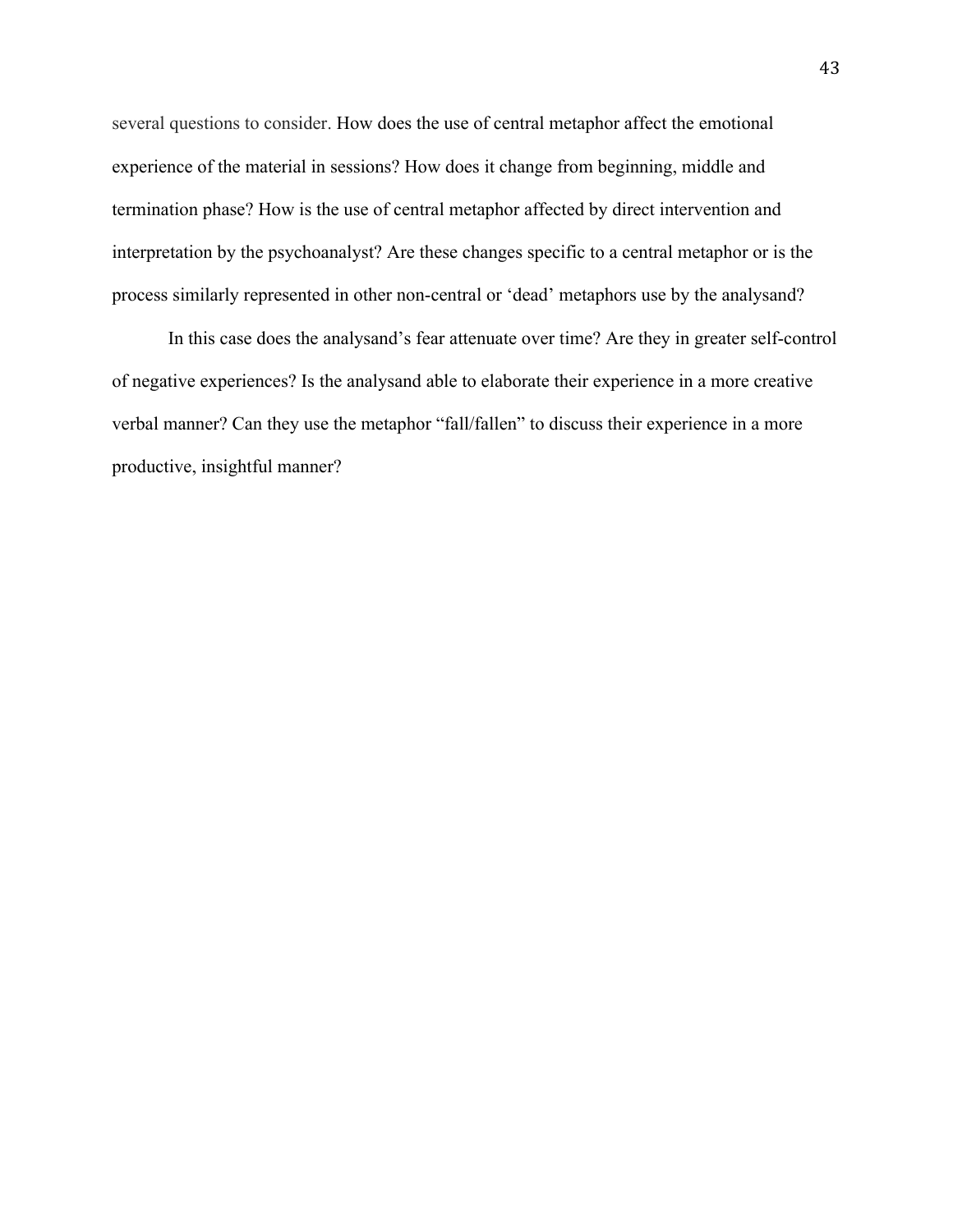several questions to consider. How does the use of central metaphor affect the emotional experience of the material in sessions? How does it change from beginning, middle and termination phase? How is the use of central metaphor affected by direct intervention and interpretation by the psychoanalyst? Are these changes specific to a central metaphor or is the process similarly represented in other non-central or 'dead' metaphors use by the analysand?

In this case does the analysand's fear attenuate over time? Are they in greater self-control of negative experiences? Is the analysand able to elaborate their experience in a more creative verbal manner? Can they use the metaphor "fall/fallen" to discuss their experience in a more productive, insightful manner?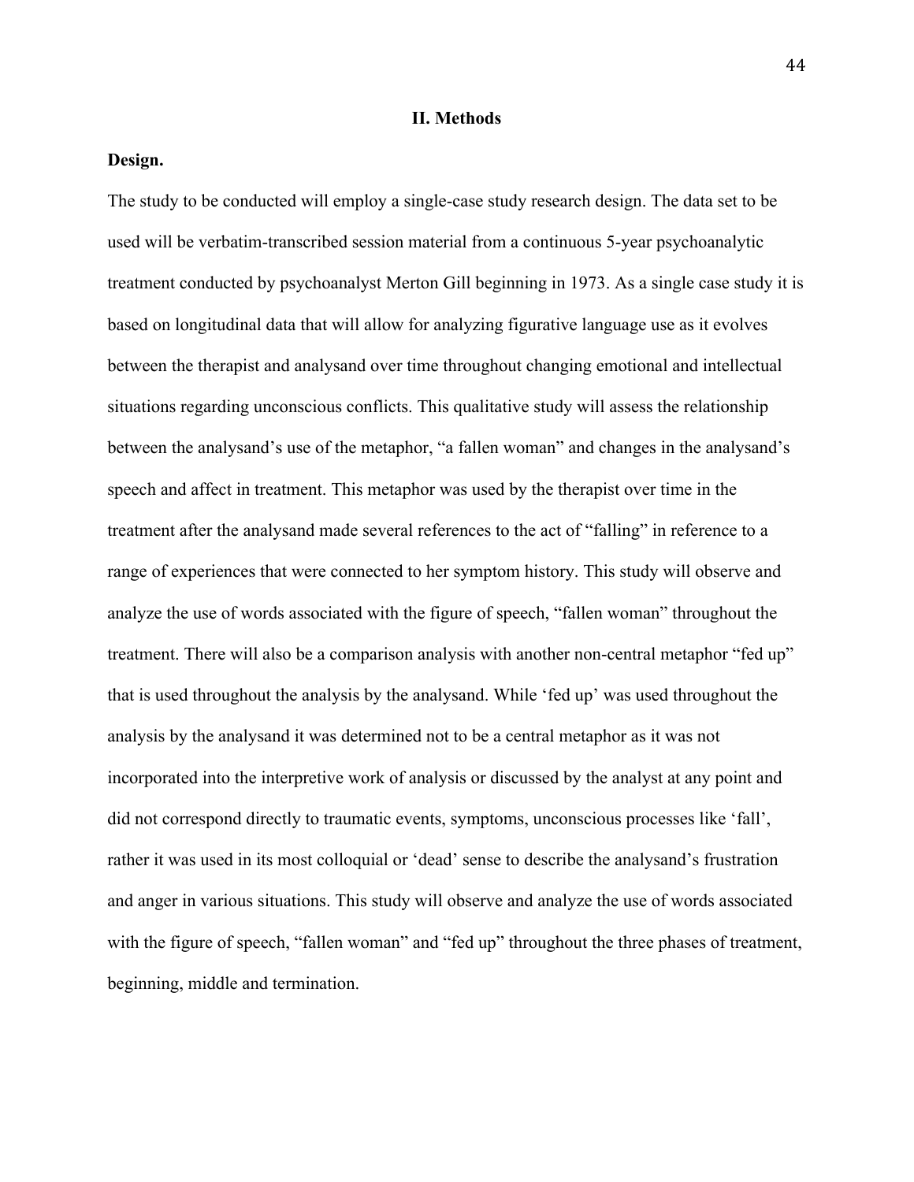## II. Methods

**Design.**

The study to be conducted will employ a single-case study research design. The data set to be used will be verbatim-transcribed session material from a continuous 5-year psychoanalytic treatment conducted by psychoanalyst Merton Gill beginning in 1973. As a single case study it is based on longitudinal data that will allow for analyzing figurative language use as it evolves between the therapist and analysand over time throughout changing emotional and intellectual situations regarding unconscious conflicts. This qualitative study will assess the relationship between the analysand's use of the metaphor, "a fallen woman" and changes in the analysand's speech and affect in treatment. This metaphor was used by the therapist over time in the treatment after the analysand made several references to the act of "falling" in reference to a range of experiences that were connected to her symptom history. This study will observe and analyze the use of words associated with the figure of speech, "fallen woman" throughout the treatment. There will also be a comparison analysis with another non-central metaphor "fed up" that is used throughout the analysis by the analysand. While 'fed up' was used throughout the analysis by the analysand it was determined not to be a central metaphor as it was not incorporated into the interpretive work of analysis or discussed by the analyst at any point and did not correspond directly to traumatic events, symptoms, unconscious processes like 'fall', rather it was used in its most colloquial or 'dead' sense to describe the analysand's frustration and anger in various situations. This study will observe and analyze the use of words associated with the figure of speech, "fallen woman" and "fed up" throughout the three phases of treatment, beginning, middle and termination.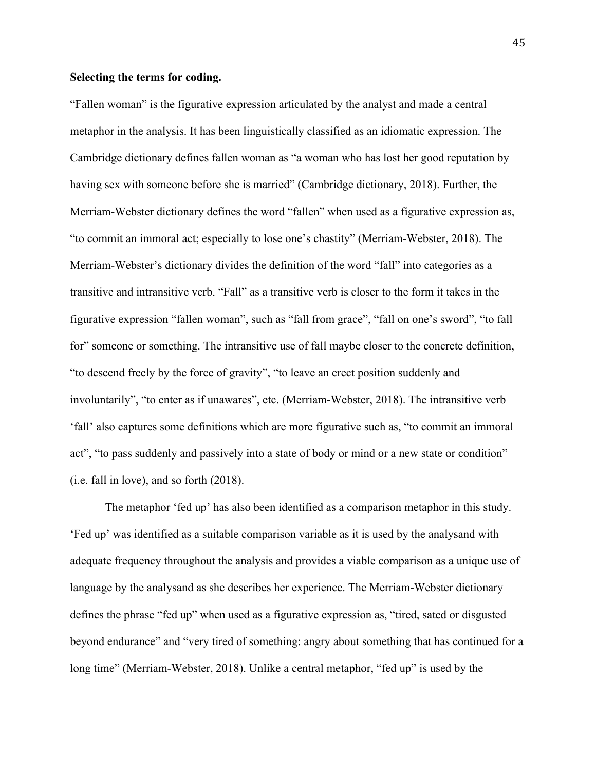**Selecting the terms for coding.**

"Fallen woman" is the figurative expression articulated by the analyst and made a central metaphor in the analysis. It has been linguistically classified as an idiomatic expression. The Cambridge dictionary defines fallen woman as "a woman who has lost her good reputation by having sex with someone before she is married" (Cambridge dictionary, 2018). Further, the Merriam-Webster dictionary defines the word "fallen" when used as a figurative expression as, "to commit an immoral act; especially to lose one's chastity" (Merriam-Webster, 2018). The Merriam-Webster's dictionary divides the definition of the word "fall" into categories as a transitive and intransitive verb. "Fall" as a transitive verb is closer to the form it takes in the figurative expression "fallen woman", such as "fall from grace", "fall on one's sword", "to fall for" someone or something. The intransitive use of fall maybe closer to the concrete definition, "to descend freely by the force of gravity", "to leave an erect position suddenly and involuntarily", "to enter as if unawares", etc. (Merriam-Webster, 2018). The intransitive verb 'fall' also captures some definitions which are more figurative such as, "to commit an immoral act", "to pass suddenly and passively into a state of body or mind or a new state or condition" (i.e. fall in love), and so forth (2018).

The metaphor 'fed up' has also been identified as a comparison metaphor in this study. 'Fed up' was identified as a suitable comparison variable as it is used by the analysand with adequate frequency throughout the analysis and provides a viable comparison as a unique use of language by the analysand as she describes her experience. The Merriam-Webster dictionary defines the phrase "fed up" when used as a figurative expression as, "tired, sated or disgusted beyond endurance" and "very tired of something: angry about something that has continued for a long time" (Merriam-Webster, 2018). Unlike a central metaphor, "fed up" is used by the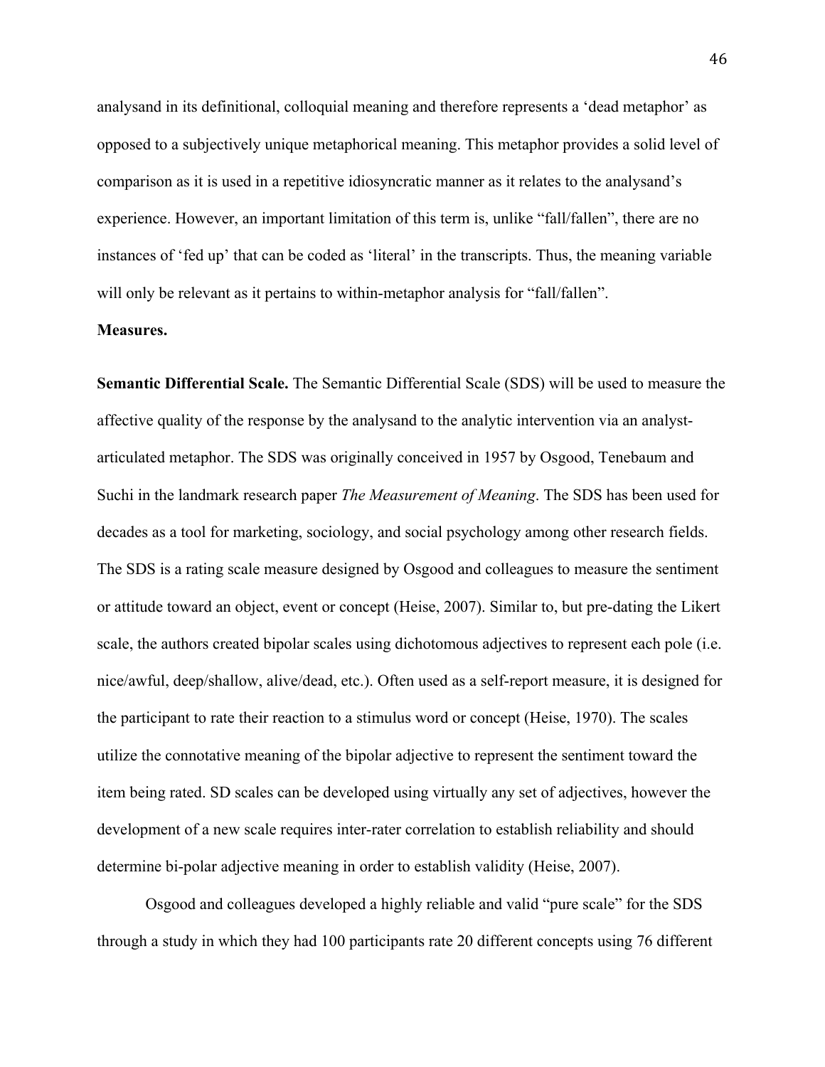analysand in its definitional, colloquial meaning and therefore represents a 'dead metaphor' as opposed to a subjectively unique metaphorical meaning. This metaphor provides a solid level of comparison as it is used in a repetitive idiosyncratic manner as it relates to the analysand's experience. However, an important limitation of this term is, unlike "fall/fallen", there are no instances of 'fed up' that can be coded as 'literal' in the transcripts. Thus, the meaning variable will only be relevant as it pertains to within-metaphor analysis for "fall/fallen".

**Measures.**

**Semantic Differential Scale.** The Semantic Differential Scale (SDS) will be used to measure the affective quality of the response by the analysand to the analytic intervention via an analyst-articulated metaphor. The SDS was originally conceived in 1957 by Osgood, Tenebaum and Suchi in the landmark research paper *The Measurement of Meaning*. The SDS has been used for decades as a tool for marketing, sociology, and social psychology among other research fields. The SDS is a rating scale measure designed by Osgood and colleagues to measure the sentiment or attitude toward an object, event or concept (Heise, 2007). Similar to, but pre-dating the Likert scale, the authors created bipolar scales using dichotomous adjectives to represent each pole (i.e. nice/awful, deep/shallow, alive/dead, etc.). Often used as a self-report measure, it is designed for the participant to rate their reaction to a stimulus word or concept (Heise, 1970). The scales utilize the connotative meaning of the bipolar adjective to represent the sentiment toward the item being rated. SD scales can be developed using virtually any set of adjectives, however the development of a new scale requires inter-rater correlation to establish reliability and should determine bi-polar adjective meaning in order to establish validity (Heise, 2007).

Osgood and colleagues developed a highly reliable and valid "pure scale" for the SDS through a study in which they had 100 participants rate 20 different concepts using 76 different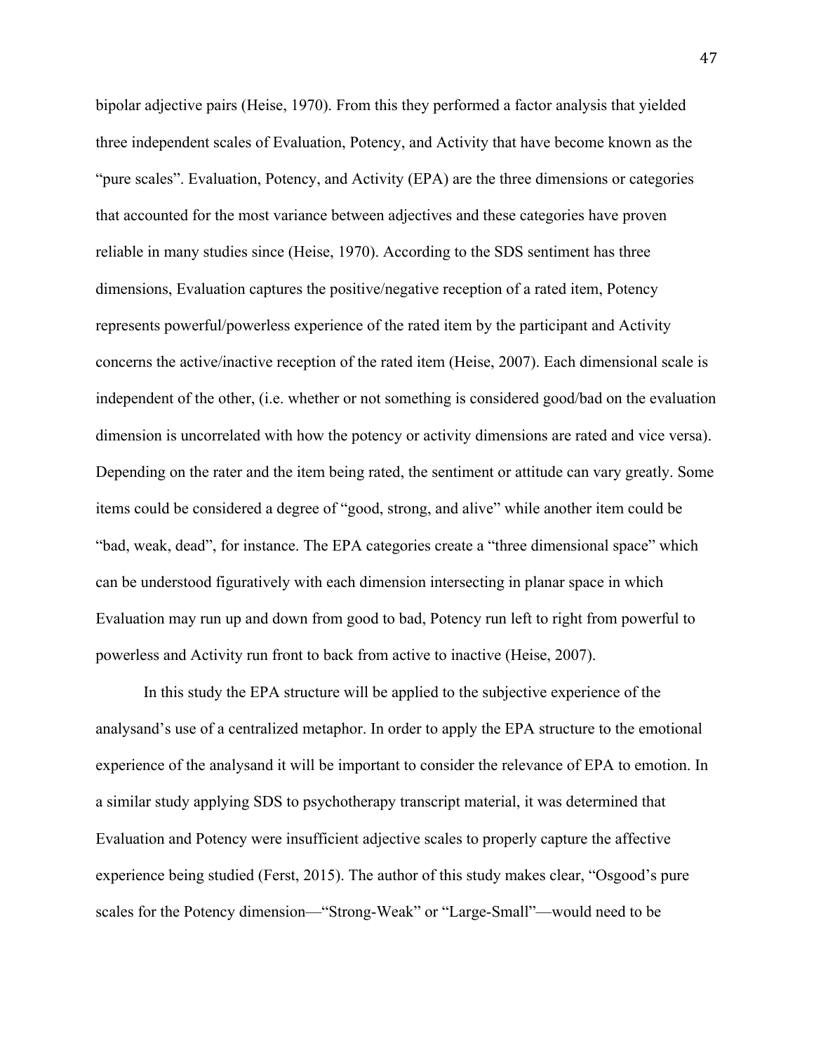bipolar adjective pairs (Heise, 1970). From this they performed a factor analysis that yielded three independent scales of Evaluation, Potency, and Activity that have become known as the "pure scales". Evaluation, Potency, and Activity (EPA) are the three dimensions or categories that accounted for the most variance between adjectives and these categories have proven reliable in many studies since (Heise, 1970). According to the SDS sentiment has three dimensions, Evaluation captures the positive/negative reception of a rated item, Potency represents powerful/powerless experience of the rated item by the participant and Activity concerns the active/inactive reception of the rated item (Heise, 2007). Each dimensional scale is independent of the other, (i.e. whether or not something is considered good/bad on the evaluation dimension is uncorrelated with how the potency or activity dimensions are rated and vice versa). Depending on the rater and the item being rated, the sentiment or attitude can vary greatly. Some items could be considered a degree of "good, strong, and alive" while another item could be "bad, weak, dead", for instance. The EPA categories create a "three dimensional space" which can be understood figuratively with each dimension intersecting in planar space in which Evaluation may run up and down from good to bad, Potency run left to right from powerful to powerless and Activity run front to back from active to inactive (Heise, 2007).

In this study the EPA structure will be applied to the subjective experience of the analysand's use of a centralized metaphor. In order to apply the EPA structure to the emotional experience of the analysand it will be important to consider the relevance of EPA to emotion. In a similar study applying SDS to psychotherapy transcript material, it was determined that Evaluation and Potency were insufficient adjective scales to properly capture the affective experience being studied (Ferst, 2015). The author of this study makes clear, "Osgood's pure scales for the Potency dimension—"Strong-Weak" or "Large-Small"—would need to be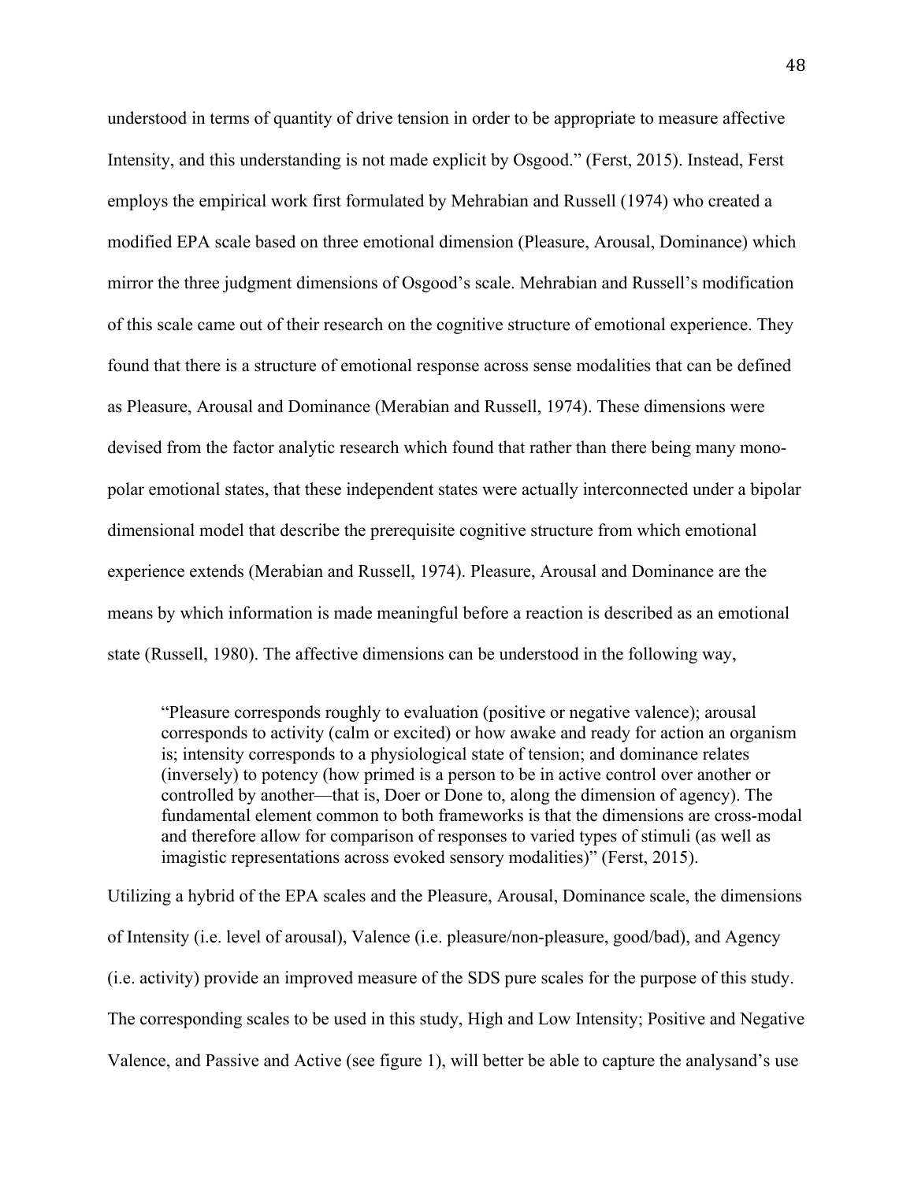understood in terms of quantity of drive tension in order to be appropriate to measure affective Intensity, and this understanding is not made explicit by Osgood." (Ferst, 2015). Instead, Ferst employs the empirical work first formulated by Mehrabian and Russell (1974) who created a modified EPA scale based on three emotional dimension (Pleasure, Arousal, Dominance) which mirror the three judgment dimensions of Osgood's scale. Mehrabian and Russell's modification of this scale came out of their research on the cognitive structure of emotional experience. They found that there is a structure of emotional response across sense modalities that can be defined as Pleasure, Arousal and Dominance (Merabian and Russell, 1974). These dimensions were devised from the factor analytic research which found that rather than there being many mono-polar emotional states, that these independent states were actually interconnected under a bipolar dimensional model that describe the prerequisite cognitive structure from which emotional experience extends (Merabian and Russell, 1974). Pleasure, Arousal and Dominance are the means by which information is made meaningful before a reaction is described as an emotional state (Russell, 1980). The affective dimensions can be understood in the following way,

> "Pleasure corresponds roughly to evaluation (positive or negative valence); arousal corresponds to activity (calm or excited) or how awake and ready for action an organism is; intensity corresponds to a physiological state of tension; and dominance relates (inversely) to potency (how primed is a person to be in active control over another or controlled by another—that is, Doer or Done to, along the dimension of agency). The fundamental element common to both frameworks is that the dimensions are cross-modal and therefore allow for comparison of responses to varied types of stimuli (as well as imagistic representations across evoked sensory modalities)" (Ferst, 2015).

Utilizing a hybrid of the EPA scales and the Pleasure, Arousal, Dominance scale, the dimensions of Intensity (i.e. level of arousal), Valence (i.e. pleasure/non-pleasure, good/bad), and Agency (i.e. activity) provide an improved measure of the SDS pure scales for the purpose of this study. The corresponding scales to be used in this study, High and Low Intensity; Positive and Negative Valence, and Passive and Active (see figure 1), will better be able to capture the analysand's use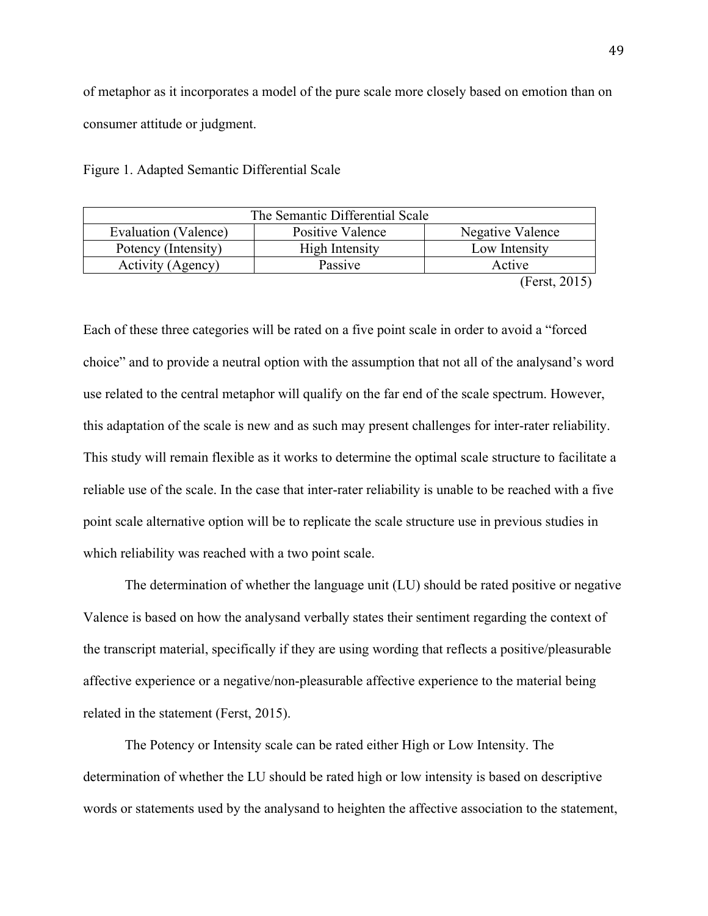of metaphor as it incorporates a model of the pure scale more closely based on emotion than on consumer attitude or judgment.

Figure 1. Adapted Semantic Differential Scale

| The Semantic Differential Scale | | |
|---|---|---|
| Evaluation (Valence) | Positive Valence | Negative Valence |
| Potency (Intensity) | High Intensity | Low Intensity |
| Activity (Agency) | Passive | Active |

(Ferst, 2015)

Each of these three categories will be rated on a five point scale in order to avoid a "forced choice" and to provide a neutral option with the assumption that not all of the analysand's word use related to the central metaphor will qualify on the far end of the scale spectrum. However, this adaptation of the scale is new and as such may present challenges for inter-rater reliability. This study will remain flexible as it works to determine the optimal scale structure to facilitate a reliable use of the scale. In the case that inter-rater reliability is unable to be reached with a five point scale alternative option will be to replicate the scale structure use in previous studies in which reliability was reached with a two point scale.

The determination of whether the language unit (LU) should be rated positive or negative Valence is based on how the analysand verbally states their sentiment regarding the context of the transcript material, specifically if they are using wording that reflects a positive/pleasurable affective experience or a negative/non-pleasurable affective experience to the material being related in the statement (Ferst, 2015).

The Potency or Intensity scale can be rated either High or Low Intensity. The determination of whether the LU should be rated high or low intensity is based on descriptive words or statements used by the analysand to heighten the affective association to the statement,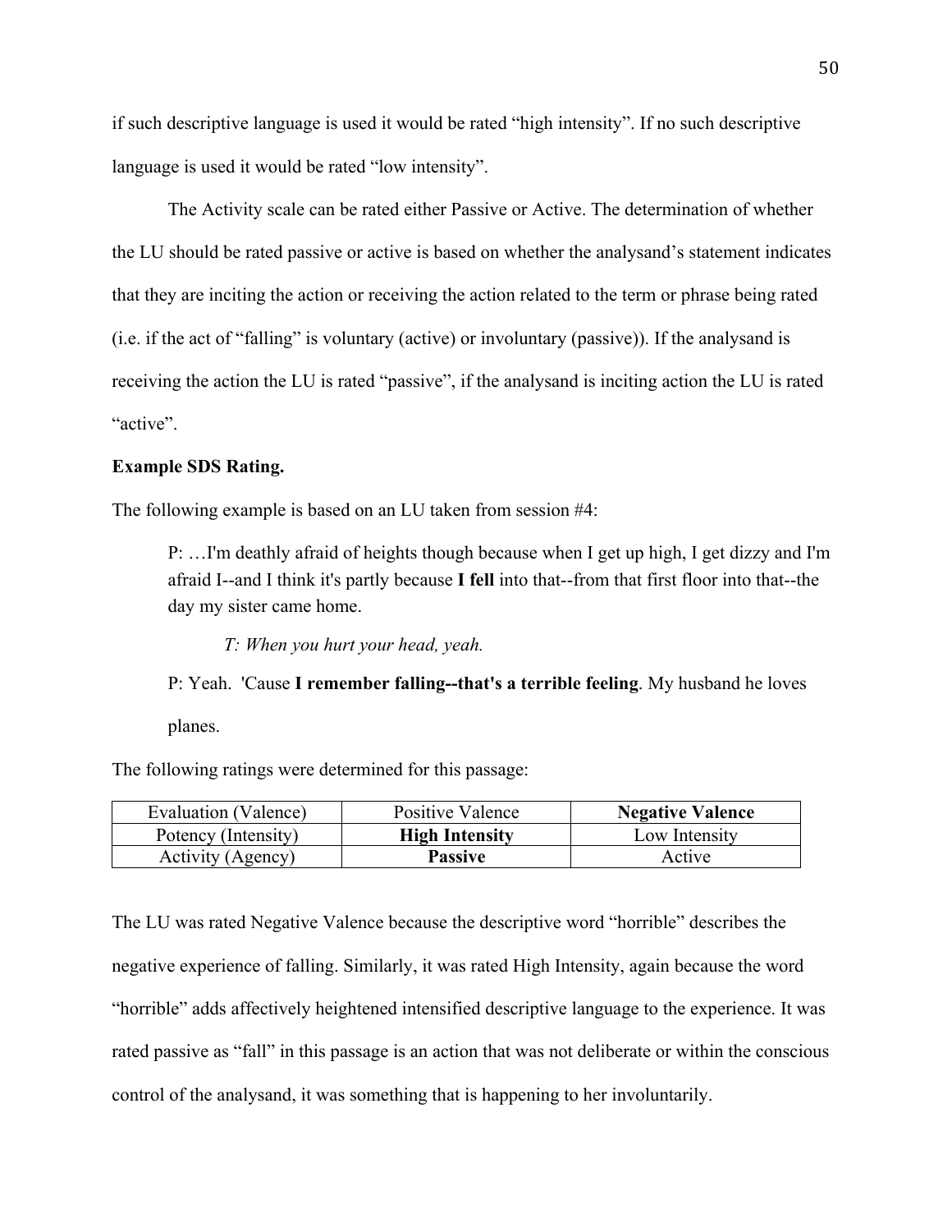if such descriptive language is used it would be rated “high intensity”. If no such descriptive language is used it would be rated “low intensity”.

The Activity scale can be rated either Passive or Active. The determination of whether the LU should be rated passive or active is based on whether the analysand’s statement indicates that they are inciting the action or receiving the action related to the term or phrase being rated (i.e. if the act of “falling” is voluntary (active) or involuntary (passive)). If the analysand is receiving the action the LU is rated “passive”, if the analysand is inciting action the LU is rated “active”.

**Example SDS Rating.**

The following example is based on an LU taken from session #4:

> P: …I'm deathly afraid of heights though because when I get up high, I get dizzy and I'm afraid I--and I think it's partly because **I fell** into that--from that first floor into that--the day my sister came home.
>
> *T: When you hurt your head, yeah.*
>
> P: Yeah. 'Cause **I remember falling--that's a terrible feeling**. My husband he loves planes.

The following ratings were determined for this passage:

| Evaluation (Valence) | Positive Valence | **Negative Valence** |
|---|---|---|
| Potency (Intensity) | **High Intensity** | Low Intensity |
| Activity (Agency) | **Passive** | Active |

The LU was rated Negative Valence because the descriptive word “horrible” describes the negative experience of falling. Similarly, it was rated High Intensity, again because the word “horrible” adds affectively heightened intensified descriptive language to the experience. It was rated passive as “fall” in this passage is an action that was not deliberate or within the conscious control of the analysand, it was something that is happening to her involuntarily.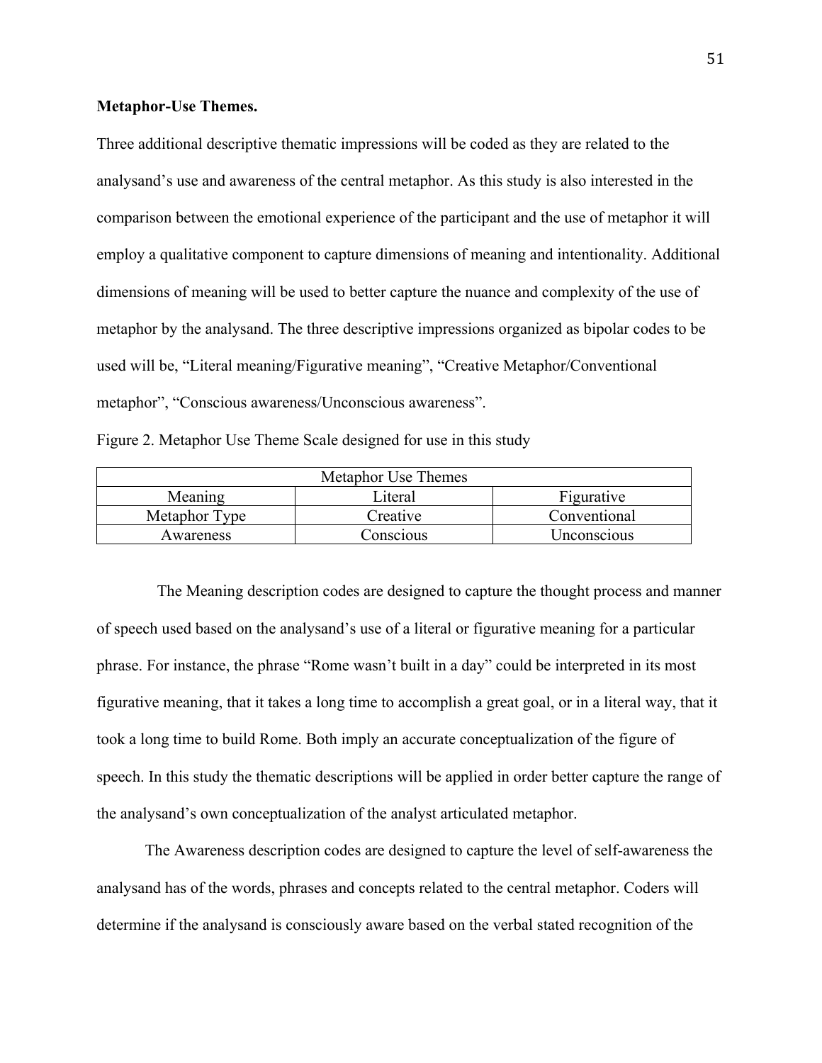**Metaphor-Use Themes.**

Three additional descriptive thematic impressions will be coded as they are related to the analysand's use and awareness of the central metaphor. As this study is also interested in the comparison between the emotional experience of the participant and the use of metaphor it will employ a qualitative component to capture dimensions of meaning and intentionality. Additional dimensions of meaning will be used to better capture the nuance and complexity of the use of metaphor by the analysand. The three descriptive impressions organized as bipolar codes to be used will be, "Literal meaning/Figurative meaning", "Creative Metaphor/Conventional metaphor", "Conscious awareness/Unconscious awareness".

Figure 2. Metaphor Use Theme Scale designed for use in this study

| Metaphor Use Themes | | |
|---|---|---|
| Meaning | Literal | Figurative |
| Metaphor Type | Creative | Conventional |
| Awareness | Conscious | Unconscious |

The Meaning description codes are designed to capture the thought process and manner of speech used based on the analysand's use of a literal or figurative meaning for a particular phrase. For instance, the phrase "Rome wasn't built in a day" could be interpreted in its most figurative meaning, that it takes a long time to accomplish a great goal, or in a literal way, that it took a long time to build Rome. Both imply an accurate conceptualization of the figure of speech. In this study the thematic descriptions will be applied in order better capture the range of the analysand's own conceptualization of the analyst articulated metaphor.

The Awareness description codes are designed to capture the level of self-awareness the analysand has of the words, phrases and concepts related to the central metaphor. Coders will determine if the analysand is consciously aware based on the verbal stated recognition of the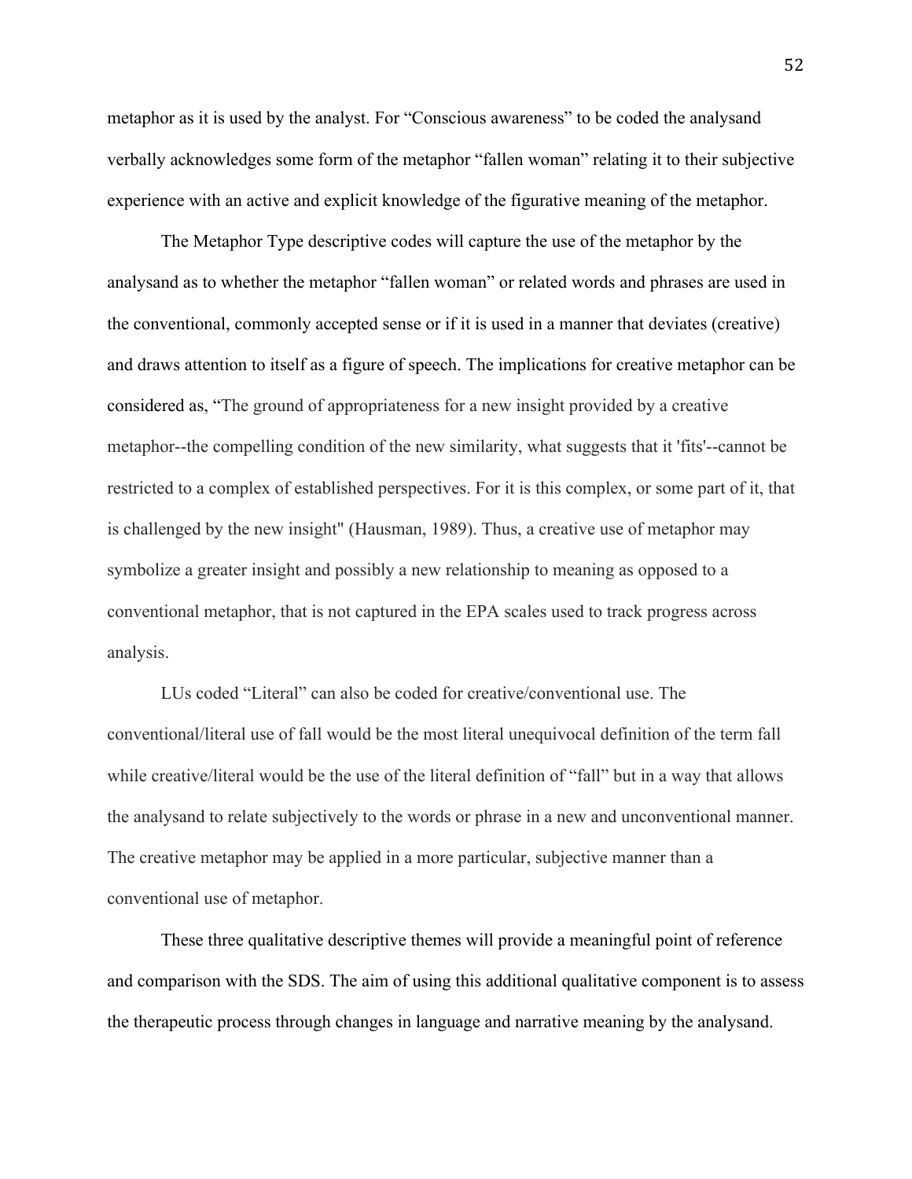metaphor as it is used by the analyst. For "Conscious awareness" to be coded the analysand verbally acknowledges some form of the metaphor "fallen woman" relating it to their subjective experience with an active and explicit knowledge of the figurative meaning of the metaphor.

The Metaphor Type descriptive codes will capture the use of the metaphor by the analysand as to whether the metaphor "fallen woman" or related words and phrases are used in the conventional, commonly accepted sense or if it is used in a manner that deviates (creative) and draws attention to itself as a figure of speech. The implications for creative metaphor can be considered as, "The ground of appropriateness for a new insight provided by a creative metaphor--the compelling condition of the new similarity, what suggests that it 'fits'--cannot be restricted to a complex of established perspectives. For it is this complex, or some part of it, that is challenged by the new insight" (Hausman, 1989). Thus, a creative use of metaphor may symbolize a greater insight and possibly a new relationship to meaning as opposed to a conventional metaphor, that is not captured in the EPA scales used to track progress across analysis.

LUs coded "Literal" can also be coded for creative/conventional use. The conventional/literal use of fall would be the most literal unequivocal definition of the term fall while creative/literal would be the use of the literal definition of "fall" but in a way that allows the analysand to relate subjectively to the words or phrase in a new and unconventional manner. The creative metaphor may be applied in a more particular, subjective manner than a conventional use of metaphor.

These three qualitative descriptive themes will provide a meaningful point of reference and comparison with the SDS. The aim of using this additional qualitative component is to assess the therapeutic process through changes in language and narrative meaning by the analysand.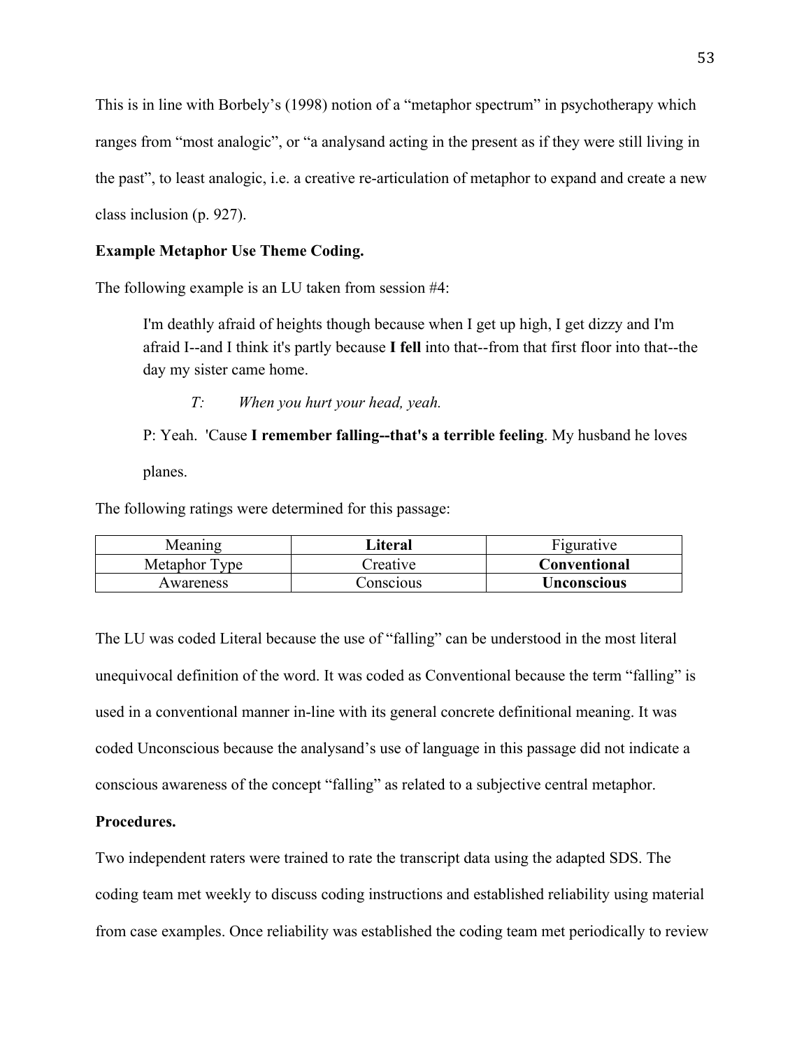This is in line with Borbely's (1998) notion of a "metaphor spectrum" in psychotherapy which ranges from "most analogic", or "a analysand acting in the present as if they were still living in the past", to least analogic, i.e. a creative re-articulation of metaphor to expand and create a new class inclusion (p. 927).

**Example Metaphor Use Theme Coding.**

The following example is an LU taken from session #4:

> I'm deathly afraid of heights though because when I get up high, I get dizzy and I'm afraid I--and I think it's partly because **I fell** into that--from that first floor into that--the day my sister came home.
>
> *T: When you hurt your head, yeah.*
>
> P: Yeah. 'Cause **I remember falling--that's a terrible feeling**. My husband he loves planes.

The following ratings were determined for this passage:

| Meaning | **Literal** | Figurative |
|---|---|---|
| Metaphor Type | Creative | **Conventional** |
| Awareness | Conscious | **Unconscious** |

The LU was coded Literal because the use of "falling" can be understood in the most literal unequivocal definition of the word. It was coded as Conventional because the term "falling" is used in a conventional manner in-line with its general concrete definitional meaning. It was coded Unconscious because the analysand's use of language in this passage did not indicate a conscious awareness of the concept "falling" as related to a subjective central metaphor.

**Procedures.**

Two independent raters were trained to rate the transcript data using the adapted SDS. The coding team met weekly to discuss coding instructions and established reliability using material from case examples. Once reliability was established the coding team met periodically to review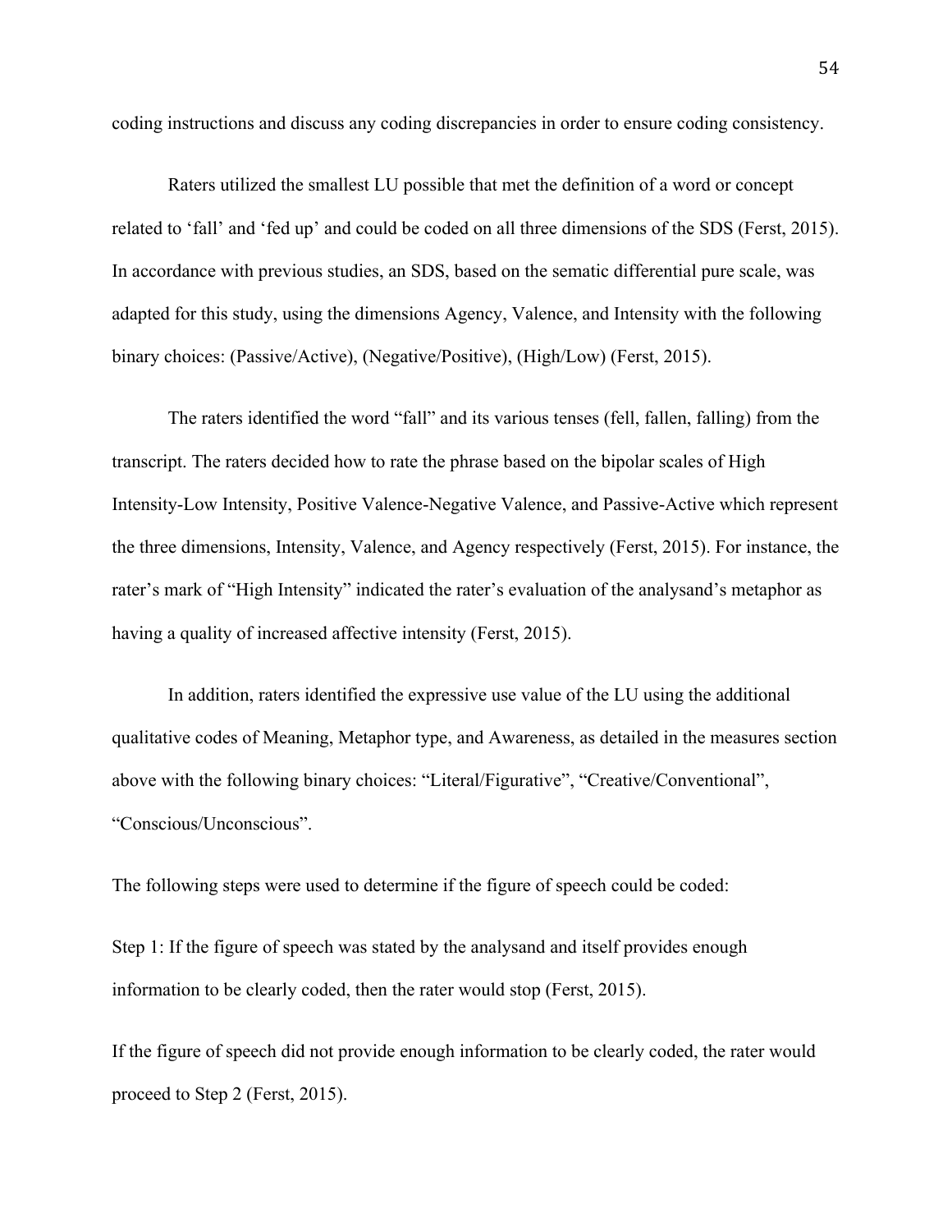coding instructions and discuss any coding discrepancies in order to ensure coding consistency.

Raters utilized the smallest LU possible that met the definition of a word or concept related to 'fall' and 'fed up' and could be coded on all three dimensions of the SDS (Ferst, 2015). In accordance with previous studies, an SDS, based on the sematic differential pure scale, was adapted for this study, using the dimensions Agency, Valence, and Intensity with the following binary choices: (Passive/Active), (Negative/Positive), (High/Low) (Ferst, 2015).

The raters identified the word "fall" and its various tenses (fell, fallen, falling) from the transcript. The raters decided how to rate the phrase based on the bipolar scales of High Intensity-Low Intensity, Positive Valence-Negative Valence, and Passive-Active which represent the three dimensions, Intensity, Valence, and Agency respectively (Ferst, 2015). For instance, the rater's mark of "High Intensity" indicated the rater's evaluation of the analysand's metaphor as having a quality of increased affective intensity (Ferst, 2015).

In addition, raters identified the expressive use value of the LU using the additional qualitative codes of Meaning, Metaphor type, and Awareness, as detailed in the measures section above with the following binary choices: "Literal/Figurative", "Creative/Conventional", "Conscious/Unconscious".

The following steps were used to determine if the figure of speech could be coded:

Step 1: If the figure of speech was stated by the analysand and itself provides enough information to be clearly coded, then the rater would stop (Ferst, 2015).

If the figure of speech did not provide enough information to be clearly coded, the rater would proceed to Step 2 (Ferst, 2015).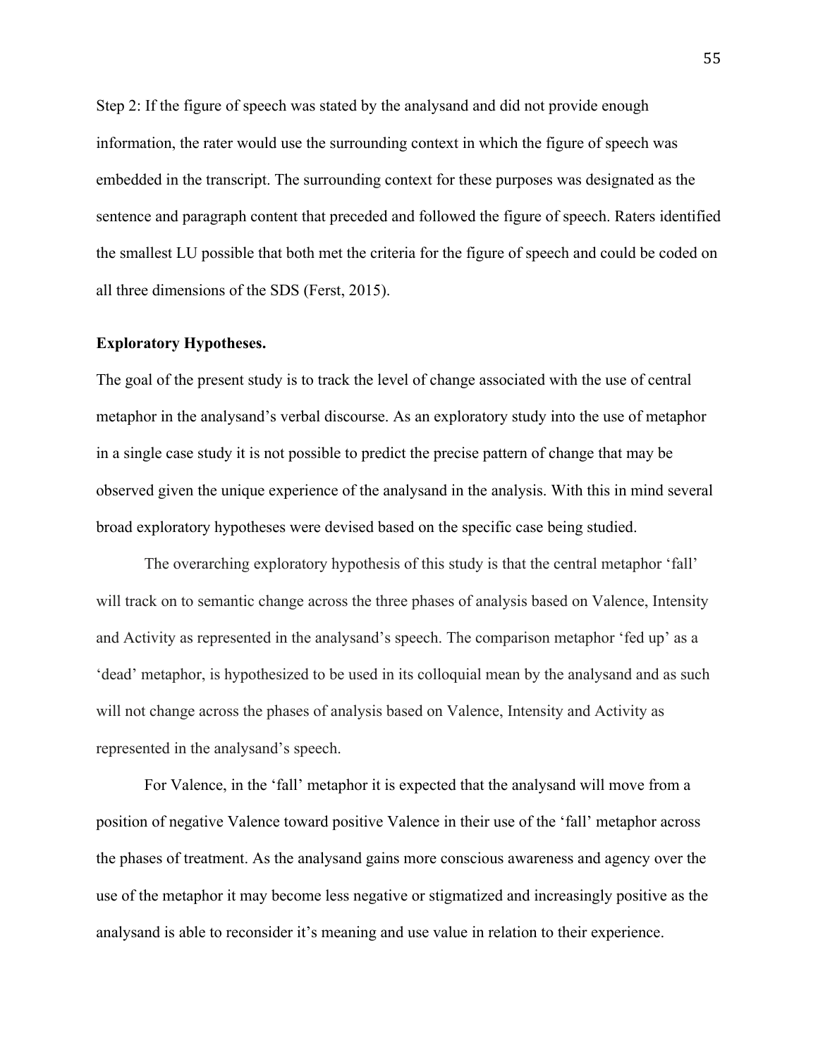Step 2: If the figure of speech was stated by the analysand and did not provide enough information, the rater would use the surrounding context in which the figure of speech was embedded in the transcript. The surrounding context for these purposes was designated as the sentence and paragraph content that preceded and followed the figure of speech. Raters identified the smallest LU possible that both met the criteria for the figure of speech and could be coded on all three dimensions of the SDS (Ferst, 2015).

**Exploratory Hypotheses.**

The goal of the present study is to track the level of change associated with the use of central metaphor in the analysand's verbal discourse. As an exploratory study into the use of metaphor in a single case study it is not possible to predict the precise pattern of change that may be observed given the unique experience of the analysand in the analysis. With this in mind several broad exploratory hypotheses were devised based on the specific case being studied.

The overarching exploratory hypothesis of this study is that the central metaphor 'fall' will track on to semantic change across the three phases of analysis based on Valence, Intensity and Activity as represented in the analysand's speech. The comparison metaphor 'fed up' as a 'dead' metaphor, is hypothesized to be used in its colloquial mean by the analysand and as such will not change across the phases of analysis based on Valence, Intensity and Activity as represented in the analysand's speech.

For Valence, in the 'fall' metaphor it is expected that the analysand will move from a position of negative Valence toward positive Valence in their use of the 'fall' metaphor across the phases of treatment. As the analysand gains more conscious awareness and agency over the use of the metaphor it may become less negative or stigmatized and increasingly positive as the analysand is able to reconsider it's meaning and use value in relation to their experience.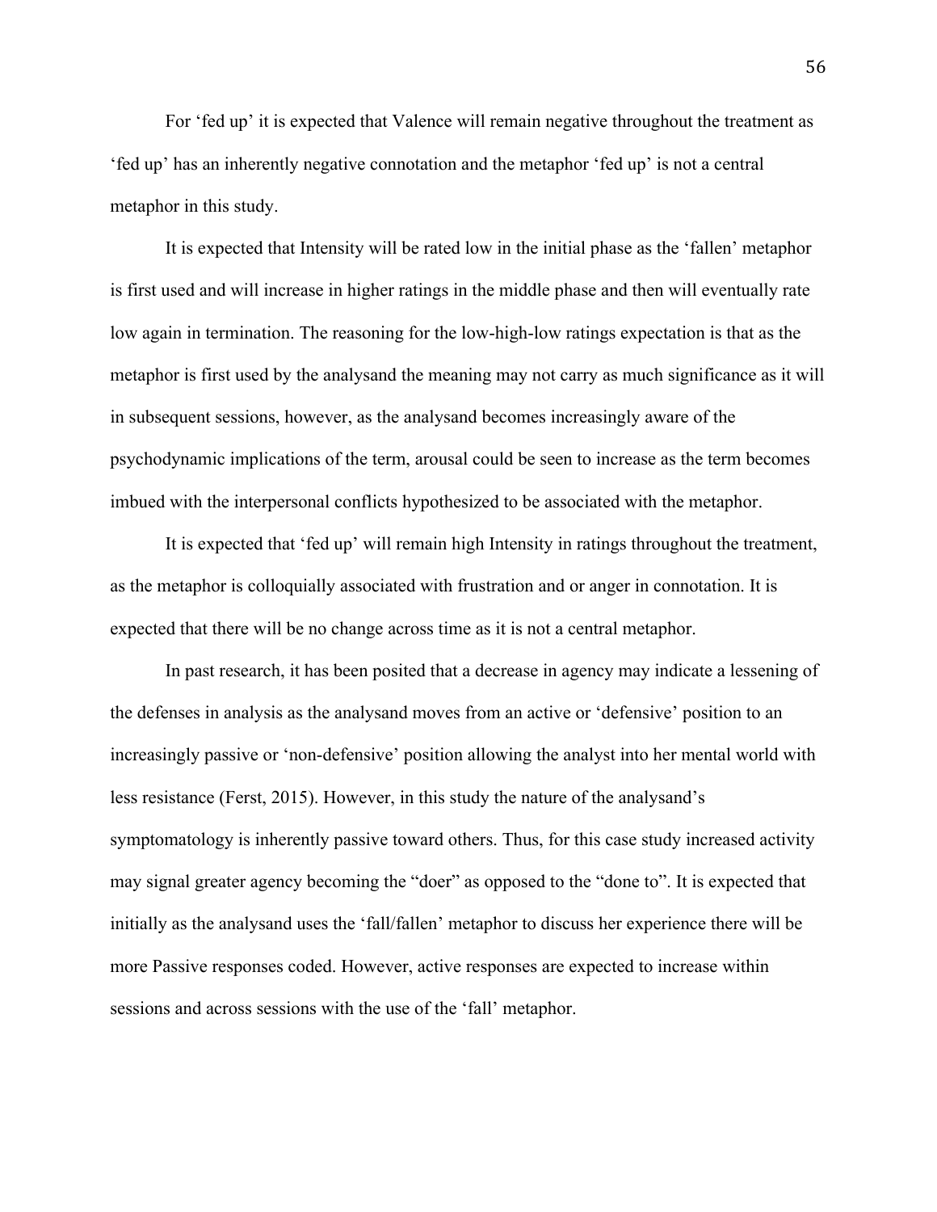For ‘fed up’ it is expected that Valence will remain negative throughout the treatment as ‘fed up’ has an inherently negative connotation and the metaphor ‘fed up’ is not a central metaphor in this study.

It is expected that Intensity will be rated low in the initial phase as the ‘fallen’ metaphor is first used and will increase in higher ratings in the middle phase and then will eventually rate low again in termination. The reasoning for the low-high-low ratings expectation is that as the metaphor is first used by the analysand the meaning may not carry as much significance as it will in subsequent sessions, however, as the analysand becomes increasingly aware of the psychodynamic implications of the term, arousal could be seen to increase as the term becomes imbued with the interpersonal conflicts hypothesized to be associated with the metaphor.

It is expected that ‘fed up’ will remain high Intensity in ratings throughout the treatment, as the metaphor is colloquially associated with frustration and or anger in connotation. It is expected that there will be no change across time as it is not a central metaphor.

In past research, it has been posited that a decrease in agency may indicate a lessening of the defenses in analysis as the analysand moves from an active or ‘defensive’ position to an increasingly passive or ‘non-defensive’ position allowing the analyst into her mental world with less resistance (Ferst, 2015). However, in this study the nature of the analysand’s symptomatology is inherently passive toward others. Thus, for this case study increased activity may signal greater agency becoming the “doer” as opposed to the “done to”. It is expected that initially as the analysand uses the ‘fall/fallen’ metaphor to discuss her experience there will be more Passive responses coded. However, active responses are expected to increase within sessions and across sessions with the use of the ‘fall’ metaphor.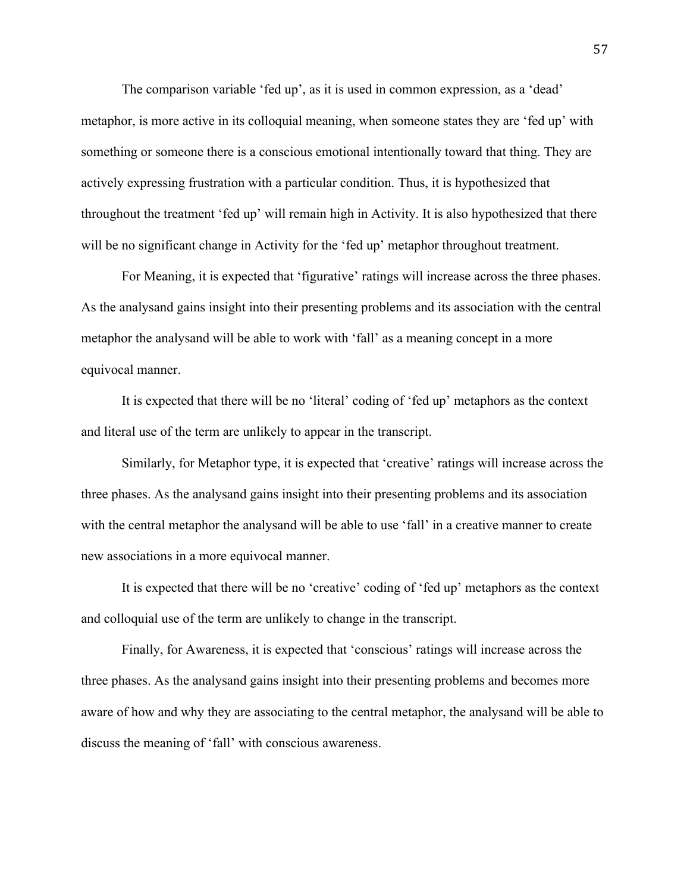The comparison variable ‘fed up’, as it is used in common expression, as a ‘dead’ metaphor, is more active in its colloquial meaning, when someone states they are ‘fed up’ with something or someone there is a conscious emotional intentionally toward that thing. They are actively expressing frustration with a particular condition. Thus, it is hypothesized that throughout the treatment ‘fed up’ will remain high in Activity. It is also hypothesized that there will be no significant change in Activity for the ‘fed up’ metaphor throughout treatment.

For Meaning, it is expected that ‘figurative’ ratings will increase across the three phases. As the analysand gains insight into their presenting problems and its association with the central metaphor the analysand will be able to work with ‘fall’ as a meaning concept in a more equivocal manner.

It is expected that there will be no ‘literal’ coding of ‘fed up’ metaphors as the context and literal use of the term are unlikely to appear in the transcript.

Similarly, for Metaphor type, it is expected that ‘creative’ ratings will increase across the three phases. As the analysand gains insight into their presenting problems and its association with the central metaphor the analysand will be able to use ‘fall’ in a creative manner to create new associations in a more equivocal manner.

It is expected that there will be no ‘creative’ coding of ‘fed up’ metaphors as the context and colloquial use of the term are unlikely to change in the transcript.

Finally, for Awareness, it is expected that ‘conscious’ ratings will increase across the three phases. As the analysand gains insight into their presenting problems and becomes more aware of how and why they are associating to the central metaphor, the analysand will be able to discuss the meaning of ‘fall’ with conscious awareness.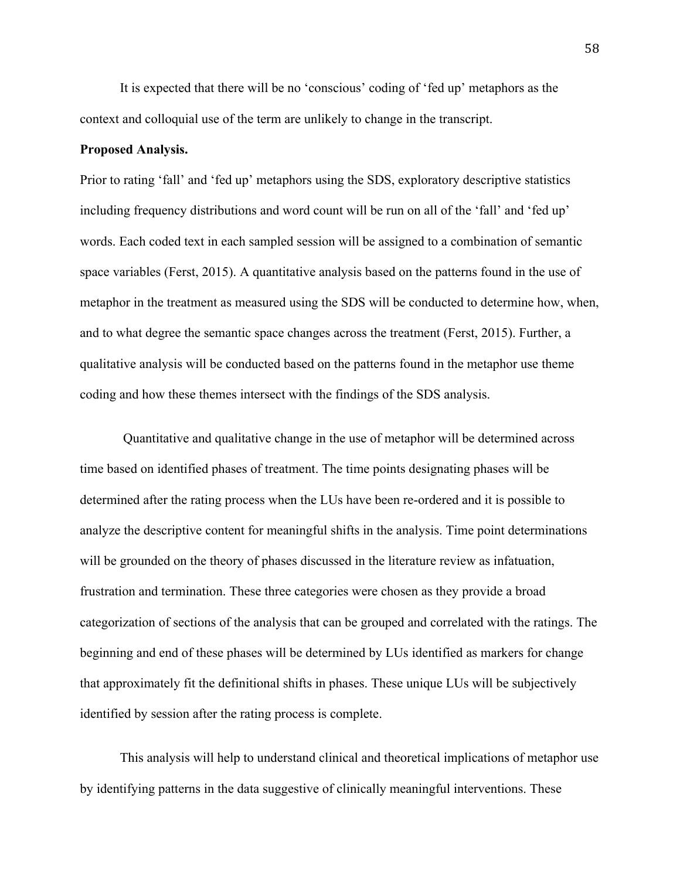It is expected that there will be no 'conscious' coding of 'fed up' metaphors as the context and colloquial use of the term are unlikely to change in the transcript.

**Proposed Analysis.**

Prior to rating 'fall' and 'fed up' metaphors using the SDS, exploratory descriptive statistics including frequency distributions and word count will be run on all of the 'fall' and 'fed up' words. Each coded text in each sampled session will be assigned to a combination of semantic space variables (Ferst, 2015). A quantitative analysis based on the patterns found in the use of metaphor in the treatment as measured using the SDS will be conducted to determine how, when, and to what degree the semantic space changes across the treatment (Ferst, 2015). Further, a qualitative analysis will be conducted based on the patterns found in the metaphor use theme coding and how these themes intersect with the findings of the SDS analysis.

Quantitative and qualitative change in the use of metaphor will be determined across time based on identified phases of treatment. The time points designating phases will be determined after the rating process when the LUs have been re-ordered and it is possible to analyze the descriptive content for meaningful shifts in the analysis. Time point determinations will be grounded on the theory of phases discussed in the literature review as infatuation, frustration and termination. These three categories were chosen as they provide a broad categorization of sections of the analysis that can be grouped and correlated with the ratings. The beginning and end of these phases will be determined by LUs identified as markers for change that approximately fit the definitional shifts in phases. These unique LUs will be subjectively identified by session after the rating process is complete.

This analysis will help to understand clinical and theoretical implications of metaphor use by identifying patterns in the data suggestive of clinically meaningful interventions. These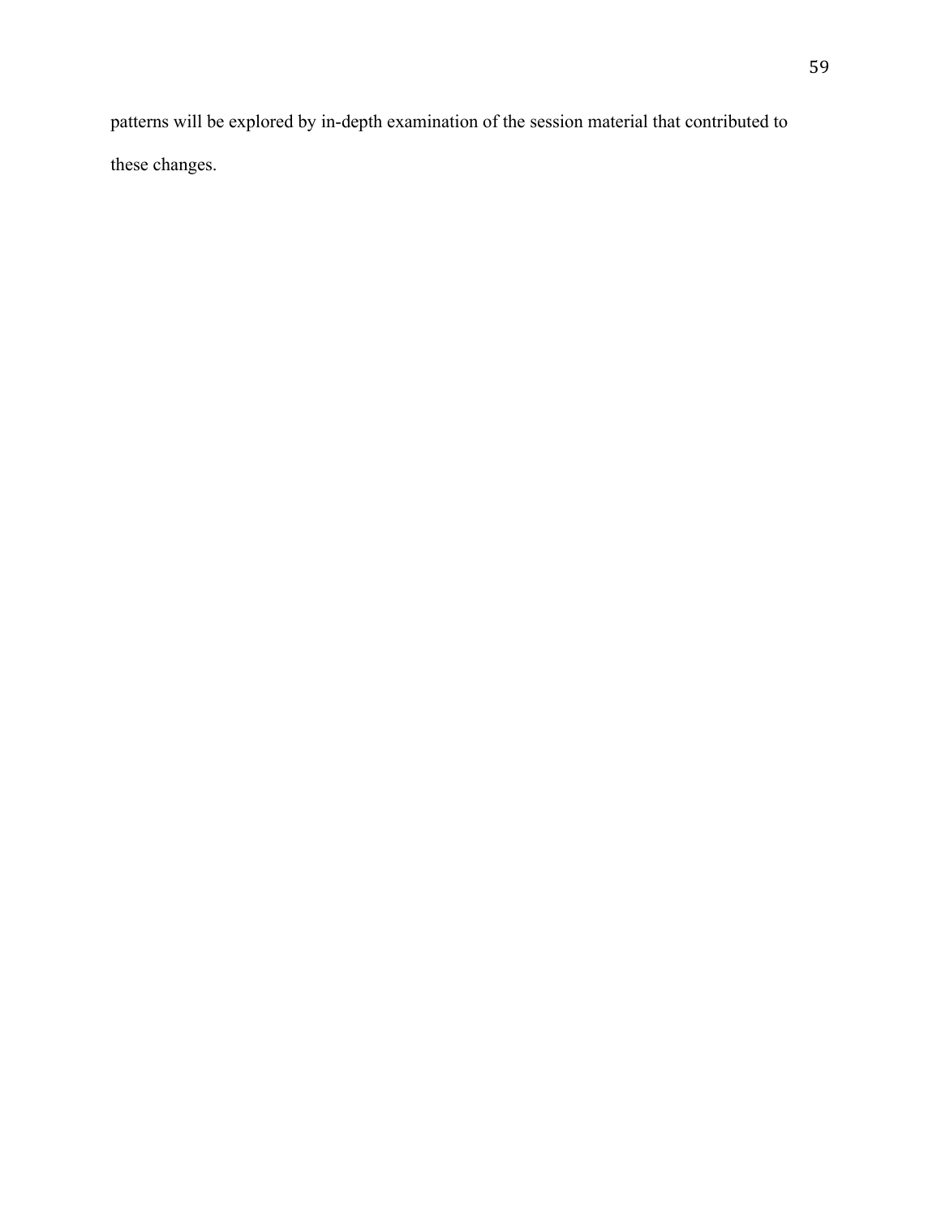patterns will be explored by in-depth examination of the session material that contributed to these changes.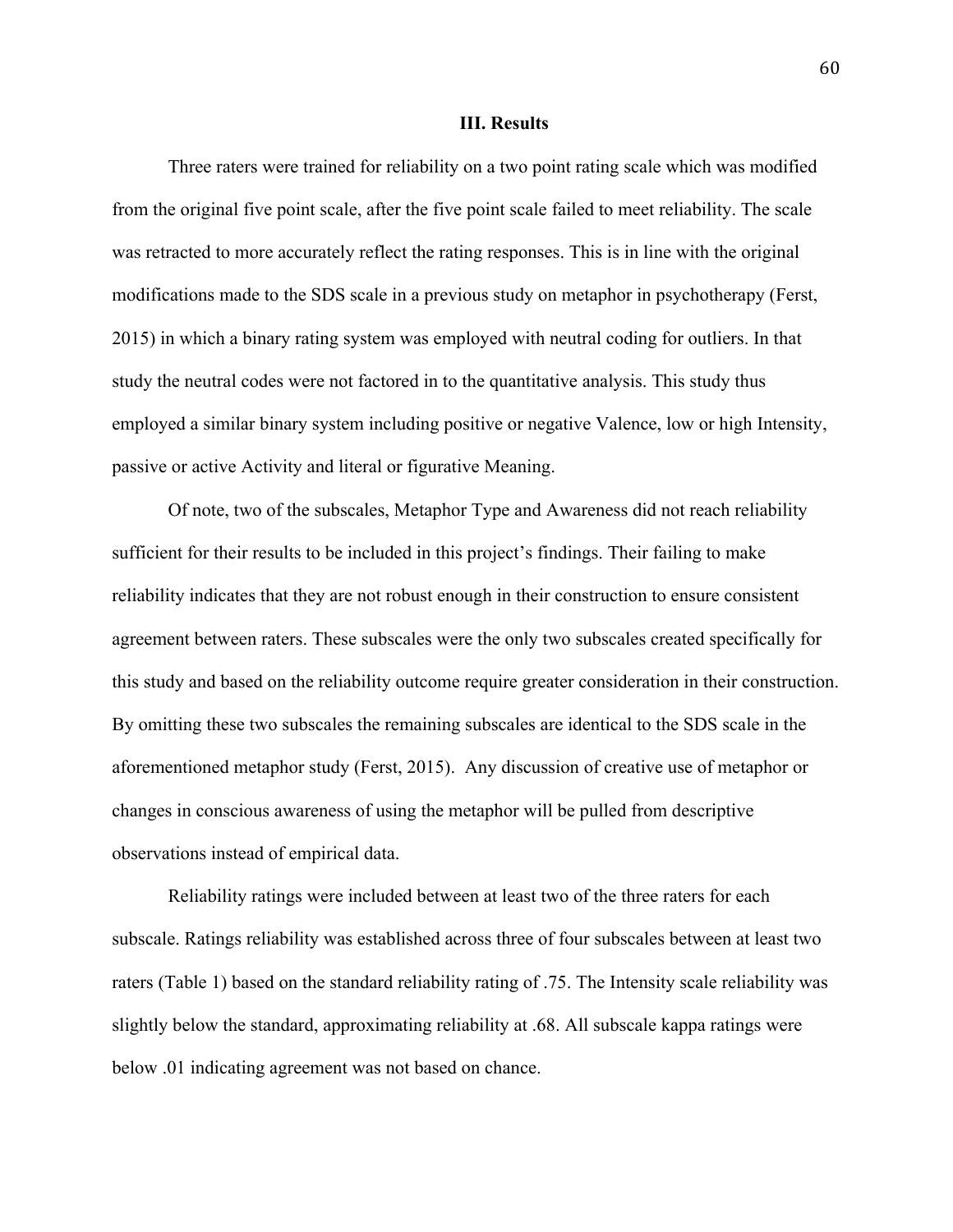## III. Results

Three raters were trained for reliability on a two point rating scale which was modified from the original five point scale, after the five point scale failed to meet reliability. The scale was retracted to more accurately reflect the rating responses. This is in line with the original modifications made to the SDS scale in a previous study on metaphor in psychotherapy (Ferst, 2015) in which a binary rating system was employed with neutral coding for outliers. In that study the neutral codes were not factored in to the quantitative analysis. This study thus employed a similar binary system including positive or negative Valence, low or high Intensity, passive or active Activity and literal or figurative Meaning.

Of note, two of the subscales, Metaphor Type and Awareness did not reach reliability sufficient for their results to be included in this project's findings. Their failing to make reliability indicates that they are not robust enough in their construction to ensure consistent agreement between raters. These subscales were the only two subscales created specifically for this study and based on the reliability outcome require greater consideration in their construction. By omitting these two subscales the remaining subscales are identical to the SDS scale in the aforementioned metaphor study (Ferst, 2015). Any discussion of creative use of metaphor or changes in conscious awareness of using the metaphor will be pulled from descriptive observations instead of empirical data.

Reliability ratings were included between at least two of the three raters for each subscale. Ratings reliability was established across three of four subscales between at least two raters (Table 1) based on the standard reliability rating of .75. The Intensity scale reliability was slightly below the standard, approximating reliability at .68. All subscale kappa ratings were below .01 indicating agreement was not based on chance.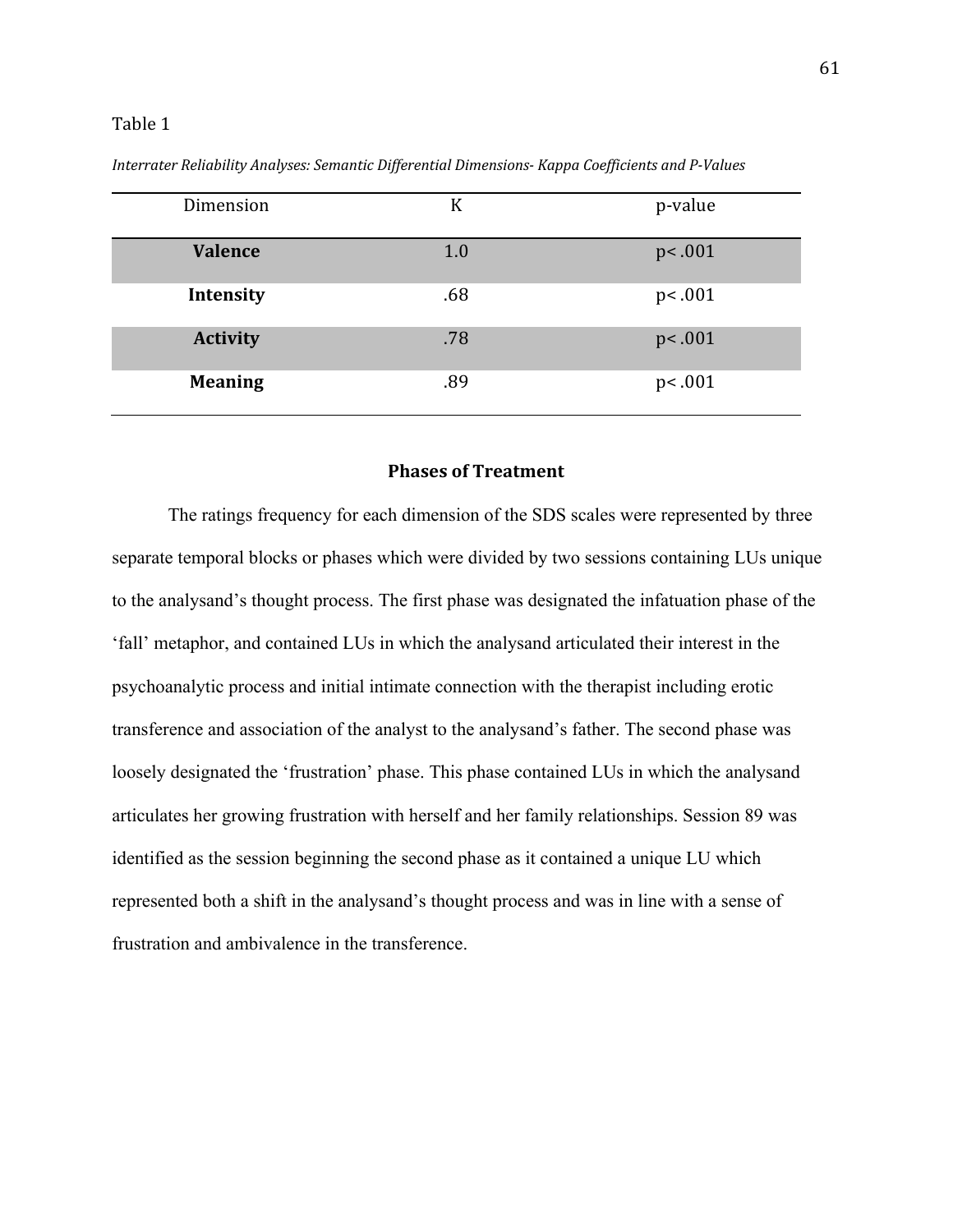Table 1

*Interrater Reliability Analyses: Semantic Differential Dimensions- Kappa Coefficients and P-Values*

| Dimension | K | p-value |
| --- | --- | --- |
| **Valence** | 1.0 | $p < .001$ |
| **Intensity** | .68 | $p < .001$ |
| **Activity** | .78 | $p < .001$ |
| **Meaning** | .89 | $p < .001$ |

## Phases of Treatment

The ratings frequency for each dimension of the SDS scales were represented by three separate temporal blocks or phases which were divided by two sessions containing LUs unique to the analysand's thought process. The first phase was designated the infatuation phase of the 'fall' metaphor, and contained LUs in which the analysand articulated their interest in the psychoanalytic process and initial intimate connection with the therapist including erotic transference and association of the analyst to the analysand's father. The second phase was loosely designated the 'frustration' phase. This phase contained LUs in which the analysand articulates her growing frustration with herself and her family relationships. Session 89 was identified as the session beginning the second phase as it contained a unique LU which represented both a shift in the analysand's thought process and was in line with a sense of frustration and ambivalence in the transference.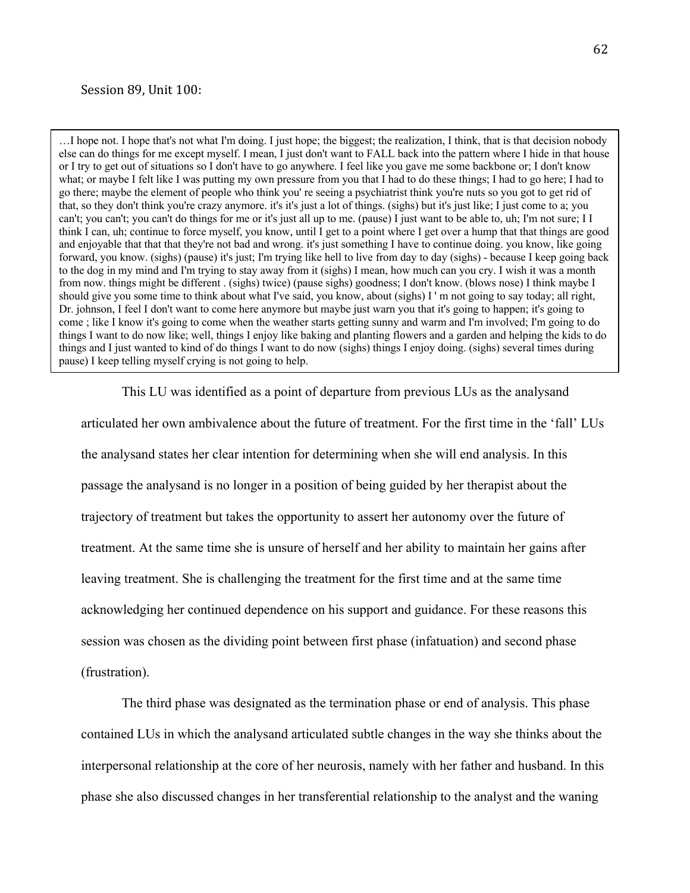Session 89, Unit 100:

> …I hope not. I hope that's not what I'm doing. I just hope; the biggest; the realization, I think, that is that decision nobody else can do things for me except myself. I mean, I just don't want to FALL back into the pattern where I hide in that house or I try to get out of situations so I don't have to go anywhere. I feel like you gave me some backbone or; I don't know what; or maybe I felt like I was putting my own pressure from you that I had to do these things; I had to go here; I had to go there; maybe the element of people who think you' re seeing a psychiatrist think you're nuts so you got to get rid of that, so they don't think you're crazy anymore. it's it's just a lot of things. (sighs) but it's just like; I just come to a; you can't; you can't; you can't do things for me or it's just all up to me. (pause) I just want to be able to, uh; I'm not sure; I I think I can, uh; continue to force myself, you know, until I get to a point where I get over a hump that that things are good and enjoyable that that that they're not bad and wrong. it's just something I have to continue doing. you know, like going forward, you know. (sighs) (pause) it's just; I'm trying like hell to live from day to day (sighs) - because I keep going back to the dog in my mind and I'm trying to stay away from it (sighs) I mean, how much can you cry. I wish it was a month from now. things might be different . (sighs) twice) (pause sighs) goodness; I don't know. (blows nose) I think maybe I should give you some time to think about what I've said, you know, about (sighs) I ' m not going to say today; all right, Dr. johnson, I feel I don't want to come here anymore but maybe just warn you that it's going to happen; it's going to come ; like I know it's going to come when the weather starts getting sunny and warm and I'm involved; I'm going to do things I want to do now like; well, things I enjoy like baking and planting flowers and a garden and helping the kids to do things and I just wanted to kind of do things I want to do now (sighs) things I enjoy doing. (sighs) several times during pause) I keep telling myself crying is not going to help.

This LU was identified as a point of departure from previous LUs as the analysand articulated her own ambivalence about the future of treatment. For the first time in the 'fall' LUs the analysand states her clear intention for determining when she will end analysis. In this passage the analysand is no longer in a position of being guided by her therapist about the trajectory of treatment but takes the opportunity to assert her autonomy over the future of treatment. At the same time she is unsure of herself and her ability to maintain her gains after leaving treatment. She is challenging the treatment for the first time and at the same time acknowledging her continued dependence on his support and guidance. For these reasons this session was chosen as the dividing point between first phase (infatuation) and second phase (frustration).

The third phase was designated as the termination phase or end of analysis. This phase contained LUs in which the analysand articulated subtle changes in the way she thinks about the interpersonal relationship at the core of her neurosis, namely with her father and husband. In this phase she also discussed changes in her transferential relationship to the analyst and the waning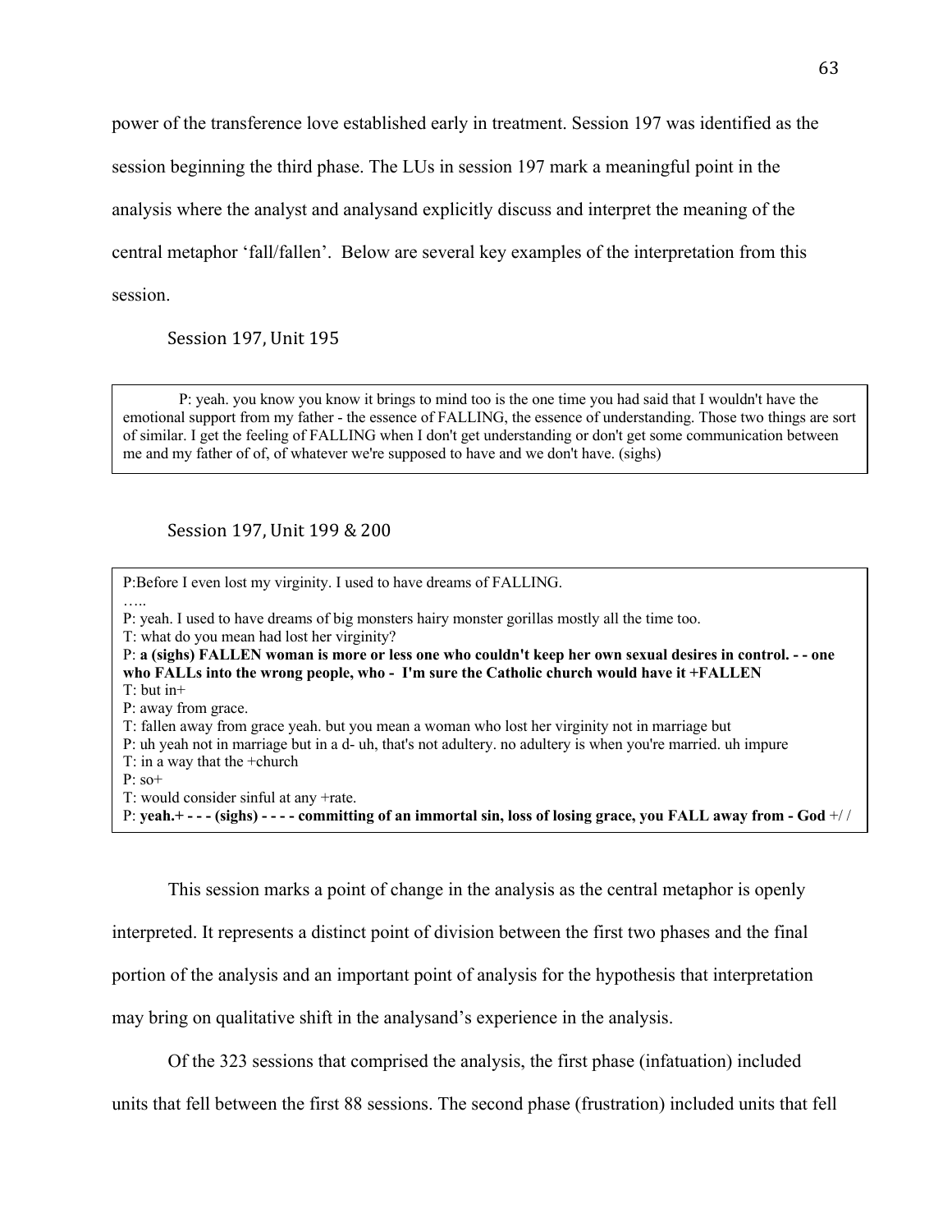power of the transference love established early in treatment. Session 197 was identified as the session beginning the third phase. The LUs in session 197 mark a meaningful point in the analysis where the analyst and analysand explicitly discuss and interpret the meaning of the central metaphor 'fall/fallen'. Below are several key examples of the interpretation from this session.

Session 197, Unit 195

> P: yeah. you know you know it brings to mind too is the one time you had said that I wouldn't have the emotional support from my father - the essence of FALLING, the essence of understanding. Those two things are sort of similar. I get the feeling of FALLING when I don't get understanding or don't get some communication between me and my father of of, of whatever we're supposed to have and we don't have. (sighs)

Session 197, Unit 199 & 200

> P:Before I even lost my virginity. I used to have dreams of FALLING.
> …..
> P: yeah. I used to have dreams of big monsters hairy monster gorillas mostly all the time too.
> T: what do you mean had lost her virginity?
> P: **a (sighs) FALLEN woman is more or less one who couldn't keep her own sexual desires in control. - - one who FALLs into the wrong people, who - I'm sure the Catholic church would have it +FALLEN**
> T: but in+
> P: away from grace.
> T: fallen away from grace yeah. but you mean a woman who lost her virginity not in marriage but
> P: uh yeah not in marriage but in a d- uh, that's not adultery. no adultery is when you're married. uh impure
> T: in a way that the +church
> P: so+
> T: would consider sinful at any +rate.
> P: **yeah.+ - - - (sighs) - - - - committing of an immortal sin, loss of losing grace, you FALL away from - God** +/ /

This session marks a point of change in the analysis as the central metaphor is openly interpreted. It represents a distinct point of division between the first two phases and the final portion of the analysis and an important point of analysis for the hypothesis that interpretation may bring on qualitative shift in the analysand's experience in the analysis.

Of the 323 sessions that comprised the analysis, the first phase (infatuation) included units that fell between the first 88 sessions. The second phase (frustration) included units that fell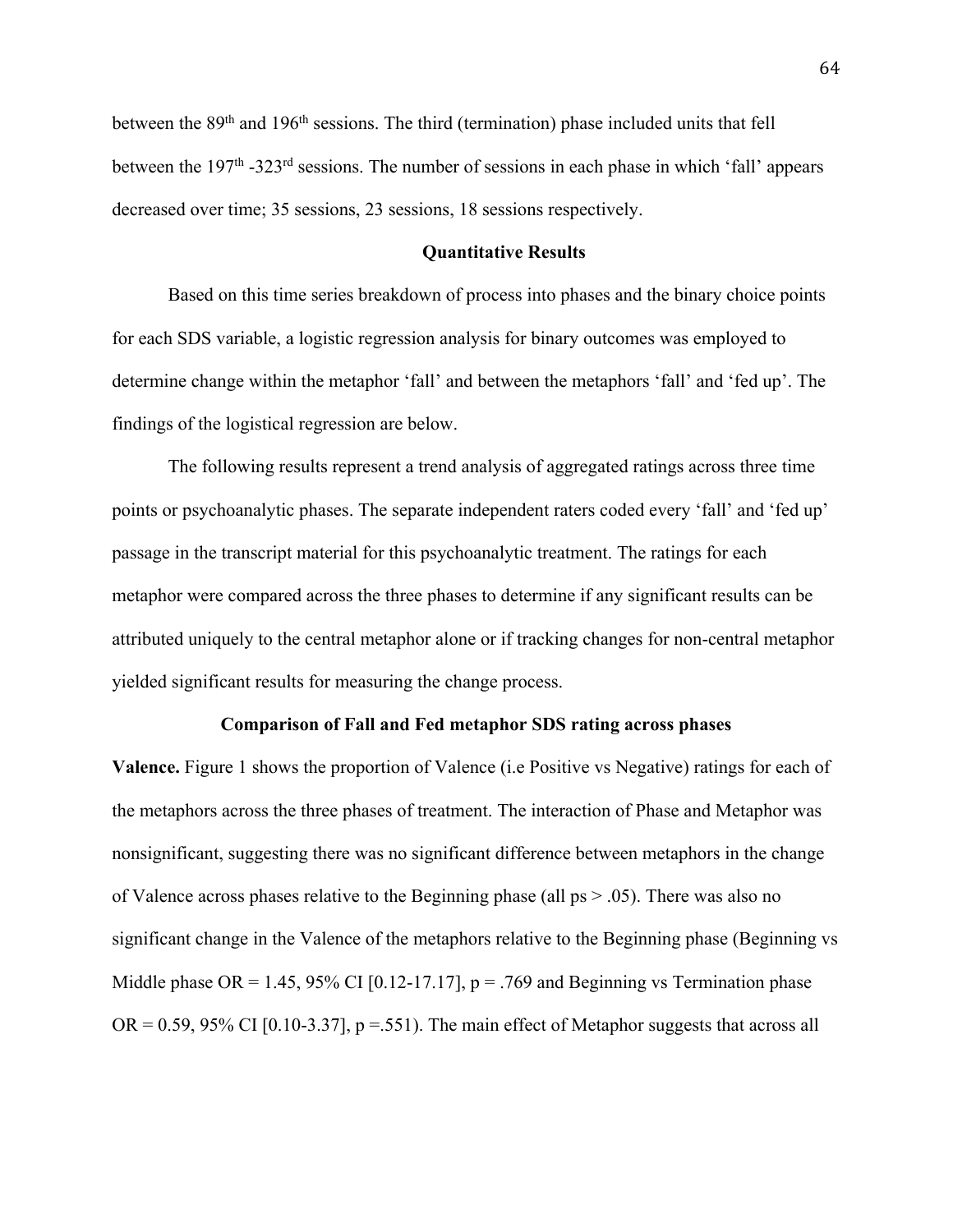between the 89th and 196th sessions. The third (termination) phase included units that fell between the 197th -323rd sessions. The number of sessions in each phase in which 'fall' appears decreased over time; 35 sessions, 23 sessions, 18 sessions respectively.

## Quantitative Results

Based on this time series breakdown of process into phases and the binary choice points for each SDS variable, a logistic regression analysis for binary outcomes was employed to determine change within the metaphor 'fall' and between the metaphors 'fall' and 'fed up'. The findings of the logistical regression are below.

The following results represent a trend analysis of aggregated ratings across three time points or psychoanalytic phases. The separate independent raters coded every 'fall' and 'fed up' passage in the transcript material for this psychoanalytic treatment. The ratings for each metaphor were compared across the three phases to determine if any significant results can be attributed uniquely to the central metaphor alone or if tracking changes for non-central metaphor yielded significant results for measuring the change process.

### Comparison of Fall and Fed metaphor SDS rating across phases

**Valence.** Figure 1 shows the proportion of Valence (i.e Positive vs Negative) ratings for each of the metaphors across the three phases of treatment. The interaction of Phase and Metaphor was nonsignificant, suggesting there was no significant difference between metaphors in the change of Valence across phases relative to the Beginning phase (all ps $> .05$). There was also no significant change in the Valence of the metaphors relative to the Beginning phase (Beginning vs Middle phase OR = 1.45, 95% CI [0.12-17.17], $p = .769$ and Beginning vs Termination phase OR = 0.59, 95% CI [0.10-3.37], $p =.551$). The main effect of Metaphor suggests that across all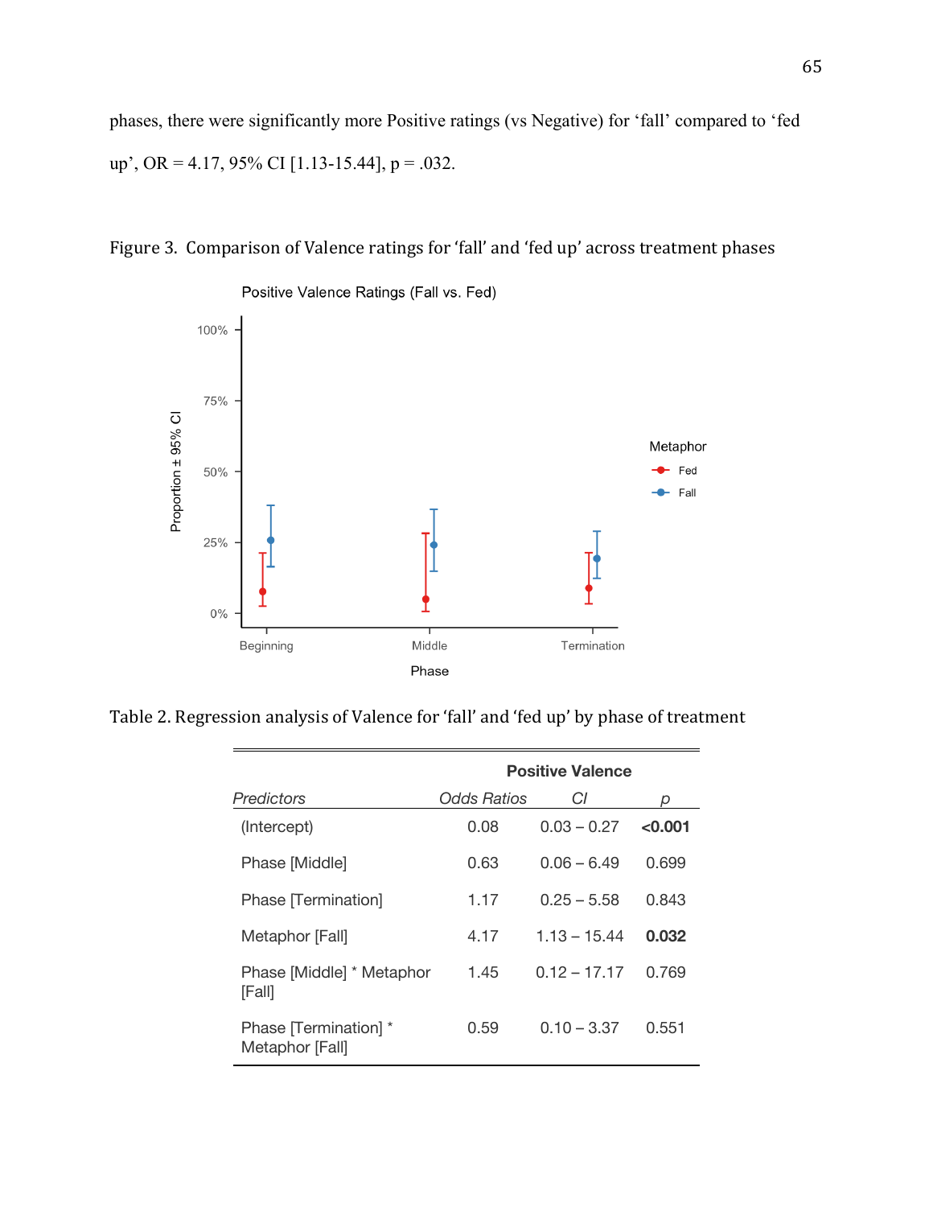phases, there were significantly more Positive ratings (vs Negative) for ‘fall’ compared to ‘fed up’, OR = 4.17, 95% CI [1.13-15.44], p = .032.

Figure 3. Comparison of Valence ratings for ‘fall’ and ‘fed up’ across treatment phases

Table 2. Regression analysis of Valence for ‘fall’ and ‘fed up’ by phase of treatment

| | Positive Valence | | |
|---|---|---|---|
| *Predictors* | *Odds Ratios* | *CI* | *p* |
| (Intercept) | 0.08 | 0.03 – 0.27 | **<0.001** |
| Phase [Middle] | 0.63 | 0.06 – 6.49 | 0.699 |
| Phase [Termination] | 1.17 | 0.25 – 5.58 | 0.843 |
| Metaphor [Fall] | 4.17 | 1.13 – 15.44 | **0.032** |
| Phase [Middle] * Metaphor [Fall] | 1.45 | 0.12 – 17.17 | 0.769 |
| Phase [Termination] * Metaphor [Fall] | 0.59 | 0.10 – 3.37 | 0.551 |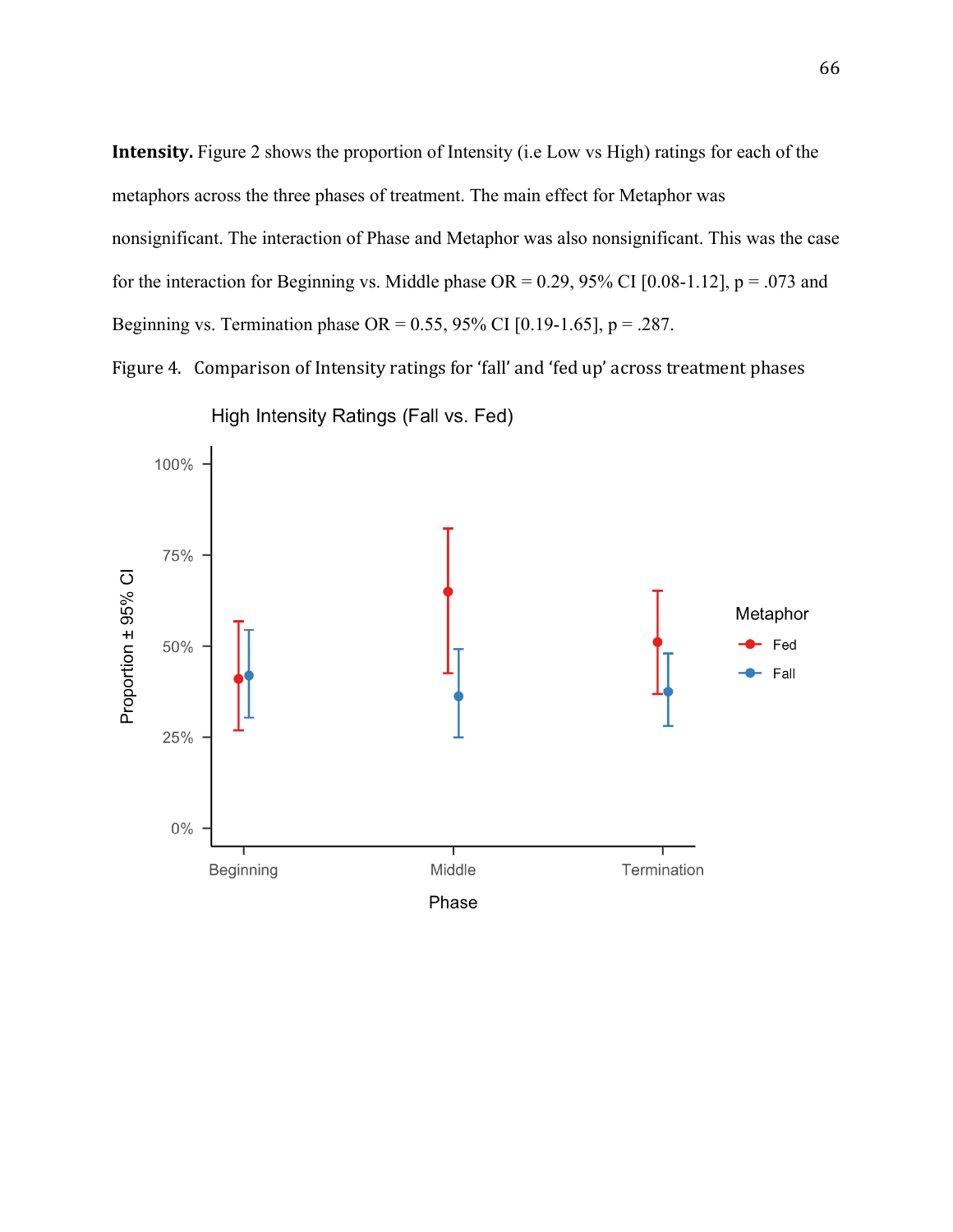**Intensity.** Figure 2 shows the proportion of Intensity (i.e Low vs High) ratings for each of the metaphors across the three phases of treatment. The main effect for Metaphor was nonsignificant. The interaction of Phase and Metaphor was also nonsignificant. This was the case for the interaction for Beginning vs. Middle phase OR = 0.29, 95% CI [0.08-1.12], p = .073 and Beginning vs. Termination phase OR = 0.55, 95% CI [0.19-1.65], p = .287.

Figure 4. Comparison of Intensity ratings for 'fall' and 'fed up' across treatment phases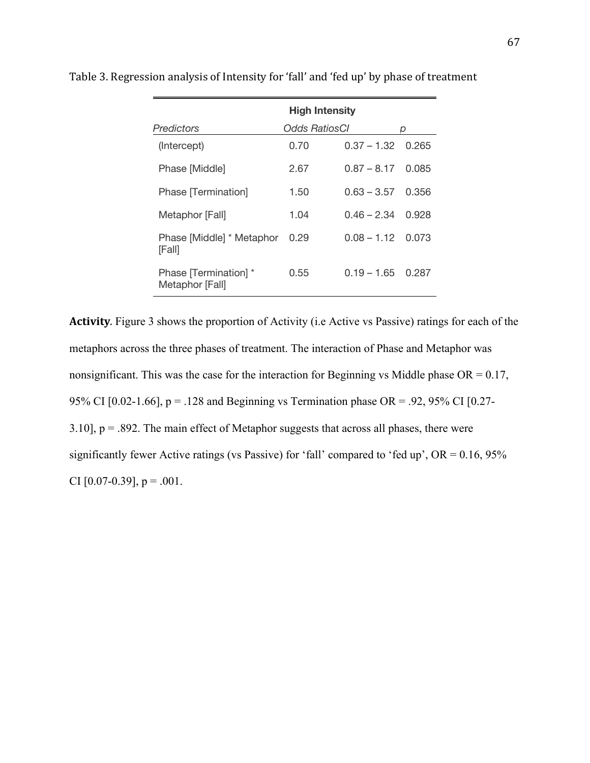Table 3. Regression analysis of Intensity for 'fall' and 'fed up' by phase of treatment

| | High Intensity | | |
|---|---|---|---|
| *Predictors* | *Odds Ratios* | *CI* | *p* |
| (Intercept) | 0.70 | 0.37 – 1.32 | 0.265 |
| Phase [Middle] | 2.67 | 0.87 – 8.17 | 0.085 |
| Phase [Termination] | 1.50 | 0.63 – 3.57 | 0.356 |
| Metaphor [Fall] | 1.04 | 0.46 – 2.34 | 0.928 |
| Phase [Middle] * Metaphor [Fall] | 0.29 | 0.08 – 1.12 | 0.073 |
| Phase [Termination] * Metaphor [Fall] | 0.55 | 0.19 – 1.65 | 0.287 |

**Activity**. Figure 3 shows the proportion of Activity (i.e Active vs Passive) ratings for each of the metaphors across the three phases of treatment. The interaction of Phase and Metaphor was nonsignificant. This was the case for the interaction for Beginning vs Middle phase OR = 0.17, 95% CI [0.02-1.66], p = .128 and Beginning vs Termination phase OR = .92, 95% CI [0.27-3.10], p = .892. The main effect of Metaphor suggests that across all phases, there were significantly fewer Active ratings (vs Passive) for 'fall' compared to 'fed up', OR = 0.16, 95% CI [0.07-0.39], p = .001.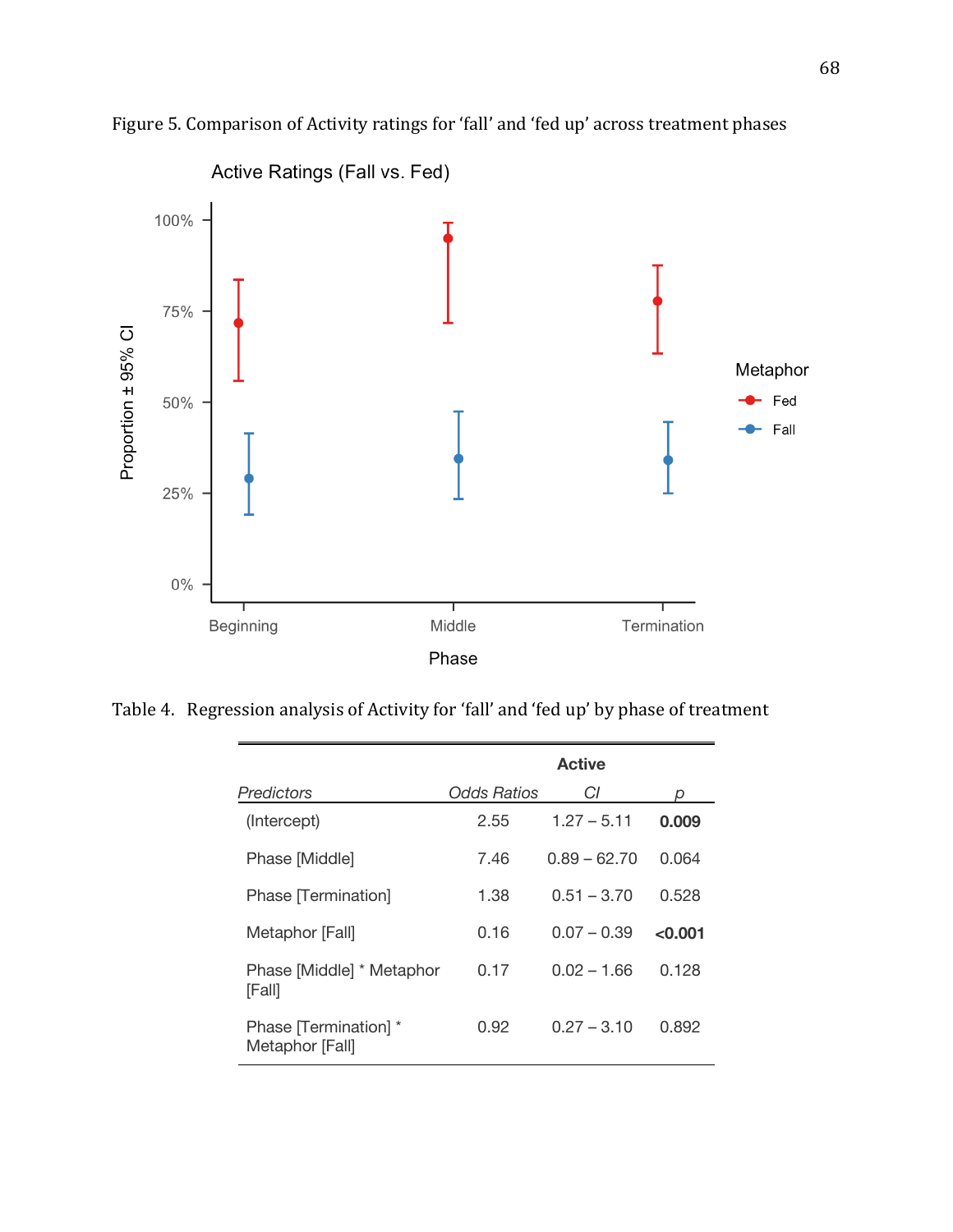Figure 5. Comparison of Activity ratings for 'fall' and 'fed up' across treatment phases

Table 4. Regression analysis of Activity for 'fall' and 'fed up' by phase of treatment

| | Active | | |
|---|---|---|---|
| *Predictors* | *Odds Ratios* | *CI* | *p* |
| (Intercept) | 2.55 | 1.27 – 5.11 | **0.009** |
| Phase [Middle] | 7.46 | 0.89 – 62.70 | 0.064 |
| Phase [Termination] | 1.38 | 0.51 – 3.70 | 0.528 |
| Metaphor [Fall] | 0.16 | 0.07 – 0.39 | **<0.001** |
| Phase [Middle] * Metaphor [Fall] | 0.17 | 0.02 – 1.66 | 0.128 |
| Phase [Termination] * Metaphor [Fall] | 0.92 | 0.27 – 3.10 | 0.892 |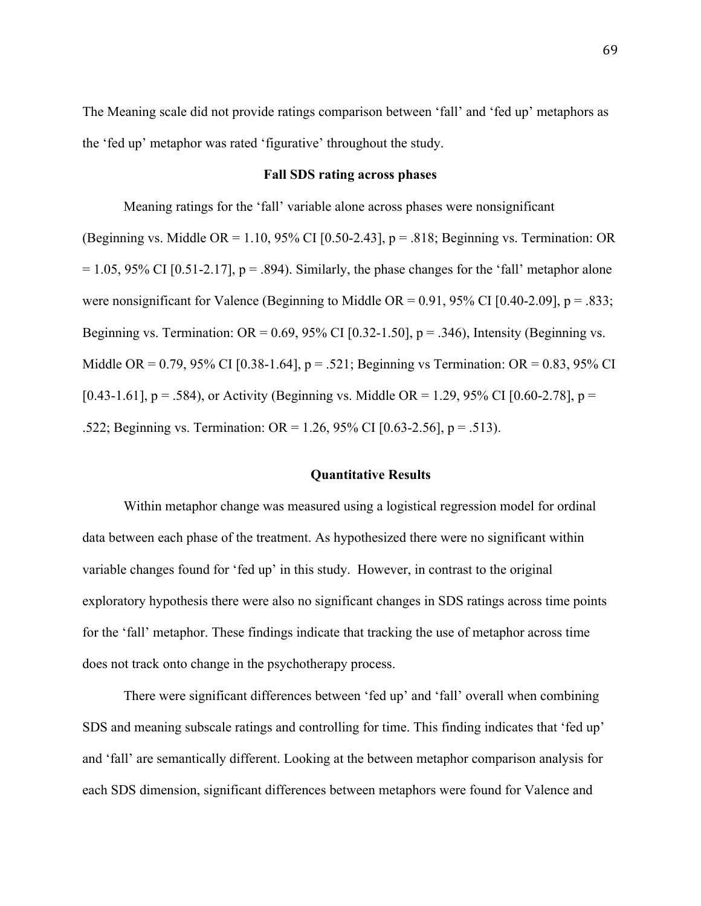The Meaning scale did not provide ratings comparison between 'fall' and 'fed up' metaphors as the 'fed up' metaphor was rated 'figurative' throughout the study.

### Fall SDS rating across phases

Meaning ratings for the 'fall' variable alone across phases were nonsignificant (Beginning vs. Middle OR = 1.10, 95% CI [0.50-2.43], $p = .818$; Beginning vs. Termination: OR = 1.05, 95% CI [0.51-2.17], $p = .894$). Similarly, the phase changes for the 'fall' metaphor alone were nonsignificant for Valence (Beginning to Middle OR = 0.91, 95% CI [0.40-2.09], $p = .833$; Beginning vs. Termination: OR = 0.69, 95% CI [0.32-1.50], $p = .346$), Intensity (Beginning vs. Middle OR = 0.79, 95% CI [0.38-1.64], $p = .521$; Beginning vs Termination: OR = 0.83, 95% CI [0.43-1.61], $p = .584$), or Activity (Beginning vs. Middle OR = 1.29, 95% CI [0.60-2.78], $p = .522$; Beginning vs. Termination: OR = 1.26, 95% CI [0.63-2.56], $p = .513$).

### Quantitative Results

Within metaphor change was measured using a logistical regression model for ordinal data between each phase of the treatment. As hypothesized there were no significant within variable changes found for 'fed up' in this study. However, in contrast to the original exploratory hypothesis there were also no significant changes in SDS ratings across time points for the 'fall' metaphor. These findings indicate that tracking the use of metaphor across time does not track onto change in the psychotherapy process.

There were significant differences between 'fed up' and 'fall' overall when combining SDS and meaning subscale ratings and controlling for time. This finding indicates that 'fed up' and 'fall' are semantically different. Looking at the between metaphor comparison analysis for each SDS dimension, significant differences between metaphors were found for Valence and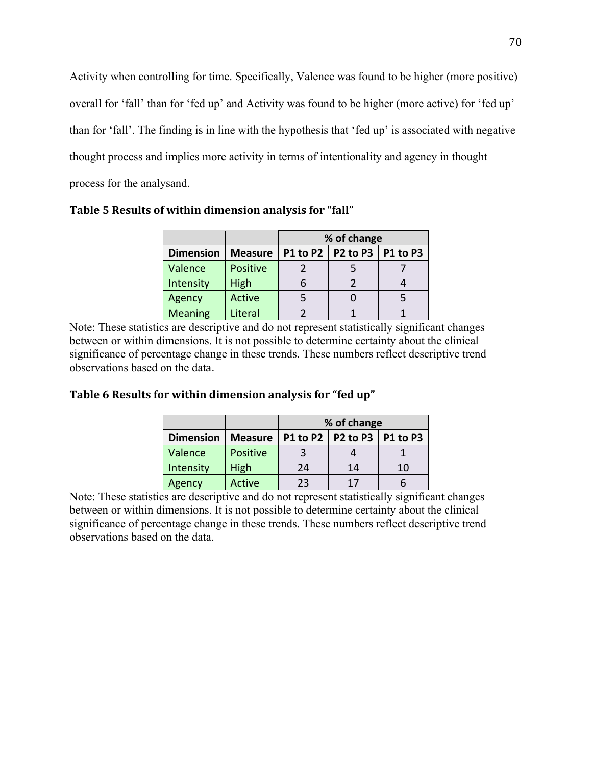Activity when controlling for time. Specifically, Valence was found to be higher (more positive) overall for 'fall' than for 'fed up' and Activity was found to be higher (more active) for 'fed up' than for 'fall'. The finding is in line with the hypothesis that 'fed up' is associated with negative thought process and implies more activity in terms of intentionality and agency in thought process for the analysand.

**Table 5 Results of within dimension analysis for "fall"**

| | | % of change | | |
|---|---|---|---|---|
| **Dimension** | **Measure** | **P1 to P2** | **P2 to P3** | **P1 to P3** |
| Valence | Positive | 2 | 5 | 7 |
| Intensity | High | 6 | 2 | 4 |
| Agency | Active | 5 | 0 | 5 |
| Meaning | Literal | 2 | 1 | 1 |

Note: These statistics are descriptive and do not represent statistically significant changes between or within dimensions. It is not possible to determine certainty about the clinical significance of percentage change in these trends. These numbers reflect descriptive trend observations based on the data.

**Table 6 Results for within dimension analysis for "fed up"**

| | | % of change | | |
|---|---|---|---|---|
| **Dimension** | **Measure** | **P1 to P2** | **P2 to P3** | **P1 to P3** |
| Valence | Positive | 3 | 4 | 1 |
| Intensity | High | 24 | 14 | 10 |
| Agency | Active | 23 | 17 | 6 |

Note: These statistics are descriptive and do not represent statistically significant changes between or within dimensions. It is not possible to determine certainty about the clinical significance of percentage change in these trends. These numbers reflect descriptive trend observations based on the data.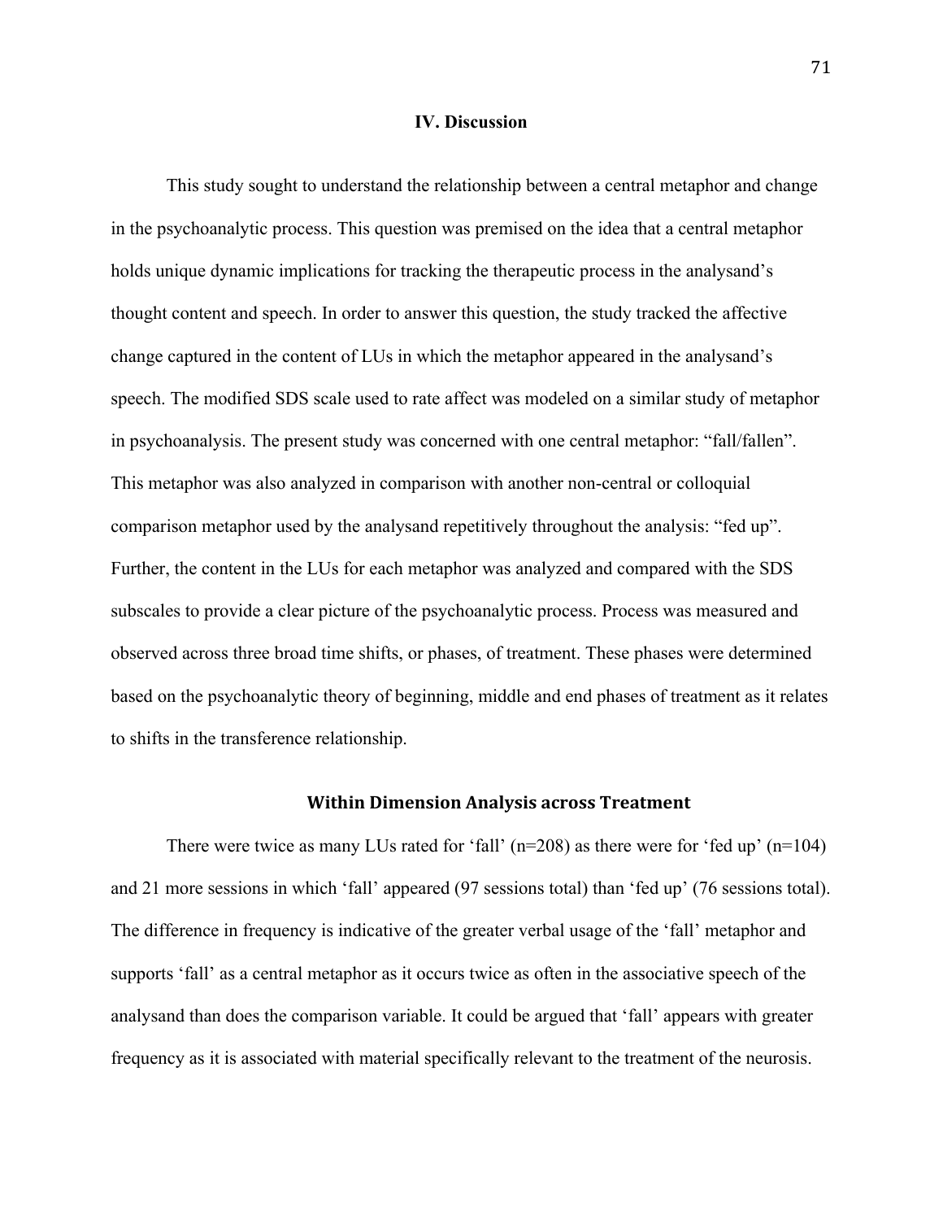## IV. Discussion

This study sought to understand the relationship between a central metaphor and change in the psychoanalytic process. This question was premised on the idea that a central metaphor holds unique dynamic implications for tracking the therapeutic process in the analysand's thought content and speech. In order to answer this question, the study tracked the affective change captured in the content of LUs in which the metaphor appeared in the analysand's speech. The modified SDS scale used to rate affect was modeled on a similar study of metaphor in psychoanalysis. The present study was concerned with one central metaphor: "fall/fallen". This metaphor was also analyzed in comparison with another non-central or colloquial comparison metaphor used by the analysand repetitively throughout the analysis: "fed up". Further, the content in the LUs for each metaphor was analyzed and compared with the SDS subscales to provide a clear picture of the psychoanalytic process. Process was measured and observed across three broad time shifts, or phases, of treatment. These phases were determined based on the psychoanalytic theory of beginning, middle and end phases of treatment as it relates to shifts in the transference relationship.

### Within Dimension Analysis across Treatment

There were twice as many LUs rated for 'fall' (n=208) as there were for 'fed up' (n=104) and 21 more sessions in which 'fall' appeared (97 sessions total) than 'fed up' (76 sessions total). The difference in frequency is indicative of the greater verbal usage of the 'fall' metaphor and supports 'fall' as a central metaphor as it occurs twice as often in the associative speech of the analysand than does the comparison variable. It could be argued that 'fall' appears with greater frequency as it is associated with material specifically relevant to the treatment of the neurosis.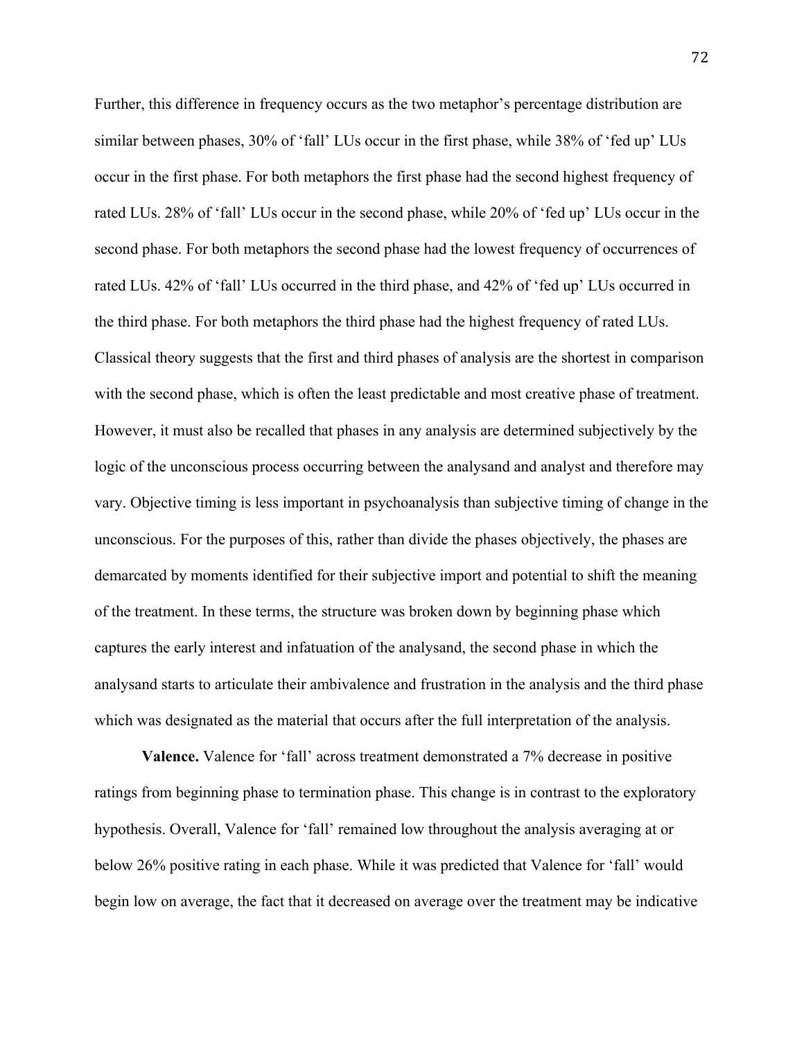Further, this difference in frequency occurs as the two metaphor's percentage distribution are similar between phases, 30% of 'fall' LUs occur in the first phase, while 38% of 'fed up' LUs occur in the first phase. For both metaphors the first phase had the second highest frequency of rated LUs. 28% of 'fall' LUs occur in the second phase, while 20% of 'fed up' LUs occur in the second phase. For both metaphors the second phase had the lowest frequency of occurrences of rated LUs. 42% of 'fall' LUs occurred in the third phase, and 42% of 'fed up' LUs occurred in the third phase. For both metaphors the third phase had the highest frequency of rated LUs. Classical theory suggests that the first and third phases of analysis are the shortest in comparison with the second phase, which is often the least predictable and most creative phase of treatment. However, it must also be recalled that phases in any analysis are determined subjectively by the logic of the unconscious process occurring between the analysand and analyst and therefore may vary. Objective timing is less important in psychoanalysis than subjective timing of change in the unconscious. For the purposes of this, rather than divide the phases objectively, the phases are demarcated by moments identified for their subjective import and potential to shift the meaning of the treatment. In these terms, the structure was broken down by beginning phase which captures the early interest and infatuation of the analysand, the second phase in which the analysand starts to articulate their ambivalence and frustration in the analysis and the third phase which was designated as the material that occurs after the full interpretation of the analysis.

**Valence.** Valence for 'fall' across treatment demonstrated a 7% decrease in positive ratings from beginning phase to termination phase. This change is in contrast to the exploratory hypothesis. Overall, Valence for 'fall' remained low throughout the analysis averaging at or below 26% positive rating in each phase. While it was predicted that Valence for 'fall' would begin low on average, the fact that it decreased on average over the treatment may be indicative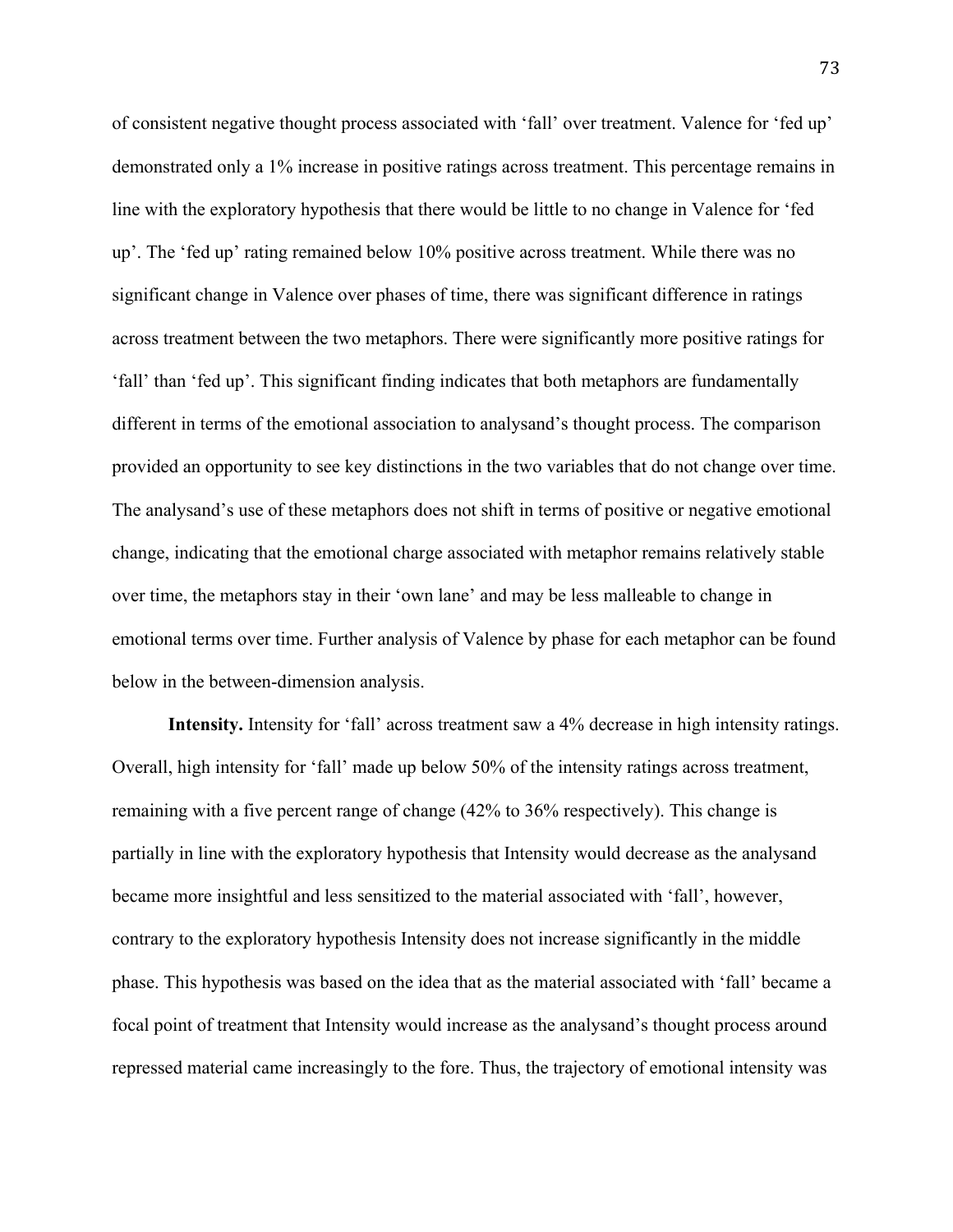of consistent negative thought process associated with 'fall' over treatment. Valence for 'fed up' demonstrated only a 1% increase in positive ratings across treatment. This percentage remains in line with the exploratory hypothesis that there would be little to no change in Valence for 'fed up'. The 'fed up' rating remained below 10% positive across treatment. While there was no significant change in Valence over phases of time, there was significant difference in ratings across treatment between the two metaphors. There were significantly more positive ratings for 'fall' than 'fed up'. This significant finding indicates that both metaphors are fundamentally different in terms of the emotional association to analysand's thought process. The comparison provided an opportunity to see key distinctions in the two variables that do not change over time. The analysand's use of these metaphors does not shift in terms of positive or negative emotional change, indicating that the emotional charge associated with metaphor remains relatively stable over time, the metaphors stay in their 'own lane' and may be less malleable to change in emotional terms over time. Further analysis of Valence by phase for each metaphor can be found below in the between-dimension analysis.

**Intensity.** Intensity for 'fall' across treatment saw a 4% decrease in high intensity ratings. Overall, high intensity for 'fall' made up below 50% of the intensity ratings across treatment, remaining with a five percent range of change (42% to 36% respectively). This change is partially in line with the exploratory hypothesis that Intensity would decrease as the analysand became more insightful and less sensitized to the material associated with 'fall', however, contrary to the exploratory hypothesis Intensity does not increase significantly in the middle phase. This hypothesis was based on the idea that as the material associated with 'fall' became a focal point of treatment that Intensity would increase as the analysand's thought process around repressed material came increasingly to the fore. Thus, the trajectory of emotional intensity was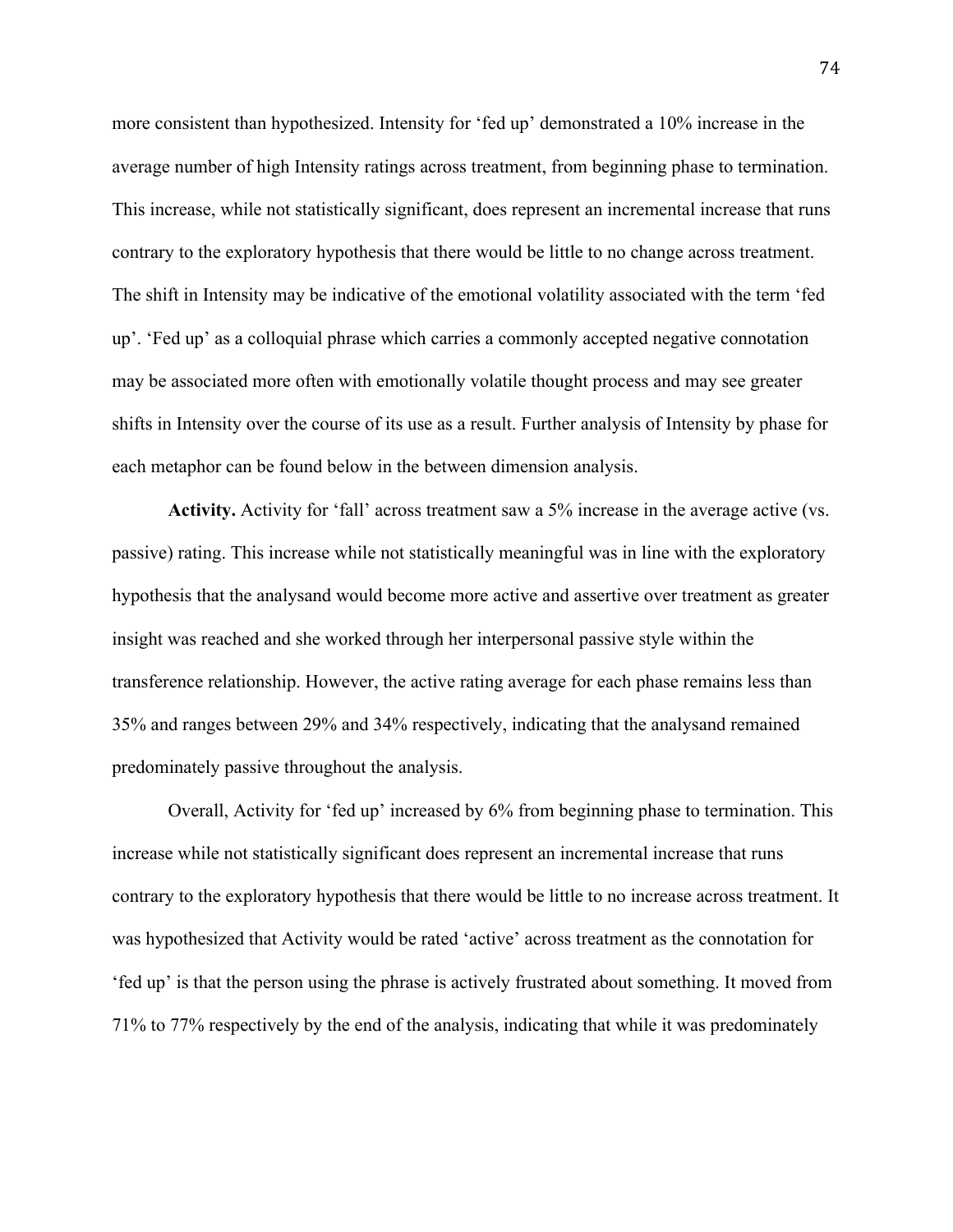more consistent than hypothesized. Intensity for 'fed up' demonstrated a 10% increase in the average number of high Intensity ratings across treatment, from beginning phase to termination. This increase, while not statistically significant, does represent an incremental increase that runs contrary to the exploratory hypothesis that there would be little to no change across treatment. The shift in Intensity may be indicative of the emotional volatility associated with the term 'fed up'. 'Fed up' as a colloquial phrase which carries a commonly accepted negative connotation may be associated more often with emotionally volatile thought process and may see greater shifts in Intensity over the course of its use as a result. Further analysis of Intensity by phase for each metaphor can be found below in the between dimension analysis.

**Activity.** Activity for 'fall' across treatment saw a 5% increase in the average active (vs. passive) rating. This increase while not statistically meaningful was in line with the exploratory hypothesis that the analysand would become more active and assertive over treatment as greater insight was reached and she worked through her interpersonal passive style within the transference relationship. However, the active rating average for each phase remains less than 35% and ranges between 29% and 34% respectively, indicating that the analysand remained predominately passive throughout the analysis.

Overall, Activity for 'fed up' increased by 6% from beginning phase to termination. This increase while not statistically significant does represent an incremental increase that runs contrary to the exploratory hypothesis that there would be little to no increase across treatment. It was hypothesized that Activity would be rated 'active' across treatment as the connotation for 'fed up' is that the person using the phrase is actively frustrated about something. It moved from 71% to 77% respectively by the end of the analysis, indicating that while it was predominately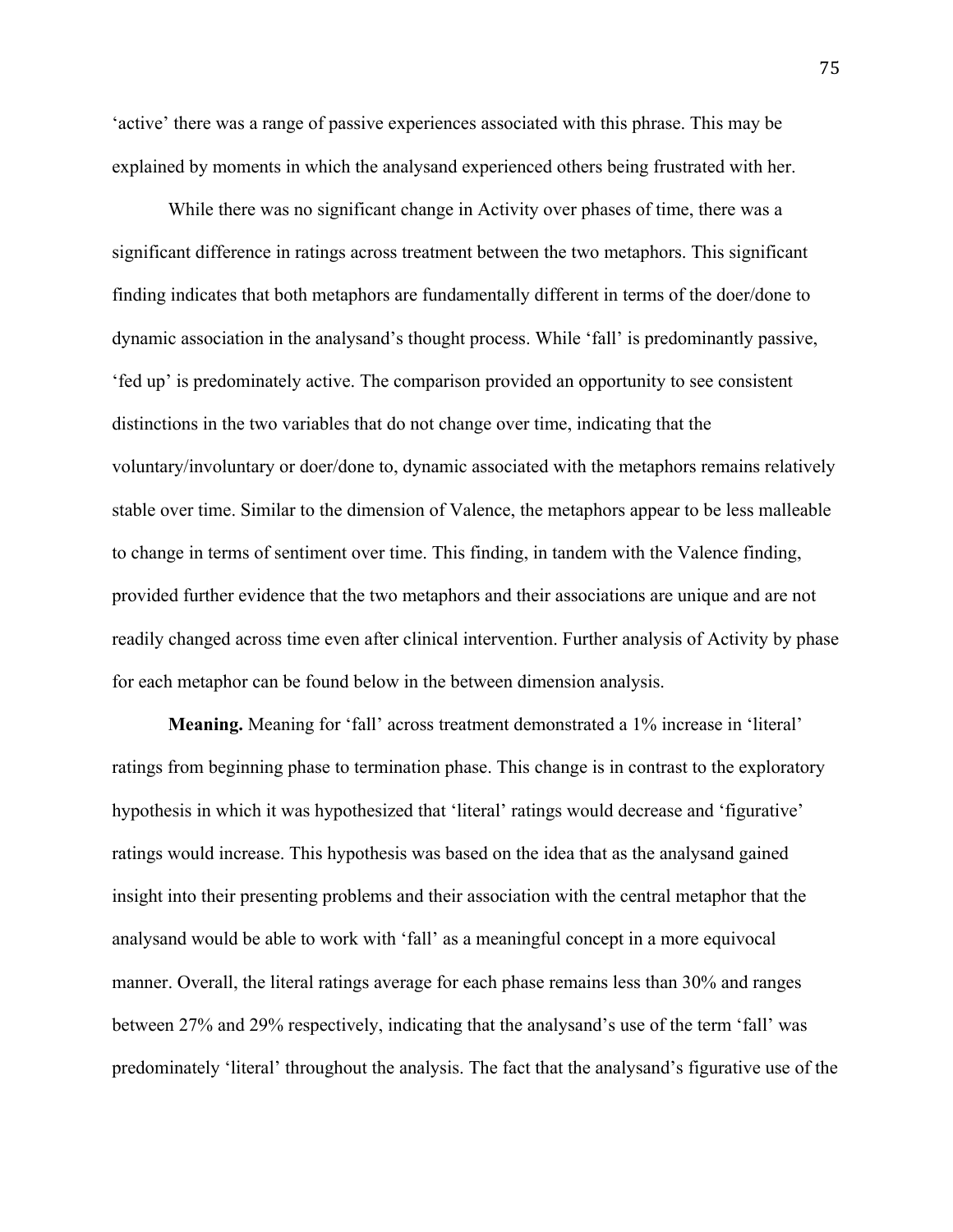'active' there was a range of passive experiences associated with this phrase. This may be explained by moments in which the analysand experienced others being frustrated with her.

While there was no significant change in Activity over phases of time, there was a significant difference in ratings across treatment between the two metaphors. This significant finding indicates that both metaphors are fundamentally different in terms of the doer/done to dynamic association in the analysand's thought process. While 'fall' is predominantly passive, 'fed up' is predominately active. The comparison provided an opportunity to see consistent distinctions in the two variables that do not change over time, indicating that the voluntary/involuntary or doer/done to, dynamic associated with the metaphors remains relatively stable over time. Similar to the dimension of Valence, the metaphors appear to be less malleable to change in terms of sentiment over time. This finding, in tandem with the Valence finding, provided further evidence that the two metaphors and their associations are unique and are not readily changed across time even after clinical intervention. Further analysis of Activity by phase for each metaphor can be found below in the between dimension analysis.

**Meaning.** Meaning for 'fall' across treatment demonstrated a 1% increase in 'literal' ratings from beginning phase to termination phase. This change is in contrast to the exploratory hypothesis in which it was hypothesized that 'literal' ratings would decrease and 'figurative' ratings would increase. This hypothesis was based on the idea that as the analysand gained insight into their presenting problems and their association with the central metaphor that the analysand would be able to work with 'fall' as a meaningful concept in a more equivocal manner. Overall, the literal ratings average for each phase remains less than 30% and ranges between 27% and 29% respectively, indicating that the analysand's use of the term 'fall' was predominately 'literal' throughout the analysis. The fact that the analysand's figurative use of the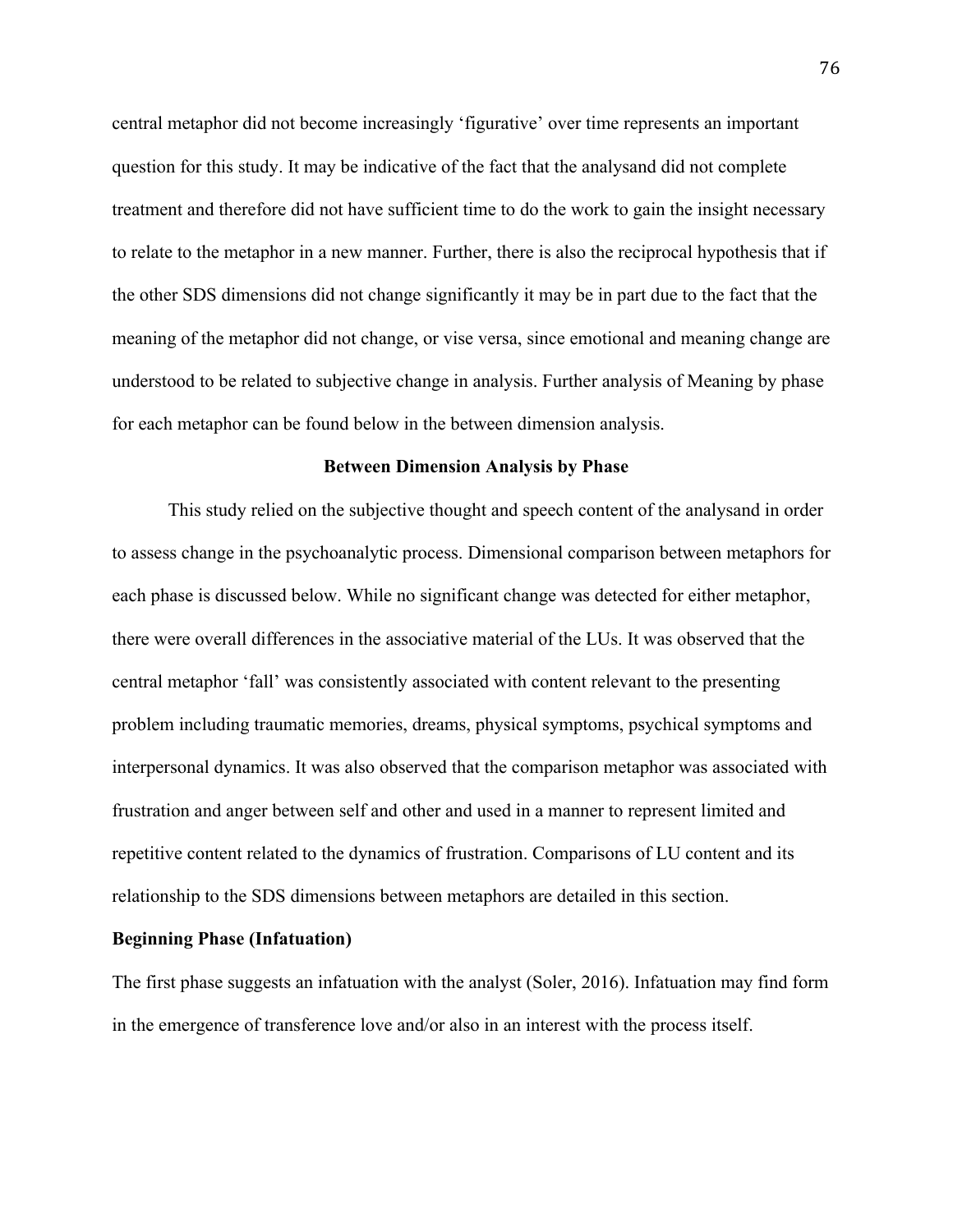central metaphor did not become increasingly ‘figurative’ over time represents an important question for this study. It may be indicative of the fact that the analysand did not complete treatment and therefore did not have sufficient time to do the work to gain the insight necessary to relate to the metaphor in a new manner. Further, there is also the reciprocal hypothesis that if the other SDS dimensions did not change significantly it may be in part due to the fact that the meaning of the metaphor did not change, or vise versa, since emotional and meaning change are understood to be related to subjective change in analysis. Further analysis of Meaning by phase for each metaphor can be found below in the between dimension analysis.

## Between Dimension Analysis by Phase

This study relied on the subjective thought and speech content of the analysand in order to assess change in the psychoanalytic process. Dimensional comparison between metaphors for each phase is discussed below. While no significant change was detected for either metaphor, there were overall differences in the associative material of the LUs. It was observed that the central metaphor ‘fall’ was consistently associated with content relevant to the presenting problem including traumatic memories, dreams, physical symptoms, psychical symptoms and interpersonal dynamics. It was also observed that the comparison metaphor was associated with frustration and anger between self and other and used in a manner to represent limited and repetitive content related to the dynamics of frustration. Comparisons of LU content and its relationship to the SDS dimensions between metaphors are detailed in this section.

### Beginning Phase (Infatuation)

The first phase suggests an infatuation with the analyst (Soler, 2016). Infatuation may find form in the emergence of transference love and/or also in an interest with the process itself.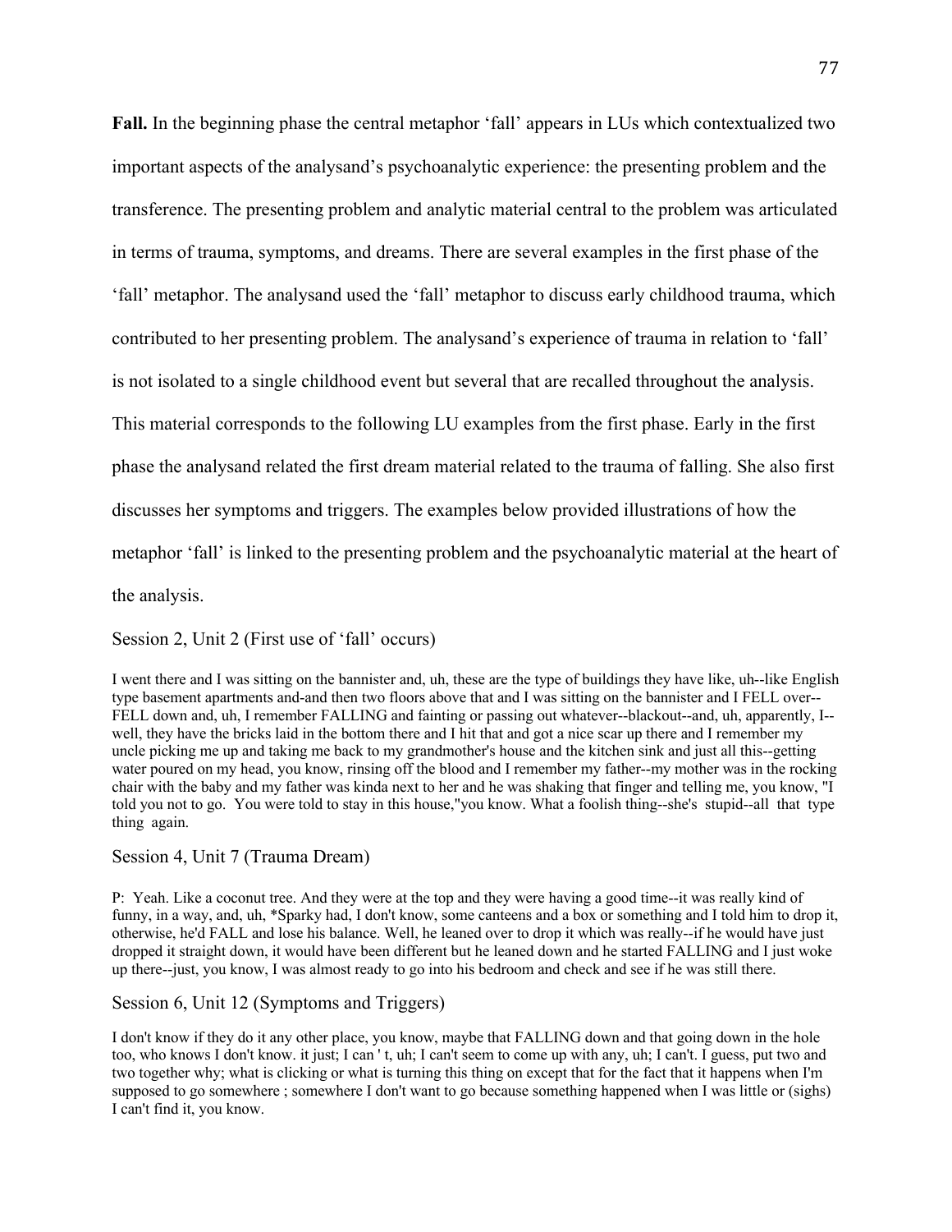**Fall.** In the beginning phase the central metaphor 'fall' appears in LUs which contextualized two important aspects of the analysand's psychoanalytic experience: the presenting problem and the transference. The presenting problem and analytic material central to the problem was articulated in terms of trauma, symptoms, and dreams. There are several examples in the first phase of the 'fall' metaphor. The analysand used the 'fall' metaphor to discuss early childhood trauma, which contributed to her presenting problem. The analysand's experience of trauma in relation to 'fall' is not isolated to a single childhood event but several that are recalled throughout the analysis. This material corresponds to the following LU examples from the first phase. Early in the first phase the analysand related the first dream material related to the trauma of falling. She also first discusses her symptoms and triggers. The examples below provided illustrations of how the metaphor 'fall' is linked to the presenting problem and the psychoanalytic material at the heart of the analysis.

Session 2, Unit 2 (First use of 'fall' occurs)

I went there and I was sitting on the bannister and, uh, these are the type of buildings they have like, uh--like English type basement apartments and-and then two floors above that and I was sitting on the bannister and I FELL over--FELL down and, uh, I remember FALLING and fainting or passing out whatever--blackout--and, uh, apparently, I--well, they have the bricks laid in the bottom there and I hit that and got a nice scar up there and I remember my uncle picking me up and taking me back to my grandmother's house and the kitchen sink and just all this--getting water poured on my head, you know, rinsing off the blood and I remember my father--my mother was in the rocking chair with the baby and my father was kinda next to her and he was shaking that finger and telling me, you know, "I told you not to go. You were told to stay in this house,"you know. What a foolish thing--she's stupid--all that type thing again.

Session 4, Unit 7 (Trauma Dream)

P: Yeah. Like a coconut tree. And they were at the top and they were having a good time--it was really kind of funny, in a way, and, uh, *Sparky had, I don't know, some canteens and a box or something and I told him to drop it, otherwise, he'd FALL and lose his balance. Well, he leaned over to drop it which was really--if he would have just dropped it straight down, it would have been different but he leaned down and he started FALLING and I just woke up there--just, you know, I was almost ready to go into his bedroom and check and see if he was still there.

Session 6, Unit 12 (Symptoms and Triggers)

I don't know if they do it any other place, you know, maybe that FALLING down and that going down in the hole too, who knows I don't know. it just; I can ' t, uh; I can't seem to come up with any, uh; I can't. I guess, put two and two together why; what is clicking or what is turning this thing on except that for the fact that it happens when I'm supposed to go somewhere ; somewhere I don't want to go because something happened when I was little or (sighs) I can't find it, you know.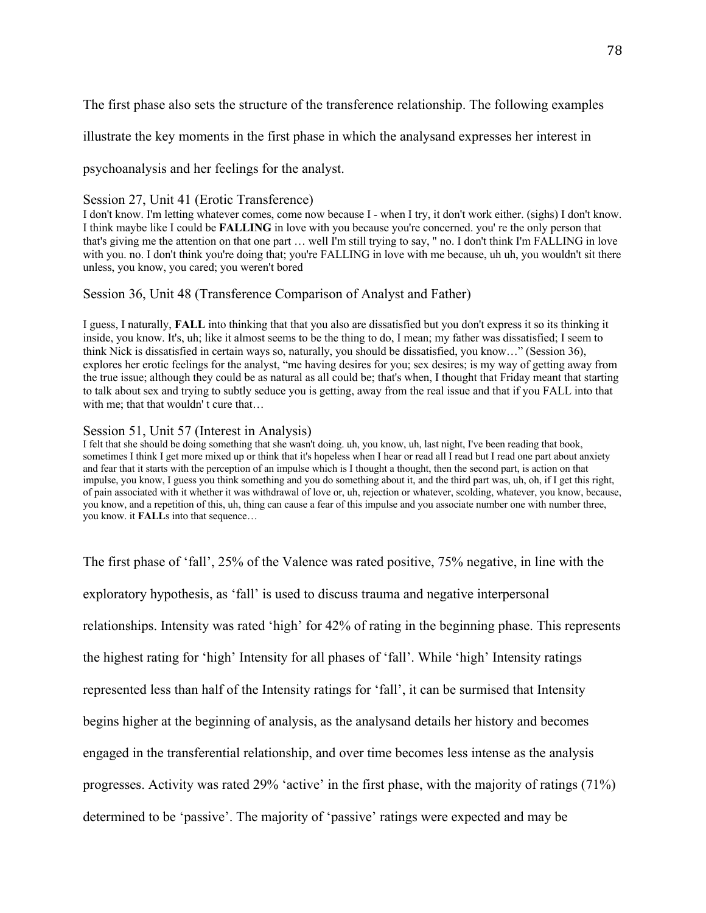The first phase also sets the structure of the transference relationship. The following examples illustrate the key moments in the first phase in which the analysand expresses her interest in psychoanalysis and her feelings for the analyst.

Session 27, Unit 41 (Erotic Transference)

I don't know. I'm letting whatever comes, come now because I - when I try, it don't work either. (sighs) I don't know. I think maybe like I could be **FALLING** in love with you because you're concerned. you' re the only person that that's giving me the attention on that one part … well I'm still trying to say, " no. I don't think I'm FALLING in love with you. no. I don't think you're doing that; you're FALLING in love with me because, uh uh, you wouldn't sit there unless, you know, you cared; you weren't bored

Session 36, Unit 48 (Transference Comparison of Analyst and Father)

I guess, I naturally, **FALL** into thinking that that you also are dissatisfied but you don't express it so its thinking it inside, you know. It's, uh; like it almost seems to be the thing to do, I mean; my father was dissatisfied; I seem to think Nick is dissatisfied in certain ways so, naturally, you should be dissatisfied, you know…" (Session 36), explores her erotic feelings for the analyst, "me having desires for you; sex desires; is my way of getting away from the true issue; although they could be as natural as all could be; that's when, I thought that Friday meant that starting to talk about sex and trying to subtly seduce you is getting, away from the real issue and that if you FALL into that with me; that that wouldn' t cure that…

Session 51, Unit 57 (Interest in Analysis)

I felt that she should be doing something that she wasn't doing. uh, you know, uh, last night, I've been reading that book, sometimes I think I get more mixed up or think that it's hopeless when I hear or read all I read but I read one part about anxiety and fear that it starts with the perception of an impulse which is I thought a thought, then the second part, is action on that impulse, you know, I guess you think something and you do something about it, and the third part was, uh, oh, if I get this right, of pain associated with it whether it was withdrawal of love or, uh, rejection or whatever, scolding, whatever, you know, because, you know, and a repetition of this, uh, thing can cause a fear of this impulse and you associate number one with number three, you know. it **FALL**s into that sequence…

The first phase of 'fall', 25% of the Valence was rated positive, 75% negative, in line with the exploratory hypothesis, as 'fall' is used to discuss trauma and negative interpersonal relationships. Intensity was rated 'high' for 42% of rating in the beginning phase. This represents the highest rating for 'high' Intensity for all phases of 'fall'. While 'high' Intensity ratings represented less than half of the Intensity ratings for 'fall', it can be surmised that Intensity begins higher at the beginning of analysis, as the analysand details her history and becomes engaged in the transferential relationship, and over time becomes less intense as the analysis progresses. Activity was rated 29% 'active' in the first phase, with the majority of ratings (71%) determined to be 'passive'. The majority of 'passive' ratings were expected and may be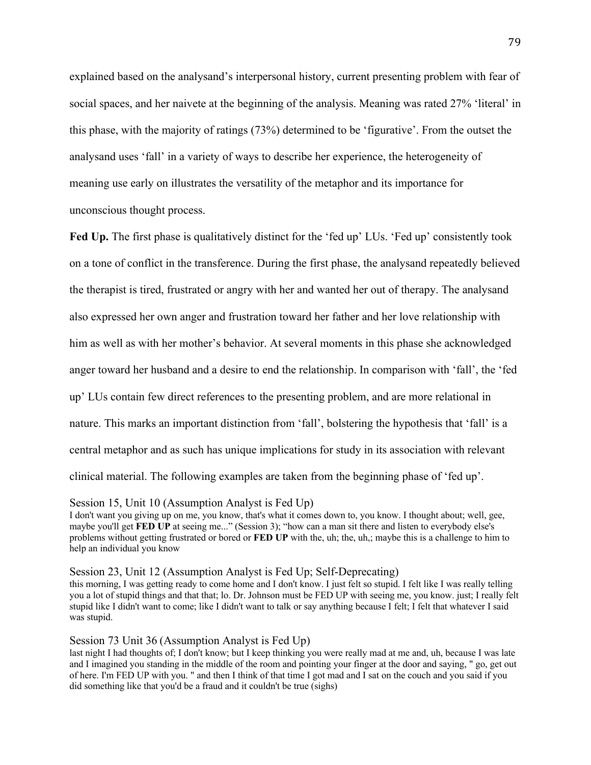explained based on the analysand's interpersonal history, current presenting problem with fear of social spaces, and her naivete at the beginning of the analysis. Meaning was rated 27% 'literal' in this phase, with the majority of ratings (73%) determined to be 'figurative'. From the outset the analysand uses 'fall' in a variety of ways to describe her experience, the heterogeneity of meaning use early on illustrates the versatility of the metaphor and its importance for unconscious thought process.

**Fed Up.** The first phase is qualitatively distinct for the 'fed up' LUs. 'Fed up' consistently took on a tone of conflict in the transference. During the first phase, the analysand repeatedly believed the therapist is tired, frustrated or angry with her and wanted her out of therapy. The analysand also expressed her own anger and frustration toward her father and her love relationship with him as well as with her mother's behavior. At several moments in this phase she acknowledged anger toward her husband and a desire to end the relationship. In comparison with 'fall', the 'fed up' LUs contain few direct references to the presenting problem, and are more relational in nature. This marks an important distinction from 'fall', bolstering the hypothesis that 'fall' is a central metaphor and as such has unique implications for study in its association with relevant clinical material. The following examples are taken from the beginning phase of 'fed up'.

Session 15, Unit 10 (Assumption Analyst is Fed Up)

I don't want you giving up on me, you know, that's what it comes down to, you know. I thought about; well, gee, maybe you'll get **FED UP** at seeing me..." (Session 3); "how can a man sit there and listen to everybody else's problems without getting frustrated or bored or **FED UP** with the, uh; the, uh,; maybe this is a challenge to him to help an individual you know

Session 23, Unit 12 (Assumption Analyst is Fed Up; Self-Deprecating)

this morning, I was getting ready to come home and I don't know. I just felt so stupid. I felt like I was really telling you a lot of stupid things and that that; lo. Dr. Johnson must be FED UP with seeing me, you know. just; I really felt stupid like I didn't want to come; like I didn't want to talk or say anything because I felt; I felt that whatever I said was stupid.

Session 73 Unit 36 (Assumption Analyst is Fed Up)

last night I had thoughts of; I don't know; but I keep thinking you were really mad at me and, uh, because I was late and I imagined you standing in the middle of the room and pointing your finger at the door and saying, " go, get out of here. I'm FED UP with you. " and then I think of that time I got mad and I sat on the couch and you said if you did something like that you'd be a fraud and it couldn't be true (sighs)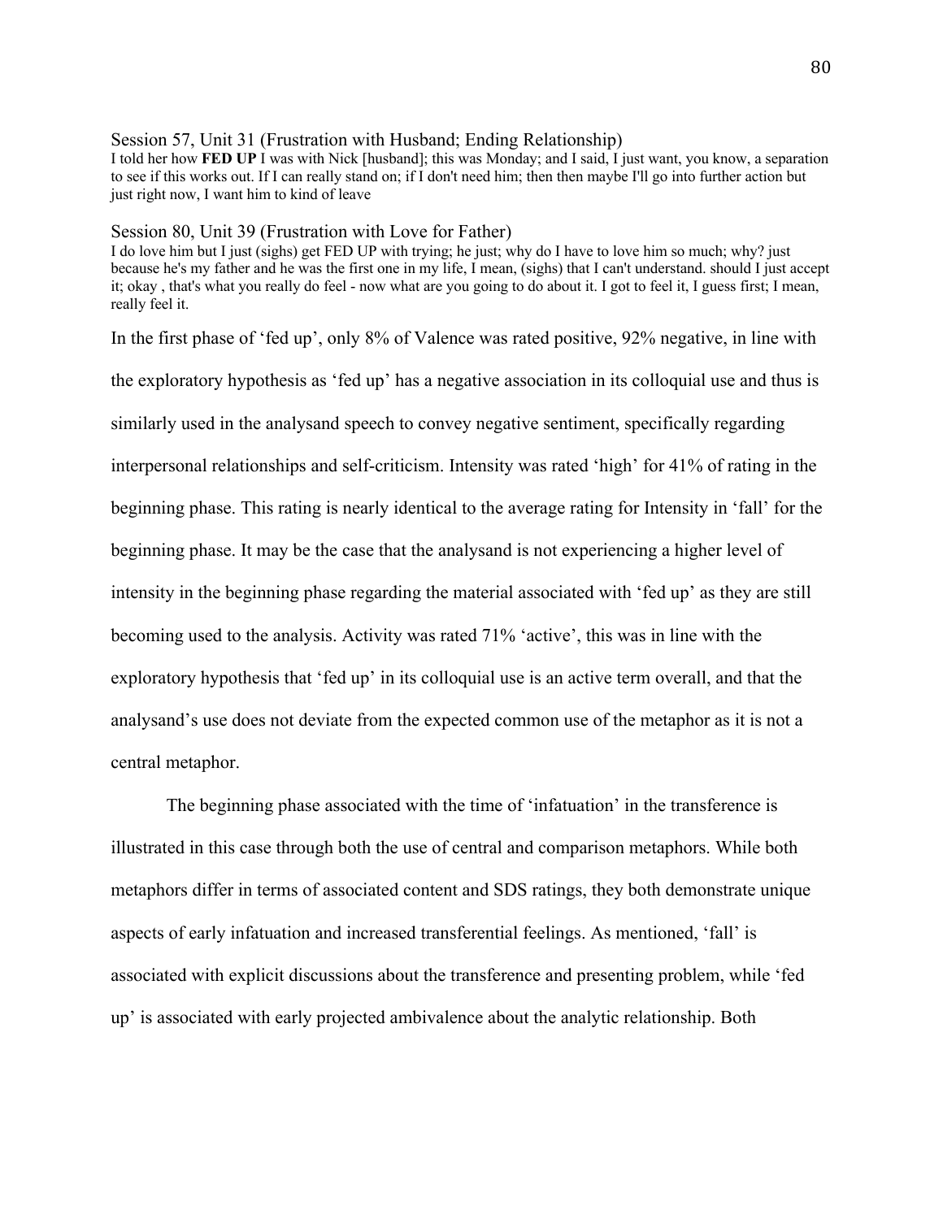Session 57, Unit 31 (Frustration with Husband; Ending Relationship)

I told her how **FED UP** I was with Nick [husband]; this was Monday; and I said, I just want, you know, a separation to see if this works out. If I can really stand on; if I don't need him; then then maybe I'll go into further action but just right now, I want him to kind of leave

Session 80, Unit 39 (Frustration with Love for Father)

I do love him but I just (sighs) get FED UP with trying; he just; why do I have to love him so much; why? just because he's my father and he was the first one in my life, I mean, (sighs) that I can't understand. should I just accept it; okay , that's what you really do feel - now what are you going to do about it. I got to feel it, I guess first; I mean, really feel it.

In the first phase of 'fed up', only 8% of Valence was rated positive, 92% negative, in line with the exploratory hypothesis as 'fed up' has a negative association in its colloquial use and thus is similarly used in the analysand speech to convey negative sentiment, specifically regarding interpersonal relationships and self-criticism. Intensity was rated 'high' for 41% of rating in the beginning phase. This rating is nearly identical to the average rating for Intensity in 'fall' for the beginning phase. It may be the case that the analysand is not experiencing a higher level of intensity in the beginning phase regarding the material associated with 'fed up' as they are still becoming used to the analysis. Activity was rated 71% 'active', this was in line with the exploratory hypothesis that 'fed up' in its colloquial use is an active term overall, and that the analysand's use does not deviate from the expected common use of the metaphor as it is not a central metaphor.

The beginning phase associated with the time of 'infatuation' in the transference is illustrated in this case through both the use of central and comparison metaphors. While both metaphors differ in terms of associated content and SDS ratings, they both demonstrate unique aspects of early infatuation and increased transferential feelings. As mentioned, 'fall' is associated with explicit discussions about the transference and presenting problem, while 'fed up' is associated with early projected ambivalence about the analytic relationship. Both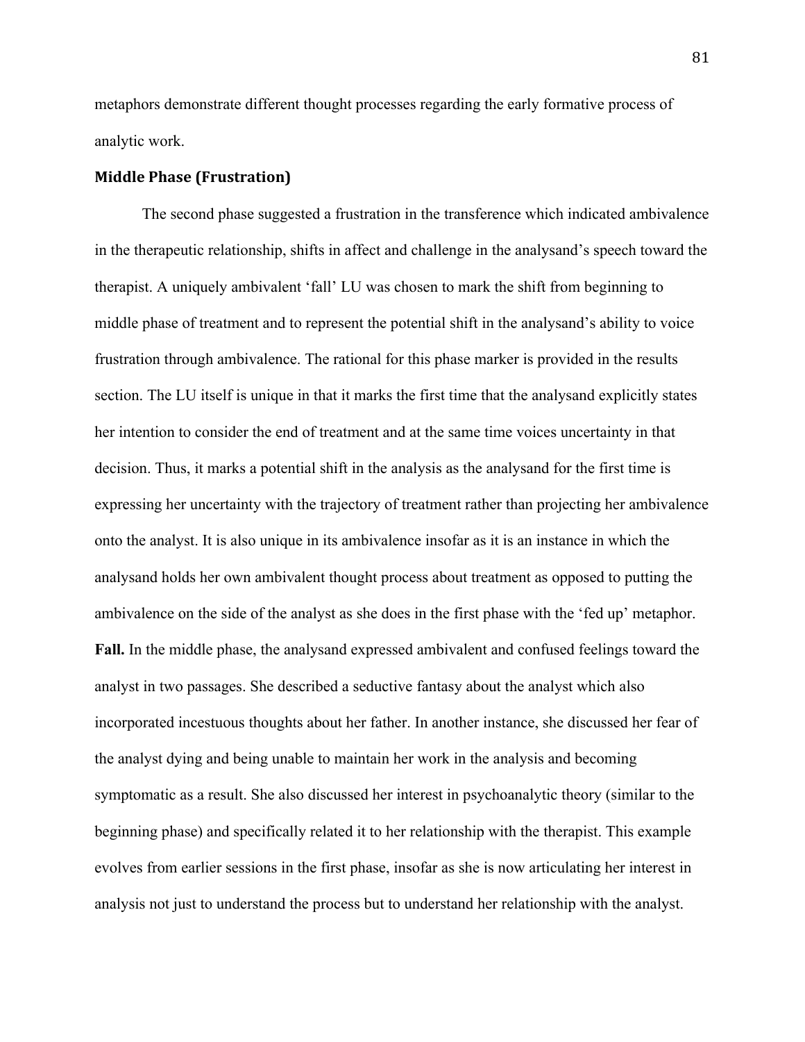metaphors demonstrate different thought processes regarding the early formative process of analytic work.

### Middle Phase (Frustration)

The second phase suggested a frustration in the transference which indicated ambivalence in the therapeutic relationship, shifts in affect and challenge in the analysand's speech toward the therapist. A uniquely ambivalent 'fall' LU was chosen to mark the shift from beginning to middle phase of treatment and to represent the potential shift in the analysand's ability to voice frustration through ambivalence. The rational for this phase marker is provided in the results section. The LU itself is unique in that it marks the first time that the analysand explicitly states her intention to consider the end of treatment and at the same time voices uncertainty in that decision. Thus, it marks a potential shift in the analysis as the analysand for the first time is expressing her uncertainty with the trajectory of treatment rather than projecting her ambivalence onto the analyst. It is also unique in its ambivalence insofar as it is an instance in which the analysand holds her own ambivalent thought process about treatment as opposed to putting the ambivalence on the side of the analyst as she does in the first phase with the 'fed up' metaphor.

**Fall.** In the middle phase, the analysand expressed ambivalent and confused feelings toward the analyst in two passages. She described a seductive fantasy about the analyst which also incorporated incestuous thoughts about her father. In another instance, she discussed her fear of the analyst dying and being unable to maintain her work in the analysis and becoming symptomatic as a result. She also discussed her interest in psychoanalytic theory (similar to the beginning phase) and specifically related it to her relationship with the therapist. This example evolves from earlier sessions in the first phase, insofar as she is now articulating her interest in analysis not just to understand the process but to understand her relationship with the analyst.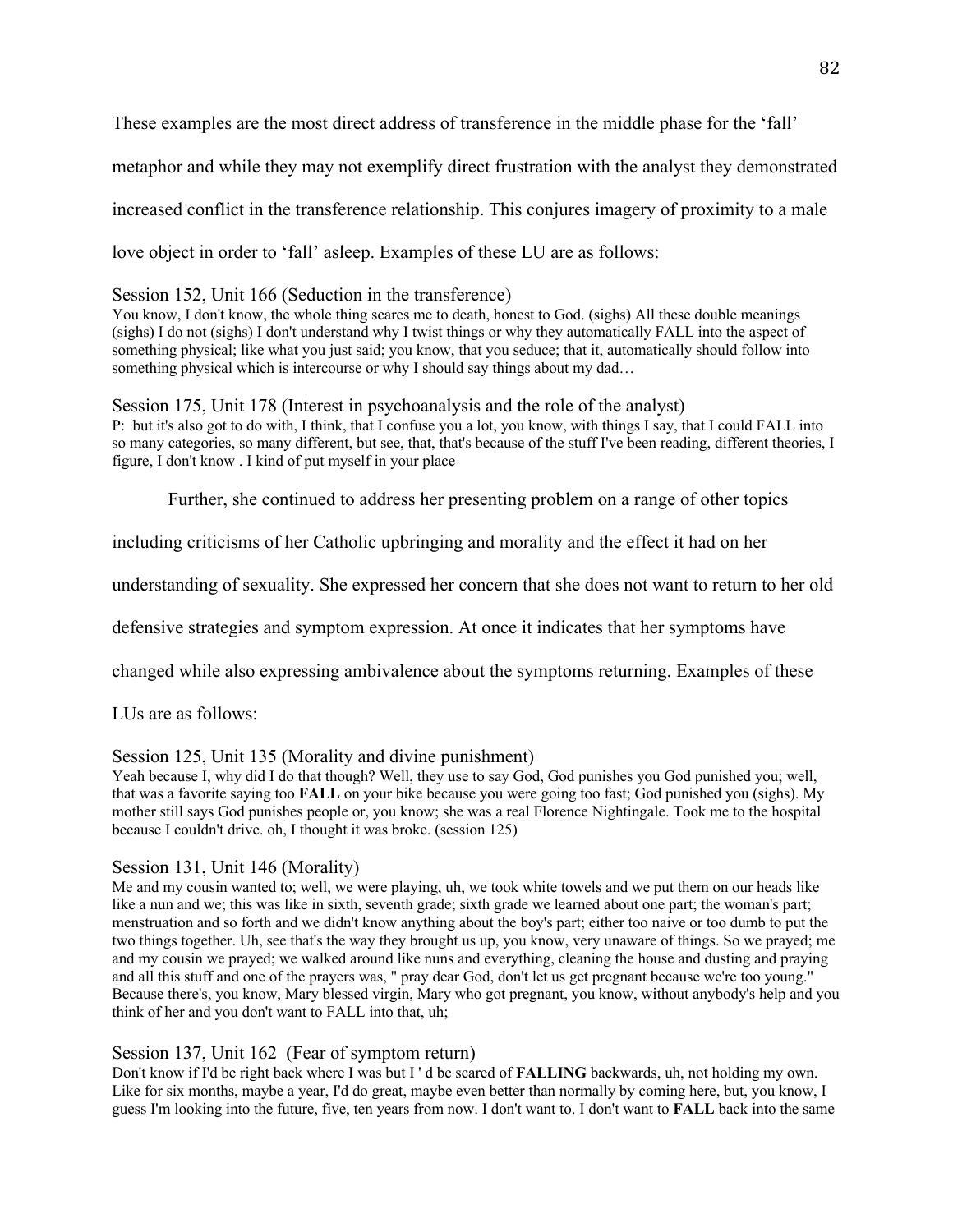These examples are the most direct address of transference in the middle phase for the 'fall' metaphor and while they may not exemplify direct frustration with the analyst they demonstrated increased conflict in the transference relationship. This conjures imagery of proximity to a male love object in order to 'fall' asleep. Examples of these LU are as follows:

Session 152, Unit 166 (Seduction in the transference)
You know, I don't know, the whole thing scares me to death, honest to God. (sighs) All these double meanings (sighs) I do not (sighs) I don't understand why I twist things or why they automatically FALL into the aspect of something physical; like what you just said; you know, that you seduce; that it, automatically should follow into something physical which is intercourse or why I should say things about my dad…

Session 175, Unit 178 (Interest in psychoanalysis and the role of the analyst)
P: but it's also got to do with, I think, that I confuse you a lot, you know, with things I say, that I could FALL into so many categories, so many different, but see, that, that's because of the stuff I've been reading, different theories, I figure, I don't know . I kind of put myself in your place

Further, she continued to address her presenting problem on a range of other topics including criticisms of her Catholic upbringing and morality and the effect it had on her understanding of sexuality. She expressed her concern that she does not want to return to her old defensive strategies and symptom expression. At once it indicates that her symptoms have changed while also expressing ambivalence about the symptoms returning. Examples of these LUs are as follows:

Session 125, Unit 135 (Morality and divine punishment)
Yeah because I, why did I do that though? Well, they use to say God, God punishes you God punished you; well, that was a favorite saying too **FALL** on your bike because you were going too fast; God punished you (sighs). My mother still says God punishes people or, you know; she was a real Florence Nightingale. Took me to the hospital because I couldn't drive. oh, I thought it was broke. (session 125)

Session 131, Unit 146 (Morality)
Me and my cousin wanted to; well, we were playing, uh, we took white towels and we put them on our heads like like a nun and we; this was like in sixth, seventh grade; sixth grade we learned about one part; the woman's part; menstruation and so forth and we didn't know anything about the boy's part; either too naive or too dumb to put the two things together. Uh, see that's the way they brought us up, you know, very unaware of things. So we prayed; me and my cousin we prayed; we walked around like nuns and everything, cleaning the house and dusting and praying and all this stuff and one of the prayers was, " pray dear God, don't let us get pregnant because we're too young." Because there's, you know, Mary blessed virgin, Mary who got pregnant, you know, without anybody's help and you think of her and you don't want to FALL into that, uh;

Session 137, Unit 162 (Fear of symptom return)
Don't know if I'd be right back where I was but I ' d be scared of **FALLING** backwards, uh, not holding my own. Like for six months, maybe a year, I'd do great, maybe even better than normally by coming here, but, you know, I guess I'm looking into the future, five, ten years from now. I don't want to. I don't want to **FALL** back into the same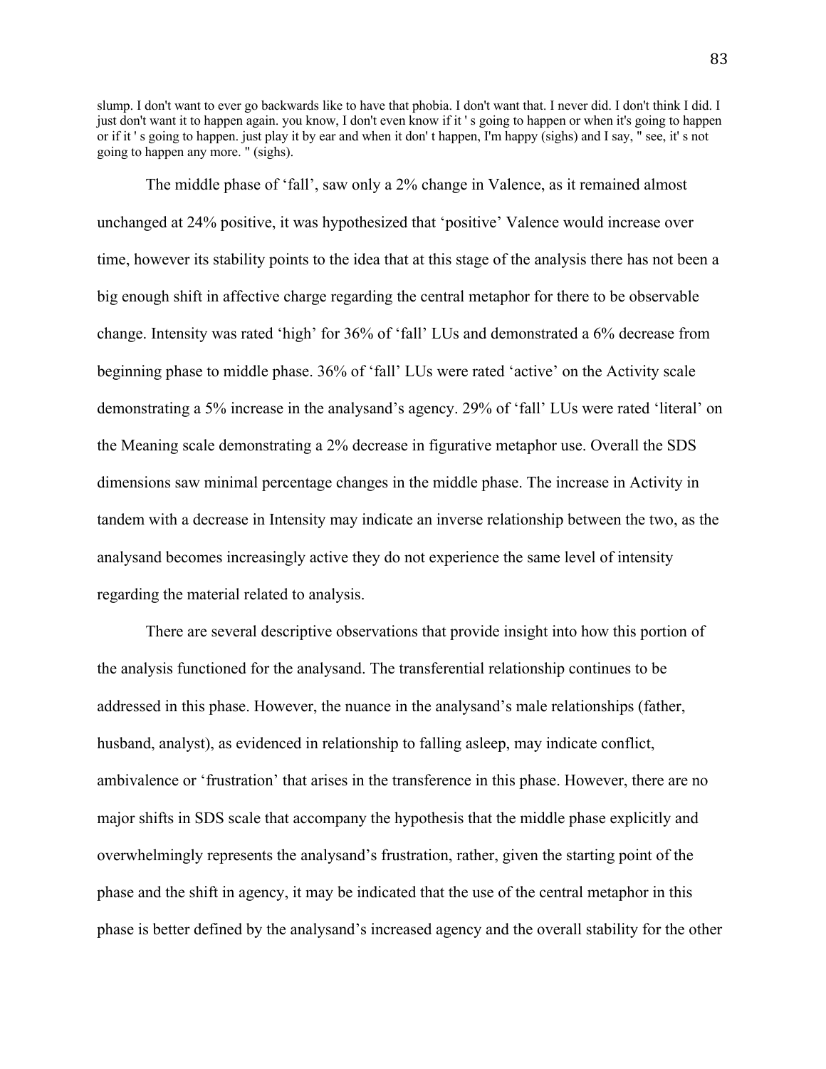slump. I don't want to ever go backwards like to have that phobia. I don't want that. I never did. I don't think I did. I just don't want it to happen again. you know, I don't even know if it ' s going to happen or when it's going to happen or if it ' s going to happen. just play it by ear and when it don' t happen, I'm happy (sighs) and I say, " see, it' s not going to happen any more. " (sighs).

The middle phase of 'fall', saw only a 2% change in Valence, as it remained almost unchanged at 24% positive, it was hypothesized that 'positive' Valence would increase over time, however its stability points to the idea that at this stage of the analysis there has not been a big enough shift in affective charge regarding the central metaphor for there to be observable change. Intensity was rated 'high' for 36% of 'fall' LUs and demonstrated a 6% decrease from beginning phase to middle phase. 36% of 'fall' LUs were rated 'active' on the Activity scale demonstrating a 5% increase in the analysand's agency. 29% of 'fall' LUs were rated 'literal' on the Meaning scale demonstrating a 2% decrease in figurative metaphor use. Overall the SDS dimensions saw minimal percentage changes in the middle phase. The increase in Activity in tandem with a decrease in Intensity may indicate an inverse relationship between the two, as the analysand becomes increasingly active they do not experience the same level of intensity regarding the material related to analysis.

There are several descriptive observations that provide insight into how this portion of the analysis functioned for the analysand. The transferential relationship continues to be addressed in this phase. However, the nuance in the analysand's male relationships (father, husband, analyst), as evidenced in relationship to falling asleep, may indicate conflict, ambivalence or 'frustration' that arises in the transference in this phase. However, there are no major shifts in SDS scale that accompany the hypothesis that the middle phase explicitly and overwhelmingly represents the analysand's frustration, rather, given the starting point of the phase and the shift in agency, it may be indicated that the use of the central metaphor in this phase is better defined by the analysand's increased agency and the overall stability for the other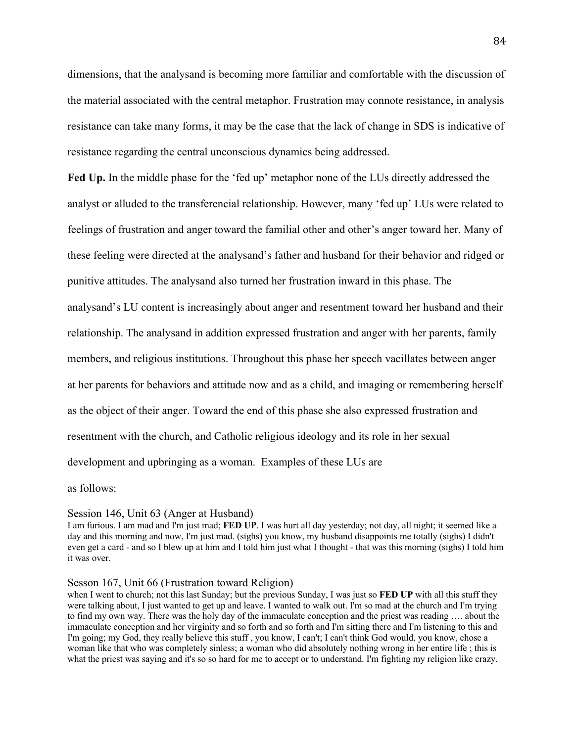dimensions, that the analysand is becoming more familiar and comfortable with the discussion of the material associated with the central metaphor. Frustration may connote resistance, in analysis resistance can take many forms, it may be the case that the lack of change in SDS is indicative of resistance regarding the central unconscious dynamics being addressed.

**Fed Up.** In the middle phase for the 'fed up' metaphor none of the LUs directly addressed the analyst or alluded to the transferencial relationship. However, many 'fed up' LUs were related to feelings of frustration and anger toward the familial other and other's anger toward her. Many of these feeling were directed at the analysand's father and husband for their behavior and ridged or punitive attitudes. The analysand also turned her frustration inward in this phase. The analysand's LU content is increasingly about anger and resentment toward her husband and their relationship. The analysand in addition expressed frustration and anger with her parents, family members, and religious institutions. Throughout this phase her speech vacillates between anger at her parents for behaviors and attitude now and as a child, and imaging or remembering herself as the object of their anger. Toward the end of this phase she also expressed frustration and resentment with the church, and Catholic religious ideology and its role in her sexual development and upbringing as a woman. Examples of these LUs are as follows:

Session 146, Unit 63 (Anger at Husband)

I am furious. I am mad and I'm just mad; **FED UP**. I was hurt all day yesterday; not day, all night; it seemed like a day and this morning and now, I'm just mad. (sighs) you know, my husband disappoints me totally (sighs) I didn't even get a card - and so I blew up at him and I told him just what I thought - that was this morning (sighs) I told him it was over.

Sesson 167, Unit 66 (Frustration toward Religion)

when I went to church; not this last Sunday; but the previous Sunday, I was just so **FED UP** with all this stuff they were talking about, I just wanted to get up and leave. I wanted to walk out. I'm so mad at the church and I'm trying to find my own way. There was the holy day of the immaculate conception and the priest was reading …. about the immaculate conception and her virginity and so forth and so forth and I'm sitting there and I'm listening to this and I'm going; my God, they really believe this stuff , you know, I can't; I can't think God would, you know, chose a woman like that who was completely sinless; a woman who did absolutely nothing wrong in her entire life ; this is what the priest was saying and it's so so hard for me to accept or to understand. I'm fighting my religion like crazy.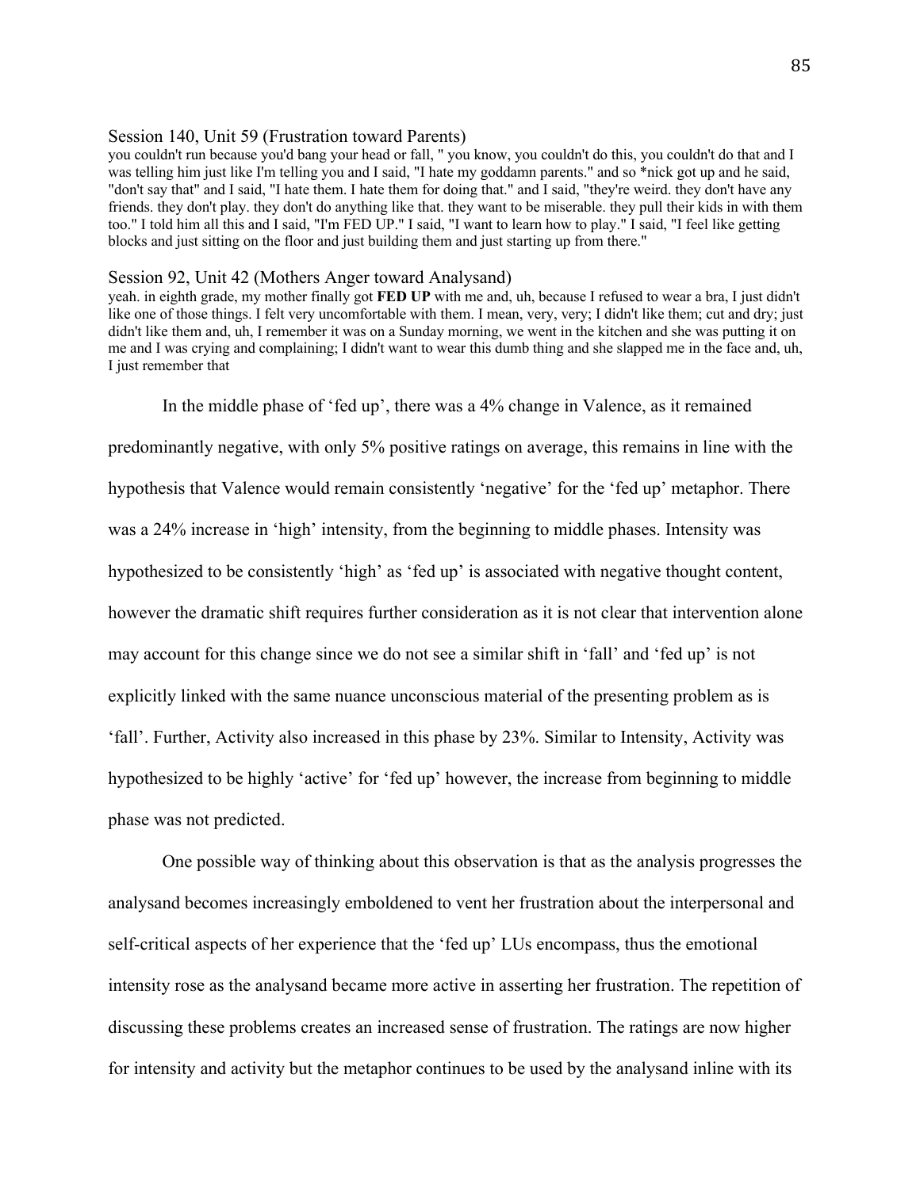Session 140, Unit 59 (Frustration toward Parents)

you couldn't run because you'd bang your head or fall, " you know, you couldn't do this, you couldn't do that and I was telling him just like I'm telling you and I said, "I hate my goddamn parents." and so *nick got up and he said, "don't say that" and I said, "I hate them. I hate them for doing that." and I said, "they're weird. they don't have any friends. they don't play. they don't do anything like that. they want to be miserable. they pull their kids in with them too." I told him all this and I said, "I'm FED UP." I said, "I want to learn how to play." I said, "I feel like getting blocks and just sitting on the floor and just building them and just starting up from there."

Session 92, Unit 42 (Mothers Anger toward Analysand)

yeah. in eighth grade, my mother finally got **FED UP** with me and, uh, because I refused to wear a bra, I just didn't like one of those things. I felt very uncomfortable with them. I mean, very, very; I didn't like them; cut and dry; just didn't like them and, uh, I remember it was on a Sunday morning, we went in the kitchen and she was putting it on me and I was crying and complaining; I didn't want to wear this dumb thing and she slapped me in the face and, uh, I just remember that

In the middle phase of 'fed up', there was a 4% change in Valence, as it remained predominantly negative, with only 5% positive ratings on average, this remains in line with the hypothesis that Valence would remain consistently 'negative' for the 'fed up' metaphor. There was a 24% increase in 'high' intensity, from the beginning to middle phases. Intensity was hypothesized to be consistently 'high' as 'fed up' is associated with negative thought content, however the dramatic shift requires further consideration as it is not clear that intervention alone may account for this change since we do not see a similar shift in 'fall' and 'fed up' is not explicitly linked with the same nuance unconscious material of the presenting problem as is 'fall'. Further, Activity also increased in this phase by 23%. Similar to Intensity, Activity was hypothesized to be highly 'active' for 'fed up' however, the increase from beginning to middle phase was not predicted.

One possible way of thinking about this observation is that as the analysis progresses the analysand becomes increasingly emboldened to vent her frustration about the interpersonal and self-critical aspects of her experience that the 'fed up' LUs encompass, thus the emotional intensity rose as the analysand became more active in asserting her frustration. The repetition of discussing these problems creates an increased sense of frustration. The ratings are now higher for intensity and activity but the metaphor continues to be used by the analysand inline with its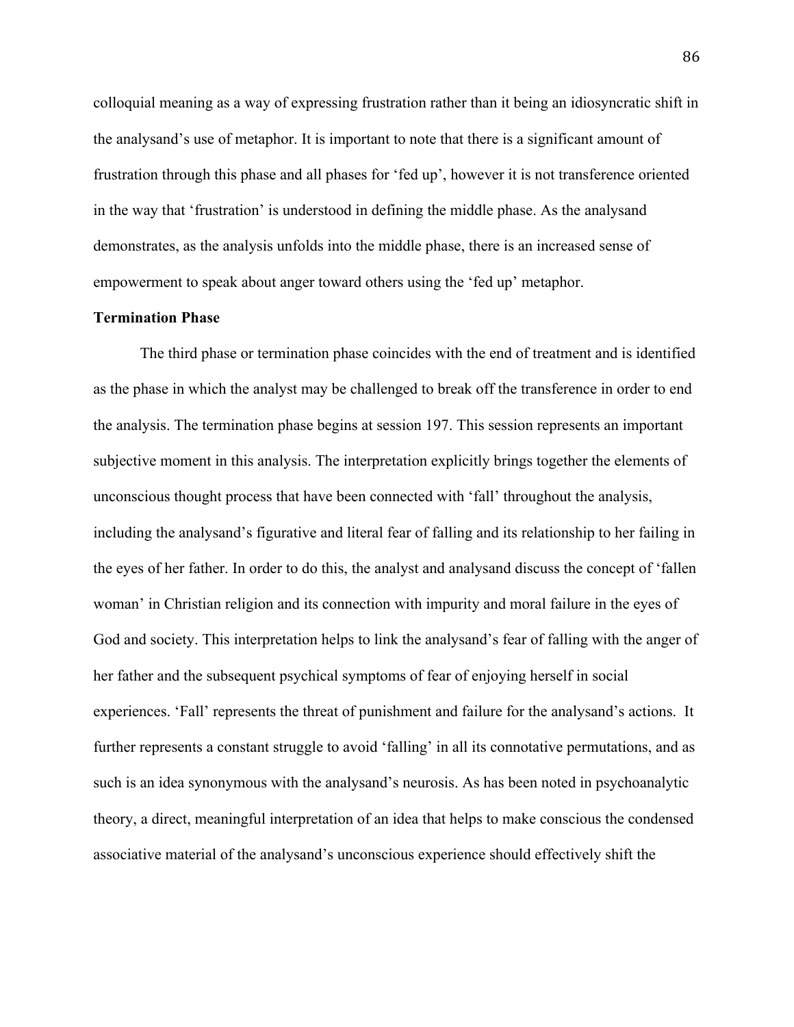colloquial meaning as a way of expressing frustration rather than it being an idiosyncratic shift in the analysand's use of metaphor. It is important to note that there is a significant amount of frustration through this phase and all phases for 'fed up', however it is not transference oriented in the way that 'frustration' is understood in defining the middle phase. As the analysand demonstrates, as the analysis unfolds into the middle phase, there is an increased sense of empowerment to speak about anger toward others using the 'fed up' metaphor.

**Termination Phase**

The third phase or termination phase coincides with the end of treatment and is identified as the phase in which the analyst may be challenged to break off the transference in order to end the analysis. The termination phase begins at session 197. This session represents an important subjective moment in this analysis. The interpretation explicitly brings together the elements of unconscious thought process that have been connected with 'fall' throughout the analysis, including the analysand's figurative and literal fear of falling and its relationship to her failing in the eyes of her father. In order to do this, the analyst and analysand discuss the concept of 'fallen woman' in Christian religion and its connection with impurity and moral failure in the eyes of God and society. This interpretation helps to link the analysand's fear of falling with the anger of her father and the subsequent psychical symptoms of fear of enjoying herself in social experiences. 'Fall' represents the threat of punishment and failure for the analysand's actions. It further represents a constant struggle to avoid 'falling' in all its connotative permutations, and as such is an idea synonymous with the analysand's neurosis. As has been noted in psychoanalytic theory, a direct, meaningful interpretation of an idea that helps to make conscious the condensed associative material of the analysand's unconscious experience should effectively shift the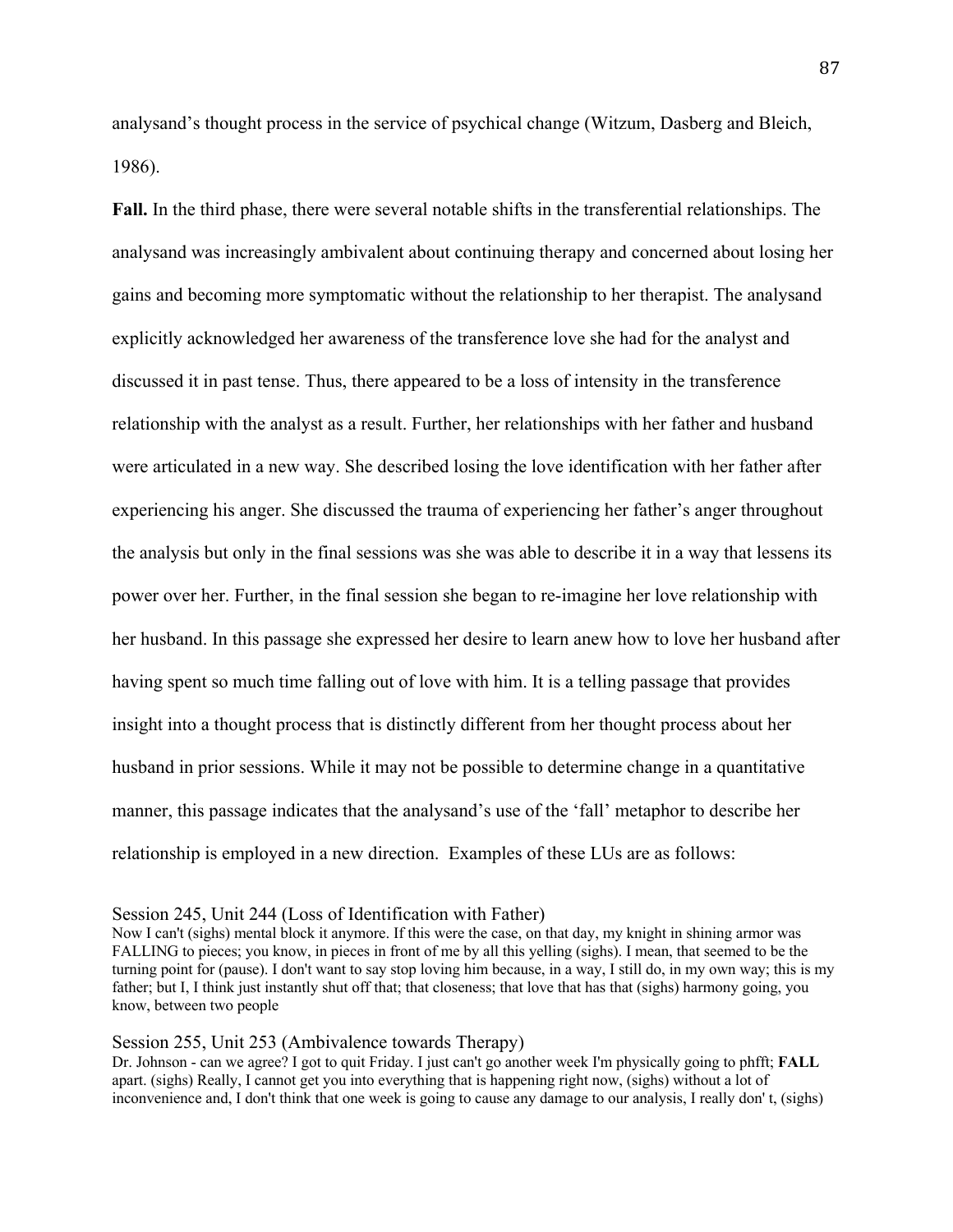analysand's thought process in the service of psychical change (Witzum, Dasberg and Bleich, 1986).

**Fall.** In the third phase, there were several notable shifts in the transferential relationships. The analysand was increasingly ambivalent about continuing therapy and concerned about losing her gains and becoming more symptomatic without the relationship to her therapist. The analysand explicitly acknowledged her awareness of the transference love she had for the analyst and discussed it in past tense. Thus, there appeared to be a loss of intensity in the transference relationship with the analyst as a result. Further, her relationships with her father and husband were articulated in a new way. She described losing the love identification with her father after experiencing his anger. She discussed the trauma of experiencing her father's anger throughout the analysis but only in the final sessions was she was able to describe it in a way that lessens its power over her. Further, in the final session she began to re-imagine her love relationship with her husband. In this passage she expressed her desire to learn anew how to love her husband after having spent so much time falling out of love with him. It is a telling passage that provides insight into a thought process that is distinctly different from her thought process about her husband in prior sessions. While it may not be possible to determine change in a quantitative manner, this passage indicates that the analysand's use of the 'fall' metaphor to describe her relationship is employed in a new direction. Examples of these LUs are as follows:

Session 245, Unit 244 (Loss of Identification with Father)

Now I can't (sighs) mental block it anymore. If this were the case, on that day, my knight in shining armor was FALLING to pieces; you know, in pieces in front of me by all this yelling (sighs). I mean, that seemed to be the turning point for (pause). I don't want to say stop loving him because, in a way, I still do, in my own way; this is my father; but I, I think just instantly shut off that; that closeness; that love that has that (sighs) harmony going, you know, between two people

Session 255, Unit 253 (Ambivalence towards Therapy)

Dr. Johnson - can we agree? I got to quit Friday. I just can't go another week I'm physically going to phfft; **FALL** apart. (sighs) Really, I cannot get you into everything that is happening right now, (sighs) without a lot of inconvenience and, I don't think that one week is going to cause any damage to our analysis, I really don' t, (sighs)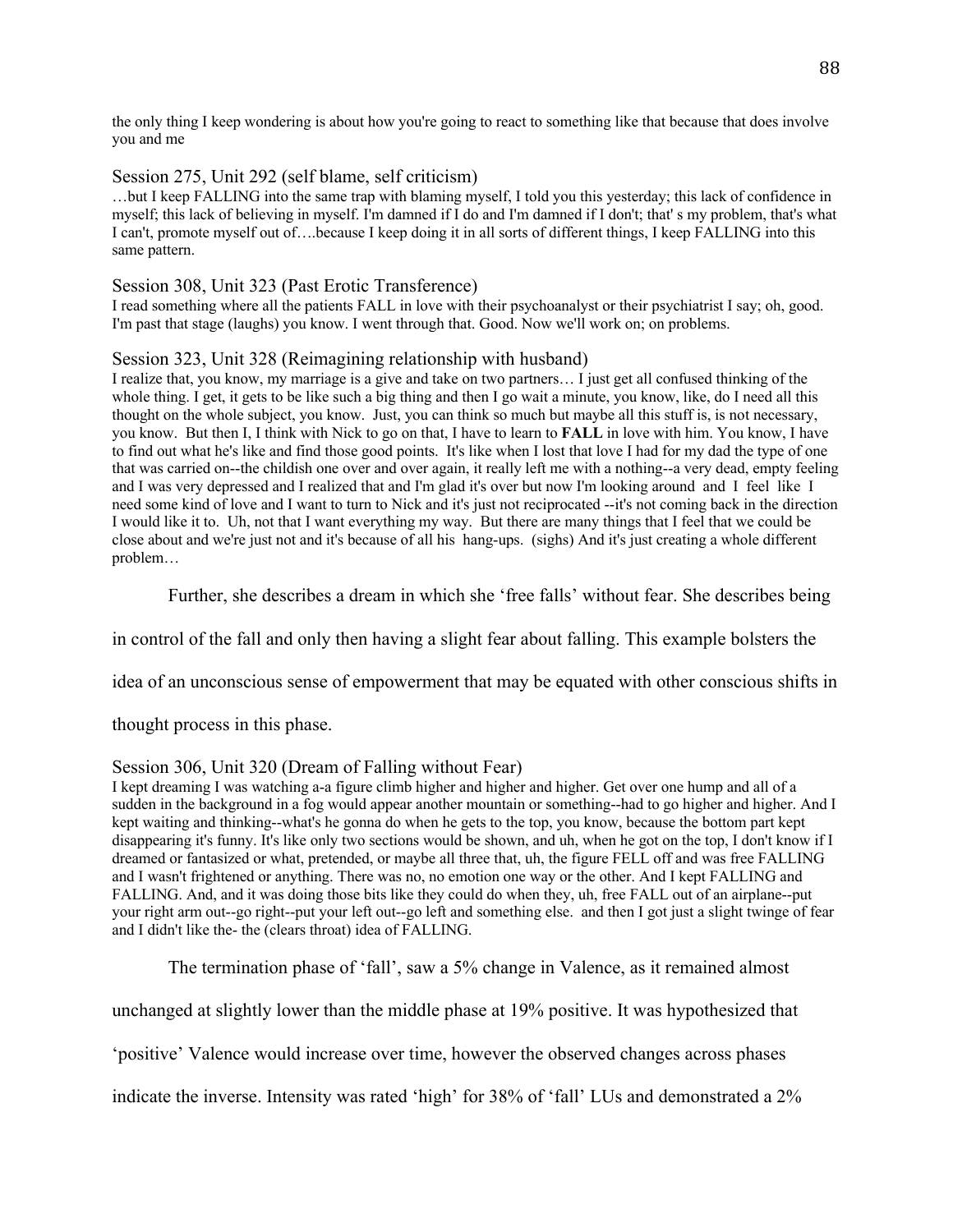the only thing I keep wondering is about how you're going to react to something like that because that does involve you and me

Session 275, Unit 292 (self blame, self criticism)

…but I keep FALLING into the same trap with blaming myself, I told you this yesterday; this lack of confidence in myself; this lack of believing in myself. I'm damned if I do and I'm damned if I don't; that' s my problem, that's what I can't, promote myself out of….because I keep doing it in all sorts of different things, I keep FALLING into this same pattern.

Session 308, Unit 323 (Past Erotic Transference)

I read something where all the patients FALL in love with their psychoanalyst or their psychiatrist I say; oh, good. I'm past that stage (laughs) you know. I went through that. Good. Now we'll work on; on problems.

Session 323, Unit 328 (Reimagining relationship with husband)

I realize that, you know, my marriage is a give and take on two partners… I just get all confused thinking of the whole thing. I get, it gets to be like such a big thing and then I go wait a minute, you know, like, do I need all this thought on the whole subject, you know. Just, you can think so much but maybe all this stuff is, is not necessary, you know. But then I, I think with Nick to go on that, I have to learn to **FALL** in love with him. You know, I have to find out what he's like and find those good points. It's like when I lost that love I had for my dad the type of one that was carried on--the childish one over and over again, it really left me with a nothing--a very dead, empty feeling and I was very depressed and I realized that and I'm glad it's over but now I'm looking around and I feel like I need some kind of love and I want to turn to Nick and it's just not reciprocated --it's not coming back in the direction I would like it to. Uh, not that I want everything my way. But there are many things that I feel that we could be close about and we're just not and it's because of all his hang-ups. (sighs) And it's just creating a whole different problem…

Further, she describes a dream in which she 'free falls' without fear. She describes being in control of the fall and only then having a slight fear about falling. This example bolsters the idea of an unconscious sense of empowerment that may be equated with other conscious shifts in thought process in this phase.

Session 306, Unit 320 (Dream of Falling without Fear)

I kept dreaming I was watching a-a figure climb higher and higher. Get over one hump and all of a sudden in the background in a fog would appear another mountain or something--had to go higher and higher. And I kept waiting and thinking--what's he gonna do when he gets to the top, you know, because the bottom part kept disappearing it's funny. It's like only two sections would be shown, and uh, when he got on the top, I don't know if I dreamed or fantasized or what, pretended, or maybe all three that, uh, the figure FELL off and was free FALLING and I wasn't frightened or anything. There was no, no emotion one way or the other. And I kept FALLING and FALLING. And, and it was doing those bits like they could do when they, uh, free FALL out of an airplane--put your right arm out--go right--put your left out--go left and something else. and then I got just a slight twinge of fear and I didn't like the- the (clears throat) idea of FALLING.

The termination phase of 'fall', saw a 5% change in Valence, as it remained almost unchanged at slightly lower than the middle phase at 19% positive. It was hypothesized that 'positive' Valence would increase over time, however the observed changes across phases indicate the inverse. Intensity was rated 'high' for 38% of 'fall' LUs and demonstrated a 2%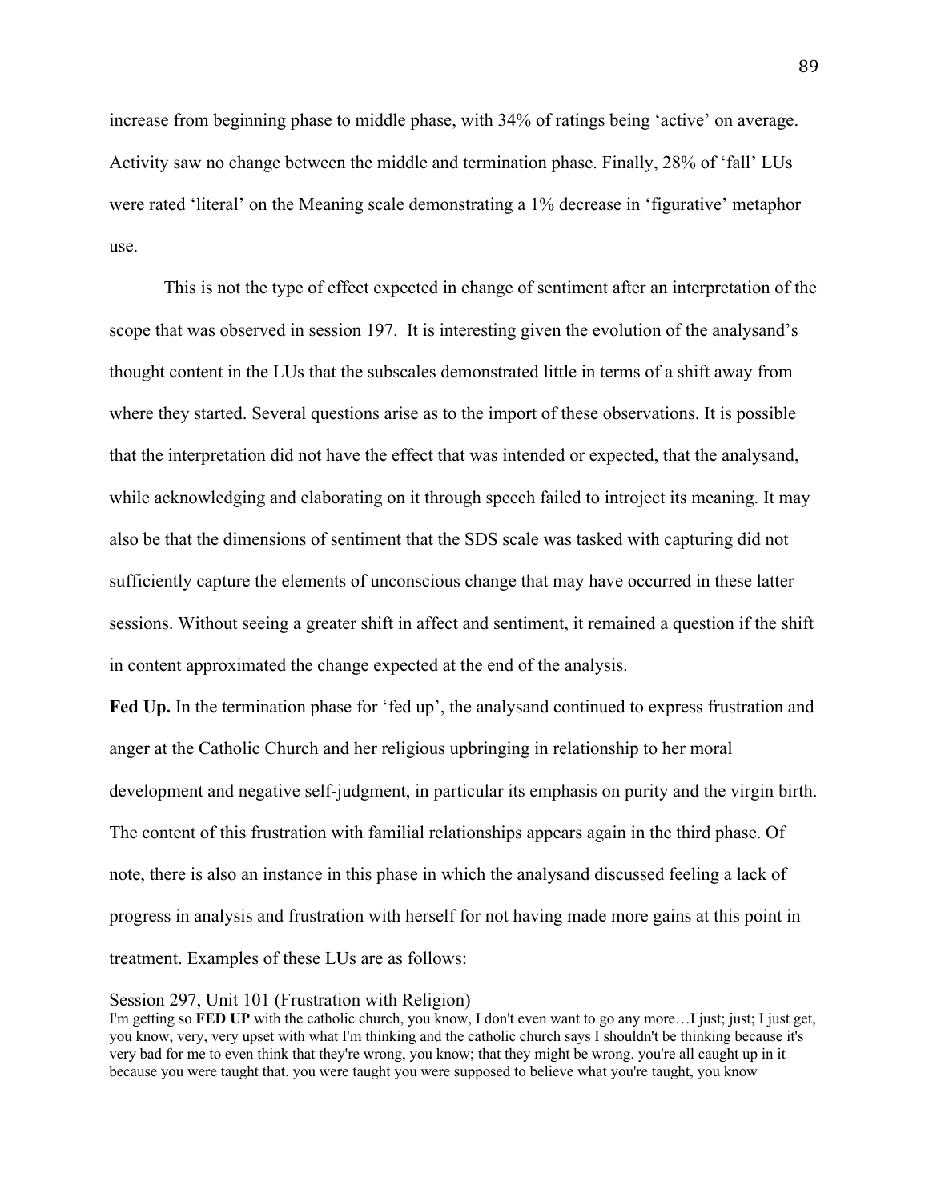increase from beginning phase to middle phase, with 34% of ratings being 'active' on average. Activity saw no change between the middle and termination phase. Finally, 28% of 'fall' LUs were rated 'literal' on the Meaning scale demonstrating a 1% decrease in 'figurative' metaphor use.

This is not the type of effect expected in change of sentiment after an interpretation of the scope that was observed in session 197. It is interesting given the evolution of the analysand's thought content in the LUs that the subscales demonstrated little in terms of a shift away from where they started. Several questions arise as to the import of these observations. It is possible that the interpretation did not have the effect that was intended or expected, that the analysand, while acknowledging and elaborating on it through speech failed to introject its meaning. It may also be that the dimensions of sentiment that the SDS scale was tasked with capturing did not sufficiently capture the elements of unconscious change that may have occurred in these latter sessions. Without seeing a greater shift in affect and sentiment, it remained a question if the shift in content approximated the change expected at the end of the analysis.

**Fed Up.** In the termination phase for 'fed up', the analysand continued to express frustration and anger at the Catholic Church and her religious upbringing in relationship to her moral development and negative self-judgment, in particular its emphasis on purity and the virgin birth. The content of this frustration with familial relationships appears again in the third phase. Of note, there is also an instance in this phase in which the analysand discussed feeling a lack of progress in analysis and frustration with herself for not having made more gains at this point in treatment. Examples of these LUs are as follows:

Session 297, Unit 101 (Frustration with Religion)

I'm getting so **FED UP** with the catholic church, you know, I don't even want to go any more…I just; just; I just get, you know, very, very upset with what I'm thinking and the catholic church says I shouldn't be thinking because it's very bad for me to even think that they're wrong, you know; that they might be wrong. you're all caught up in it because you were taught that. you were taught you were supposed to believe what you're taught, you know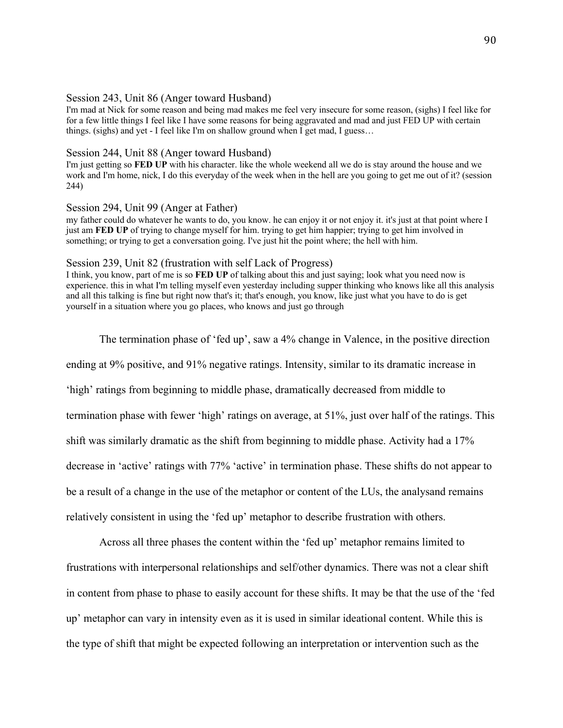Session 243, Unit 86 (Anger toward Husband)

I'm mad at Nick for some reason and being mad makes me feel very insecure for some reason, (sighs) I feel like for for a few little things I feel like I have some reasons for being aggravated and mad and just FED UP with certain things. (sighs) and yet - I feel like I'm on shallow ground when I get mad, I guess…

Session 244, Unit 88 (Anger toward Husband)

I'm just getting so **FED UP** with his character. like the whole weekend all we do is stay around the house and we work and I'm home, nick, I do this everyday of the week when in the hell are you going to get me out of it? (session 244)

Session 294, Unit 99 (Anger at Father)

my father could do whatever he wants to do, you know. he can enjoy it or not enjoy it. it's just at that point where I just am **FED UP** of trying to change myself for him. trying to get him happier; trying to get him involved in something; or trying to get a conversation going. I've just hit the point where; the hell with him.

Session 239, Unit 82 (frustration with self Lack of Progress)

I think, you know, part of me is so **FED UP** of talking about this and just saying; look what you need now is experience. this in what I'm telling myself even yesterday including supper thinking who knows like all this analysis and all this talking is fine but right now that's it; that's enough, you know, like just what you have to do is get yourself in a situation where you go places, who knows and just go through

The termination phase of 'fed up', saw a 4% change in Valence, in the positive direction ending at 9% positive, and 91% negative ratings. Intensity, similar to its dramatic increase in 'high' ratings from beginning to middle phase, dramatically decreased from middle to termination phase with fewer 'high' ratings on average, at 51%, just over half of the ratings. This shift was similarly dramatic as the shift from beginning to middle phase. Activity had a 17% decrease in 'active' ratings with 77% 'active' in termination phase. These shifts do not appear to be a result of a change in the use of the metaphor or content of the LUs, the analysand remains relatively consistent in using the 'fed up' metaphor to describe frustration with others.

Across all three phases the content within the 'fed up' metaphor remains limited to frustrations with interpersonal relationships and self/other dynamics. There was not a clear shift in content from phase to phase to easily account for these shifts. It may be that the use of the 'fed up' metaphor can vary in intensity even as it is used in similar ideational content. While this is the type of shift that might be expected following an interpretation or intervention such as the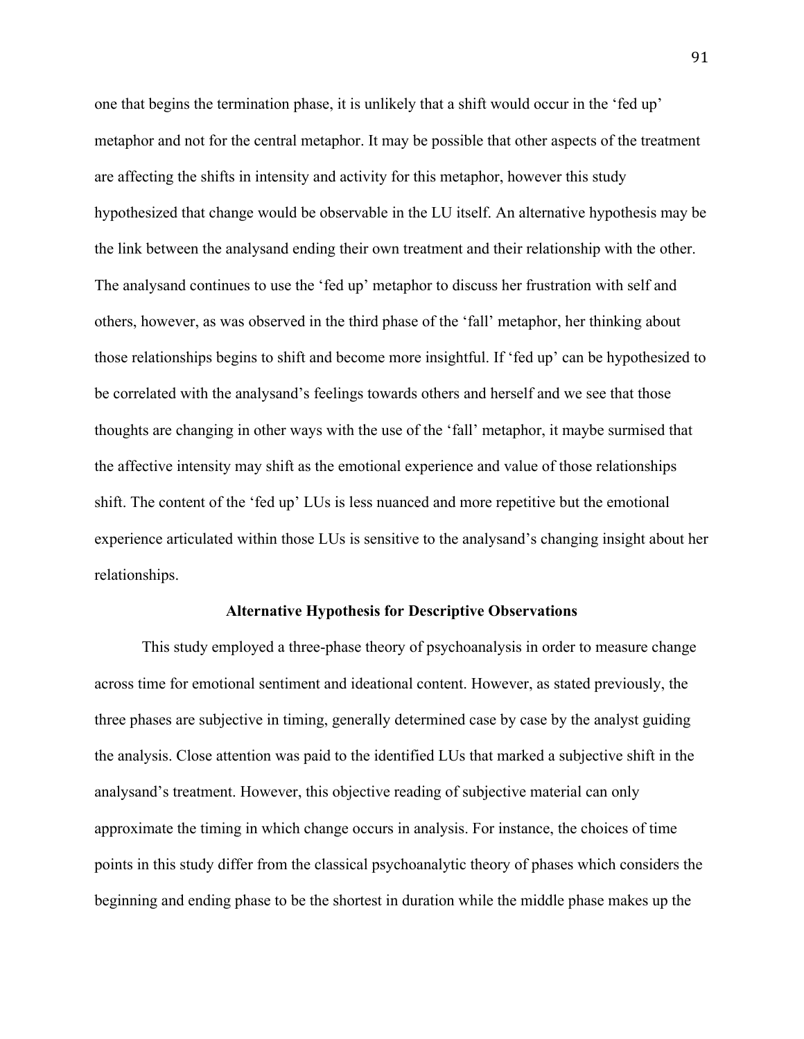one that begins the termination phase, it is unlikely that a shift would occur in the 'fed up' metaphor and not for the central metaphor. It may be possible that other aspects of the treatment are affecting the shifts in intensity and activity for this metaphor, however this study hypothesized that change would be observable in the LU itself. An alternative hypothesis may be the link between the analysand ending their own treatment and their relationship with the other. The analysand continues to use the 'fed up' metaphor to discuss her frustration with self and others, however, as was observed in the third phase of the 'fall' metaphor, her thinking about those relationships begins to shift and become more insightful. If 'fed up' can be hypothesized to be correlated with the analysand's feelings towards others and herself and we see that those thoughts are changing in other ways with the use of the 'fall' metaphor, it maybe surmised that the affective intensity may shift as the emotional experience and value of those relationships shift. The content of the 'fed up' LUs is less nuanced and more repetitive but the emotional experience articulated within those LUs is sensitive to the analysand's changing insight about her relationships.

## Alternative Hypothesis for Descriptive Observations

This study employed a three-phase theory of psychoanalysis in order to measure change across time for emotional sentiment and ideational content. However, as stated previously, the three phases are subjective in timing, generally determined case by case by the analyst guiding the analysis. Close attention was paid to the identified LUs that marked a subjective shift in the analysand's treatment. However, this objective reading of subjective material can only approximate the timing in which change occurs in analysis. For instance, the choices of time points in this study differ from the classical psychoanalytic theory of phases which considers the beginning and ending phase to be the shortest in duration while the middle phase makes up the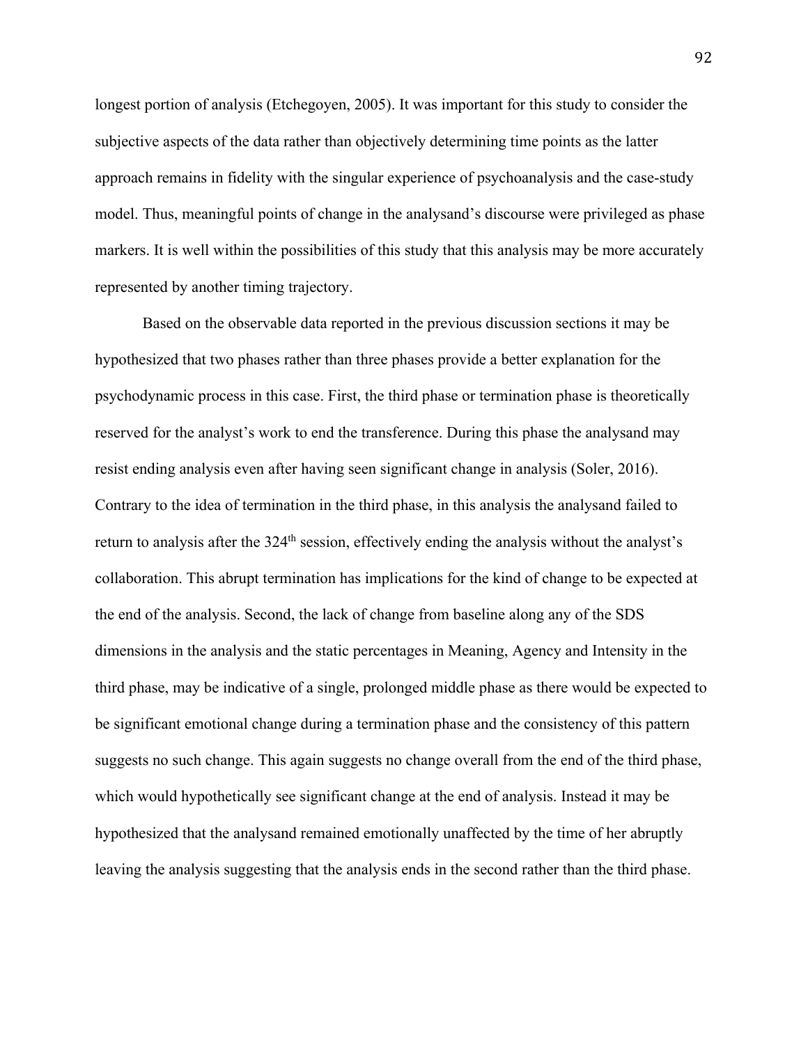longest portion of analysis (Etchegoyen, 2005). It was important for this study to consider the subjective aspects of the data rather than objectively determining time points as the latter approach remains in fidelity with the singular experience of psychoanalysis and the case-study model. Thus, meaningful points of change in the analysand's discourse were privileged as phase markers. It is well within the possibilities of this study that this analysis may be more accurately represented by another timing trajectory.

Based on the observable data reported in the previous discussion sections it may be hypothesized that two phases rather than three phases provide a better explanation for the psychodynamic process in this case. First, the third phase or termination phase is theoretically reserved for the analyst's work to end the transference. During this phase the analysand may resist ending analysis even after having seen significant change in analysis (Soler, 2016). Contrary to the idea of termination in the third phase, in this analysis the analysand failed to return to analysis after the 324th session, effectively ending the analysis without the analyst's collaboration. This abrupt termination has implications for the kind of change to be expected at the end of the analysis. Second, the lack of change from baseline along any of the SDS dimensions in the analysis and the static percentages in Meaning, Agency and Intensity in the third phase, may be indicative of a single, prolonged middle phase as there would be expected to be significant emotional change during a termination phase and the consistency of this pattern suggests no such change. This again suggests no change overall from the end of the third phase, which would hypothetically see significant change at the end of analysis. Instead it may be hypothesized that the analysand remained emotionally unaffected by the time of her abruptly leaving the analysis suggesting that the analysis ends in the second rather than the third phase.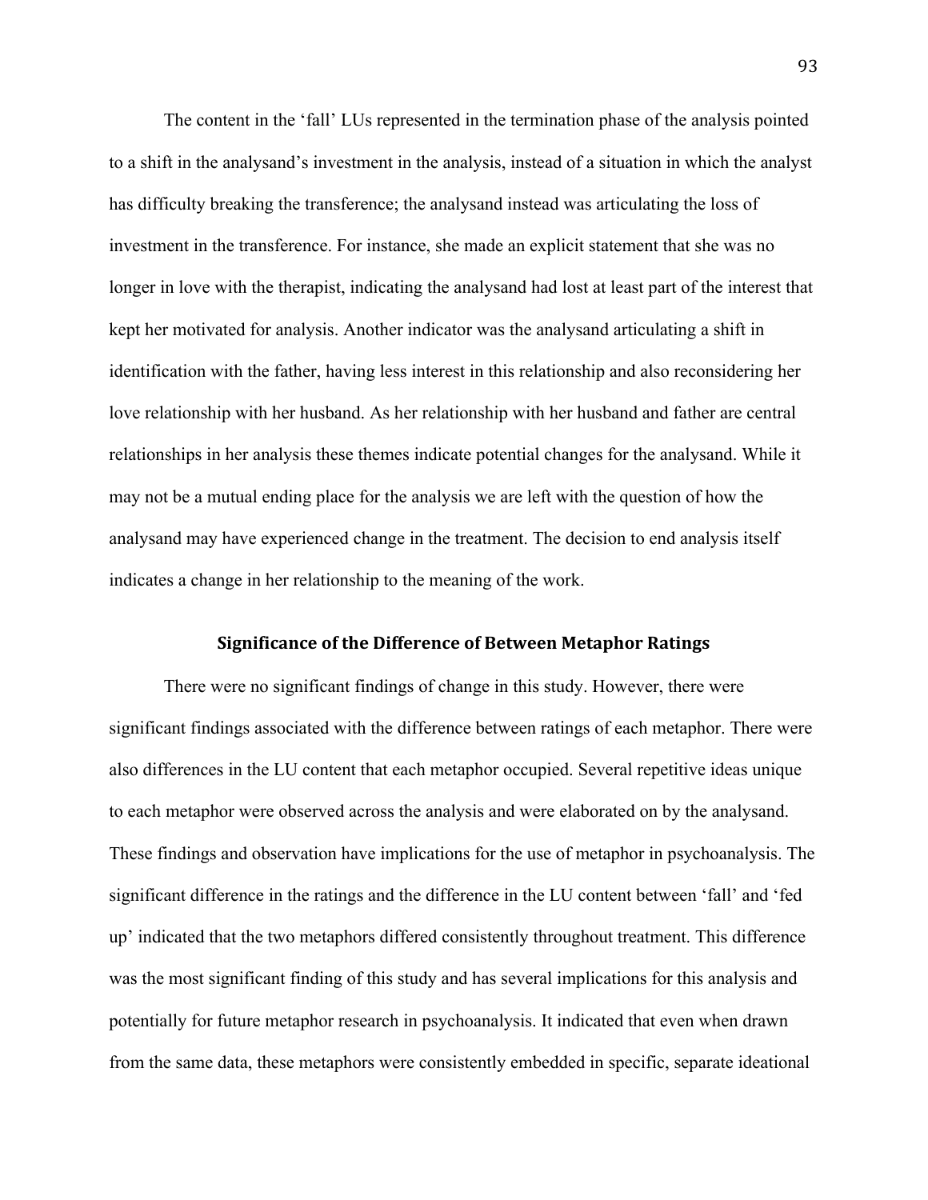The content in the ‘fall’ LUs represented in the termination phase of the analysis pointed to a shift in the analysand’s investment in the analysis, instead of a situation in which the analyst has difficulty breaking the transference; the analysand instead was articulating the loss of investment in the transference. For instance, she made an explicit statement that she was no longer in love with the therapist, indicating the analysand had lost at least part of the interest that kept her motivated for analysis. Another indicator was the analysand articulating a shift in identification with the father, having less interest in this relationship and also reconsidering her love relationship with her husband. As her relationship with her husband and father are central relationships in her analysis these themes indicate potential changes for the analysand. While it may not be a mutual ending place for the analysis we are left with the question of how the analysand may have experienced change in the treatment. The decision to end analysis itself indicates a change in her relationship to the meaning of the work.

## Significance of the Difference of Between Metaphor Ratings

There were no significant findings of change in this study. However, there were significant findings associated with the difference between ratings of each metaphor. There were also differences in the LU content that each metaphor occupied. Several repetitive ideas unique to each metaphor were observed across the analysis and were elaborated on by the analysand. These findings and observation have implications for the use of metaphor in psychoanalysis. The significant difference in the ratings and the difference in the LU content between ‘fall’ and ‘fed up’ indicated that the two metaphors differed consistently throughout treatment. This difference was the most significant finding of this study and has several implications for this analysis and potentially for future metaphor research in psychoanalysis. It indicated that even when drawn from the same data, these metaphors were consistently embedded in specific, separate ideational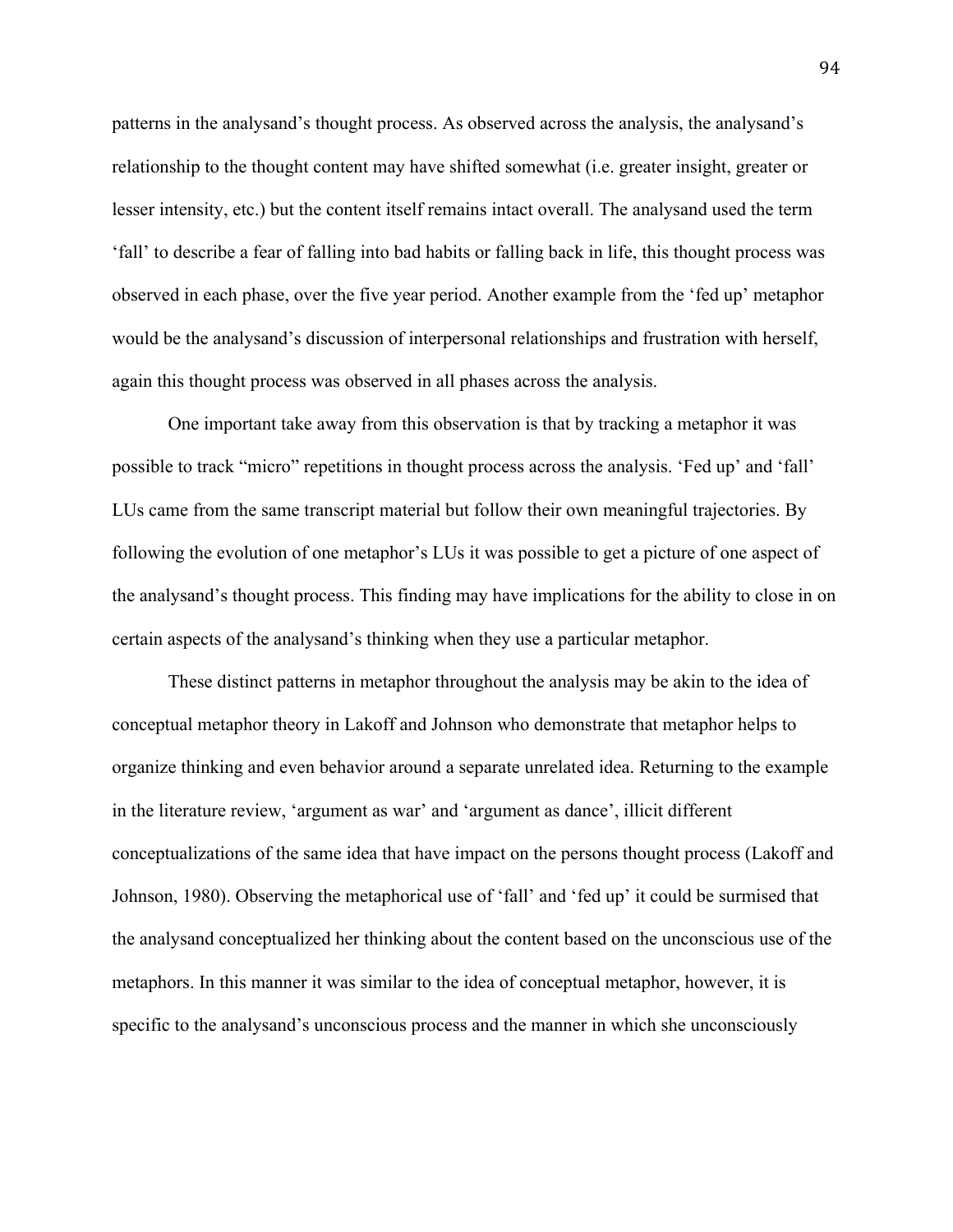patterns in the analysand's thought process. As observed across the analysis, the analysand's relationship to the thought content may have shifted somewhat (i.e. greater insight, greater or lesser intensity, etc.) but the content itself remains intact overall. The analysand used the term 'fall' to describe a fear of falling into bad habits or falling back in life, this thought process was observed in each phase, over the five year period. Another example from the 'fed up' metaphor would be the analysand's discussion of interpersonal relationships and frustration with herself, again this thought process was observed in all phases across the analysis.

One important take away from this observation is that by tracking a metaphor it was possible to track "micro" repetitions in thought process across the analysis. 'Fed up' and 'fall' LUs came from the same transcript material but follow their own meaningful trajectories. By following the evolution of one metaphor's LUs it was possible to get a picture of one aspect of the analysand's thought process. This finding may have implications for the ability to close in on certain aspects of the analysand's thinking when they use a particular metaphor.

These distinct patterns in metaphor throughout the analysis may be akin to the idea of conceptual metaphor theory in Lakoff and Johnson who demonstrate that metaphor helps to organize thinking and even behavior around a separate unrelated idea. Returning to the example in the literature review, 'argument as war' and 'argument as dance', illicit different conceptualizations of the same idea that have impact on the persons thought process (Lakoff and Johnson, 1980). Observing the metaphorical use of 'fall' and 'fed up' it could be surmised that the analysand conceptualized her thinking about the content based on the unconscious use of the metaphors. In this manner it was similar to the idea of conceptual metaphor, however, it is specific to the analysand's unconscious process and the manner in which she unconsciously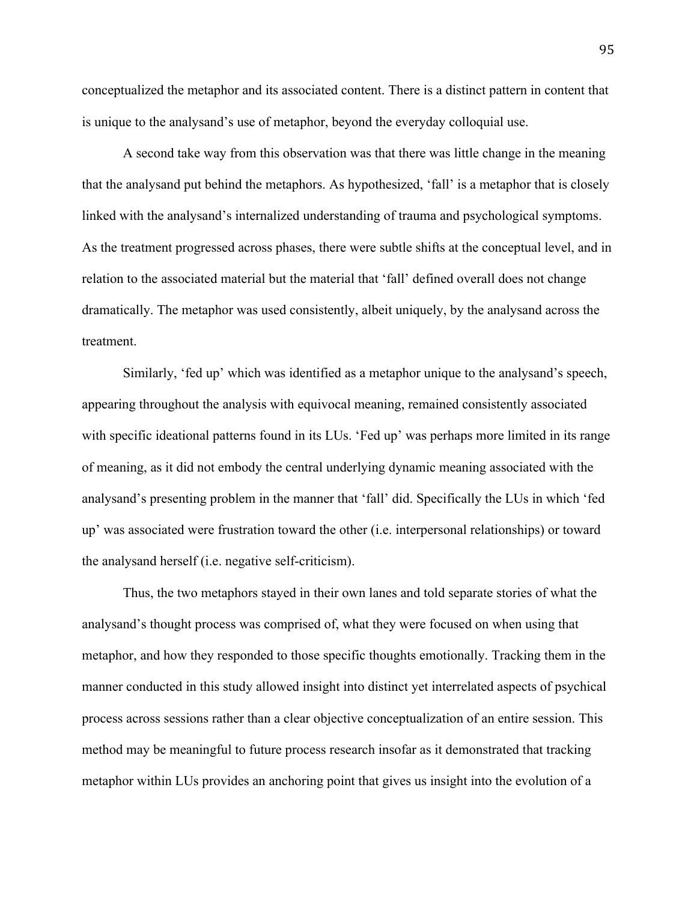conceptualized the metaphor and its associated content. There is a distinct pattern in content that is unique to the analysand's use of metaphor, beyond the everyday colloquial use.

A second take way from this observation was that there was little change in the meaning that the analysand put behind the metaphors. As hypothesized, 'fall' is a metaphor that is closely linked with the analysand's internalized understanding of trauma and psychological symptoms. As the treatment progressed across phases, there were subtle shifts at the conceptual level, and in relation to the associated material but the material that 'fall' defined overall does not change dramatically. The metaphor was used consistently, albeit uniquely, by the analysand across the treatment.

Similarly, 'fed up' which was identified as a metaphor unique to the analysand's speech, appearing throughout the analysis with equivocal meaning, remained consistently associated with specific ideational patterns found in its LUs. 'Fed up' was perhaps more limited in its range of meaning, as it did not embody the central underlying dynamic meaning associated with the analysand's presenting problem in the manner that 'fall' did. Specifically the LUs in which 'fed up' was associated were frustration toward the other (i.e. interpersonal relationships) or toward the analysand herself (i.e. negative self-criticism).

Thus, the two metaphors stayed in their own lanes and told separate stories of what the analysand's thought process was comprised of, what they were focused on when using that metaphor, and how they responded to those specific thoughts emotionally. Tracking them in the manner conducted in this study allowed insight into distinct yet interrelated aspects of psychical process across sessions rather than a clear objective conceptualization of an entire session. This method may be meaningful to future process research insofar as it demonstrated that tracking metaphor within LUs provides an anchoring point that gives us insight into the evolution of a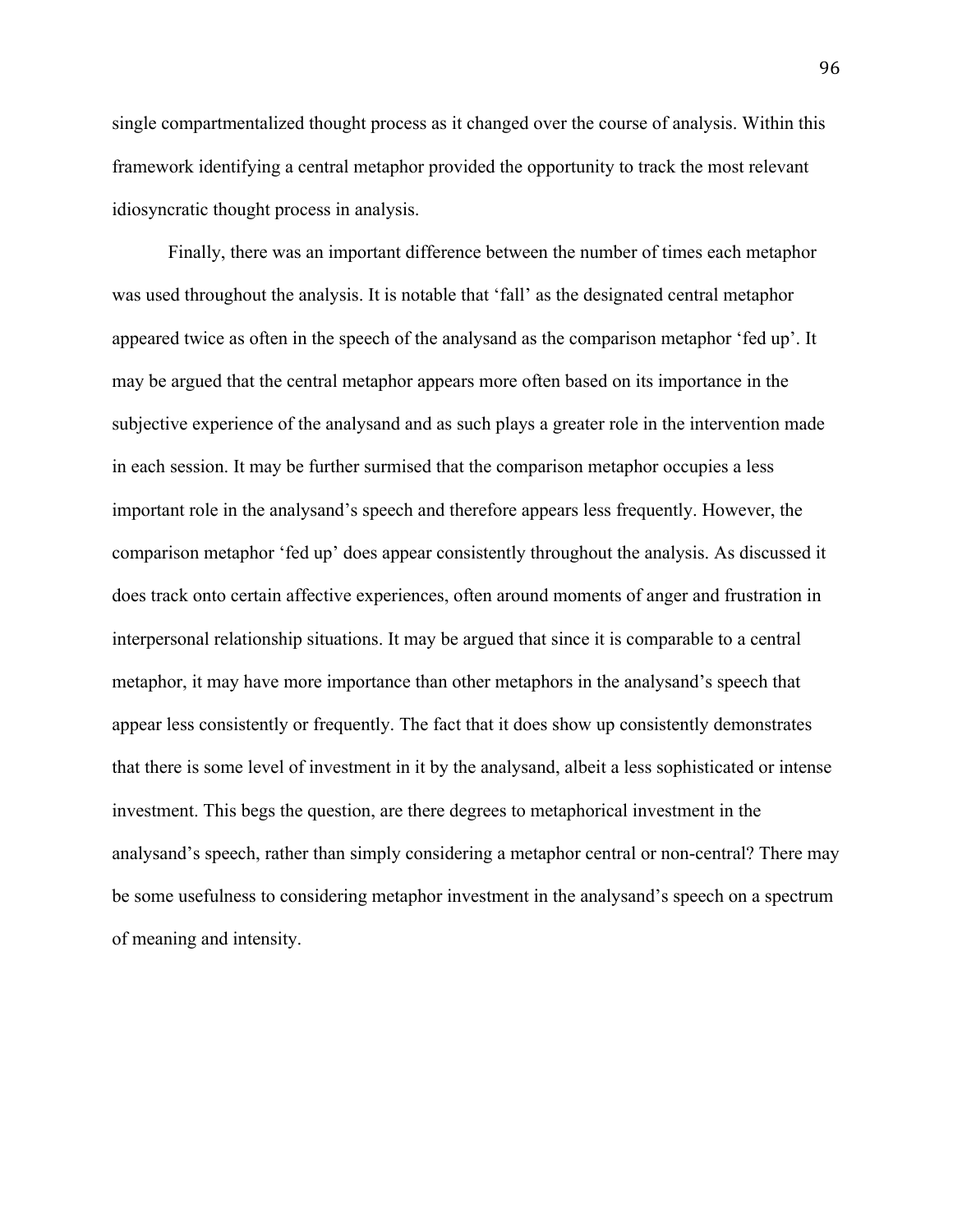single compartmentalized thought process as it changed over the course of analysis. Within this framework identifying a central metaphor provided the opportunity to track the most relevant idiosyncratic thought process in analysis.

Finally, there was an important difference between the number of times each metaphor was used throughout the analysis. It is notable that 'fall' as the designated central metaphor appeared twice as often in the speech of the analysand as the comparison metaphor 'fed up'. It may be argued that the central metaphor appears more often based on its importance in the subjective experience of the analysand and as such plays a greater role in the intervention made in each session. It may be further surmised that the comparison metaphor occupies a less important role in the analysand's speech and therefore appears less frequently. However, the comparison metaphor 'fed up' does appear consistently throughout the analysis. As discussed it does track onto certain affective experiences, often around moments of anger and frustration in interpersonal relationship situations. It may be argued that since it is comparable to a central metaphor, it may have more importance than other metaphors in the analysand's speech that appear less consistently or frequently. The fact that it does show up consistently demonstrates that there is some level of investment in it by the analysand, albeit a less sophisticated or intense investment. This begs the question, are there degrees to metaphorical investment in the analysand's speech, rather than simply considering a metaphor central or non-central? There may be some usefulness to considering metaphor investment in the analysand's speech on a spectrum of meaning and intensity.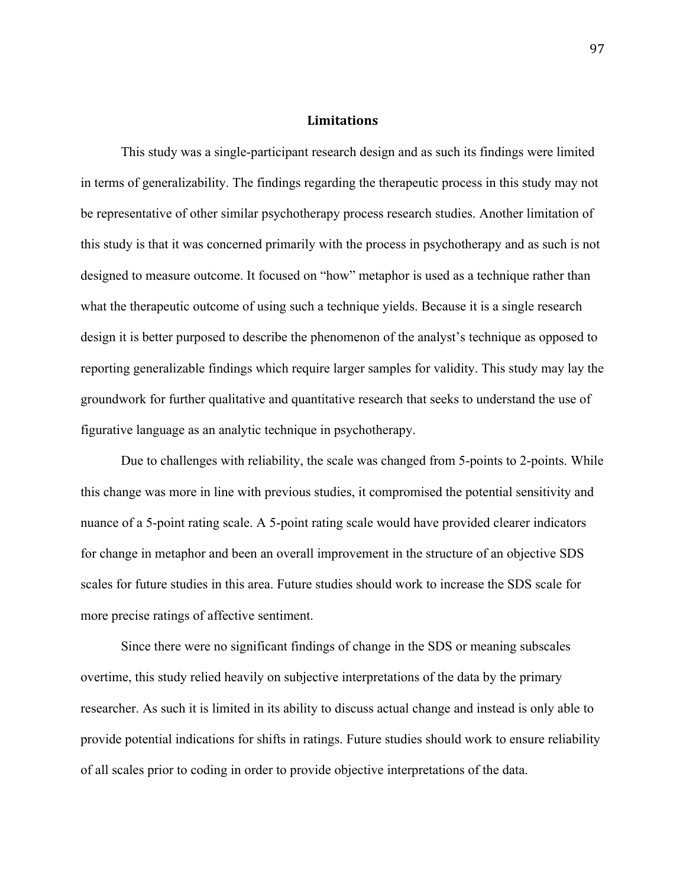## Limitations

This study was a single-participant research design and as such its findings were limited in terms of generalizability. The findings regarding the therapeutic process in this study may not be representative of other similar psychotherapy process research studies. Another limitation of this study is that it was concerned primarily with the process in psychotherapy and as such is not designed to measure outcome. It focused on "how" metaphor is used as a technique rather than what the therapeutic outcome of using such a technique yields. Because it is a single research design it is better purposed to describe the phenomenon of the analyst's technique as opposed to reporting generalizable findings which require larger samples for validity. This study may lay the groundwork for further qualitative and quantitative research that seeks to understand the use of figurative language as an analytic technique in psychotherapy.

Due to challenges with reliability, the scale was changed from 5-points to 2-points. While this change was more in line with previous studies, it compromised the potential sensitivity and nuance of a 5-point rating scale. A 5-point rating scale would have provided clearer indicators for change in metaphor and been an overall improvement in the structure of an objective SDS scales for future studies in this area. Future studies should work to increase the SDS scale for more precise ratings of affective sentiment.

Since there were no significant findings of change in the SDS or meaning subscales overtime, this study relied heavily on subjective interpretations of the data by the primary researcher. As such it is limited in its ability to discuss actual change and instead is only able to provide potential indications for shifts in ratings. Future studies should work to ensure reliability of all scales prior to coding in order to provide objective interpretations of the data.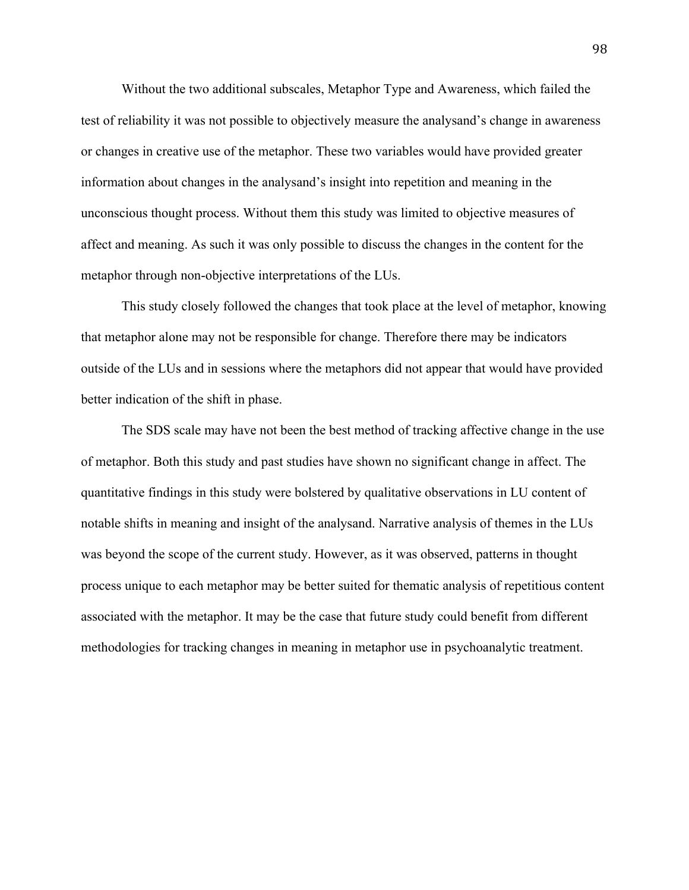Without the two additional subscales, Metaphor Type and Awareness, which failed the test of reliability it was not possible to objectively measure the analysand's change in awareness or changes in creative use of the metaphor. These two variables would have provided greater information about changes in the analysand's insight into repetition and meaning in the unconscious thought process. Without them this study was limited to objective measures of affect and meaning. As such it was only possible to discuss the changes in the content for the metaphor through non-objective interpretations of the LUs.

This study closely followed the changes that took place at the level of metaphor, knowing that metaphor alone may not be responsible for change. Therefore there may be indicators outside of the LUs and in sessions where the metaphors did not appear that would have provided better indication of the shift in phase.

The SDS scale may have not been the best method of tracking affective change in the use of metaphor. Both this study and past studies have shown no significant change in affect. The quantitative findings in this study were bolstered by qualitative observations in LU content of notable shifts in meaning and insight of the analysand. Narrative analysis of themes in the LUs was beyond the scope of the current study. However, as it was observed, patterns in thought process unique to each metaphor may be better suited for thematic analysis of repetitious content associated with the metaphor. It may be the case that future study could benefit from different methodologies for tracking changes in meaning in metaphor use in psychoanalytic treatment.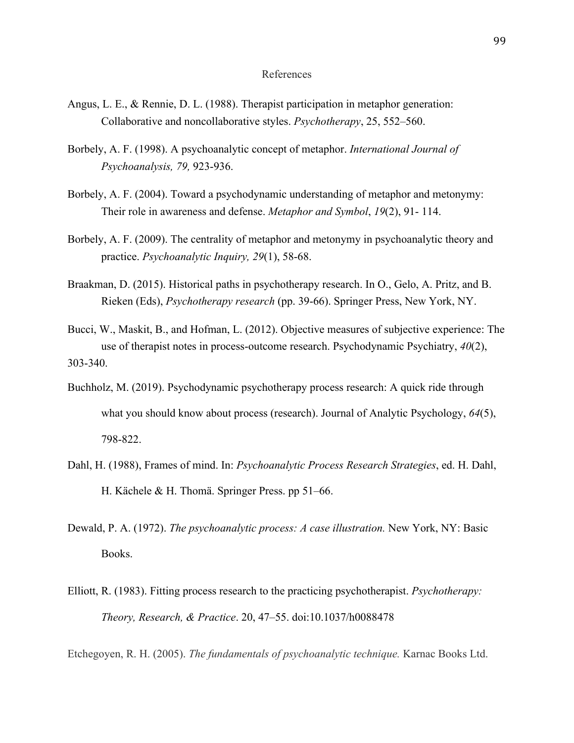# References

Angus, L. E., & Rennie, D. L. (1988). Therapist participation in metaphor generation: Collaborative and noncollaborative styles. *Psychotherapy*, 25, 552–560.

Borbely, A. F. (1998). A psychoanalytic concept of metaphor. *International Journal of Psychoanalysis, 79,* 923-936.

Borbely, A. F. (2004). Toward a psychodynamic understanding of metaphor and metonymy: Their role in awareness and defense. *Metaphor and Symbol*, *19*(2), 91- 114.

Borbely, A. F. (2009). The centrality of metaphor and metonymy in psychoanalytic theory and practice. *Psychoanalytic Inquiry, 29*(1), 58-68.

Braakman, D. (2015). Historical paths in psychotherapy research. In O., Gelo, A. Pritz, and B. Rieken (Eds), *Psychotherapy research* (pp. 39-66). Springer Press, New York, NY.

Bucci, W., Maskit, B., and Hofman, L. (2012). Objective measures of subjective experience: The use of therapist notes in process-outcome research. Psychodynamic Psychiatry, *40*(2), 303-340.

Buchholz, M. (2019). Psychodynamic psychotherapy process research: A quick ride through what you should know about process (research). Journal of Analytic Psychology, *64*(5), 798-822.

Dahl, H. (1988), Frames of mind. In: *Psychoanalytic Process Research Strategies*, ed. H. Dahl, H. Kächele & H. Thomä. Springer Press. pp 51–66.

Dewald, P. A. (1972). *The psychoanalytic process: A case illustration.* New York, NY: Basic Books.

Elliott, R. (1983). Fitting process research to the practicing psychotherapist. *Psychotherapy: Theory, Research, & Practice*. 20, 47–55. doi:10.1037/h0088478

Etchegoyen, R. H. (2005). *The fundamentals of psychoanalytic technique.* Karnac Books Ltd.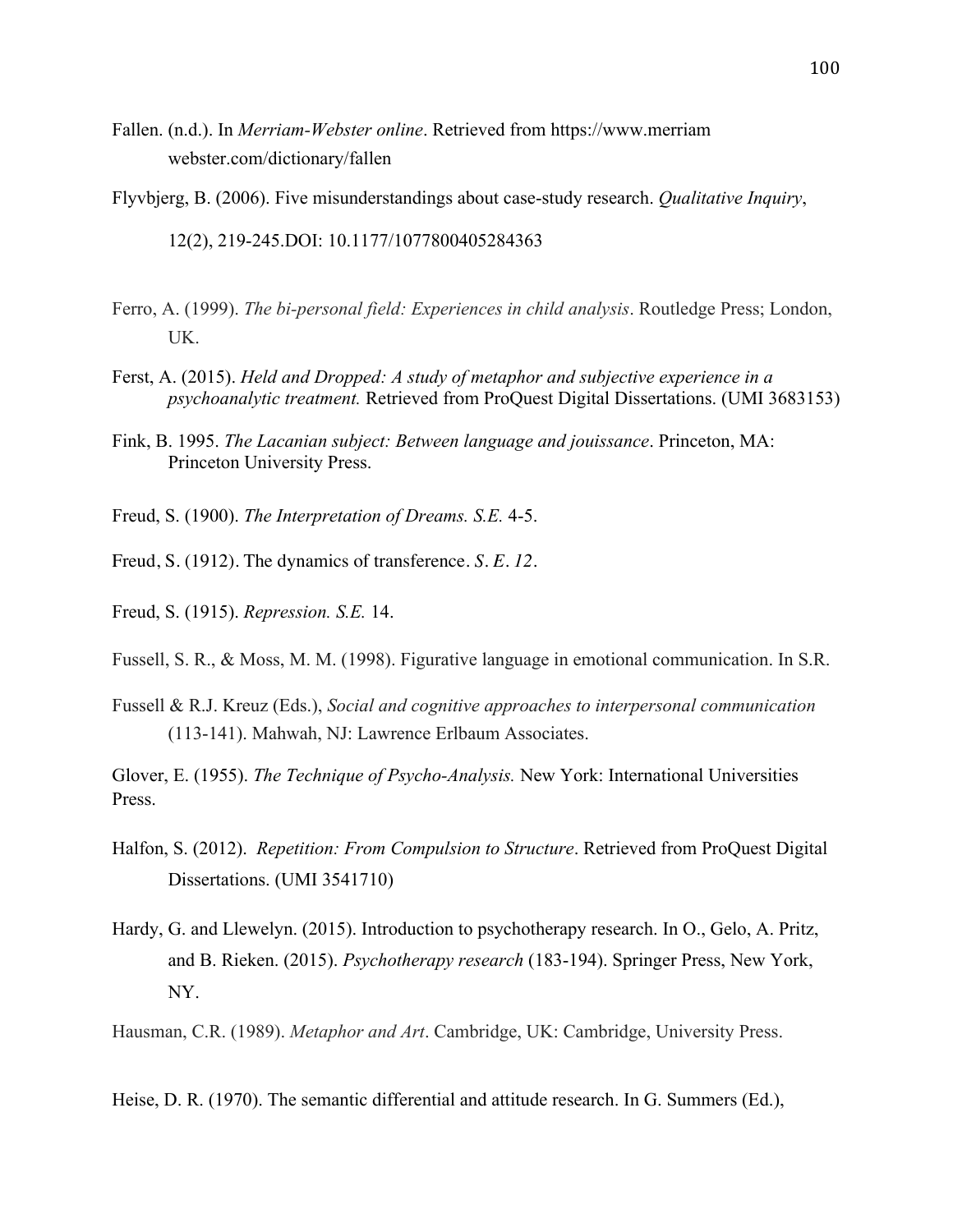Fallen. (n.d.). In *Merriam-Webster online*. Retrieved from https://www.merriam webster.com/dictionary/fallen

Flyvbjerg, B. (2006). Five misunderstandings about case-study research. *Qualitative Inquiry*, 12(2), 219-245.DOI: 10.1177/1077800405284363

Ferro, A. (1999). *The bi-personal field: Experiences in child analysis*. Routledge Press; London, UK.

Ferst, A. (2015). *Held and Dropped: A study of metaphor and subjective experience in a psychoanalytic treatment.* Retrieved from ProQuest Digital Dissertations. (UMI 3683153)

Fink, B. 1995. *The Lacanian subject: Between language and jouissance*. Princeton, MA: Princeton University Press.

Freud, S. (1900). *The Interpretation of Dreams. S.E.* 4-5.

Freud, S. (1912). The dynamics of transference. *S. E. 12*.

Freud, S. (1915). *Repression. S.E.* 14.

Fussell, S. R., & Moss, M. M. (1998). Figurative language in emotional communication. In S.R.

Fussell & R.J. Kreuz (Eds.), *Social and cognitive approaches to interpersonal communication* (113-141). Mahwah, NJ: Lawrence Erlbaum Associates.

Glover, E. (1955). *The Technique of Psycho-Analysis.* New York: International Universities Press.

Halfon, S. (2012). *Repetition: From Compulsion to Structure*. Retrieved from ProQuest Digital Dissertations. (UMI 3541710)

Hardy, G. and Llewelyn. (2015). Introduction to psychotherapy research. In O., Gelo, A. Pritz, and B. Rieken. (2015). *Psychotherapy research* (183-194). Springer Press, New York, NY.

Hausman, C.R. (1989). *Metaphor and Art*. Cambridge, UK: Cambridge, University Press.

Heise, D. R. (1970). The semantic differential and attitude research. In G. Summers (Ed.),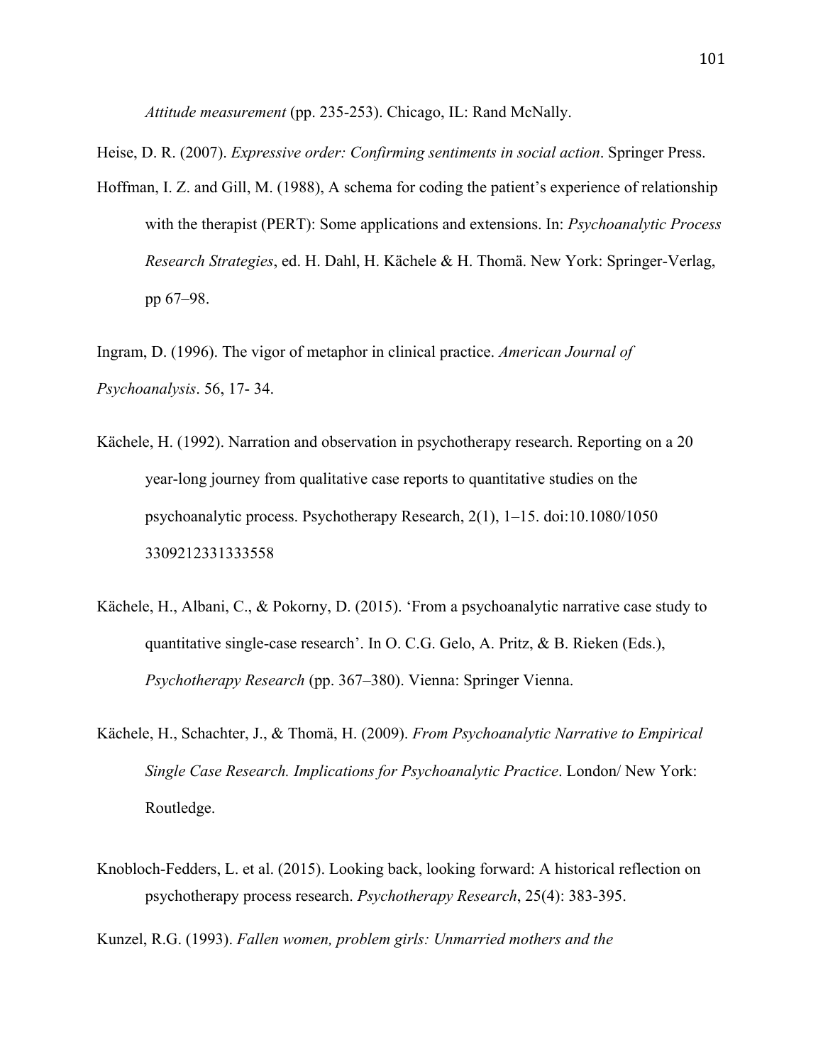*Attitude measurement* (pp. 235-253). Chicago, IL: Rand McNally.

Heise, D. R. (2007). *Expressive order: Confirming sentiments in social action*. Springer Press.

Hoffman, I. Z. and Gill, M. (1988), A schema for coding the patient's experience of relationship with the therapist (PERT): Some applications and extensions. In: *Psychoanalytic Process Research Strategies*, ed. H. Dahl, H. Kächele & H. Thomä. New York: Springer-Verlag, pp 67–98.

Ingram, D. (1996). The vigor of metaphor in clinical practice. *American Journal of Psychoanalysis*. 56, 17- 34.

Kächele, H. (1992). Narration and observation in psychotherapy research. Reporting on a 20 year-long journey from qualitative case reports to quantitative studies on the psychoanalytic process. Psychotherapy Research, 2(1), 1–15. doi:10.1080/1050 3309212331333558

Kächele, H., Albani, C., & Pokorny, D. (2015). 'From a psychoanalytic narrative case study to quantitative single-case research'. In O. C.G. Gelo, A. Pritz, & B. Rieken (Eds.), *Psychotherapy Research* (pp. 367–380). Vienna: Springer Vienna.

Kächele, H., Schachter, J., & Thomä, H. (2009). *From Psychoanalytic Narrative to Empirical Single Case Research. Implications for Psychoanalytic Practice*. London/ New York: Routledge.

Knobloch-Fedders, L. et al. (2015). Looking back, looking forward: A historical reflection on psychotherapy process research. *Psychotherapy Research*, 25(4): 383-395.

Kunzel, R.G. (1993). *Fallen women, problem girls: Unmarried mothers and the*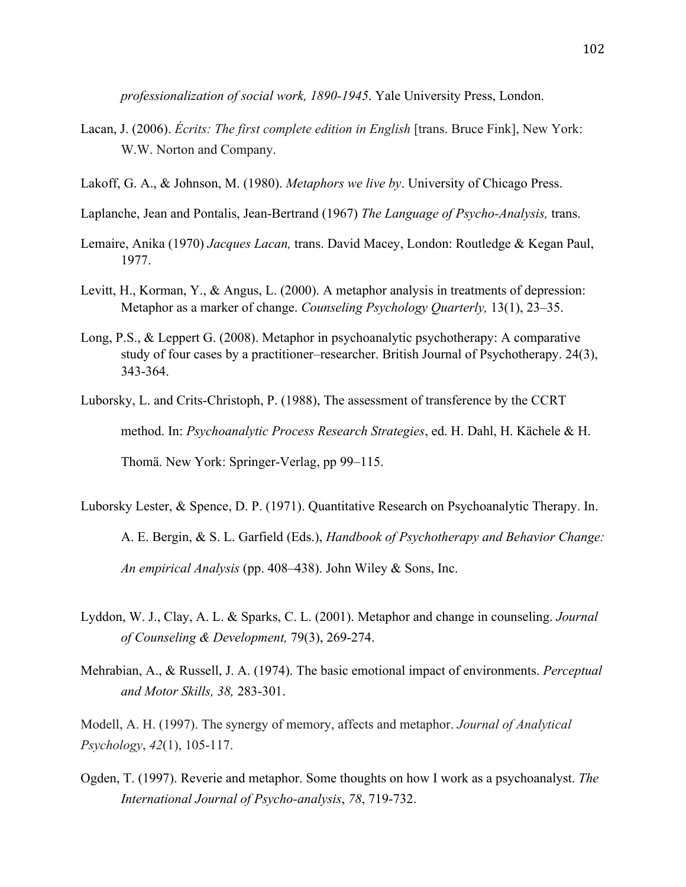*professionalization of social work, 1890-1945*. Yale University Press, London.

Lacan, J. (2006). *Écrits: The first complete edition in English* [trans. Bruce Fink], New York: W.W. Norton and Company.

Lakoff, G. A., & Johnson, M. (1980). *Metaphors we live by*. University of Chicago Press.

Laplanche, Jean and Pontalis, Jean-Bertrand (1967) *The Language of Psycho-Analysis,* trans.

Lemaire, Anika (1970) *Jacques Lacan,* trans. David Macey, London: Routledge & Kegan Paul, 1977.

Levitt, H., Korman, Y., & Angus, L. (2000). A metaphor analysis in treatments of depression: Metaphor as a marker of change. *Counseling Psychology Quarterly,* 13(1), 23–35.

Long, P.S., & Leppert G. (2008). Metaphor in psychoanalytic psychotherapy: A comparative study of four cases by a practitioner–researcher. British Journal of Psychotherapy. 24(3), 343-364.

Luborsky, L. and Crits-Christoph, P. (1988), The assessment of transference by the CCRT method. In: *Psychoanalytic Process Research Strategies*, ed. H. Dahl, H. Kächele & H. Thomä. New York: Springer-Verlag, pp 99–115.

Luborsky Lester, & Spence, D. P. (1971). Quantitative Research on Psychoanalytic Therapy. In. A. E. Bergin, & S. L. Garfield (Eds.), *Handbook of Psychotherapy and Behavior Change: An empirical Analysis* (pp. 408–438). John Wiley & Sons, Inc.

Lyddon, W. J., Clay, A. L. & Sparks, C. L. (2001). Metaphor and change in counseling. *Journal of Counseling & Development,* 79(3), 269-274.

Mehrabian, A., & Russell, J. A. (1974). The basic emotional impact of environments. *Perceptual and Motor Skills, 38,* 283-301.

Modell, A. H. (1997). The synergy of memory, affects and metaphor. *Journal of Analytical Psychology*, *42*(1), 105-117.

Ogden, T. (1997). Reverie and metaphor. Some thoughts on how I work as a psychoanalyst. *The International Journal of Psycho-analysis*, *78*, 719-732.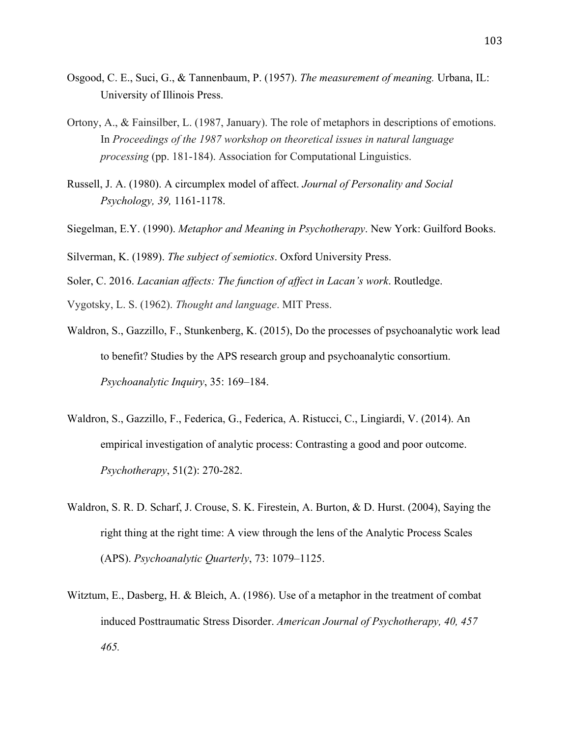Osgood, C. E., Suci, G., & Tannenbaum, P. (1957). *The measurement of meaning.* Urbana, IL: University of Illinois Press.

Ortony, A., & Fainsilber, L. (1987, January). The role of metaphors in descriptions of emotions. In *Proceedings of the 1987 workshop on theoretical issues in natural language processing* (pp. 181-184). Association for Computational Linguistics.

Russell, J. A. (1980). A circumplex model of affect. *Journal of Personality and Social Psychology, 39,* 1161-1178.

Siegelman, E.Y. (1990). *Metaphor and Meaning in Psychotherapy*. New York: Guilford Books.

Silverman, K. (1989). *The subject of semiotics*. Oxford University Press.

Soler, C. 2016. *Lacanian affects: The function of affect in Lacan's work*. Routledge.

Vygotsky, L. S. (1962). *Thought and language*. MIT Press.

Waldron, S., Gazzillo, F., Stunkenberg, K. (2015), Do the processes of psychoanalytic work lead to benefit? Studies by the APS research group and psychoanalytic consortium. *Psychoanalytic Inquiry*, 35: 169–184.

Waldron, S., Gazzillo, F., Federica, G., Federica, A. Ristucci, C., Lingiardi, V. (2014). An empirical investigation of analytic process: Contrasting a good and poor outcome. *Psychotherapy*, 51(2): 270-282.

Waldron, S. R. D. Scharf, J. Crouse, S. K. Firestein, A. Burton, & D. Hurst. (2004), Saying the right thing at the right time: A view through the lens of the Analytic Process Scales (APS). *Psychoanalytic Quarterly*, 73: 1079–1125.

Witztum, E., Dasberg, H. & Bleich, A. (1986). Use of a metaphor in the treatment of combat induced Posttraumatic Stress Disorder. *American Journal of Psychotherapy, 40, 457 465.*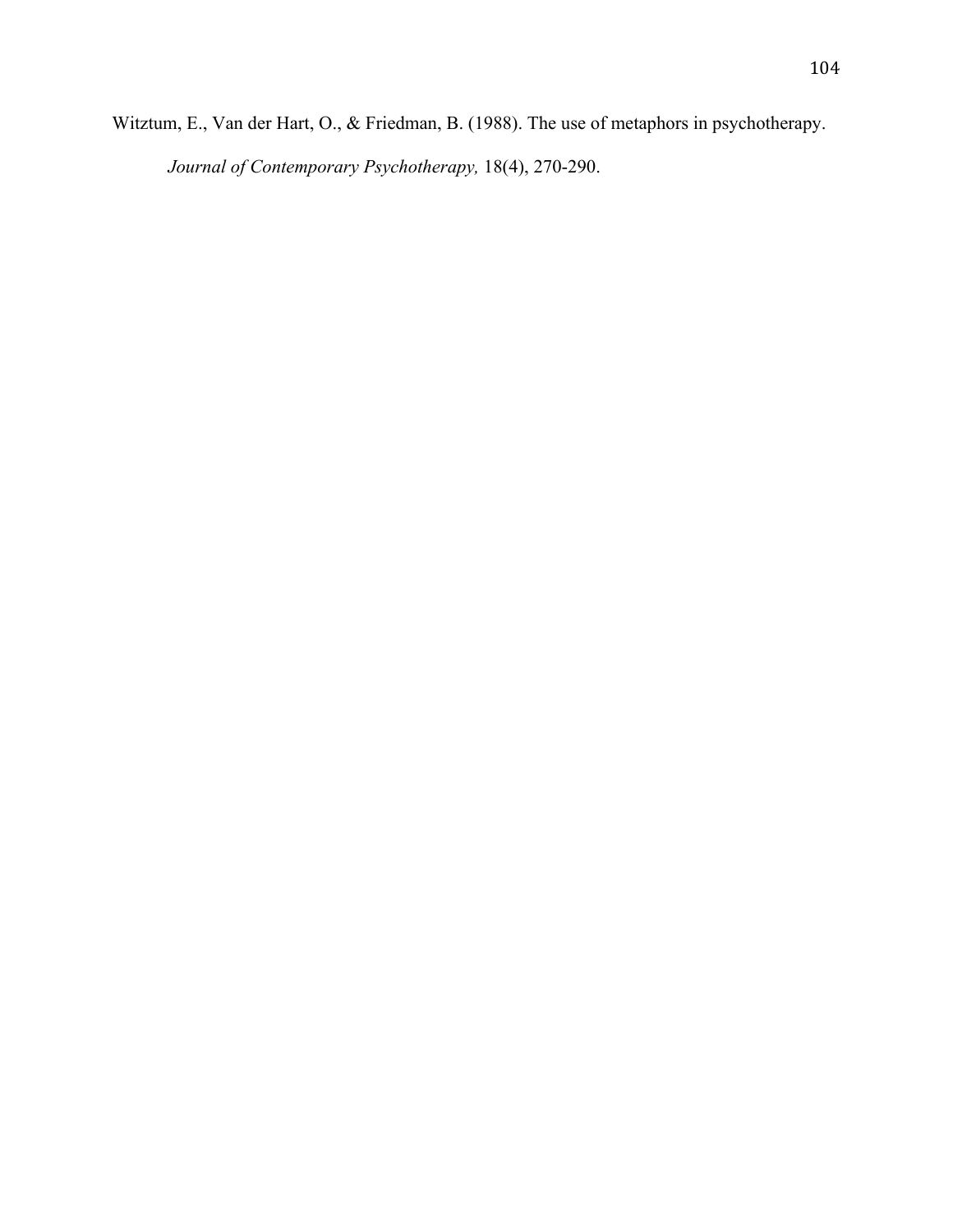Witztum, E., Van der Hart, O., & Friedman, B. (1988). The use of metaphors in psychotherapy. *Journal of Contemporary Psychotherapy,* 18(4), 270-290.